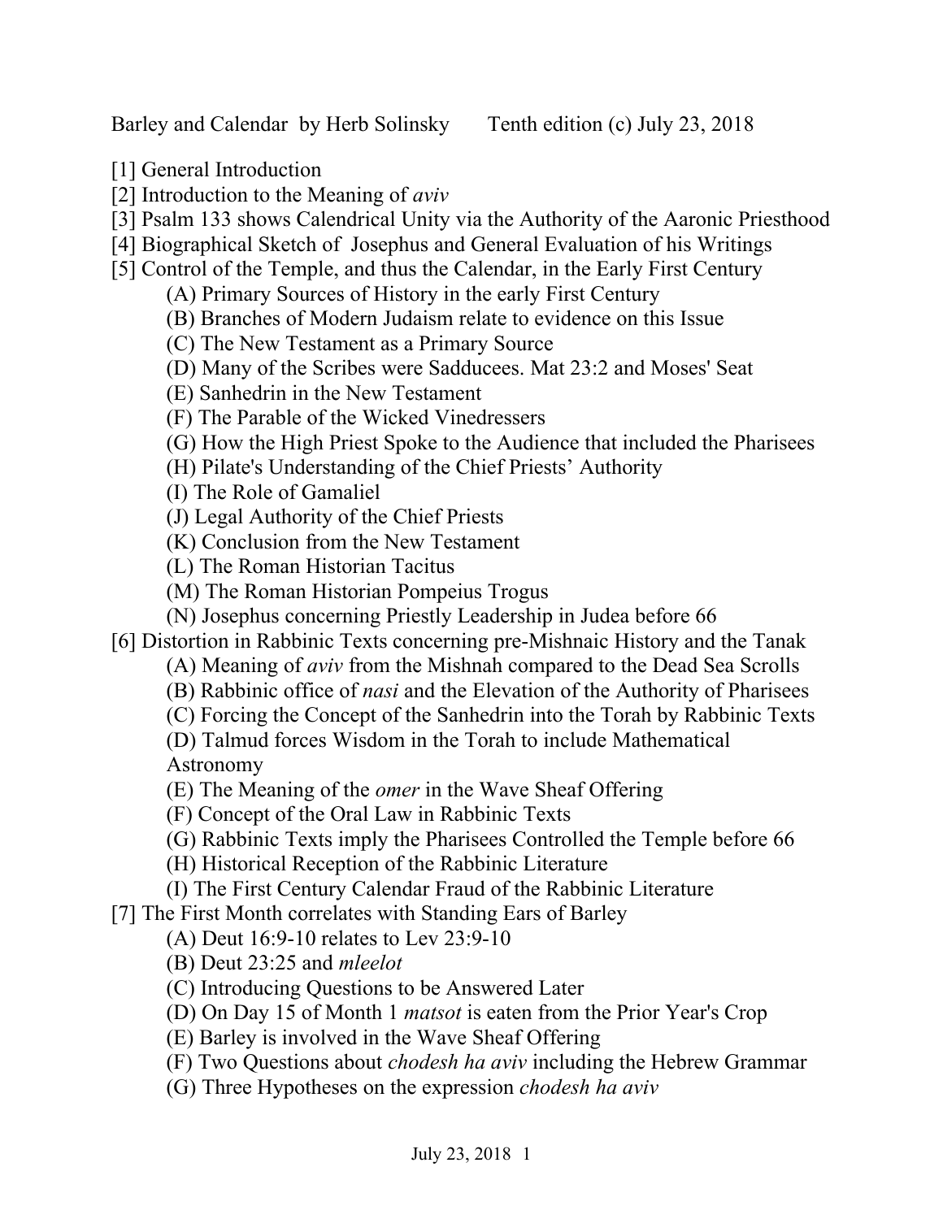Barley and Calendar by Herb Solinsky Tenth edition (c) July 23, 2018

[1] General Introduction
[2] Introduction to the Meaning of *aviv*
[3] Psalm 133 shows Calendrical Unity via the Authority of the Aaronic Priesthood
[4] Biographical Sketch of Josephus and General Evaluation of his Writings
[5] Control of the Temple, and thus the Calendar, in the Early First Century
- (A) Primary Sources of History in the early First Century
- (B) Branches of Modern Judaism relate to evidence on this Issue
- (C) The New Testament as a Primary Source
- (D) Many of the Scribes were Sadducees. Mat 23:2 and Moses' Seat
- (E) Sanhedrin in the New Testament
- (F) The Parable of the Wicked Vinedressers
- (G) How the High Priest Spoke to the Audience that included the Pharisees
- (H) Pilate's Understanding of the Chief Priests' Authority
- (I) The Role of Gamaliel
- (J) Legal Authority of the Chief Priests
- (K) Conclusion from the New Testament
- (L) The Roman Historian Tacitus
- (M) The Roman Historian Pompeius Trogus
- (N) Josephus concerning Priestly Leadership in Judea before 66

[6] Distortion in Rabbinic Texts concerning pre-Mishnaic History and the Tanak
- (A) Meaning of *aviv* from the Mishnah compared to the Dead Sea Scrolls
- (B) Rabbinic office of *nasi* and the Elevation of the Authority of Pharisees
- (C) Forcing the Concept of the Sanhedrin into the Torah by Rabbinic Texts
- (D) Talmud forces Wisdom in the Torah to include Mathematical Astronomy
- (E) The Meaning of the *omer* in the Wave Sheaf Offering
- (F) Concept of the Oral Law in Rabbinic Texts
- (G) Rabbinic Texts imply the Pharisees Controlled the Temple before 66
- (H) Historical Reception of the Rabbinic Literature
- (I) The First Century Calendar Fraud of the Rabbinic Literature

[7] The First Month correlates with Standing Ears of Barley
- (A) Deut 16:9-10 relates to Lev 23:9-10
- (B) Deut 23:25 and *mleelot*
- (C) Introducing Questions to be Answered Later
- (D) On Day 15 of Month 1 *matsot* is eaten from the Prior Year's Crop
- (E) Barley is involved in the Wave Sheaf Offering
- (F) Two Questions about *chodesh ha aviv* including the Hebrew Grammar
- (G) Three Hypotheses on the expression *chodesh ha aviv*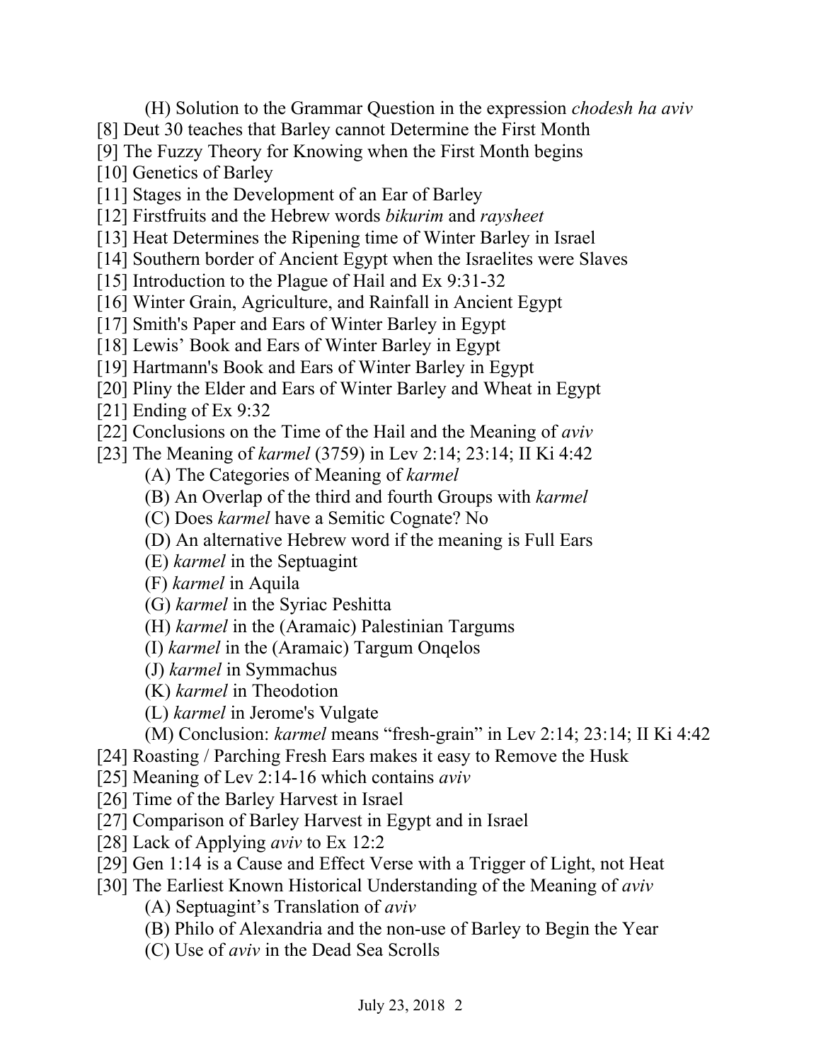(H) Solution to the Grammar Question in the expression *chodesh ha aviv*

[8] Deut 30 teaches that Barley cannot Determine the First Month

[9] The Fuzzy Theory for Knowing when the First Month begins

[10] Genetics of Barley

[11] Stages in the Development of an Ear of Barley

[12] Firstfruits and the Hebrew words *bikurim* and *raysheet*

[13] Heat Determines the Ripening time of Winter Barley in Israel

[14] Southern border of Ancient Egypt when the Israelites were Slaves

[15] Introduction to the Plague of Hail and Ex 9:31-32

[16] Winter Grain, Agriculture, and Rainfall in Ancient Egypt

[17] Smith's Paper and Ears of Winter Barley in Egypt

[18] Lewis' Book and Ears of Winter Barley in Egypt

[19] Hartmann's Book and Ears of Winter Barley in Egypt

[20] Pliny the Elder and Ears of Winter Barley and Wheat in Egypt

[21] Ending of Ex 9:32

[22] Conclusions on the Time of the Hail and the Meaning of *aviv*

[23] The Meaning of *karmel* (3759) in Lev 2:14; 23:14; II Ki 4:42

(A) The Categories of Meaning of *karmel*

(B) An Overlap of the third and fourth Groups with *karmel*

(C) Does *karmel* have a Semitic Cognate? No

(D) An alternative Hebrew word if the meaning is Full Ears

(E) *karmel* in the Septuagint

(F) *karmel* in Aquila

(G) *karmel* in the Syriac Peshitta

(H) *karmel* in the (Aramaic) Palestinian Targums

(I) *karmel* in the (Aramaic) Targum Onqelos

(J) *karmel* in Symmachus

(K) *karmel* in Theodotion

(L) *karmel* in Jerome's Vulgate

(M) Conclusion: *karmel* means "fresh-grain" in Lev 2:14; 23:14; II Ki 4:42

[24] Roasting / Parching Fresh Ears makes it easy to Remove the Husk

[25] Meaning of Lev 2:14-16 which contains *aviv*

[26] Time of the Barley Harvest in Israel

[27] Comparison of Barley Harvest in Egypt and in Israel

[28] Lack of Applying *aviv* to Ex 12:2

[29] Gen 1:14 is a Cause and Effect Verse with a Trigger of Light, not Heat

[30] The Earliest Known Historical Understanding of the Meaning of *aviv*

(A) Septuagint's Translation of *aviv*

(B) Philo of Alexandria and the non-use of Barley to Begin the Year

(C) Use of *aviv* in the Dead Sea Scrolls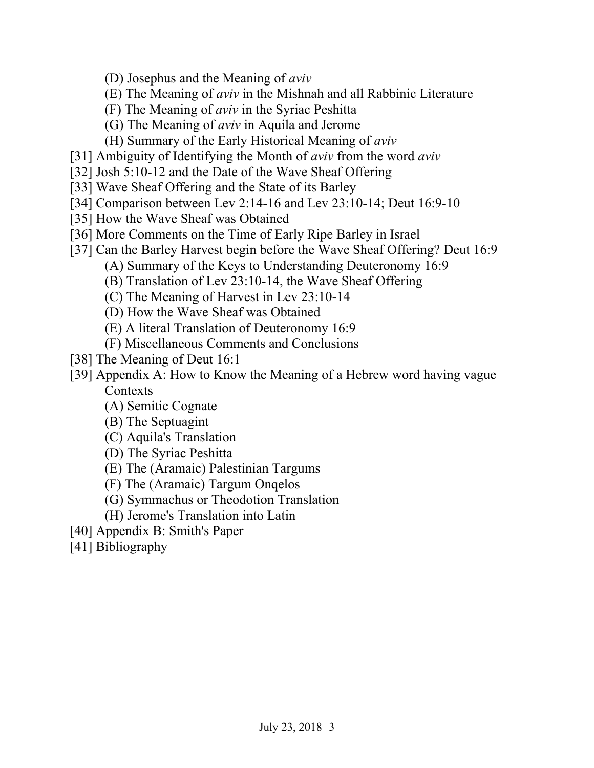(D) Josephus and the Meaning of *aviv*
(E) The Meaning of *aviv* in the Mishnah and all Rabbinic Literature
(F) The Meaning of *aviv* in the Syriac Peshitta
(G) The Meaning of *aviv* in Aquila and Jerome
(H) Summary of the Early Historical Meaning of *aviv*

[31] Ambiguity of Identifying the Month of *aviv* from the word *aviv*
[32] Josh 5:10-12 and the Date of the Wave Sheaf Offering
[33] Wave Sheaf Offering and the State of its Barley
[34] Comparison between Lev 2:14-16 and Lev 23:10-14; Deut 16:9-10
[35] How the Wave Sheaf was Obtained
[36] More Comments on the Time of Early Ripe Barley in Israel
[37] Can the Barley Harvest begin before the Wave Sheaf Offering? Deut 16:9

(A) Summary of the Keys to Understanding Deuteronomy 16:9
(B) Translation of Lev 23:10-14, the Wave Sheaf Offering
(C) The Meaning of Harvest in Lev 23:10-14
(D) How the Wave Sheaf was Obtained
(E) A literal Translation of Deuteronomy 16:9
(F) Miscellaneous Comments and Conclusions

[38] The Meaning of Deut 16:1
[39] Appendix A: How to Know the Meaning of a Hebrew word having vague Contexts

(A) Semitic Cognate
(B) The Septuagint
(C) Aquila's Translation
(D) The Syriac Peshitta
(E) The (Aramaic) Palestinian Targums
(F) The (Aramaic) Targum Onqelos
(G) Symmachus or Theodotion Translation
(H) Jerome's Translation into Latin

[40] Appendix B: Smith's Paper
[41] Bibliography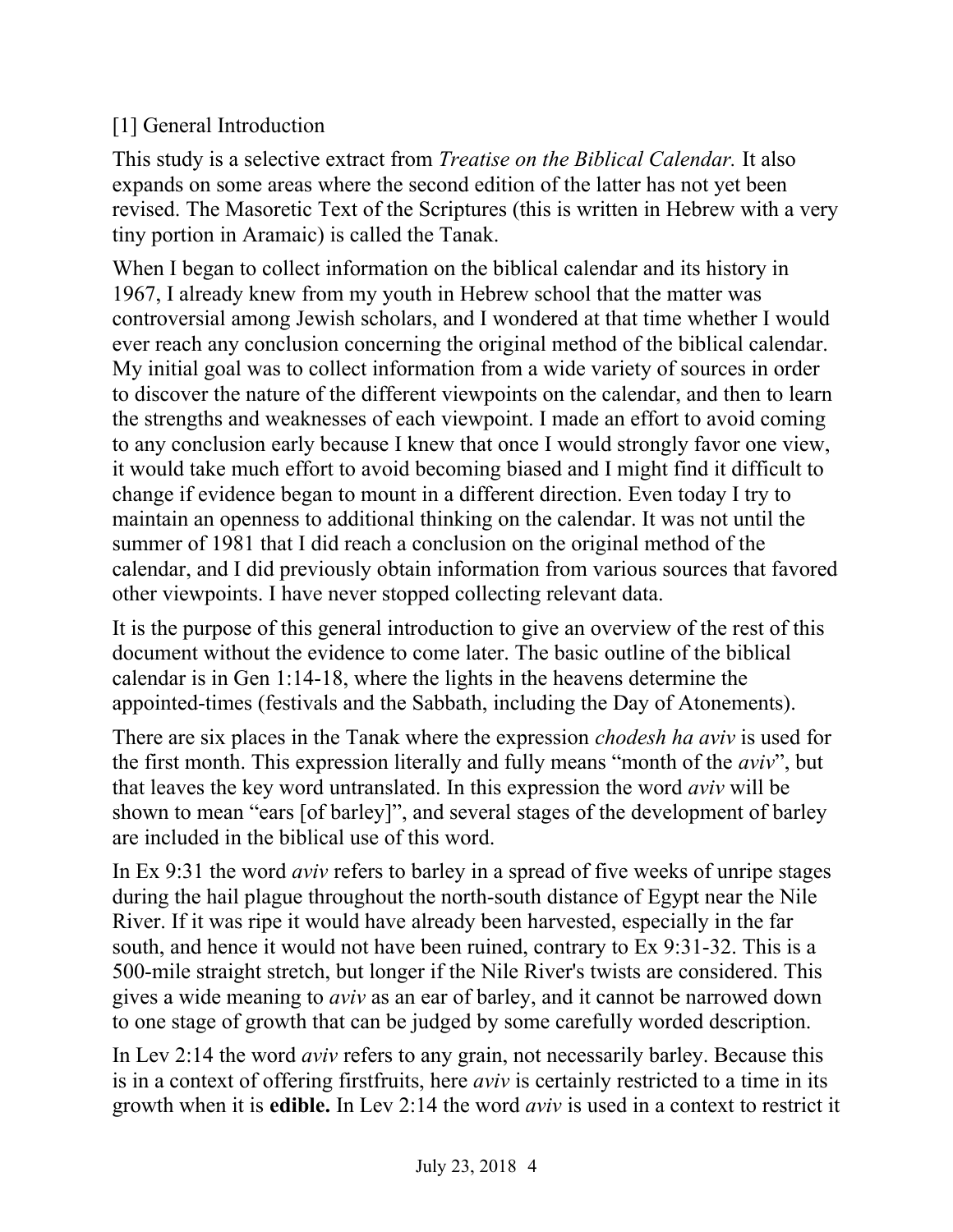## [1] General Introduction

This study is a selective extract from *Treatise on the Biblical Calendar.* It also expands on some areas where the second edition of the latter has not yet been revised. The Masoretic Text of the Scriptures (this is written in Hebrew with a very tiny portion in Aramaic) is called the Tanak.

When I began to collect information on the biblical calendar and its history in 1967, I already knew from my youth in Hebrew school that the matter was controversial among Jewish scholars, and I wondered at that time whether I would ever reach any conclusion concerning the original method of the biblical calendar. My initial goal was to collect information from a wide variety of sources in order to discover the nature of the different viewpoints on the calendar, and then to learn the strengths and weaknesses of each viewpoint. I made an effort to avoid coming to any conclusion early because I knew that once I would strongly favor one view, it would take much effort to avoid becoming biased and I might find it difficult to change if evidence began to mount in a different direction. Even today I try to maintain an openness to additional thinking on the calendar. It was not until the summer of 1981 that I did reach a conclusion on the original method of the calendar, and I did previously obtain information from various sources that favored other viewpoints. I have never stopped collecting relevant data.

It is the purpose of this general introduction to give an overview of the rest of this document without the evidence to come later. The basic outline of the biblical calendar is in Gen 1:14-18, where the lights in the heavens determine the appointed-times (festivals and the Sabbath, including the Day of Atonements).

There are six places in the Tanak where the expression *chodesh ha aviv* is used for the first month. This expression literally and fully means “month of the *aviv*”, but that leaves the key word untranslated. In this expression the word *aviv* will be shown to mean “ears [of barley]”, and several stages of the development of barley are included in the biblical use of this word.

In Ex 9:31 the word *aviv* refers to barley in a spread of five weeks of unripe stages during the hail plague throughout the north-south distance of Egypt near the Nile River. If it was ripe it would have already been harvested, especially in the far south, and hence it would not have been ruined, contrary to Ex 9:31-32. This is a 500-mile straight stretch, but longer if the Nile River's twists are considered. This gives a wide meaning to *aviv* as an ear of barley, and it cannot be narrowed down to one stage of growth that can be judged by some carefully worded description.

In Lev 2:14 the word *aviv* refers to any grain, not necessarily barley. Because this is in a context of offering firstfruits, here *aviv* is certainly restricted to a time in its growth when it is **edible.** In Lev 2:14 the word *aviv* is used in a context to restrict it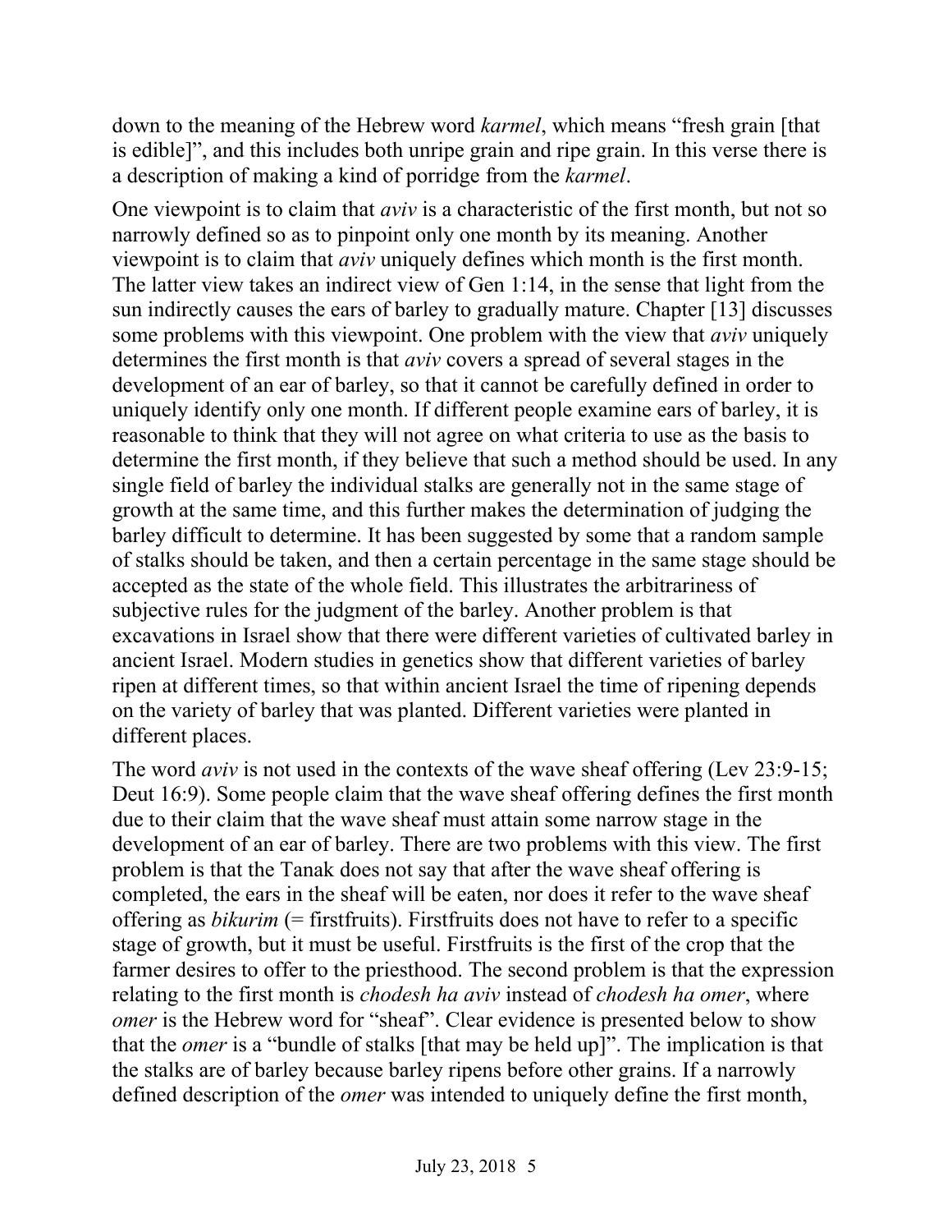down to the meaning of the Hebrew word *karmel*, which means "fresh grain [that is edible]", and this includes both unripe grain and ripe grain. In this verse there is a description of making a kind of porridge from the *karmel*.

One viewpoint is to claim that *aviv* is a characteristic of the first month, but not so narrowly defined so as to pinpoint only one month by its meaning. Another viewpoint is to claim that *aviv* uniquely defines which month is the first month. The latter view takes an indirect view of Gen 1:14, in the sense that light from the sun indirectly causes the ears of barley to gradually mature. Chapter [13] discusses some problems with this viewpoint. One problem with the view that *aviv* uniquely determines the first month is that *aviv* covers a spread of several stages in the development of an ear of barley, so that it cannot be carefully defined in order to uniquely identify only one month. If different people examine ears of barley, it is reasonable to think that they will not agree on what criteria to use as the basis to determine the first month, if they believe that such a method should be used. In any single field of barley the individual stalks are generally not in the same stage of growth at the same time, and this further makes the determination of judging the barley difficult to determine. It has been suggested by some that a random sample of stalks should be taken, and then a certain percentage in the same stage should be accepted as the state of the whole field. This illustrates the arbitrariness of subjective rules for the judgment of the barley. Another problem is that excavations in Israel show that there were different varieties of cultivated barley in ancient Israel. Modern studies in genetics show that different varieties of barley ripen at different times, so that within ancient Israel the time of ripening depends on the variety of barley that was planted. Different varieties were planted in different places.

The word *aviv* is not used in the contexts of the wave sheaf offering (Lev 23:9-15; Deut 16:9). Some people claim that the wave sheaf offering defines the first month due to their claim that the wave sheaf must attain some narrow stage in the development of an ear of barley. There are two problems with this view. The first problem is that the Tanak does not say that after the wave sheaf offering is completed, the ears in the sheaf will be eaten, nor does it refer to the wave sheaf offering as *bikurim* (= firstfruits). Firstfruits does not have to refer to a specific stage of growth, but it must be useful. Firstfruits is the first of the crop that the farmer desires to offer to the priesthood. The second problem is that the expression relating to the first month is *chodesh ha aviv* instead of *chodesh ha omer*, where *omer* is the Hebrew word for "sheaf". Clear evidence is presented below to show that the *omer* is a "bundle of stalks [that may be held up]". The implication is that the stalks are of barley because barley ripens before other grains. If a narrowly defined description of the *omer* was intended to uniquely define the first month,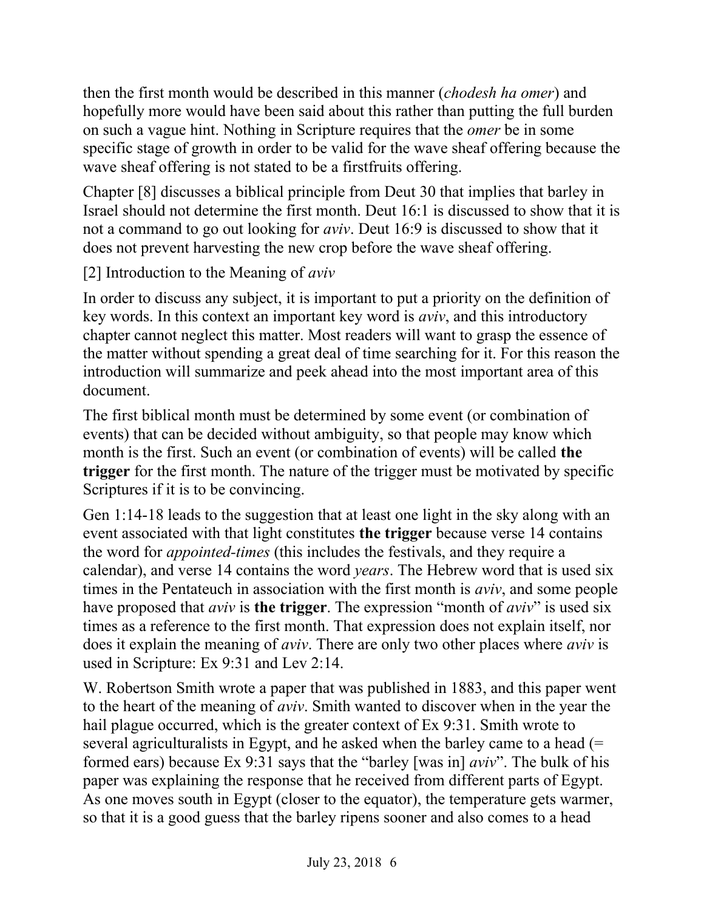then the first month would be described in this manner (*chodesh ha omer*) and hopefully more would have been said about this rather than putting the full burden on such a vague hint. Nothing in Scripture requires that the *omer* be in some specific stage of growth in order to be valid for the wave sheaf offering because the wave sheaf offering is not stated to be a firstfruits offering.

Chapter [8] discusses a biblical principle from Deut 30 that implies that barley in Israel should not determine the first month. Deut 16:1 is discussed to show that it is not a command to go out looking for *aviv*. Deut 16:9 is discussed to show that it does not prevent harvesting the new crop before the wave sheaf offering.

## [2] Introduction to the Meaning of *aviv*

In order to discuss any subject, it is important to put a priority on the definition of key words. In this context an important key word is *aviv*, and this introductory chapter cannot neglect this matter. Most readers will want to grasp the essence of the matter without spending a great deal of time searching for it. For this reason the introduction will summarize and peek ahead into the most important area of this document.

The first biblical month must be determined by some event (or combination of events) that can be decided without ambiguity, so that people may know which month is the first. Such an event (or combination of events) will be called **the trigger** for the first month. The nature of the trigger must be motivated by specific Scriptures if it is to be convincing.

Gen 1:14-18 leads to the suggestion that at least one light in the sky along with an event associated with that light constitutes **the trigger** because verse 14 contains the word for *appointed-times* (this includes the festivals, and they require a calendar), and verse 14 contains the word *years*. The Hebrew word that is used six times in the Pentateuch in association with the first month is *aviv*, and some people have proposed that *aviv* is **the trigger**. The expression "month of *aviv*" is used six times as a reference to the first month. That expression does not explain itself, nor does it explain the meaning of *aviv*. There are only two other places where *aviv* is used in Scripture: Ex 9:31 and Lev 2:14.

W. Robertson Smith wrote a paper that was published in 1883, and this paper went to the heart of the meaning of *aviv*. Smith wanted to discover when in the year the hail plague occurred, which is the greater context of Ex 9:31. Smith wrote to several agriculturalists in Egypt, and he asked when the barley came to a head (= formed ears) because Ex 9:31 says that the "barley [was in] *aviv*". The bulk of his paper was explaining the response that he received from different parts of Egypt. As one moves south in Egypt (closer to the equator), the temperature gets warmer, so that it is a good guess that the barley ripens sooner and also comes to a head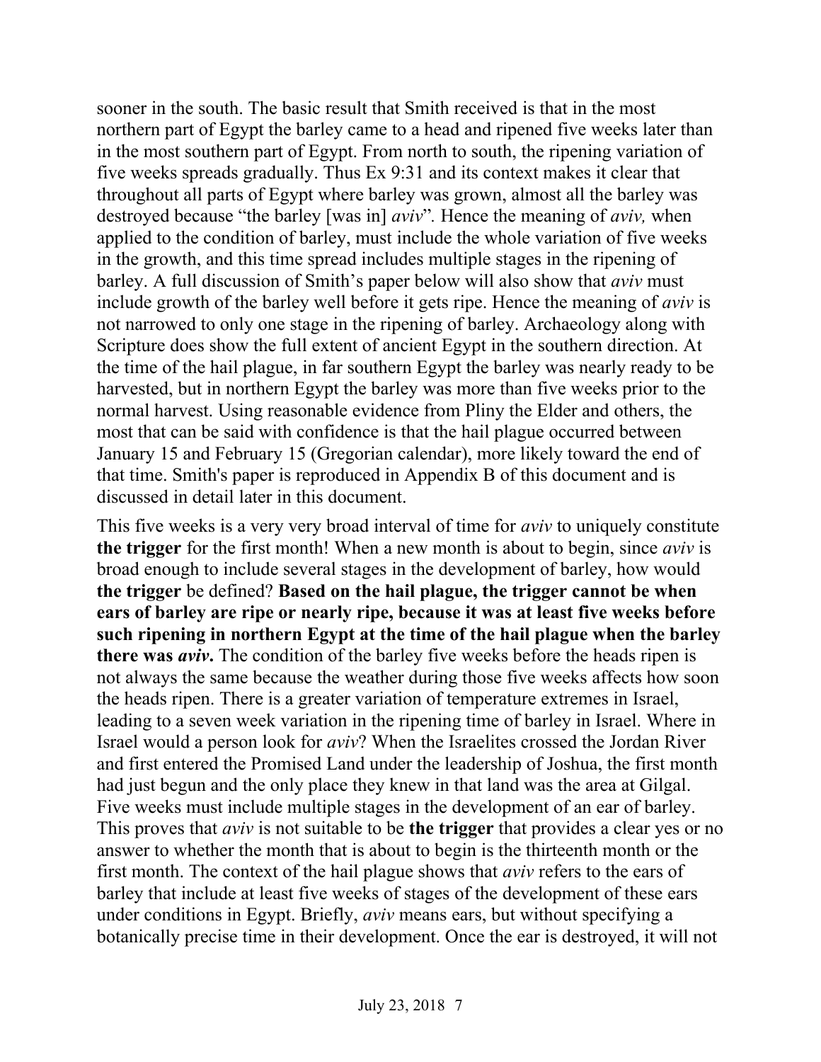sooner in the south. The basic result that Smith received is that in the most northern part of Egypt the barley came to a head and ripened five weeks later than in the most southern part of Egypt. From north to south, the ripening variation of five weeks spreads gradually. Thus Ex 9:31 and its context makes it clear that throughout all parts of Egypt where barley was grown, almost all the barley was destroyed because "the barley [was in] *aviv*". Hence the meaning of *aviv,* when applied to the condition of barley, must include the whole variation of five weeks in the growth, and this time spread includes multiple stages in the ripening of barley. A full discussion of Smith's paper below will also show that *aviv* must include growth of the barley well before it gets ripe. Hence the meaning of *aviv* is not narrowed to only one stage in the ripening of barley. Archaeology along with Scripture does show the full extent of ancient Egypt in the southern direction. At the time of the hail plague, in far southern Egypt the barley was nearly ready to be harvested, but in northern Egypt the barley was more than five weeks prior to the normal harvest. Using reasonable evidence from Pliny the Elder and others, the most that can be said with confidence is that the hail plague occurred between January 15 and February 15 (Gregorian calendar), more likely toward the end of that time. Smith's paper is reproduced in Appendix B of this document and is discussed in detail later in this document.

This five weeks is a very very broad interval of time for *aviv* to uniquely constitute **the trigger** for the first month! When a new month is about to begin, since *aviv* is broad enough to include several stages in the development of barley, how would **the trigger** be defined? **Based on the hail plague, the trigger cannot be when ears of barley are ripe or nearly ripe, because it was at least five weeks before such ripening in northern Egypt at the time of the hail plague when the barley there was *aviv*.** The condition of the barley five weeks before the heads ripen is not always the same because the weather during those five weeks affects how soon the heads ripen. There is a greater variation of temperature extremes in Israel, leading to a seven week variation in the ripening time of barley in Israel. Where in Israel would a person look for *aviv*? When the Israelites crossed the Jordan River and first entered the Promised Land under the leadership of Joshua, the first month had just begun and the only place they knew in that land was the area at Gilgal. Five weeks must include multiple stages in the development of an ear of barley. This proves that *aviv* is not suitable to be **the trigger** that provides a clear yes or no answer to whether the month that is about to begin is the thirteenth month or the first month. The context of the hail plague shows that *aviv* refers to the ears of barley that include at least five weeks of stages of the development of these ears under conditions in Egypt. Briefly, *aviv* means ears, but without specifying a botanically precise time in their development. Once the ear is destroyed, it will not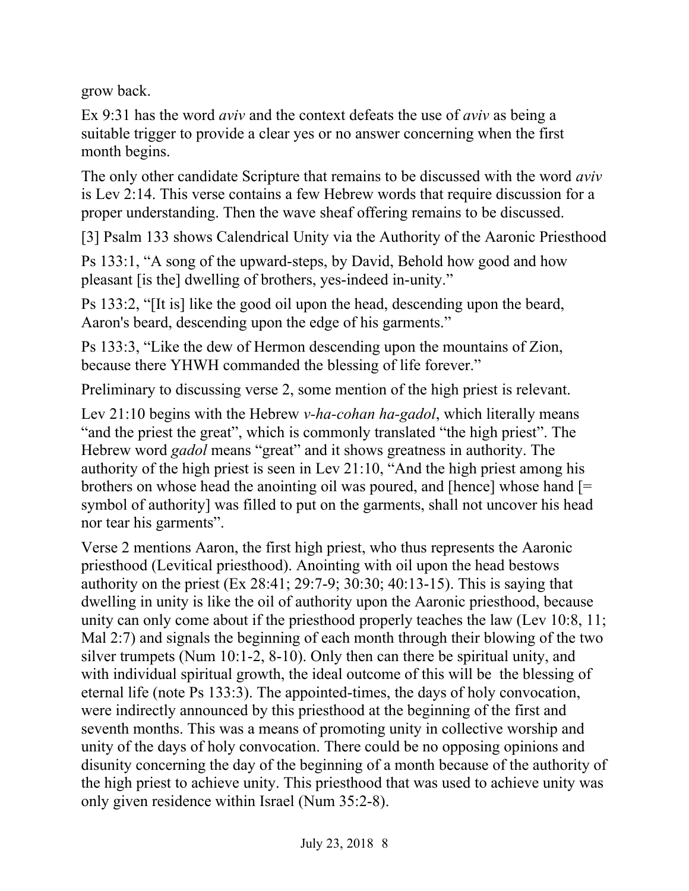grow back.

Ex 9:31 has the word *aviv* and the context defeats the use of *aviv* as being a suitable trigger to provide a clear yes or no answer concerning when the first month begins.

The only other candidate Scripture that remains to be discussed with the word *aviv* is Lev 2:14. This verse contains a few Hebrew words that require discussion for a proper understanding. Then the wave sheaf offering remains to be discussed.

[3] Psalm 133 shows Calendrical Unity via the Authority of the Aaronic Priesthood

Ps 133:1, “A song of the upward-steps, by David, Behold how good and how pleasant [is the] dwelling of brothers, yes-indeed in-unity.”

Ps 133:2, “[It is] like the good oil upon the head, descending upon the beard, Aaron's beard, descending upon the edge of his garments.”

Ps 133:3, “Like the dew of Hermon descending upon the mountains of Zion, because there YHWH commanded the blessing of life forever.”

Preliminary to discussing verse 2, some mention of the high priest is relevant.

Lev 21:10 begins with the Hebrew *v-ha-cohan ha-gadol*, which literally means “and the priest the great”, which is commonly translated “the high priest”. The Hebrew word *gadol* means “great” and it shows greatness in authority. The authority of the high priest is seen in Lev 21:10, “And the high priest among his brothers on whose head the anointing oil was poured, and [hence] whose hand [= symbol of authority] was filled to put on the garments, shall not uncover his head nor tear his garments”.

Verse 2 mentions Aaron, the first high priest, who thus represents the Aaronic priesthood (Levitical priesthood). Anointing with oil upon the head bestows authority on the priest (Ex 28:41; 29:7-9; 30:30; 40:13-15). This is saying that dwelling in unity is like the oil of authority upon the Aaronic priesthood, because unity can only come about if the priesthood properly teaches the law (Lev 10:8, 11; Mal 2:7) and signals the beginning of each month through their blowing of the two silver trumpets (Num 10:1-2, 8-10). Only then can there be spiritual unity, and with individual spiritual growth, the ideal outcome of this will be the blessing of eternal life (note Ps 133:3). The appointed-times, the days of holy convocation, were indirectly announced by this priesthood at the beginning of the first and seventh months. This was a means of promoting unity in collective worship and unity of the days of holy convocation. There could be no opposing opinions and disunity concerning the day of the beginning of a month because of the authority of the high priest to achieve unity. This priesthood that was used to achieve unity was only given residence within Israel (Num 35:2-8).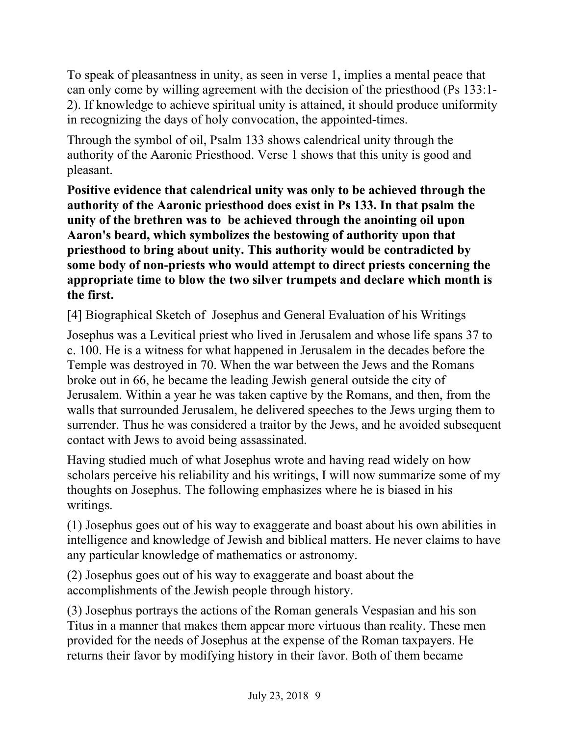To speak of pleasantness in unity, as seen in verse 1, implies a mental peace that can only come by willing agreement with the decision of the priesthood (Ps 133:1-2). If knowledge to achieve spiritual unity is attained, it should produce uniformity in recognizing the days of holy convocation, the appointed-times.

Through the symbol of oil, Psalm 133 shows calendrical unity through the authority of the Aaronic Priesthood. Verse 1 shows that this unity is good and pleasant.

**Positive evidence that calendrical unity was only to be achieved through the authority of the Aaronic priesthood does exist in Ps 133. In that psalm the unity of the brethren was to be achieved through the anointing oil upon Aaron's beard, which symbolizes the bestowing of authority upon that priesthood to bring about unity. This authority would be contradicted by some body of non-priests who would attempt to direct priests concerning the appropriate time to blow the two silver trumpets and declare which month is the first.**

[4] Biographical Sketch of Josephus and General Evaluation of his Writings

Josephus was a Levitical priest who lived in Jerusalem and whose life spans 37 to c. 100. He is a witness for what happened in Jerusalem in the decades before the Temple was destroyed in 70. When the war between the Jews and the Romans broke out in 66, he became the leading Jewish general outside the city of Jerusalem. Within a year he was taken captive by the Romans, and then, from the walls that surrounded Jerusalem, he delivered speeches to the Jews urging them to surrender. Thus he was considered a traitor by the Jews, and he avoided subsequent contact with Jews to avoid being assassinated.

Having studied much of what Josephus wrote and having read widely on how scholars perceive his reliability and his writings, I will now summarize some of my thoughts on Josephus. The following emphasizes where he is biased in his writings.

(1) Josephus goes out of his way to exaggerate and boast about his own abilities in intelligence and knowledge of Jewish and biblical matters. He never claims to have any particular knowledge of mathematics or astronomy.

(2) Josephus goes out of his way to exaggerate and boast about the accomplishments of the Jewish people through history.

(3) Josephus portrays the actions of the Roman generals Vespasian and his son Titus in a manner that makes them appear more virtuous than reality. These men provided for the needs of Josephus at the expense of the Roman taxpayers. He returns their favor by modifying history in their favor. Both of them became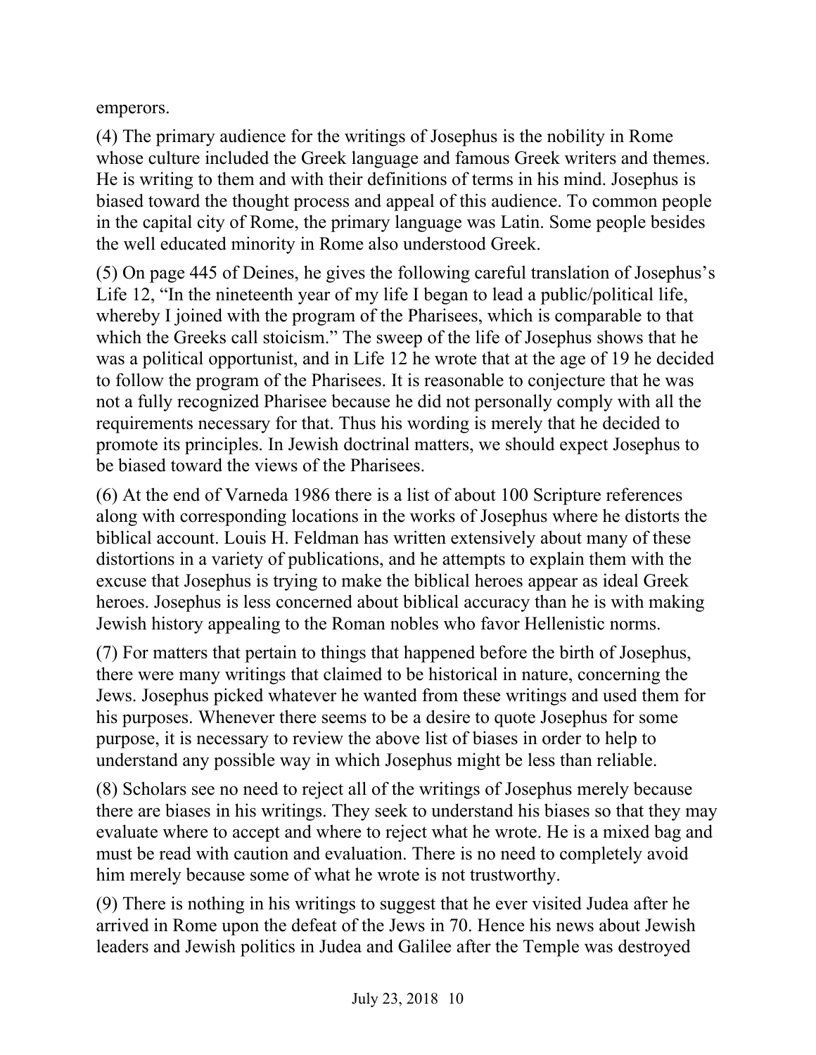emperors.

(4) The primary audience for the writings of Josephus is the nobility in Rome whose culture included the Greek language and famous Greek writers and themes. He is writing to them and with their definitions of terms in his mind. Josephus is biased toward the thought process and appeal of this audience. To common people in the capital city of Rome, the primary language was Latin. Some people besides the well educated minority in Rome also understood Greek.

(5) On page 445 of Deines, he gives the following careful translation of Josephus's Life 12, "In the nineteenth year of my life I began to lead a public/political life, whereby I joined with the program of the Pharisees, which is comparable to that which the Greeks call stoicism." The sweep of the life of Josephus shows that he was a political opportunist, and in Life 12 he wrote that at the age of 19 he decided to follow the program of the Pharisees. It is reasonable to conjecture that he was not a fully recognized Pharisee because he did not personally comply with all the requirements necessary for that. Thus his wording is merely that he decided to promote its principles. In Jewish doctrinal matters, we should expect Josephus to be biased toward the views of the Pharisees.

(6) At the end of Varneda 1986 there is a list of about 100 Scripture references along with corresponding locations in the works of Josephus where he distorts the biblical account. Louis H. Feldman has written extensively about many of these distortions in a variety of publications, and he attempts to explain them with the excuse that Josephus is trying to make the biblical heroes appear as ideal Greek heroes. Josephus is less concerned about biblical accuracy than he is with making Jewish history appealing to the Roman nobles who favor Hellenistic norms.

(7) For matters that pertain to things that happened before the birth of Josephus, there were many writings that claimed to be historical in nature, concerning the Jews. Josephus picked whatever he wanted from these writings and used them for his purposes. Whenever there seems to be a desire to quote Josephus for some purpose, it is necessary to review the above list of biases in order to help to understand any possible way in which Josephus might be less than reliable.

(8) Scholars see no need to reject all of the writings of Josephus merely because there are biases in his writings. They seek to understand his biases so that they may evaluate where to accept and where to reject what he wrote. He is a mixed bag and must be read with caution and evaluation. There is no need to completely avoid him merely because some of what he wrote is not trustworthy.

(9) There is nothing in his writings to suggest that he ever visited Judea after he arrived in Rome upon the defeat of the Jews in 70. Hence his news about Jewish leaders and Jewish politics in Judea and Galilee after the Temple was destroyed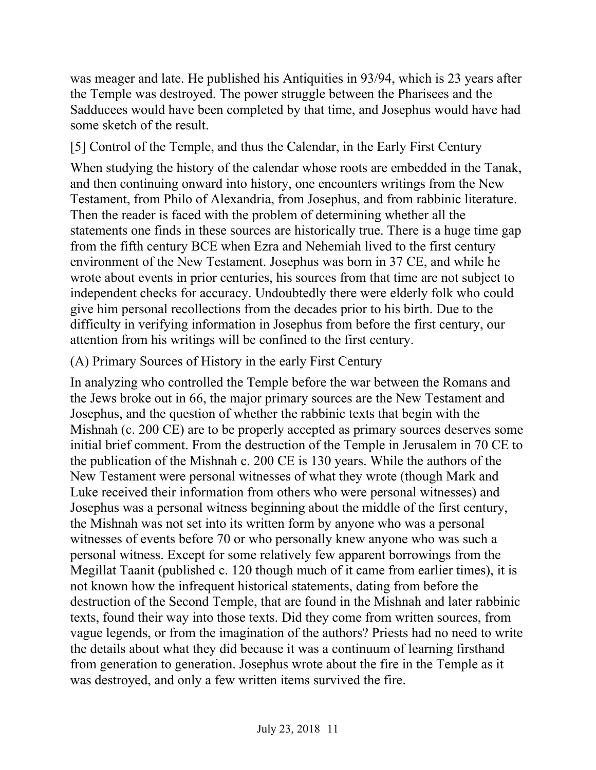was meager and late. He published his Antiquities in 93/94, which is 23 years after the Temple was destroyed. The power struggle between the Pharisees and the Sadducees would have been completed by that time, and Josephus would have had some sketch of the result.

## [5] Control of the Temple, and thus the Calendar, in the Early First Century

When studying the history of the calendar whose roots are embedded in the Tanak, and then continuing onward into history, one encounters writings from the New Testament, from Philo of Alexandria, from Josephus, and from rabbinic literature. Then the reader is faced with the problem of determining whether all the statements one finds in these sources are historically true. There is a huge time gap from the fifth century BCE when Ezra and Nehemiah lived to the first century environment of the New Testament. Josephus was born in 37 CE, and while he wrote about events in prior centuries, his sources from that time are not subject to independent checks for accuracy. Undoubtedly there were elderly folk who could give him personal recollections from the decades prior to his birth. Due to the difficulty in verifying information in Josephus from before the first century, our attention from his writings will be confined to the first century.

### (A) Primary Sources of History in the early First Century

In analyzing who controlled the Temple before the war between the Romans and the Jews broke out in 66, the major primary sources are the New Testament and Josephus, and the question of whether the rabbinic texts that begin with the Mishnah (c. 200 CE) are to be properly accepted as primary sources deserves some initial brief comment. From the destruction of the Temple in Jerusalem in 70 CE to the publication of the Mishnah c. 200 CE is 130 years. While the authors of the New Testament were personal witnesses of what they wrote (though Mark and Luke received their information from others who were personal witnesses) and Josephus was a personal witness beginning about the middle of the first century, the Mishnah was not set into its written form by anyone who was a personal witnesses of events before 70 or who personally knew anyone who was such a personal witness. Except for some relatively few apparent borrowings from the Megillat Taanit (published c. 120 though much of it came from earlier times), it is not known how the infrequent historical statements, dating from before the destruction of the Second Temple, that are found in the Mishnah and later rabbinic texts, found their way into those texts. Did they come from written sources, from vague legends, or from the imagination of the authors? Priests had no need to write the details about what they did because it was a continuum of learning firsthand from generation to generation. Josephus wrote about the fire in the Temple as it was destroyed, and only a few written items survived the fire.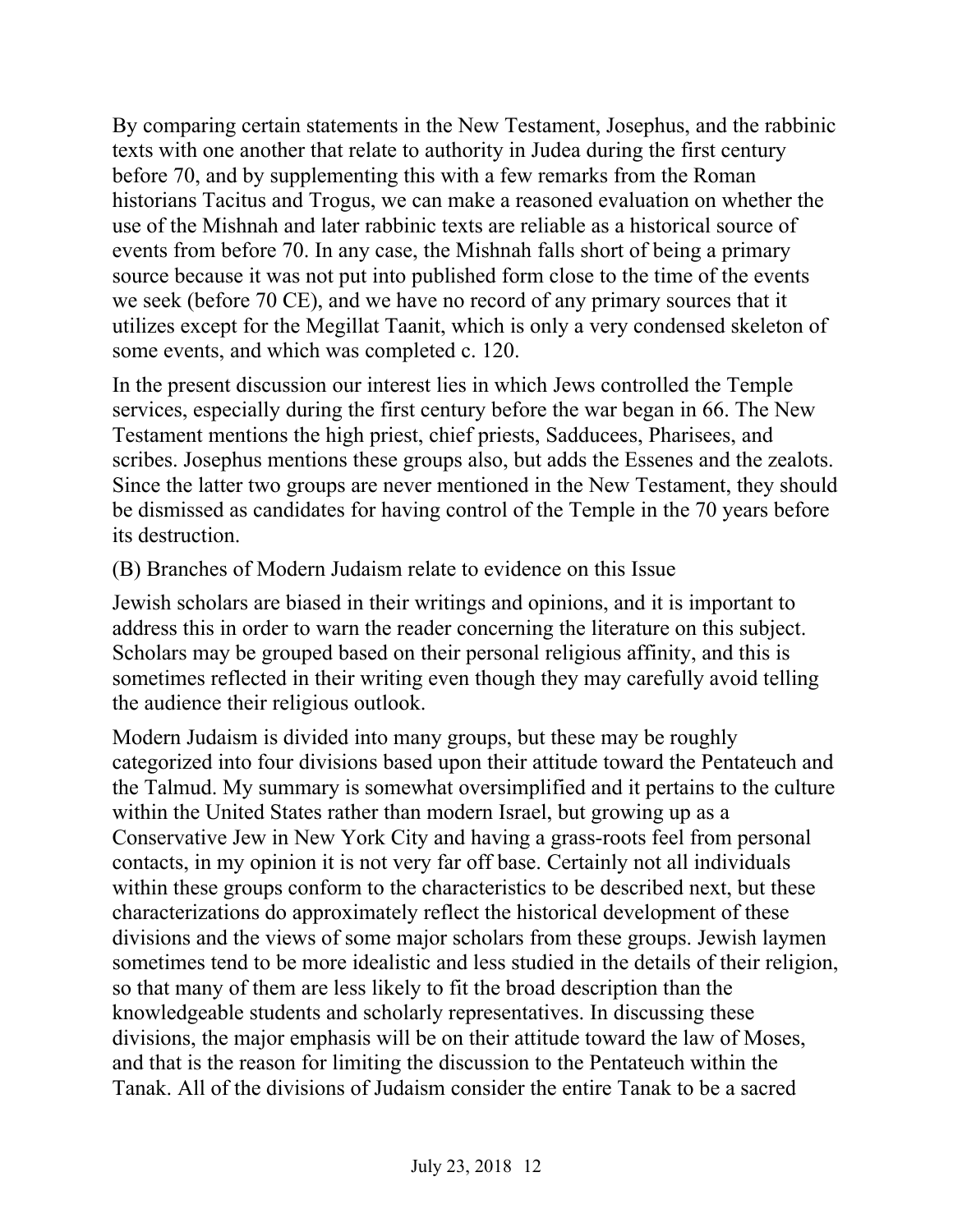By comparing certain statements in the New Testament, Josephus, and the rabbinic texts with one another that relate to authority in Judea during the first century before 70, and by supplementing this with a few remarks from the Roman historians Tacitus and Trogus, we can make a reasoned evaluation on whether the use of the Mishnah and later rabbinic texts are reliable as a historical source of events from before 70. In any case, the Mishnah falls short of being a primary source because it was not put into published form close to the time of the events we seek (before 70 CE), and we have no record of any primary sources that it utilizes except for the Megillat Taanit, which is only a very condensed skeleton of some events, and which was completed c. 120.

In the present discussion our interest lies in which Jews controlled the Temple services, especially during the first century before the war began in 66. The New Testament mentions the high priest, chief priests, Sadducees, Pharisees, and scribes. Josephus mentions these groups also, but adds the Essenes and the zealots. Since the latter two groups are never mentioned in the New Testament, they should be dismissed as candidates for having control of the Temple in the 70 years before its destruction.

(B) Branches of Modern Judaism relate to evidence on this Issue

Jewish scholars are biased in their writings and opinions, and it is important to address this in order to warn the reader concerning the literature on this subject. Scholars may be grouped based on their personal religious affinity, and this is sometimes reflected in their writing even though they may carefully avoid telling the audience their religious outlook.

Modern Judaism is divided into many groups, but these may be roughly categorized into four divisions based upon their attitude toward the Pentateuch and the Talmud. My summary is somewhat oversimplified and it pertains to the culture within the United States rather than modern Israel, but growing up as a Conservative Jew in New York City and having a grass-roots feel from personal contacts, in my opinion it is not very far off base. Certainly not all individuals within these groups conform to the characteristics to be described next, but these characterizations do approximately reflect the historical development of these divisions and the views of some major scholars from these groups. Jewish laymen sometimes tend to be more idealistic and less studied in the details of their religion, so that many of them are less likely to fit the broad description than the knowledgeable students and scholarly representatives. In discussing these divisions, the major emphasis will be on their attitude toward the law of Moses, and that is the reason for limiting the discussion to the Pentateuch within the Tanak. All of the divisions of Judaism consider the entire Tanak to be a sacred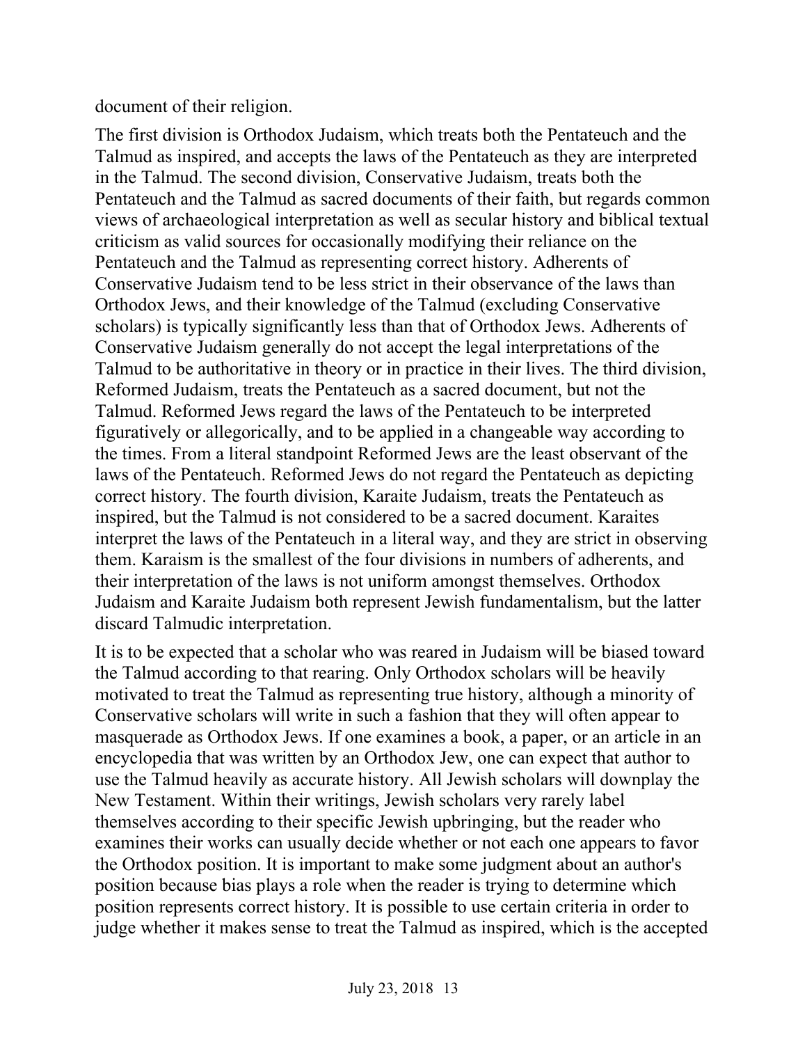document of their religion.

The first division is Orthodox Judaism, which treats both the Pentateuch and the Talmud as inspired, and accepts the laws of the Pentateuch as they are interpreted in the Talmud. The second division, Conservative Judaism, treats both the Pentateuch and the Talmud as sacred documents of their faith, but regards common views of archaeological interpretation as well as secular history and biblical textual criticism as valid sources for occasionally modifying their reliance on the Pentateuch and the Talmud as representing correct history. Adherents of Conservative Judaism tend to be less strict in their observance of the laws than Orthodox Jews, and their knowledge of the Talmud (excluding Conservative scholars) is typically significantly less than that of Orthodox Jews. Adherents of Conservative Judaism generally do not accept the legal interpretations of the Talmud to be authoritative in theory or in practice in their lives. The third division, Reformed Judaism, treats the Pentateuch as a sacred document, but not the Talmud. Reformed Jews regard the laws of the Pentateuch to be interpreted figuratively or allegorically, and to be applied in a changeable way according to the times. From a literal standpoint Reformed Jews are the least observant of the laws of the Pentateuch. Reformed Jews do not regard the Pentateuch as depicting correct history. The fourth division, Karaite Judaism, treats the Pentateuch as inspired, but the Talmud is not considered to be a sacred document. Karaites interpret the laws of the Pentateuch in a literal way, and they are strict in observing them. Karaism is the smallest of the four divisions in numbers of adherents, and their interpretation of the laws is not uniform amongst themselves. Orthodox Judaism and Karaite Judaism both represent Jewish fundamentalism, but the latter discard Talmudic interpretation.

It is to be expected that a scholar who was reared in Judaism will be biased toward the Talmud according to that rearing. Only Orthodox scholars will be heavily motivated to treat the Talmud as representing true history, although a minority of Conservative scholars will write in such a fashion that they will often appear to masquerade as Orthodox Jews. If one examines a book, a paper, or an article in an encyclopedia that was written by an Orthodox Jew, one can expect that author to use the Talmud heavily as accurate history. All Jewish scholars will downplay the New Testament. Within their writings, Jewish scholars very rarely label themselves according to their specific Jewish upbringing, but the reader who examines their works can usually decide whether or not each one appears to favor the Orthodox position. It is important to make some judgment about an author's position because bias plays a role when the reader is trying to determine which position represents correct history. It is possible to use certain criteria in order to judge whether it makes sense to treat the Talmud as inspired, which is the accepted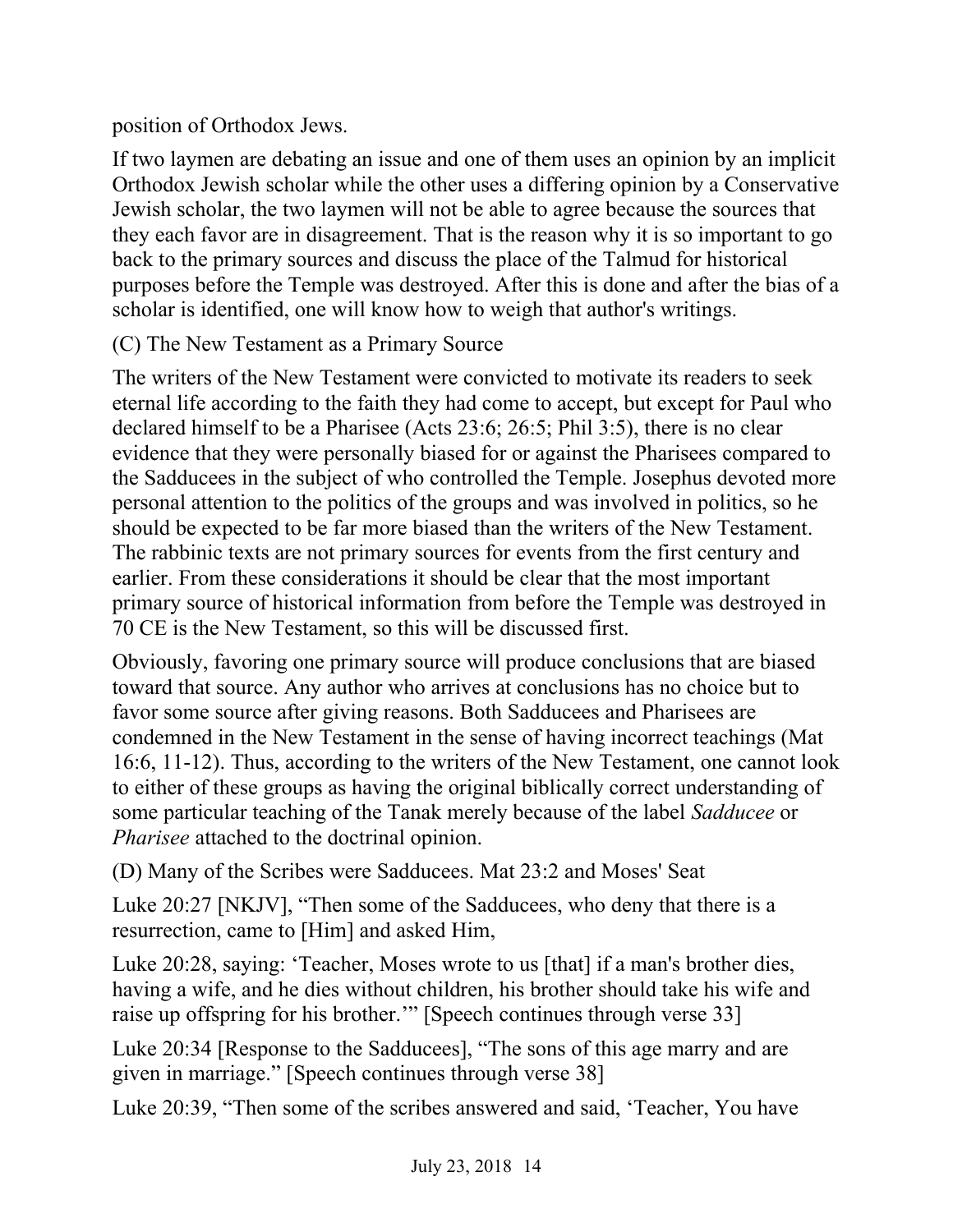position of Orthodox Jews.

If two laymen are debating an issue and one of them uses an opinion by an implicit Orthodox Jewish scholar while the other uses a differing opinion by a Conservative Jewish scholar, the two laymen will not be able to agree because the sources that they each favor are in disagreement. That is the reason why it is so important to go back to the primary sources and discuss the place of the Talmud for historical purposes before the Temple was destroyed. After this is done and after the bias of a scholar is identified, one will know how to weigh that author's writings.

(C) The New Testament as a Primary Source

The writers of the New Testament were convicted to motivate its readers to seek eternal life according to the faith they had come to accept, but except for Paul who declared himself to be a Pharisee (Acts 23:6; 26:5; Phil 3:5), there is no clear evidence that they were personally biased for or against the Pharisees compared to the Sadducees in the subject of who controlled the Temple. Josephus devoted more personal attention to the politics of the groups and was involved in politics, so he should be expected to be far more biased than the writers of the New Testament. The rabbinic texts are not primary sources for events from the first century and earlier. From these considerations it should be clear that the most important primary source of historical information from before the Temple was destroyed in 70 CE is the New Testament, so this will be discussed first.

Obviously, favoring one primary source will produce conclusions that are biased toward that source. Any author who arrives at conclusions has no choice but to favor some source after giving reasons. Both Sadducees and Pharisees are condemned in the New Testament in the sense of having incorrect teachings (Mat 16:6, 11-12). Thus, according to the writers of the New Testament, one cannot look to either of these groups as having the original biblically correct understanding of some particular teaching of the Tanak merely because of the label *Sadducee* or *Pharisee* attached to the doctrinal opinion.

(D) Many of the Scribes were Sadducees. Mat 23:2 and Moses' Seat

Luke 20:27 [NKJV], "Then some of the Sadducees, who deny that there is a resurrection, came to [Him] and asked Him,

Luke 20:28, saying: 'Teacher, Moses wrote to us [that] if a man's brother dies, having a wife, and he dies without children, his brother should take his wife and raise up offspring for his brother.'" [Speech continues through verse 33]

Luke 20:34 [Response to the Sadducees], "The sons of this age marry and are given in marriage." [Speech continues through verse 38]

Luke 20:39, "Then some of the scribes answered and said, 'Teacher, You have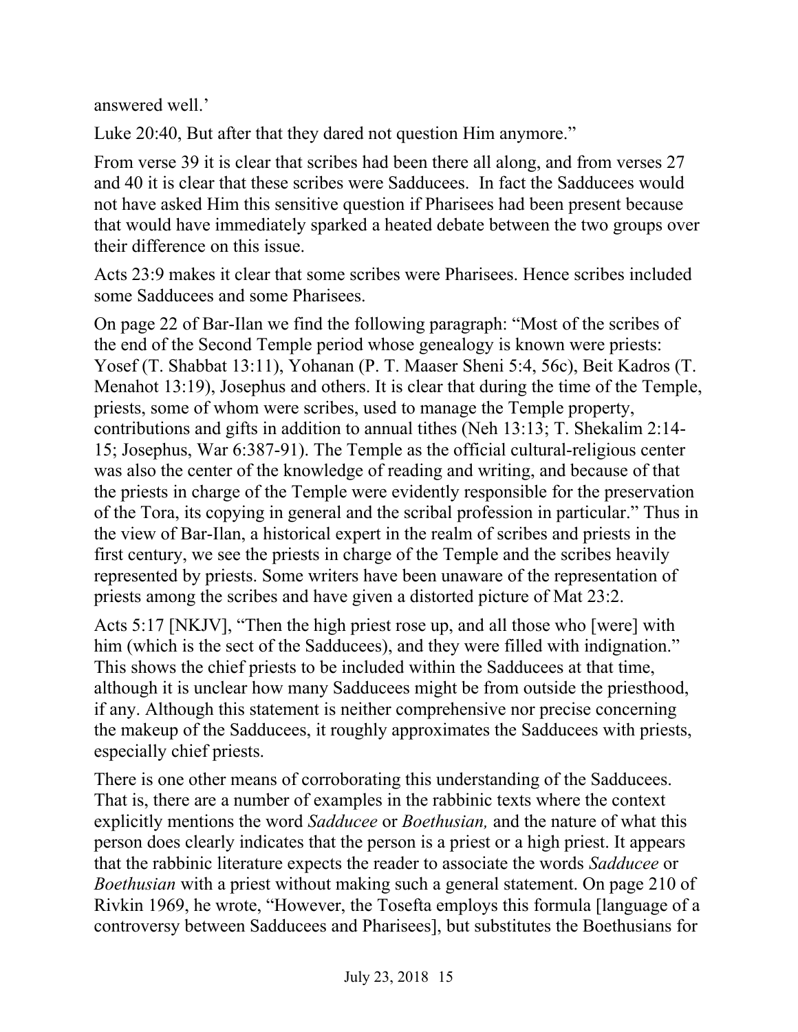answered well.'

Luke 20:40, But after that they dared not question Him anymore."

From verse 39 it is clear that scribes had been there all along, and from verses 27 and 40 it is clear that these scribes were Sadducees. In fact the Sadducees would not have asked Him this sensitive question if Pharisees had been present because that would have immediately sparked a heated debate between the two groups over their difference on this issue.

Acts 23:9 makes it clear that some scribes were Pharisees. Hence scribes included some Sadducees and some Pharisees.

On page 22 of Bar-Ilan we find the following paragraph: "Most of the scribes of the end of the Second Temple period whose genealogy is known were priests: Yosef (T. Shabbat 13:11), Yohanan (P. T. Maaser Sheni 5:4, 56c), Beit Kadros (T. Menahot 13:19), Josephus and others. It is clear that during the time of the Temple, priests, some of whom were scribes, used to manage the Temple property, contributions and gifts in addition to annual tithes (Neh 13:13; T. Shekalim 2:14-15; Josephus, War 6:387-91). The Temple as the official cultural-religious center was also the center of the knowledge of reading and writing, and because of that the priests in charge of the Temple were evidently responsible for the preservation of the Tora, its copying in general and the scribal profession in particular." Thus in the view of Bar-Ilan, a historical expert in the realm of scribes and priests in the first century, we see the priests in charge of the Temple and the scribes heavily represented by priests. Some writers have been unaware of the representation of priests among the scribes and have given a distorted picture of Mat 23:2.

Acts 5:17 [NKJV], "Then the high priest rose up, and all those who [were] with him (which is the sect of the Sadducees), and they were filled with indignation." This shows the chief priests to be included within the Sadducees at that time, although it is unclear how many Sadducees might be from outside the priesthood, if any. Although this statement is neither comprehensive nor precise concerning the makeup of the Sadducees, it roughly approximates the Sadducees with priests, especially chief priests.

There is one other means of corroborating this understanding of the Sadducees. That is, there are a number of examples in the rabbinic texts where the context explicitly mentions the word *Sadducee* or *Boethusian,* and the nature of what this person does clearly indicates that the person is a priest or a high priest. It appears that the rabbinic literature expects the reader to associate the words *Sadducee* or *Boethusian* with a priest without making such a general statement. On page 210 of Rivkin 1969, he wrote, "However, the Tosefta employs this formula [language of a controversy between Sadducees and Pharisees], but substitutes the Boethusians for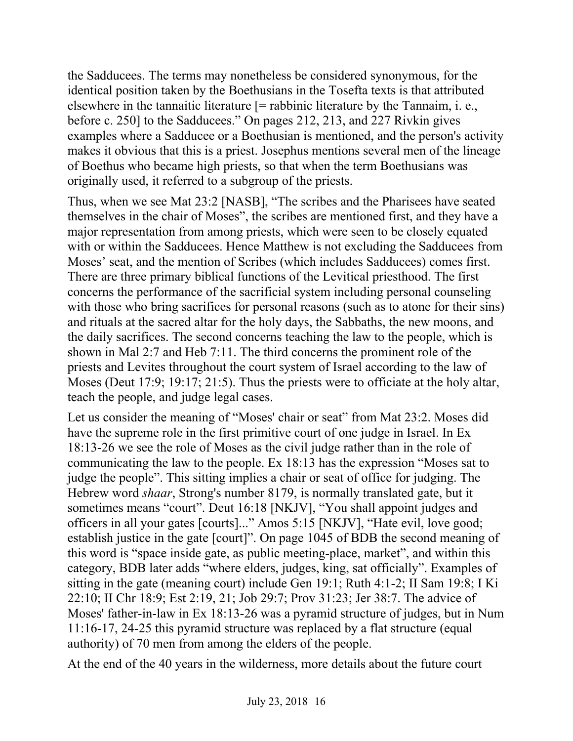the Sadducees. The terms may nonetheless be considered synonymous, for the identical position taken by the Boethusians in the Tosefta texts is that attributed elsewhere in the tannaitic literature [= rabbinic literature by the Tannaim, i. e., before c. 250] to the Sadducees." On pages 212, 213, and 227 Rivkin gives examples where a Sadducee or a Boethusian is mentioned, and the person's activity makes it obvious that this is a priest. Josephus mentions several men of the lineage of Boethus who became high priests, so that when the term Boethusians was originally used, it referred to a subgroup of the priests.

Thus, when we see Mat 23:2 [NASB], "The scribes and the Pharisees have seated themselves in the chair of Moses", the scribes are mentioned first, and they have a major representation from among priests, which were seen to be closely equated with or within the Sadducees. Hence Matthew is not excluding the Sadducees from Moses' seat, and the mention of Scribes (which includes Sadducees) comes first. There are three primary biblical functions of the Levitical priesthood. The first concerns the performance of the sacrificial system including personal counseling with those who bring sacrifices for personal reasons (such as to atone for their sins) and rituals at the sacred altar for the holy days, the Sabbaths, the new moons, and the daily sacrifices. The second concerns teaching the law to the people, which is shown in Mal 2:7 and Heb 7:11. The third concerns the prominent role of the priests and Levites throughout the court system of Israel according to the law of Moses (Deut 17:9; 19:17; 21:5). Thus the priests were to officiate at the holy altar, teach the people, and judge legal cases.

Let us consider the meaning of "Moses' chair or seat" from Mat 23:2. Moses did have the supreme role in the first primitive court of one judge in Israel. In Ex 18:13-26 we see the role of Moses as the civil judge rather than in the role of communicating the law to the people. Ex 18:13 has the expression "Moses sat to judge the people". This sitting implies a chair or seat of office for judging. The Hebrew word *shaar*, Strong's number 8179, is normally translated gate, but it sometimes means "court". Deut 16:18 [NKJV], "You shall appoint judges and officers in all your gates [courts]..." Amos 5:15 [NKJV], "Hate evil, love good; establish justice in the gate [court]". On page 1045 of BDB the second meaning of this word is "space inside gate, as public meeting-place, market", and within this category, BDB later adds "where elders, judges, king, sat officially". Examples of sitting in the gate (meaning court) include Gen 19:1; Ruth 4:1-2; II Sam 19:8; I Ki 22:10; II Chr 18:9; Est 2:19, 21; Job 29:7; Prov 31:23; Jer 38:7. The advice of Moses' father-in-law in Ex 18:13-26 was a pyramid structure of judges, but in Num 11:16-17, 24-25 this pyramid structure was replaced by a flat structure (equal authority) of 70 men from among the elders of the people.

At the end of the 40 years in the wilderness, more details about the future court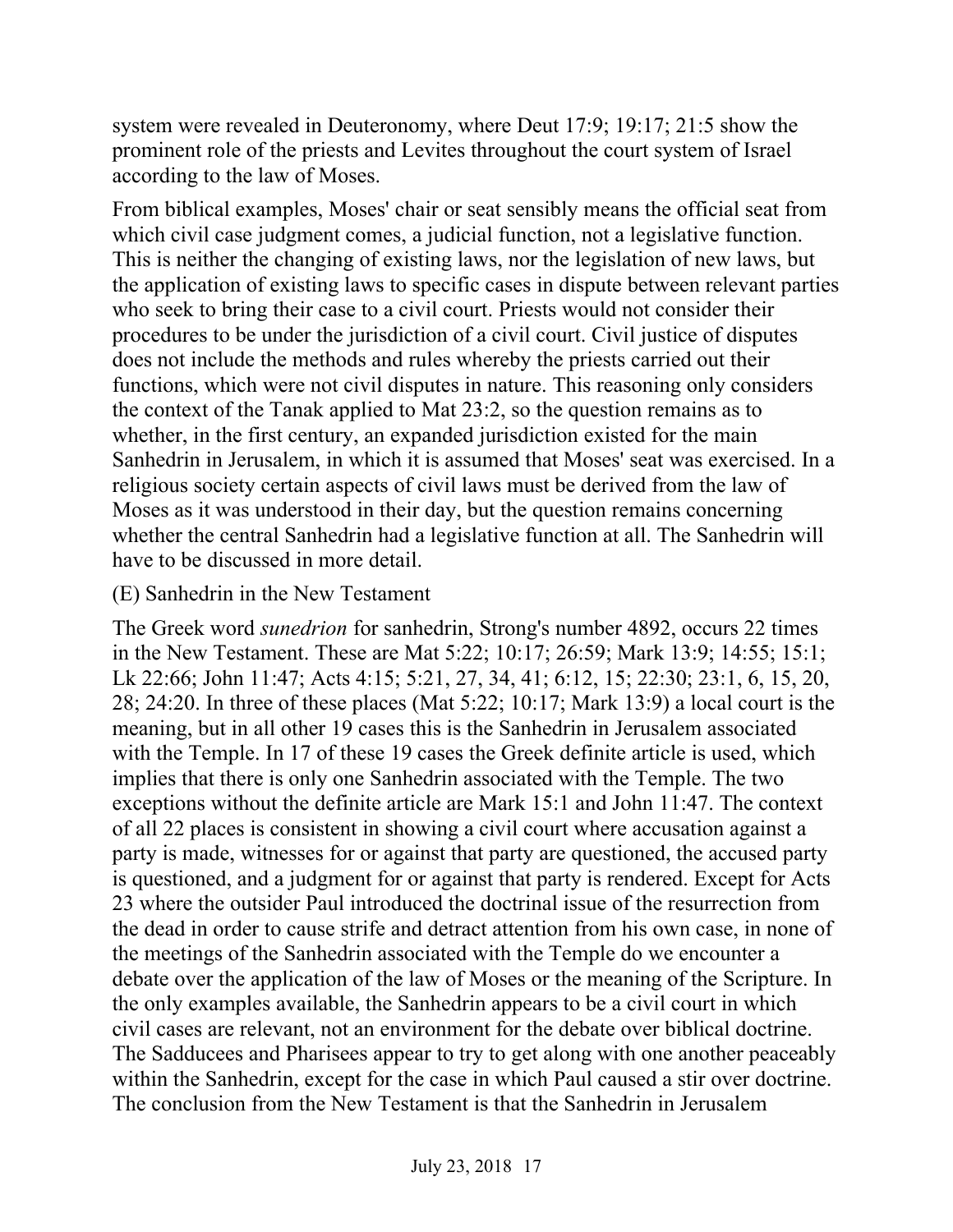system were revealed in Deuteronomy, where Deut 17:9; 19:17; 21:5 show the prominent role of the priests and Levites throughout the court system of Israel according to the law of Moses.

From biblical examples, Moses' chair or seat sensibly means the official seat from which civil case judgment comes, a judicial function, not a legislative function. This is neither the changing of existing laws, nor the legislation of new laws, but the application of existing laws to specific cases in dispute between relevant parties who seek to bring their case to a civil court. Priests would not consider their procedures to be under the jurisdiction of a civil court. Civil justice of disputes does not include the methods and rules whereby the priests carried out their functions, which were not civil disputes in nature. This reasoning only considers the context of the Tanak applied to Mat 23:2, so the question remains as to whether, in the first century, an expanded jurisdiction existed for the main Sanhedrin in Jerusalem, in which it is assumed that Moses' seat was exercised. In a religious society certain aspects of civil laws must be derived from the law of Moses as it was understood in their day, but the question remains concerning whether the central Sanhedrin had a legislative function at all. The Sanhedrin will have to be discussed in more detail.

(E) Sanhedrin in the New Testament

The Greek word *sunedrion* for sanhedrin, Strong's number 4892, occurs 22 times in the New Testament. These are Mat 5:22; 10:17; 26:59; Mark 13:9; 14:55; 15:1; Lk 22:66; John 11:47; Acts 4:15; 5:21, 27, 34, 41; 6:12, 15; 22:30; 23:1, 6, 15, 20, 28; 24:20. In three of these places (Mat 5:22; 10:17; Mark 13:9) a local court is the meaning, but in all other 19 cases this is the Sanhedrin in Jerusalem associated with the Temple. In 17 of these 19 cases the Greek definite article is used, which implies that there is only one Sanhedrin associated with the Temple. The two exceptions without the definite article are Mark 15:1 and John 11:47. The context of all 22 places is consistent in showing a civil court where accusation against a party is made, witnesses for or against that party are questioned, the accused party is questioned, and a judgment for or against that party is rendered. Except for Acts 23 where the outsider Paul introduced the doctrinal issue of the resurrection from the dead in order to cause strife and detract attention from his own case, in none of the meetings of the Sanhedrin associated with the Temple do we encounter a debate over the application of the law of Moses or the meaning of the Scripture. In the only examples available, the Sanhedrin appears to be a civil court in which civil cases are relevant, not an environment for the debate over biblical doctrine. The Sadducees and Pharisees appear to try to get along with one another peaceably within the Sanhedrin, except for the case in which Paul caused a stir over doctrine. The conclusion from the New Testament is that the Sanhedrin in Jerusalem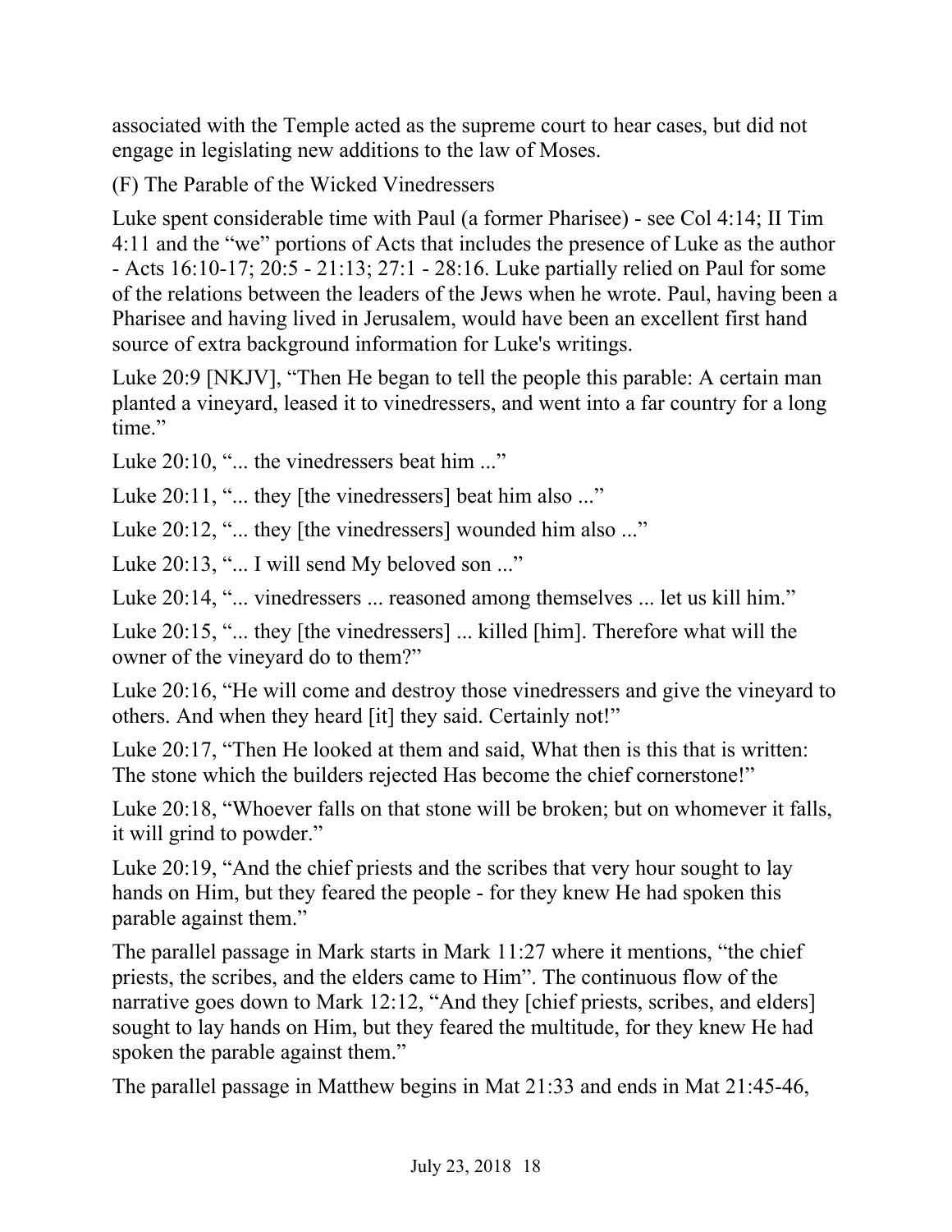associated with the Temple acted as the supreme court to hear cases, but did not engage in legislating new additions to the law of Moses.

(F) The Parable of the Wicked Vinedressers

Luke spent considerable time with Paul (a former Pharisee) - see Col 4:14; II Tim 4:11 and the "we" portions of Acts that includes the presence of Luke as the author - Acts 16:10-17; 20:5 - 21:13; 27:1 - 28:16. Luke partially relied on Paul for some of the relations between the leaders of the Jews when he wrote. Paul, having been a Pharisee and having lived in Jerusalem, would have been an excellent first hand source of extra background information for Luke's writings.

Luke 20:9 [NKJV], "Then He began to tell the people this parable: A certain man planted a vineyard, leased it to vinedressers, and went into a far country for a long time."

Luke 20:10, "... the vinedressers beat him ..."

Luke 20:11, "... they [the vinedressers] beat him also ..."

Luke 20:12, "... they [the vinedressers] wounded him also ..."

Luke 20:13, "... I will send My beloved son ..."

Luke 20:14, "... vinedressers ... reasoned among themselves ... let us kill him."

Luke 20:15, "... they [the vinedressers] ... killed [him]. Therefore what will the owner of the vineyard do to them?"

Luke 20:16, "He will come and destroy those vinedressers and give the vineyard to others. And when they heard [it] they said. Certainly not!"

Luke 20:17, "Then He looked at them and said, What then is this that is written: The stone which the builders rejected Has become the chief cornerstone!"

Luke 20:18, "Whoever falls on that stone will be broken; but on whomever it falls, it will grind to powder."

Luke 20:19, "And the chief priests and the scribes that very hour sought to lay hands on Him, but they feared the people - for they knew He had spoken this parable against them."

The parallel passage in Mark starts in Mark 11:27 where it mentions, "the chief priests, the scribes, and the elders came to Him". The continuous flow of the narrative goes down to Mark 12:12, "And they [chief priests, scribes, and elders] sought to lay hands on Him, but they feared the multitude, for they knew He had spoken the parable against them."

The parallel passage in Matthew begins in Mat 21:33 and ends in Mat 21:45-46,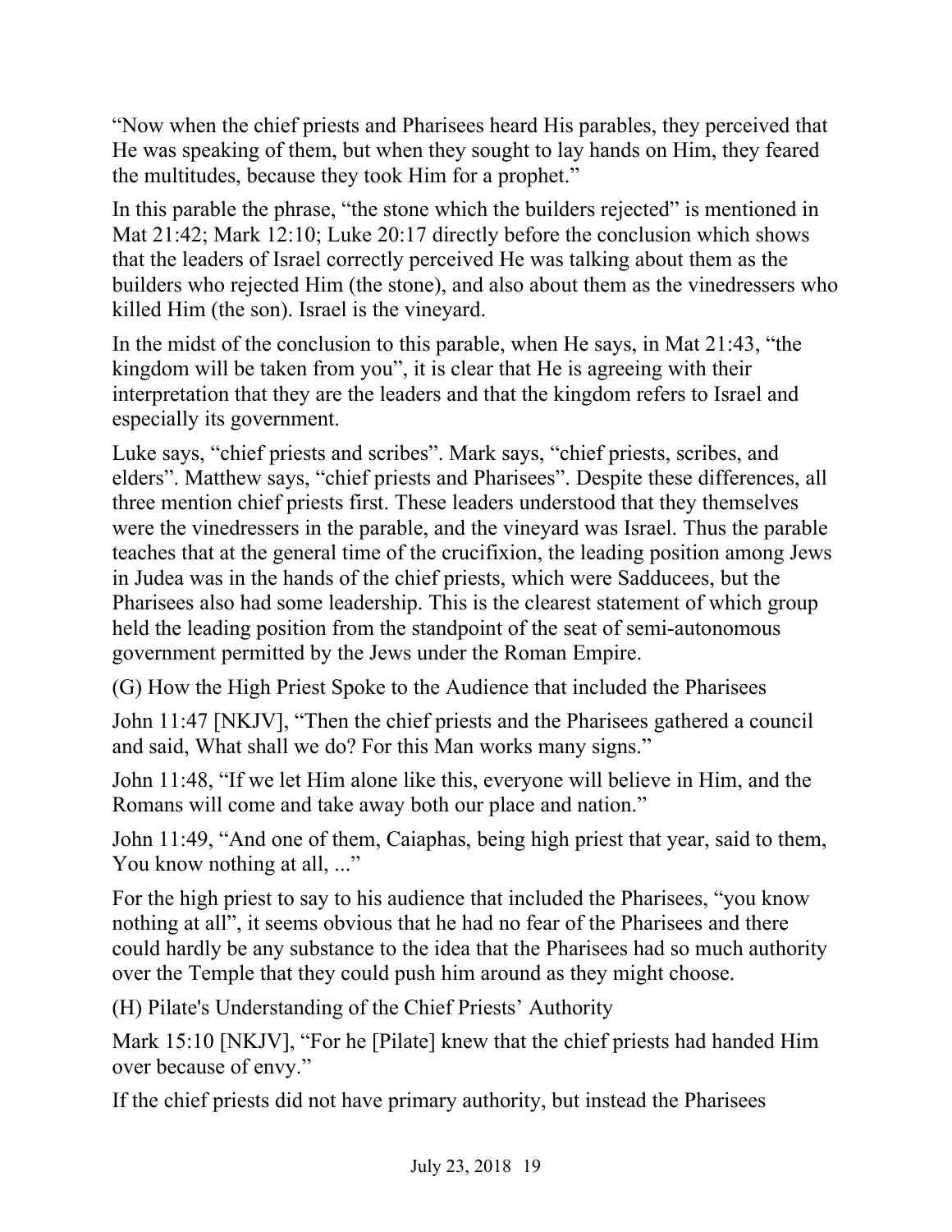"Now when the chief priests and Pharisees heard His parables, they perceived that He was speaking of them, but when they sought to lay hands on Him, they feared the multitudes, because they took Him for a prophet."

In this parable the phrase, "the stone which the builders rejected" is mentioned in Mat 21:42; Mark 12:10; Luke 20:17 directly before the conclusion which shows that the leaders of Israel correctly perceived He was talking about them as the builders who rejected Him (the stone), and also about them as the vinedressers who killed Him (the son). Israel is the vineyard.

In the midst of the conclusion to this parable, when He says, in Mat 21:43, "the kingdom will be taken from you", it is clear that He is agreeing with their interpretation that they are the leaders and that the kingdom refers to Israel and especially its government.

Luke says, "chief priests and scribes". Mark says, "chief priests, scribes, and elders". Matthew says, "chief priests and Pharisees". Despite these differences, all three mention chief priests first. These leaders understood that they themselves were the vinedressers in the parable, and the vineyard was Israel. Thus the parable teaches that at the general time of the crucifixion, the leading position among Jews in Judea was in the hands of the chief priests, which were Sadducees, but the Pharisees also had some leadership. This is the clearest statement of which group held the leading position from the standpoint of the seat of semi-autonomous government permitted by the Jews under the Roman Empire.

(G) How the High Priest Spoke to the Audience that included the Pharisees

John 11:47 [NKJV], "Then the chief priests and the Pharisees gathered a council and said, What shall we do? For this Man works many signs."

John 11:48, "If we let Him alone like this, everyone will believe in Him, and the Romans will come and take away both our place and nation."

John 11:49, "And one of them, Caiaphas, being high priest that year, said to them, You know nothing at all, ..."

For the high priest to say to his audience that included the Pharisees, "you know nothing at all", it seems obvious that he had no fear of the Pharisees and there could hardly be any substance to the idea that the Pharisees had so much authority over the Temple that they could push him around as they might choose.

(H) Pilate's Understanding of the Chief Priests' Authority

Mark 15:10 [NKJV], "For he [Pilate] knew that the chief priests had handed Him over because of envy."

If the chief priests did not have primary authority, but instead the Pharisees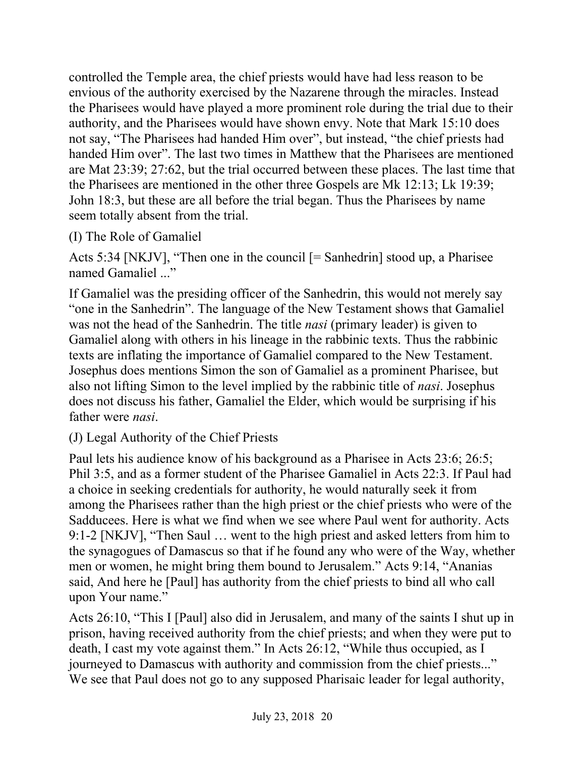controlled the Temple area, the chief priests would have had less reason to be envious of the authority exercised by the Nazarene through the miracles. Instead the Pharisees would have played a more prominent role during the trial due to their authority, and the Pharisees would have shown envy. Note that Mark 15:10 does not say, "The Pharisees had handed Him over", but instead, "the chief priests had handed Him over". The last two times in Matthew that the Pharisees are mentioned are Mat 23:39; 27:62, but the trial occurred between these places. The last time that the Pharisees are mentioned in the other three Gospels are Mk 12:13; Lk 19:39; John 18:3, but these are all before the trial began. Thus the Pharisees by name seem totally absent from the trial.

(I) The Role of Gamaliel

Acts 5:34 [NKJV], "Then one in the council [= Sanhedrin] stood up, a Pharisee named Gamaliel ..."

If Gamaliel was the presiding officer of the Sanhedrin, this would not merely say "one in the Sanhedrin". The language of the New Testament shows that Gamaliel was not the head of the Sanhedrin. The title *nasi* (primary leader) is given to Gamaliel along with others in his lineage in the rabbinic texts. Thus the rabbinic texts are inflating the importance of Gamaliel compared to the New Testament. Josephus does mentions Simon the son of Gamaliel as a prominent Pharisee, but also not lifting Simon to the level implied by the rabbinic title of *nasi*. Josephus does not discuss his father, Gamaliel the Elder, which would be surprising if his father were *nasi*.

(J) Legal Authority of the Chief Priests

Paul lets his audience know of his background as a Pharisee in Acts 23:6; 26:5; Phil 3:5, and as a former student of the Pharisee Gamaliel in Acts 22:3. If Paul had a choice in seeking credentials for authority, he would naturally seek it from among the Pharisees rather than the high priest or the chief priests who were of the Sadducees. Here is what we find when we see where Paul went for authority. Acts 9:1-2 [NKJV], "Then Saul … went to the high priest and asked letters from him to the synagogues of Damascus so that if he found any who were of the Way, whether men or women, he might bring them bound to Jerusalem." Acts 9:14, "Ananias said, And here he [Paul] has authority from the chief priests to bind all who call upon Your name."

Acts 26:10, "This I [Paul] also did in Jerusalem, and many of the saints I shut up in prison, having received authority from the chief priests; and when they were put to death, I cast my vote against them." In Acts 26:12, "While thus occupied, as I journeyed to Damascus with authority and commission from the chief priests..." We see that Paul does not go to any supposed Pharisaic leader for legal authority,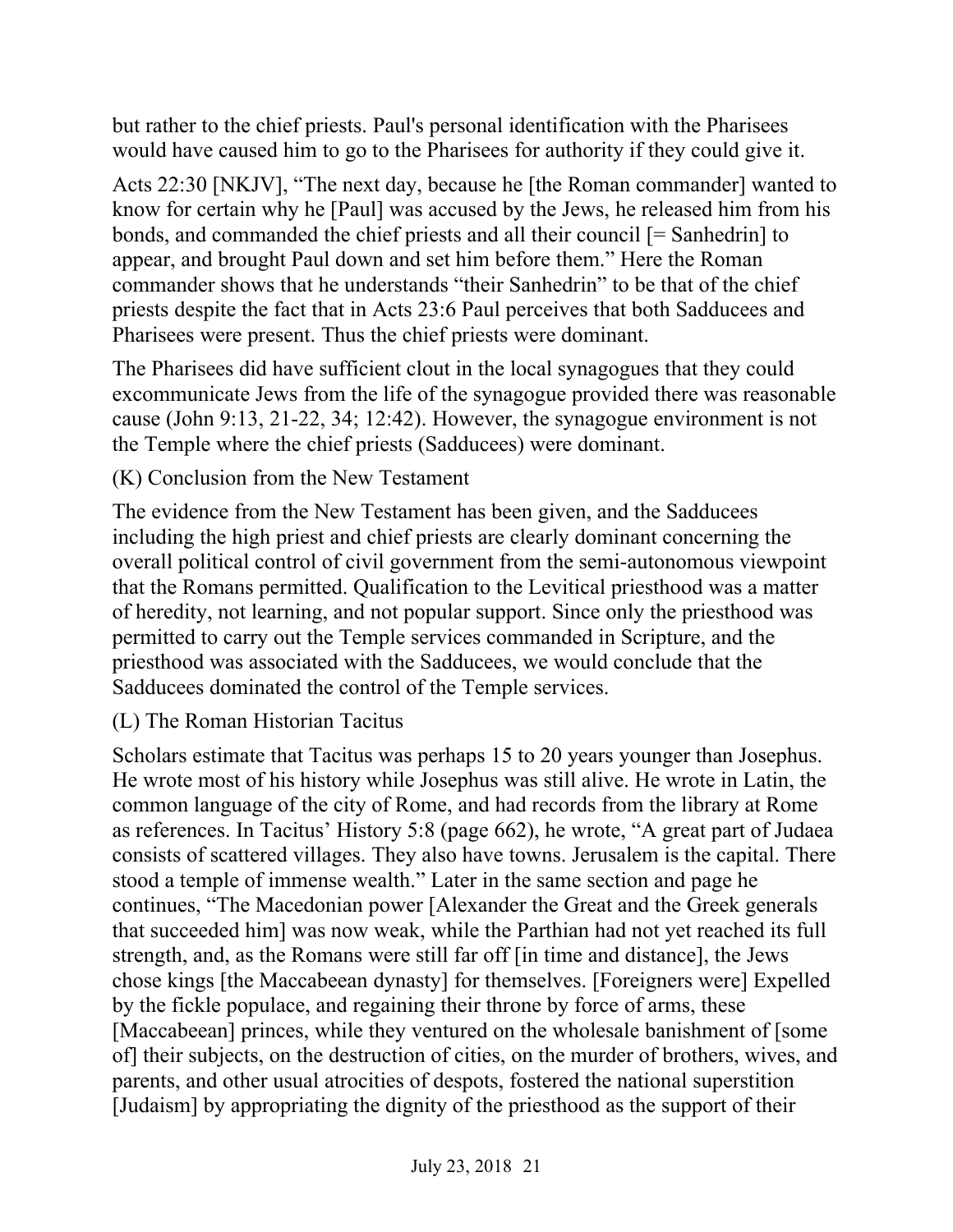but rather to the chief priests. Paul's personal identification with the Pharisees would have caused him to go to the Pharisees for authority if they could give it.

Acts 22:30 [NKJV], "The next day, because he [the Roman commander] wanted to know for certain why he [Paul] was accused by the Jews, he released him from his bonds, and commanded the chief priests and all their council [= Sanhedrin] to appear, and brought Paul down and set him before them." Here the Roman commander shows that he understands "their Sanhedrin" to be that of the chief priests despite the fact that in Acts 23:6 Paul perceives that both Sadducees and Pharisees were present. Thus the chief priests were dominant.

The Pharisees did have sufficient clout in the local synagogues that they could excommunicate Jews from the life of the synagogue provided there was reasonable cause (John 9:13, 21-22, 34; 12:42). However, the synagogue environment is not the Temple where the chief priests (Sadducees) were dominant.

(K) Conclusion from the New Testament

The evidence from the New Testament has been given, and the Sadducees including the high priest and chief priests are clearly dominant concerning the overall political control of civil government from the semi-autonomous viewpoint that the Romans permitted. Qualification to the Levitical priesthood was a matter of heredity, not learning, and not popular support. Since only the priesthood was permitted to carry out the Temple services commanded in Scripture, and the priesthood was associated with the Sadducees, we would conclude that the Sadducees dominated the control of the Temple services.

(L) The Roman Historian Tacitus

Scholars estimate that Tacitus was perhaps 15 to 20 years younger than Josephus. He wrote most of his history while Josephus was still alive. He wrote in Latin, the common language of the city of Rome, and had records from the library at Rome as references. In Tacitus' History 5:8 (page 662), he wrote, "A great part of Judaea consists of scattered villages. They also have towns. Jerusalem is the capital. There stood a temple of immense wealth." Later in the same section and page he continues, "The Macedonian power [Alexander the Great and the Greek generals that succeeded him] was now weak, while the Parthian had not yet reached its full strength, and, as the Romans were still far off [in time and distance], the Jews chose kings [the Maccabeean dynasty] for themselves. [Foreigners were] Expelled by the fickle populace, and regaining their throne by force of arms, these [Maccabeean] princes, while they ventured on the wholesale banishment of [some of] their subjects, on the destruction of cities, on the murder of brothers, wives, and parents, and other usual atrocities of despots, fostered the national superstition [Judaism] by appropriating the dignity of the priesthood as the support of their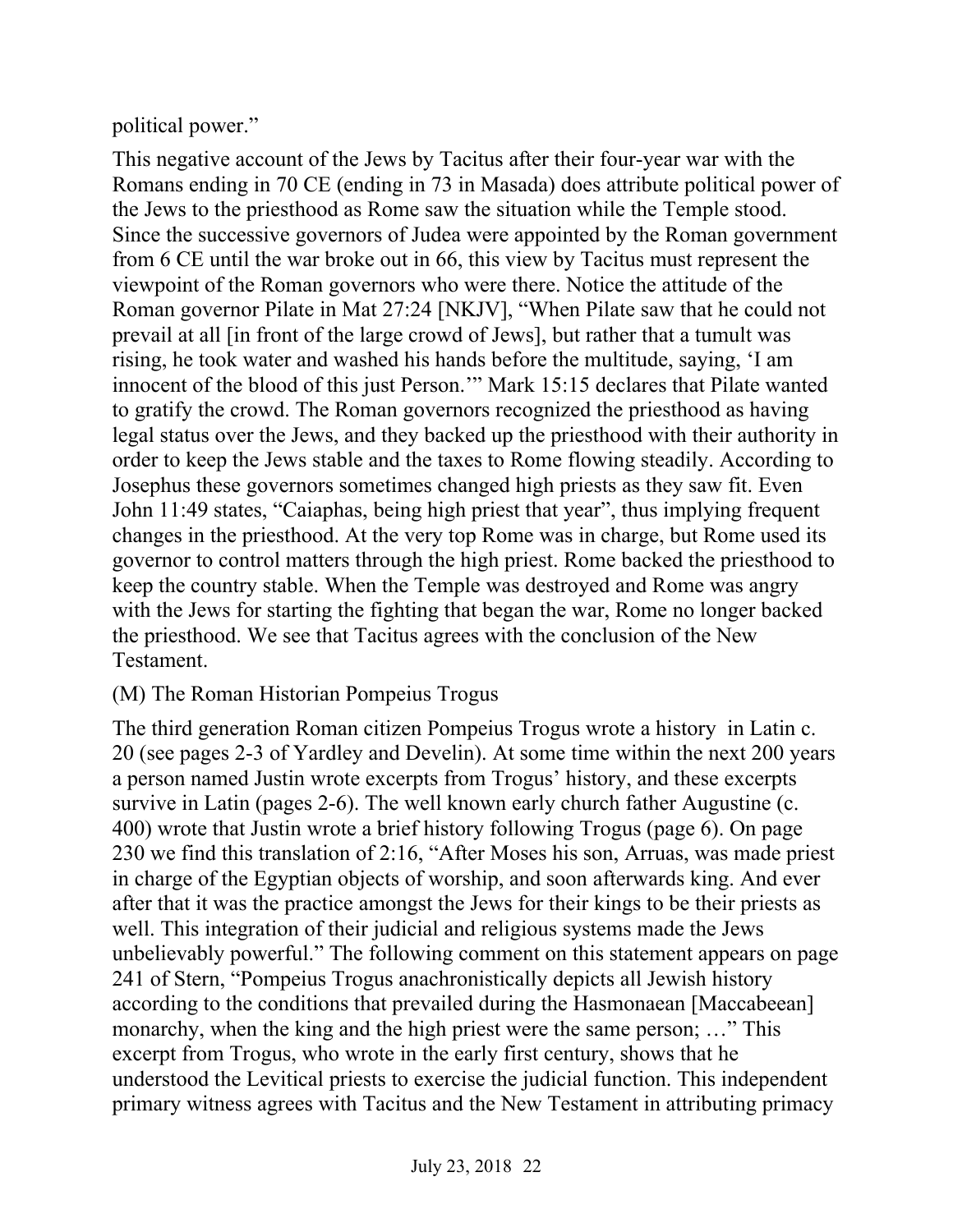political power."

This negative account of the Jews by Tacitus after their four-year war with the Romans ending in 70 CE (ending in 73 in Masada) does attribute political power of the Jews to the priesthood as Rome saw the situation while the Temple stood. Since the successive governors of Judea were appointed by the Roman government from 6 CE until the war broke out in 66, this view by Tacitus must represent the viewpoint of the Roman governors who were there. Notice the attitude of the Roman governor Pilate in Mat 27:24 [NKJV], "When Pilate saw that he could not prevail at all [in front of the large crowd of Jews], but rather that a tumult was rising, he took water and washed his hands before the multitude, saying, 'I am innocent of the blood of this just Person.'" Mark 15:15 declares that Pilate wanted to gratify the crowd. The Roman governors recognized the priesthood as having legal status over the Jews, and they backed up the priesthood with their authority in order to keep the Jews stable and the taxes to Rome flowing steadily. According to Josephus these governors sometimes changed high priests as they saw fit. Even John 11:49 states, "Caiaphas, being high priest that year", thus implying frequent changes in the priesthood. At the very top Rome was in charge, but Rome used its governor to control matters through the high priest. Rome backed the priesthood to keep the country stable. When the Temple was destroyed and Rome was angry with the Jews for starting the fighting that began the war, Rome no longer backed the priesthood. We see that Tacitus agrees with the conclusion of the New Testament.

(M) The Roman Historian Pompeius Trogus

The third generation Roman citizen Pompeius Trogus wrote a history in Latin c. 20 (see pages 2-3 of Yardley and Develin). At some time within the next 200 years a person named Justin wrote excerpts from Trogus' history, and these excerpts survive in Latin (pages 2-6). The well known early church father Augustine (c. 400) wrote that Justin wrote a brief history following Trogus (page 6). On page 230 we find this translation of 2:16, "After Moses his son, Arruas, was made priest in charge of the Egyptian objects of worship, and soon afterwards king. And ever after that it was the practice amongst the Jews for their kings to be their priests as well. This integration of their judicial and religious systems made the Jews unbelievably powerful." The following comment on this statement appears on page 241 of Stern, "Pompeius Trogus anachronistically depicts all Jewish history according to the conditions that prevailed during the Hasmonaean [Maccabeean] monarchy, when the king and the high priest were the same person; …" This excerpt from Trogus, who wrote in the early first century, shows that he understood the Levitical priests to exercise the judicial function. This independent primary witness agrees with Tacitus and the New Testament in attributing primacy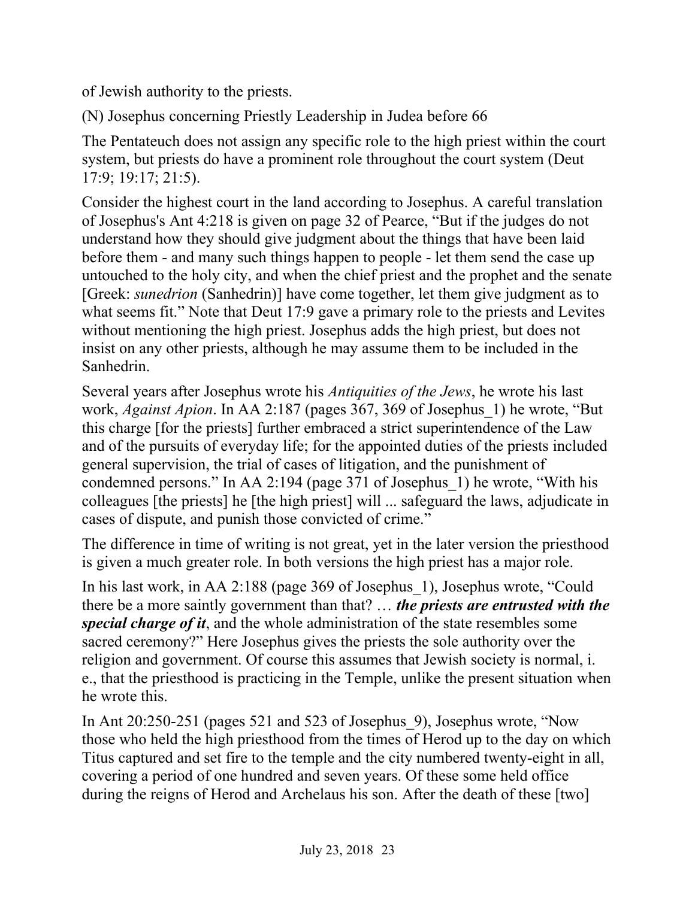of Jewish authority to the priests.

## (N) Josephus concerning Priestly Leadership in Judea before 66

The Pentateuch does not assign any specific role to the high priest within the court system, but priests do have a prominent role throughout the court system (Deut 17:9; 19:17; 21:5).

Consider the highest court in the land according to Josephus. A careful translation of Josephus's Ant 4:218 is given on page 32 of Pearce, "But if the judges do not understand how they should give judgment about the things that have been laid before them - and many such things happen to people - let them send the case up untouched to the holy city, and when the chief priest and the prophet and the senate [Greek: *sunedrion* (Sanhedrin)] have come together, let them give judgment as to what seems fit." Note that Deut 17:9 gave a primary role to the priests and Levites without mentioning the high priest. Josephus adds the high priest, but does not insist on any other priests, although he may assume them to be included in the Sanhedrin.

Several years after Josephus wrote his *Antiquities of the Jews*, he wrote his last work, *Against Apion*. In AA 2:187 (pages 367, 369 of Josephus_1) he wrote, "But this charge [for the priests] further embraced a strict superintendence of the Law and of the pursuits of everyday life; for the appointed duties of the priests included general supervision, the trial of cases of litigation, and the punishment of condemned persons." In AA 2:194 (page 371 of Josephus_1) he wrote, "With his colleagues [the priests] he [the high priest] will ... safeguard the laws, adjudicate in cases of dispute, and punish those convicted of crime."

The difference in time of writing is not great, yet in the later version the priesthood is given a much greater role. In both versions the high priest has a major role.

In his last work, in AA 2:188 (page 369 of Josephus_1), Josephus wrote, "Could there be a more saintly government than that? … ***the priests are entrusted with the special charge of it***, and the whole administration of the state resembles some sacred ceremony?" Here Josephus gives the priests the sole authority over the religion and government. Of course this assumes that Jewish society is normal, i. e., that the priesthood is practicing in the Temple, unlike the present situation when he wrote this.

In Ant 20:250-251 (pages 521 and 523 of Josephus_9), Josephus wrote, "Now those who held the high priesthood from the times of Herod up to the day on which Titus captured and set fire to the temple and the city numbered twenty-eight in all, covering a period of one hundred and seven years. Of these some held office during the reigns of Herod and Archelaus his son. After the death of these [two]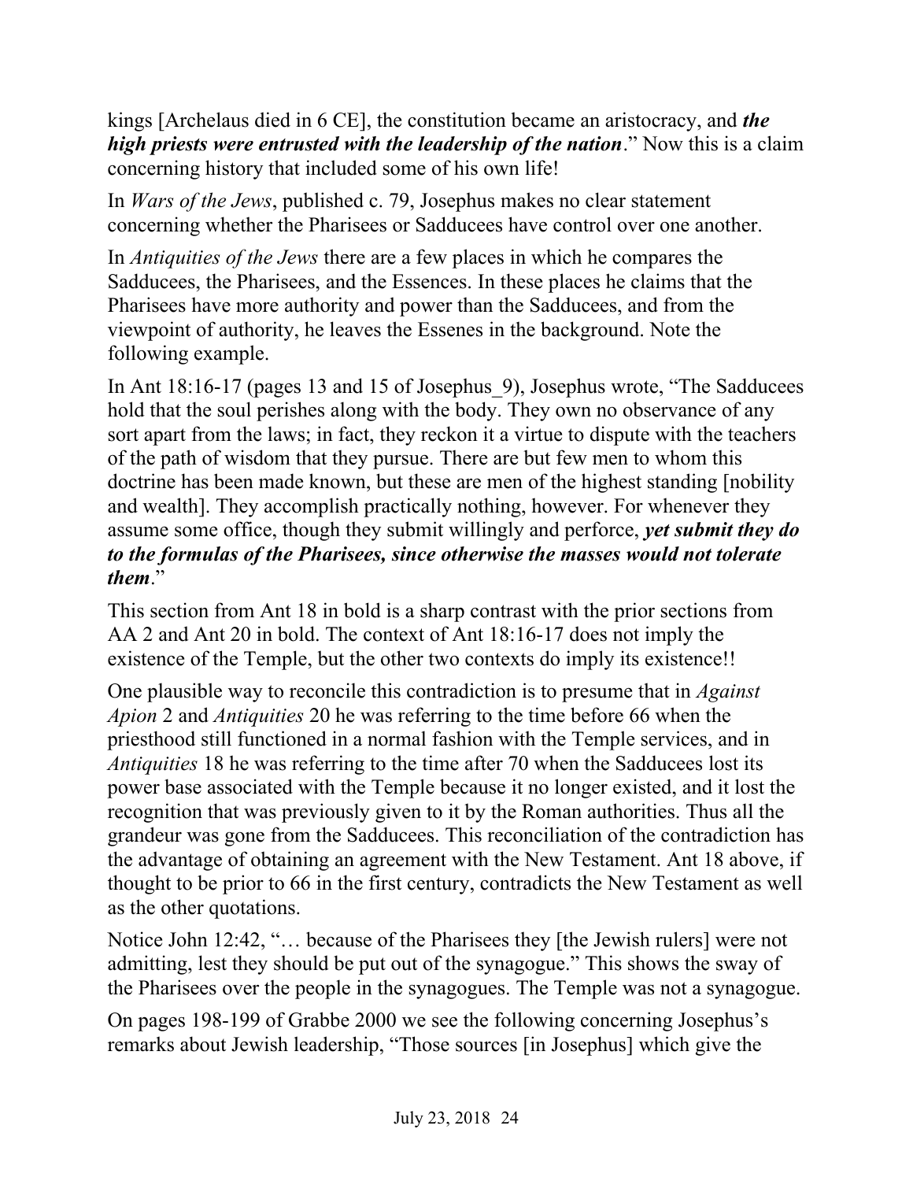kings [Archelaus died in 6 CE], the constitution became an aristocracy, and ***the high priests were entrusted with the leadership of the nation***." Now this is a claim concerning history that included some of his own life!

In *Wars of the Jews*, published c. 79, Josephus makes no clear statement concerning whether the Pharisees or Sadducees have control over one another.

In *Antiquities of the Jews* there are a few places in which he compares the Sadducees, the Pharisees, and the Essences. In these places he claims that the Pharisees have more authority and power than the Sadducees, and from the viewpoint of authority, he leaves the Essenes in the background. Note the following example.

In Ant 18:16-17 (pages 13 and 15 of Josephus_9), Josephus wrote, "The Sadducees hold that the soul perishes along with the body. They own no observance of any sort apart from the laws; in fact, they reckon it a virtue to dispute with the teachers of the path of wisdom that they pursue. There are but few men to whom this doctrine has been made known, but these are men of the highest standing [nobility and wealth]. They accomplish practically nothing, however. For whenever they assume some office, though they submit willingly and perforce, ***yet submit they do to the formulas of the Pharisees, since otherwise the masses would not tolerate them***."

This section from Ant 18 in bold is a sharp contrast with the prior sections from AA 2 and Ant 20 in bold. The context of Ant 18:16-17 does not imply the existence of the Temple, but the other two contexts do imply its existence!!

One plausible way to reconcile this contradiction is to presume that in *Against Apion* 2 and *Antiquities* 20 he was referring to the time before 66 when the priesthood still functioned in a normal fashion with the Temple services, and in *Antiquities* 18 he was referring to the time after 70 when the Sadducees lost its power base associated with the Temple because it no longer existed, and it lost the recognition that was previously given to it by the Roman authorities. Thus all the grandeur was gone from the Sadducees. This reconciliation of the contradiction has the advantage of obtaining an agreement with the New Testament. Ant 18 above, if thought to be prior to 66 in the first century, contradicts the New Testament as well as the other quotations.

Notice John 12:42, "… because of the Pharisees they [the Jewish rulers] were not admitting, lest they should be put out of the synagogue." This shows the sway of the Pharisees over the people in the synagogues. The Temple was not a synagogue.

On pages 198-199 of Grabbe 2000 we see the following concerning Josephus's remarks about Jewish leadership, "Those sources [in Josephus] which give the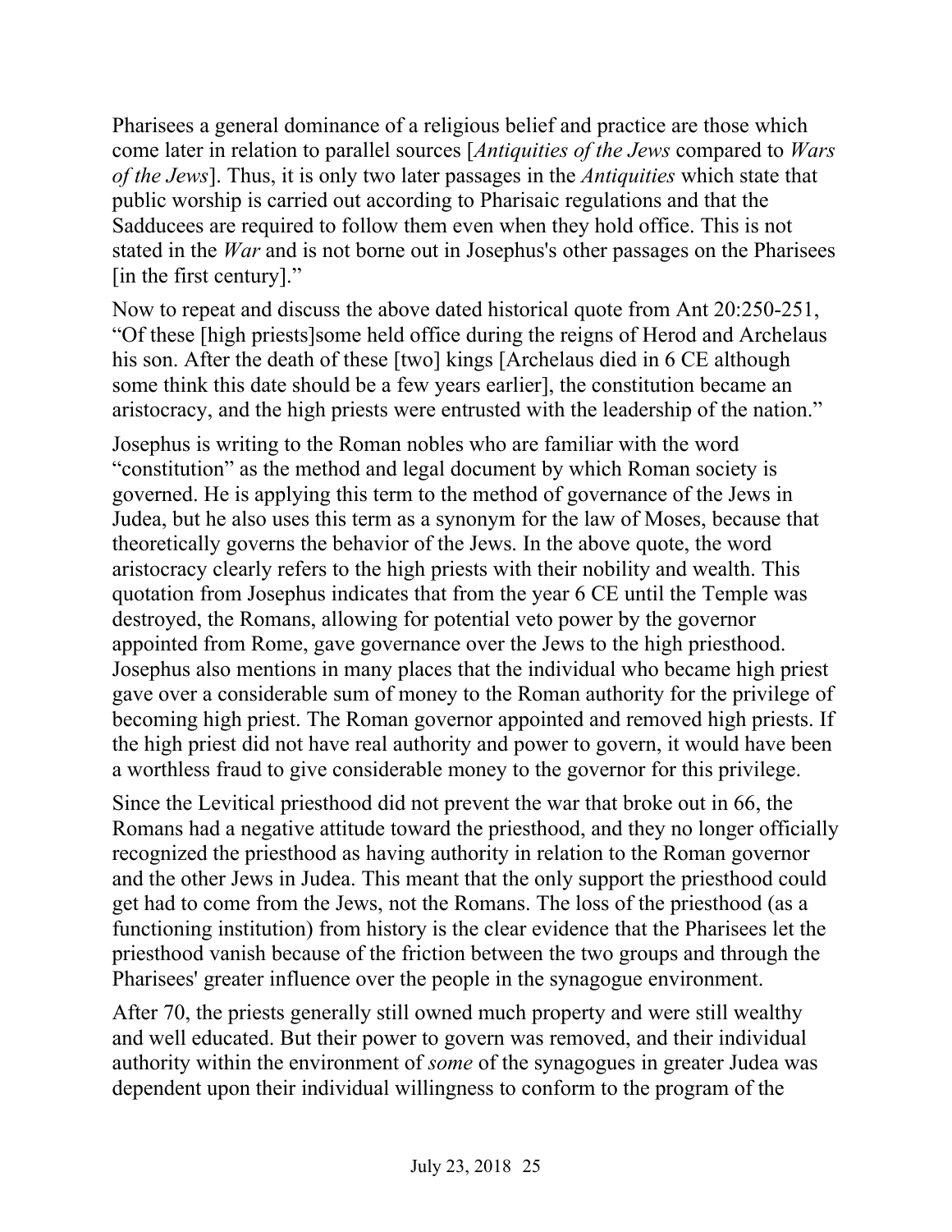Pharisees a general dominance of a religious belief and practice are those which come later in relation to parallel sources [*Antiquities of the Jews* compared to *Wars of the Jews*]. Thus, it is only two later passages in the *Antiquities* which state that public worship is carried out according to Pharisaic regulations and that the Sadducees are required to follow them even when they hold office. This is not stated in the *War* and is not borne out in Josephus's other passages on the Pharisees [in the first century]."

Now to repeat and discuss the above dated historical quote from Ant 20:250-251, "Of these [high priests]some held office during the reigns of Herod and Archelaus his son. After the death of these [two] kings [Archelaus died in 6 CE although some think this date should be a few years earlier], the constitution became an aristocracy, and the high priests were entrusted with the leadership of the nation."

Josephus is writing to the Roman nobles who are familiar with the word "constitution" as the method and legal document by which Roman society is governed. He is applying this term to the method of governance of the Jews in Judea, but he also uses this term as a synonym for the law of Moses, because that theoretically governs the behavior of the Jews. In the above quote, the word aristocracy clearly refers to the high priests with their nobility and wealth. This quotation from Josephus indicates that from the year 6 CE until the Temple was destroyed, the Romans, allowing for potential veto power by the governor appointed from Rome, gave governance over the Jews to the high priesthood. Josephus also mentions in many places that the individual who became high priest gave over a considerable sum of money to the Roman authority for the privilege of becoming high priest. The Roman governor appointed and removed high priests. If the high priest did not have real authority and power to govern, it would have been a worthless fraud to give considerable money to the governor for this privilege.

Since the Levitical priesthood did not prevent the war that broke out in 66, the Romans had a negative attitude toward the priesthood, and they no longer officially recognized the priesthood as having authority in relation to the Roman governor and the other Jews in Judea. This meant that the only support the priesthood could get had to come from the Jews, not the Romans. The loss of the priesthood (as a functioning institution) from history is the clear evidence that the Pharisees let the priesthood vanish because of the friction between the two groups and through the Pharisees' greater influence over the people in the synagogue environment.

After 70, the priests generally still owned much property and were still wealthy and well educated. But their power to govern was removed, and their individual authority within the environment of *some* of the synagogues in greater Judea was dependent upon their individual willingness to conform to the program of the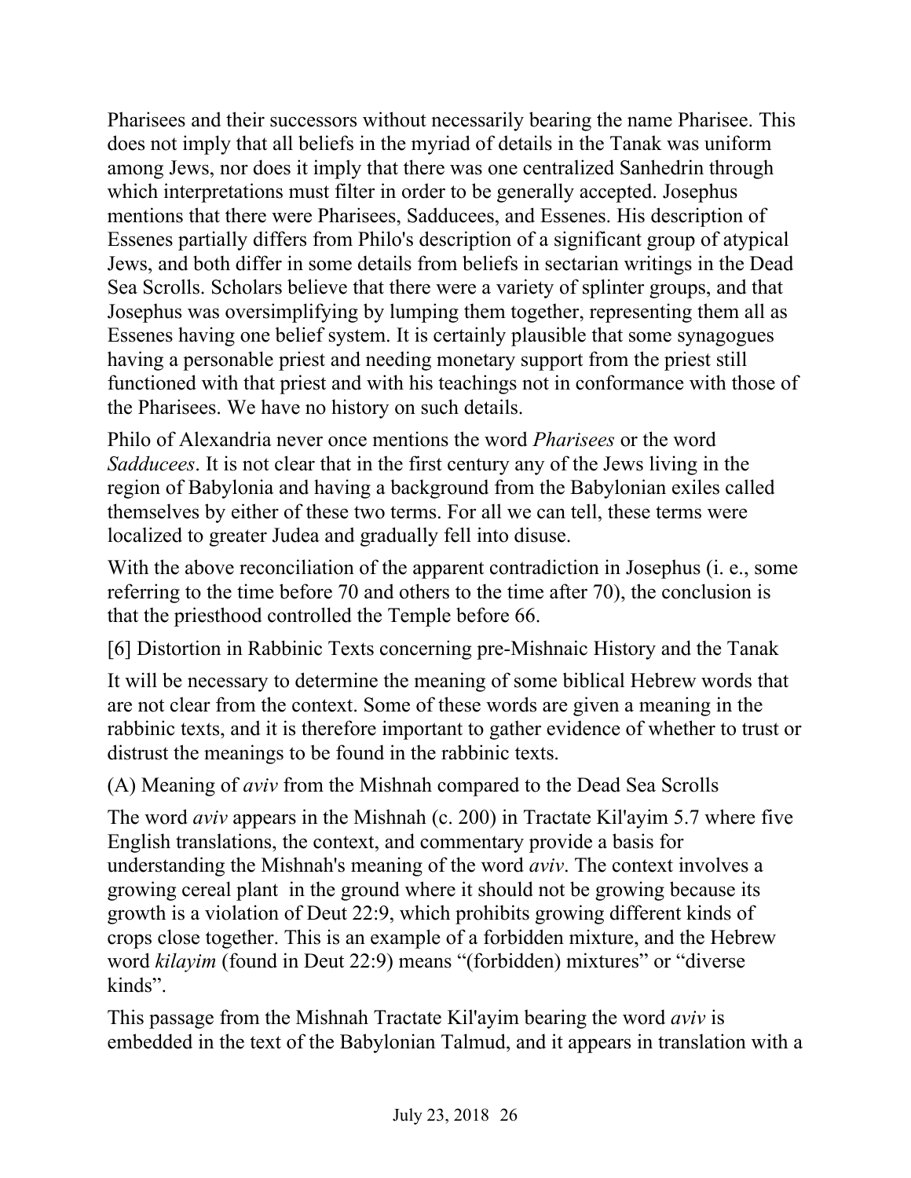Pharisees and their successors without necessarily bearing the name Pharisee. This does not imply that all beliefs in the myriad of details in the Tanak was uniform among Jews, nor does it imply that there was one centralized Sanhedrin through which interpretations must filter in order to be generally accepted. Josephus mentions that there were Pharisees, Sadducees, and Essenes. His description of Essenes partially differs from Philo's description of a significant group of atypical Jews, and both differ in some details from beliefs in sectarian writings in the Dead Sea Scrolls. Scholars believe that there were a variety of splinter groups, and that Josephus was oversimplifying by lumping them together, representing them all as Essenes having one belief system. It is certainly plausible that some synagogues having a personable priest and needing monetary support from the priest still functioned with that priest and with his teachings not in conformance with those of the Pharisees. We have no history on such details.

Philo of Alexandria never once mentions the word *Pharisees* or the word *Sadducees*. It is not clear that in the first century any of the Jews living in the region of Babylonia and having a background from the Babylonian exiles called themselves by either of these two terms. For all we can tell, these terms were localized to greater Judea and gradually fell into disuse.

With the above reconciliation of the apparent contradiction in Josephus (i. e., some referring to the time before 70 and others to the time after 70), the conclusion is that the priesthood controlled the Temple before 66.

## [6] Distortion in Rabbinic Texts concerning pre-Mishnaic History and the Tanak

It will be necessary to determine the meaning of some biblical Hebrew words that are not clear from the context. Some of these words are given a meaning in the rabbinic texts, and it is therefore important to gather evidence of whether to trust or distrust the meanings to be found in the rabbinic texts.

### (A) Meaning of *aviv* from the Mishnah compared to the Dead Sea Scrolls

The word *aviv* appears in the Mishnah (c. 200) in Tractate Kil'ayim 5.7 where five English translations, the context, and commentary provide a basis for understanding the Mishnah's meaning of the word *aviv*. The context involves a growing cereal plant in the ground where it should not be growing because its growth is a violation of Deut 22:9, which prohibits growing different kinds of crops close together. This is an example of a forbidden mixture, and the Hebrew word *kilayim* (found in Deut 22:9) means "(forbidden) mixtures" or "diverse kinds".

This passage from the Mishnah Tractate Kil'ayim bearing the word *aviv* is embedded in the text of the Babylonian Talmud, and it appears in translation with a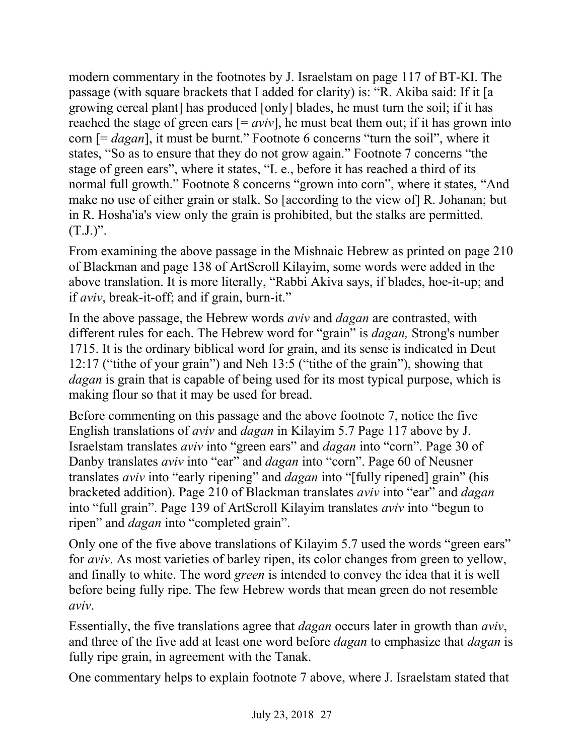modern commentary in the footnotes by J. Israelstam on page 117 of BT-KI. The passage (with square brackets that I added for clarity) is: "R. Akiba said: If it [a growing cereal plant] has produced [only] blades, he must turn the soil; if it has reached the stage of green ears [= *aviv*], he must beat them out; if it has grown into corn [= *dagan*], it must be burnt." Footnote 6 concerns "turn the soil", where it states, "So as to ensure that they do not grow again." Footnote 7 concerns "the stage of green ears", where it states, "I. e., before it has reached a third of its normal full growth." Footnote 8 concerns "grown into corn", where it states, "And make no use of either grain or stalk. So [according to the view of] R. Johanan; but in R. Hosha'ia's view only the grain is prohibited, but the stalks are permitted. (T.J.)".

From examining the above passage in the Mishnaic Hebrew as printed on page 210 of Blackman and page 138 of ArtScroll Kilayim, some words were added in the above translation. It is more literally, "Rabbi Akiva says, if blades, hoe-it-up; and if *aviv*, break-it-off; and if grain, burn-it."

In the above passage, the Hebrew words *aviv* and *dagan* are contrasted, with different rules for each. The Hebrew word for "grain" is *dagan,* Strong's number 1715. It is the ordinary biblical word for grain, and its sense is indicated in Deut 12:17 ("tithe of your grain") and Neh 13:5 ("tithe of the grain"), showing that *dagan* is grain that is capable of being used for its most typical purpose, which is making flour so that it may be used for bread.

Before commenting on this passage and the above footnote 7, notice the five English translations of *aviv* and *dagan* in Kilayim 5.7 Page 117 above by J. Israelstam translates *aviv* into "green ears" and *dagan* into "corn". Page 30 of Danby translates *aviv* into "ear" and *dagan* into "corn". Page 60 of Neusner translates *aviv* into "early ripening" and *dagan* into "[fully ripened] grain" (his bracketed addition). Page 210 of Blackman translates *aviv* into "ear" and *dagan* into "full grain". Page 139 of ArtScroll Kilayim translates *aviv* into "begun to ripen" and *dagan* into "completed grain".

Only one of the five above translations of Kilayim 5.7 used the words "green ears" for *aviv*. As most varieties of barley ripen, its color changes from green to yellow, and finally to white. The word *green* is intended to convey the idea that it is well before being fully ripe. The few Hebrew words that mean green do not resemble *aviv*.

Essentially, the five translations agree that *dagan* occurs later in growth than *aviv*, and three of the five add at least one word before *dagan* to emphasize that *dagan* is fully ripe grain, in agreement with the Tanak.

One commentary helps to explain footnote 7 above, where J. Israelstam stated that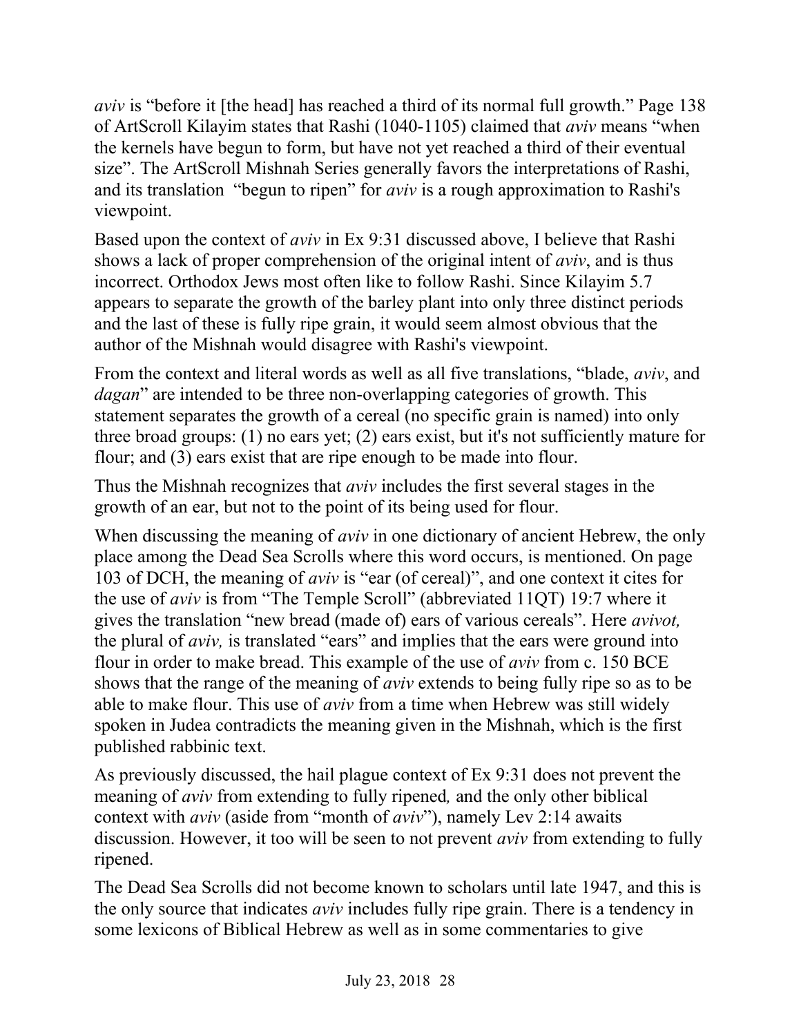*aviv* is "before it [the head] has reached a third of its normal full growth." Page 138 of ArtScroll Kilayim states that Rashi (1040-1105) claimed that *aviv* means "when the kernels have begun to form, but have not yet reached a third of their eventual size". The ArtScroll Mishnah Series generally favors the interpretations of Rashi, and its translation "begun to ripen" for *aviv* is a rough approximation to Rashi's viewpoint.

Based upon the context of *aviv* in Ex 9:31 discussed above, I believe that Rashi shows a lack of proper comprehension of the original intent of *aviv*, and is thus incorrect. Orthodox Jews most often like to follow Rashi. Since Kilayim 5.7 appears to separate the growth of the barley plant into only three distinct periods and the last of these is fully ripe grain, it would seem almost obvious that the author of the Mishnah would disagree with Rashi's viewpoint.

From the context and literal words as well as all five translations, "blade, *aviv*, and *dagan*" are intended to be three non-overlapping categories of growth. This statement separates the growth of a cereal (no specific grain is named) into only three broad groups: (1) no ears yet; (2) ears exist, but it's not sufficiently mature for flour; and (3) ears exist that are ripe enough to be made into flour.

Thus the Mishnah recognizes that *aviv* includes the first several stages in the growth of an ear, but not to the point of its being used for flour.

When discussing the meaning of *aviv* in one dictionary of ancient Hebrew, the only place among the Dead Sea Scrolls where this word occurs, is mentioned. On page 103 of DCH, the meaning of *aviv* is "ear (of cereal)", and one context it cites for the use of *aviv* is from "The Temple Scroll" (abbreviated 11QT) 19:7 where it gives the translation "new bread (made of) ears of various cereals". Here *avivot,* the plural of *aviv,* is translated "ears" and implies that the ears were ground into flour in order to make bread. This example of the use of *aviv* from c. 150 BCE shows that the range of the meaning of *aviv* extends to being fully ripe so as to be able to make flour. This use of *aviv* from a time when Hebrew was still widely spoken in Judea contradicts the meaning given in the Mishnah, which is the first published rabbinic text.

As previously discussed, the hail plague context of Ex 9:31 does not prevent the meaning of *aviv* from extending to fully ripened*,* and the only other biblical context with *aviv* (aside from "month of *aviv*"), namely Lev 2:14 awaits discussion. However, it too will be seen to not prevent *aviv* from extending to fully ripened.

The Dead Sea Scrolls did not become known to scholars until late 1947, and this is the only source that indicates *aviv* includes fully ripe grain. There is a tendency in some lexicons of Biblical Hebrew as well as in some commentaries to give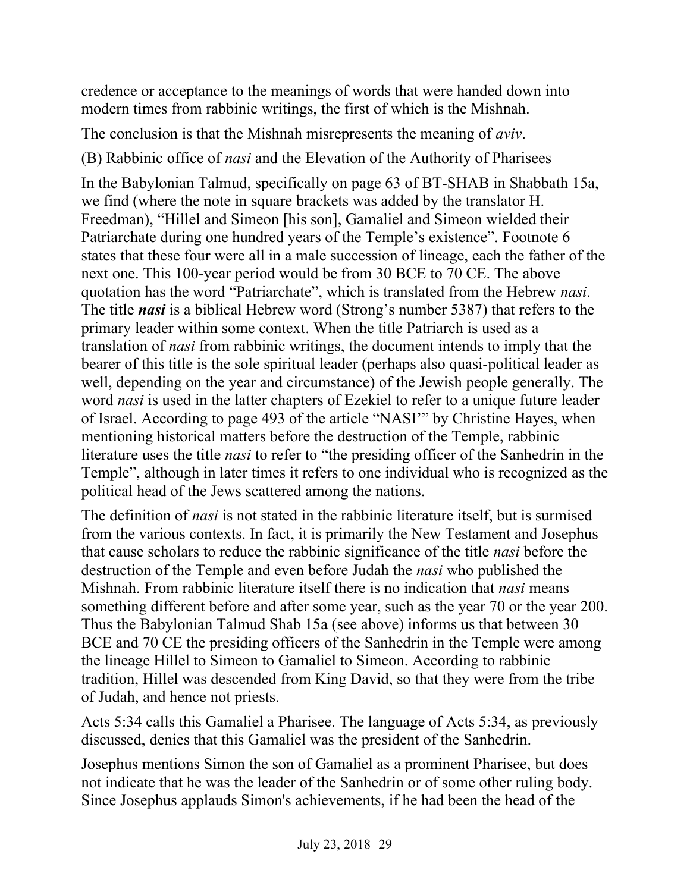credence or acceptance to the meanings of words that were handed down into modern times from rabbinic writings, the first of which is the Mishnah.

The conclusion is that the Mishnah misrepresents the meaning of *aviv*.

(B) Rabbinic office of *nasi* and the Elevation of the Authority of Pharisees

In the Babylonian Talmud, specifically on page 63 of BT-SHAB in Shabbath 15a, we find (where the note in square brackets was added by the translator H. Freedman), "Hillel and Simeon [his son], Gamaliel and Simeon wielded their Patriarchate during one hundred years of the Temple's existence". Footnote 6 states that these four were all in a male succession of lineage, each the father of the next one. This 100-year period would be from 30 BCE to 70 CE. The above quotation has the word "Patriarchate", which is translated from the Hebrew *nasi*. The title ***nasi*** is a biblical Hebrew word (Strong's number 5387) that refers to the primary leader within some context. When the title Patriarch is used as a translation of *nasi* from rabbinic writings, the document intends to imply that the bearer of this title is the sole spiritual leader (perhaps also quasi-political leader as well, depending on the year and circumstance) of the Jewish people generally. The word *nasi* is used in the latter chapters of Ezekiel to refer to a unique future leader of Israel. According to page 493 of the article "NASI'" by Christine Hayes, when mentioning historical matters before the destruction of the Temple, rabbinic literature uses the title *nasi* to refer to "the presiding officer of the Sanhedrin in the Temple", although in later times it refers to one individual who is recognized as the political head of the Jews scattered among the nations.

The definition of *nasi* is not stated in the rabbinic literature itself, but is surmised from the various contexts. In fact, it is primarily the New Testament and Josephus that cause scholars to reduce the rabbinic significance of the title *nasi* before the destruction of the Temple and even before Judah the *nasi* who published the Mishnah. From rabbinic literature itself there is no indication that *nasi* means something different before and after some year, such as the year 70 or the year 200. Thus the Babylonian Talmud Shab 15a (see above) informs us that between 30 BCE and 70 CE the presiding officers of the Sanhedrin in the Temple were among the lineage Hillel to Simeon to Gamaliel to Simeon. According to rabbinic tradition, Hillel was descended from King David, so that they were from the tribe of Judah, and hence not priests.

Acts 5:34 calls this Gamaliel a Pharisee. The language of Acts 5:34, as previously discussed, denies that this Gamaliel was the president of the Sanhedrin.

Josephus mentions Simon the son of Gamaliel as a prominent Pharisee, but does not indicate that he was the leader of the Sanhedrin or of some other ruling body. Since Josephus applauds Simon's achievements, if he had been the head of the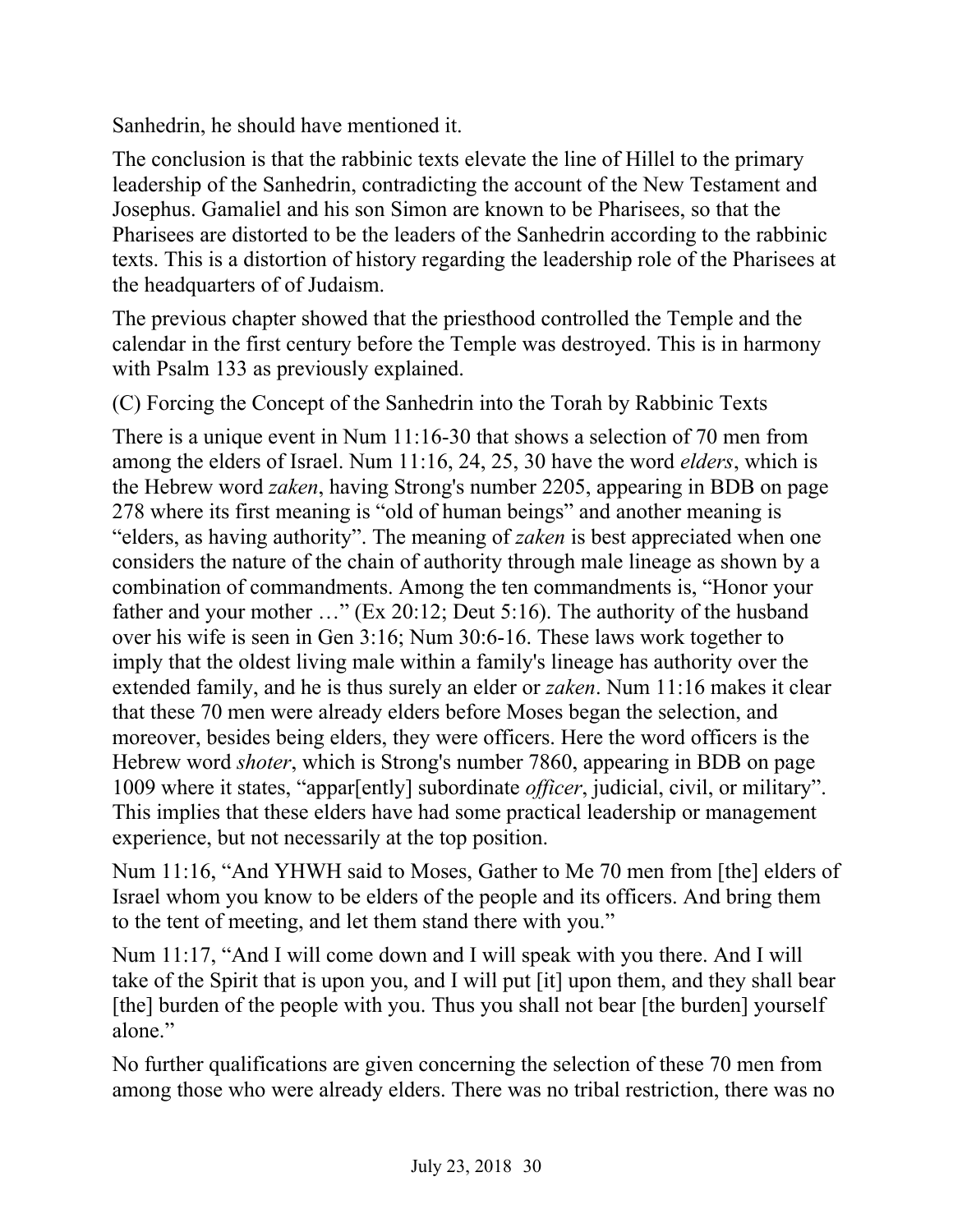Sanhedrin, he should have mentioned it.

The conclusion is that the rabbinic texts elevate the line of Hillel to the primary leadership of the Sanhedrin, contradicting the account of the New Testament and Josephus. Gamaliel and his son Simon are known to be Pharisees, so that the Pharisees are distorted to be the leaders of the Sanhedrin according to the rabbinic texts. This is a distortion of history regarding the leadership role of the Pharisees at the headquarters of of Judaism.

The previous chapter showed that the priesthood controlled the Temple and the calendar in the first century before the Temple was destroyed. This is in harmony with Psalm 133 as previously explained.

(C) Forcing the Concept of the Sanhedrin into the Torah by Rabbinic Texts

There is a unique event in Num 11:16-30 that shows a selection of 70 men from among the elders of Israel. Num 11:16, 24, 25, 30 have the word *elders*, which is the Hebrew word *zaken*, having Strong's number 2205, appearing in BDB on page 278 where its first meaning is "old of human beings" and another meaning is "elders, as having authority". The meaning of *zaken* is best appreciated when one considers the nature of the chain of authority through male lineage as shown by a combination of commandments. Among the ten commandments is, "Honor your father and your mother …" (Ex 20:12; Deut 5:16). The authority of the husband over his wife is seen in Gen 3:16; Num 30:6-16. These laws work together to imply that the oldest living male within a family's lineage has authority over the extended family, and he is thus surely an elder or *zaken*. Num 11:16 makes it clear that these 70 men were already elders before Moses began the selection, and moreover, besides being elders, they were officers. Here the word officers is the Hebrew word *shoter*, which is Strong's number 7860, appearing in BDB on page 1009 where it states, "appar[ently] subordinate *officer*, judicial, civil, or military". This implies that these elders have had some practical leadership or management experience, but not necessarily at the top position.

Num 11:16, "And YHWH said to Moses, Gather to Me 70 men from [the] elders of Israel whom you know to be elders of the people and its officers. And bring them to the tent of meeting, and let them stand there with you."

Num 11:17, "And I will come down and I will speak with you there. And I will take of the Spirit that is upon you, and I will put [it] upon them, and they shall bear [the] burden of the people with you. Thus you shall not bear [the burden] yourself alone."

No further qualifications are given concerning the selection of these 70 men from among those who were already elders. There was no tribal restriction, there was no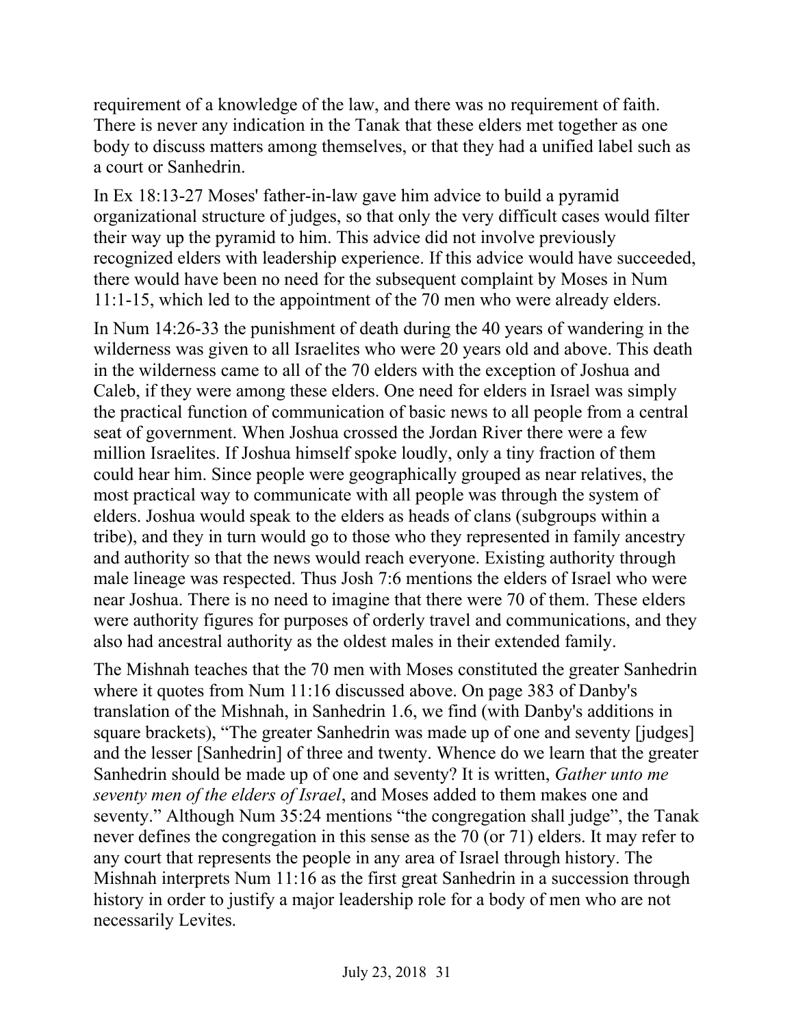requirement of a knowledge of the law, and there was no requirement of faith. There is never any indication in the Tanak that these elders met together as one body to discuss matters among themselves, or that they had a unified label such as a court or Sanhedrin.

In Ex 18:13-27 Moses' father-in-law gave him advice to build a pyramid organizational structure of judges, so that only the very difficult cases would filter their way up the pyramid to him. This advice did not involve previously recognized elders with leadership experience. If this advice would have succeeded, there would have been no need for the subsequent complaint by Moses in Num 11:1-15, which led to the appointment of the 70 men who were already elders.

In Num 14:26-33 the punishment of death during the 40 years of wandering in the wilderness was given to all Israelites who were 20 years old and above. This death in the wilderness came to all of the 70 elders with the exception of Joshua and Caleb, if they were among these elders. One need for elders in Israel was simply the practical function of communication of basic news to all people from a central seat of government. When Joshua crossed the Jordan River there were a few million Israelites. If Joshua himself spoke loudly, only a tiny fraction of them could hear him. Since people were geographically grouped as near relatives, the most practical way to communicate with all people was through the system of elders. Joshua would speak to the elders as heads of clans (subgroups within a tribe), and they in turn would go to those who they represented in family ancestry and authority so that the news would reach everyone. Existing authority through male lineage was respected. Thus Josh 7:6 mentions the elders of Israel who were near Joshua. There is no need to imagine that there were 70 of them. These elders were authority figures for purposes of orderly travel and communications, and they also had ancestral authority as the oldest males in their extended family.

The Mishnah teaches that the 70 men with Moses constituted the greater Sanhedrin where it quotes from Num 11:16 discussed above. On page 383 of Danby's translation of the Mishnah, in Sanhedrin 1.6, we find (with Danby's additions in square brackets), "The greater Sanhedrin was made up of one and seventy [judges] and the lesser [Sanhedrin] of three and twenty. Whence do we learn that the greater Sanhedrin should be made up of one and seventy? It is written, *Gather unto me seventy men of the elders of Israel*, and Moses added to them makes one and seventy." Although Num 35:24 mentions "the congregation shall judge", the Tanak never defines the congregation in this sense as the 70 (or 71) elders. It may refer to any court that represents the people in any area of Israel through history. The Mishnah interprets Num 11:16 as the first great Sanhedrin in a succession through history in order to justify a major leadership role for a body of men who are not necessarily Levites.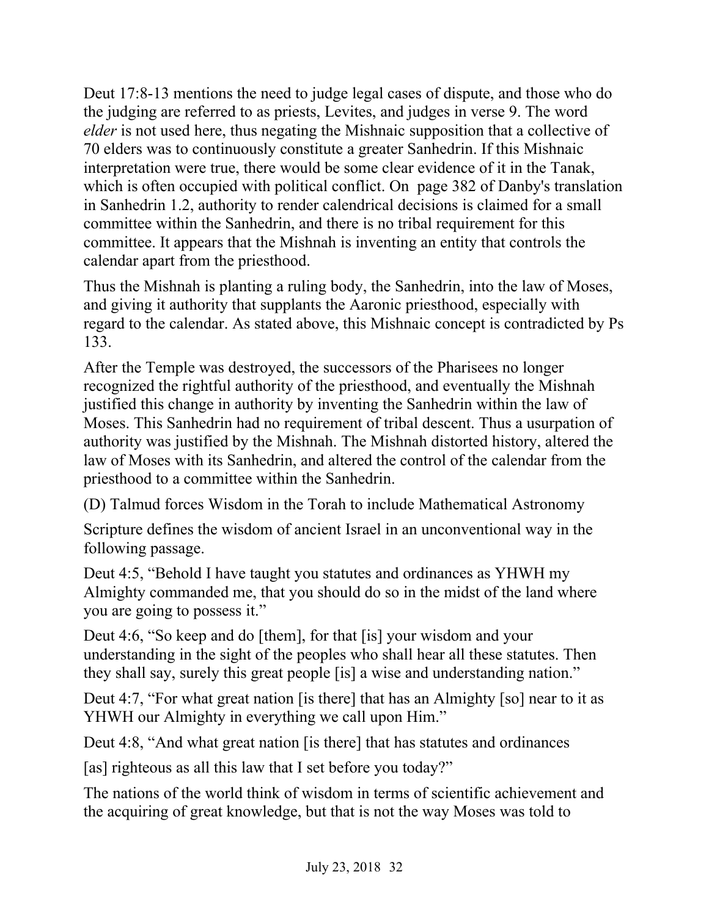Deut 17:8-13 mentions the need to judge legal cases of dispute, and those who do the judging are referred to as priests, Levites, and judges in verse 9. The word *elder* is not used here, thus negating the Mishnaic supposition that a collective of 70 elders was to continuously constitute a greater Sanhedrin. If this Mishnaic interpretation were true, there would be some clear evidence of it in the Tanak, which is often occupied with political conflict. On page 382 of Danby's translation in Sanhedrin 1.2, authority to render calendrical decisions is claimed for a small committee within the Sanhedrin, and there is no tribal requirement for this committee. It appears that the Mishnah is inventing an entity that controls the calendar apart from the priesthood.

Thus the Mishnah is planting a ruling body, the Sanhedrin, into the law of Moses, and giving it authority that supplants the Aaronic priesthood, especially with regard to the calendar. As stated above, this Mishnaic concept is contradicted by Ps 133.

After the Temple was destroyed, the successors of the Pharisees no longer recognized the rightful authority of the priesthood, and eventually the Mishnah justified this change in authority by inventing the Sanhedrin within the law of Moses. This Sanhedrin had no requirement of tribal descent. Thus a usurpation of authority was justified by the Mishnah. The Mishnah distorted history, altered the law of Moses with its Sanhedrin, and altered the control of the calendar from the priesthood to a committee within the Sanhedrin.

(D) Talmud forces Wisdom in the Torah to include Mathematical Astronomy

Scripture defines the wisdom of ancient Israel in an unconventional way in the following passage.

Deut 4:5, "Behold I have taught you statutes and ordinances as YHWH my Almighty commanded me, that you should do so in the midst of the land where you are going to possess it."

Deut 4:6, "So keep and do [them], for that [is] your wisdom and your understanding in the sight of the peoples who shall hear all these statutes. Then they shall say, surely this great people [is] a wise and understanding nation."

Deut 4:7, "For what great nation [is there] that has an Almighty [so] near to it as YHWH our Almighty in everything we call upon Him."

Deut 4:8, "And what great nation [is there] that has statutes and ordinances [as] righteous as all this law that I set before you today?"

The nations of the world think of wisdom in terms of scientific achievement and the acquiring of great knowledge, but that is not the way Moses was told to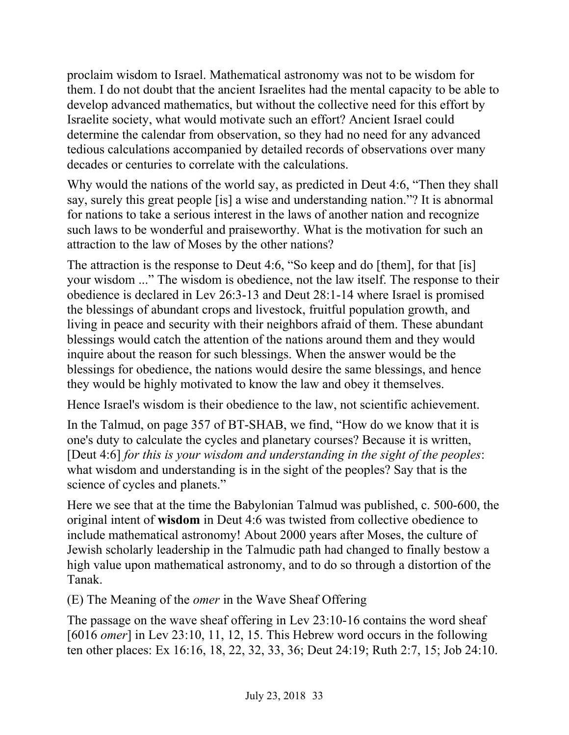proclaim wisdom to Israel. Mathematical astronomy was not to be wisdom for them. I do not doubt that the ancient Israelites had the mental capacity to be able to develop advanced mathematics, but without the collective need for this effort by Israelite society, what would motivate such an effort? Ancient Israel could determine the calendar from observation, so they had no need for any advanced tedious calculations accompanied by detailed records of observations over many decades or centuries to correlate with the calculations.

Why would the nations of the world say, as predicted in Deut 4:6, "Then they shall say, surely this great people [is] a wise and understanding nation."? It is abnormal for nations to take a serious interest in the laws of another nation and recognize such laws to be wonderful and praiseworthy. What is the motivation for such an attraction to the law of Moses by the other nations?

The attraction is the response to Deut 4:6, "So keep and do [them], for that [is] your wisdom ..." The wisdom is obedience, not the law itself. The response to their obedience is declared in Lev 26:3-13 and Deut 28:1-14 where Israel is promised the blessings of abundant crops and livestock, fruitful population growth, and living in peace and security with their neighbors afraid of them. These abundant blessings would catch the attention of the nations around them and they would inquire about the reason for such blessings. When the answer would be the blessings for obedience, the nations would desire the same blessings, and hence they would be highly motivated to know the law and obey it themselves.

Hence Israel's wisdom is their obedience to the law, not scientific achievement.

In the Talmud, on page 357 of BT-SHAB, we find, "How do we know that it is one's duty to calculate the cycles and planetary courses? Because it is written, [Deut 4:6] *for this is your wisdom and understanding in the sight of the peoples*: what wisdom and understanding is in the sight of the peoples? Say that is the science of cycles and planets."

Here we see that at the time the Babylonian Talmud was published, c. 500-600, the original intent of **wisdom** in Deut 4:6 was twisted from collective obedience to include mathematical astronomy! About 2000 years after Moses, the culture of Jewish scholarly leadership in the Talmudic path had changed to finally bestow a high value upon mathematical astronomy, and to do so through a distortion of the Tanak.

(E) The Meaning of the *omer* in the Wave Sheaf Offering

The passage on the wave sheaf offering in Lev 23:10-16 contains the word sheaf [6016 *omer*] in Lev 23:10, 11, 12, 15. This Hebrew word occurs in the following ten other places: Ex 16:16, 18, 22, 32, 33, 36; Deut 24:19; Ruth 2:7, 15; Job 24:10.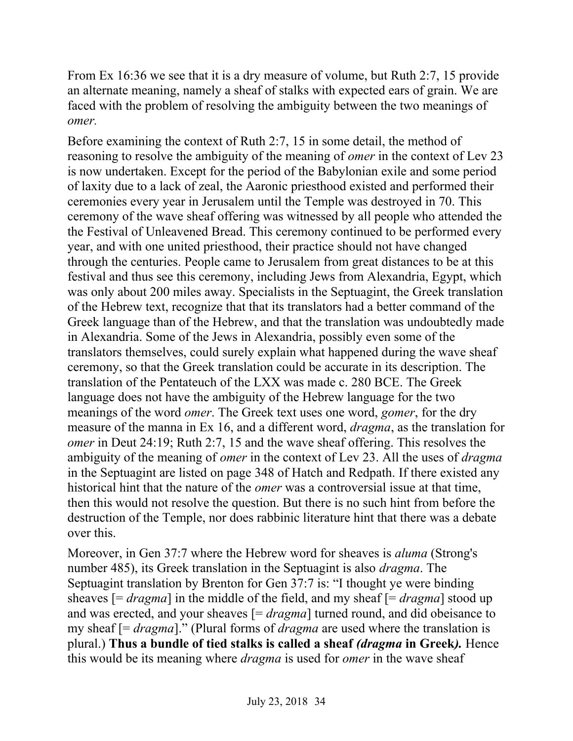From Ex 16:36 we see that it is a dry measure of volume, but Ruth 2:7, 15 provide an alternate meaning, namely a sheaf of stalks with expected ears of grain. We are faced with the problem of resolving the ambiguity between the two meanings of *omer.*

Before examining the context of Ruth 2:7, 15 in some detail, the method of reasoning to resolve the ambiguity of the meaning of *omer* in the context of Lev 23 is now undertaken. Except for the period of the Babylonian exile and some period of laxity due to a lack of zeal, the Aaronic priesthood existed and performed their ceremonies every year in Jerusalem until the Temple was destroyed in 70. This ceremony of the wave sheaf offering was witnessed by all people who attended the the Festival of Unleavened Bread. This ceremony continued to be performed every year, and with one united priesthood, their practice should not have changed through the centuries. People came to Jerusalem from great distances to be at this festival and thus see this ceremony, including Jews from Alexandria, Egypt, which was only about 200 miles away. Specialists in the Septuagint, the Greek translation of the Hebrew text, recognize that that its translators had a better command of the Greek language than of the Hebrew, and that the translation was undoubtedly made in Alexandria. Some of the Jews in Alexandria, possibly even some of the translators themselves, could surely explain what happened during the wave sheaf ceremony, so that the Greek translation could be accurate in its description. The translation of the Pentateuch of the LXX was made c. 280 BCE. The Greek language does not have the ambiguity of the Hebrew language for the two meanings of the word *omer*. The Greek text uses one word, *gomer*, for the dry measure of the manna in Ex 16, and a different word, *dragma*, as the translation for *omer* in Deut 24:19; Ruth 2:7, 15 and the wave sheaf offering. This resolves the ambiguity of the meaning of *omer* in the context of Lev 23. All the uses of *dragma* in the Septuagint are listed on page 348 of Hatch and Redpath. If there existed any historical hint that the nature of the *omer* was a controversial issue at that time, then this would not resolve the question. But there is no such hint from before the destruction of the Temple, nor does rabbinic literature hint that there was a debate over this.

Moreover, in Gen 37:7 where the Hebrew word for sheaves is *aluma* (Strong's number 485), its Greek translation in the Septuagint is also *dragma*. The Septuagint translation by Brenton for Gen 37:7 is: "I thought ye were binding sheaves [= *dragma*] in the middle of the field, and my sheaf [= *dragma*] stood up and was erected, and your sheaves [= *dragma*] turned round, and did obeisance to my sheaf [= *dragma*]." (Plural forms of *dragma* are used where the translation is plural.) **Thus a bundle of tied stalks is called a sheaf *(dragma* in Greek*).*** Hence this would be its meaning where *dragma* is used for *omer* in the wave sheaf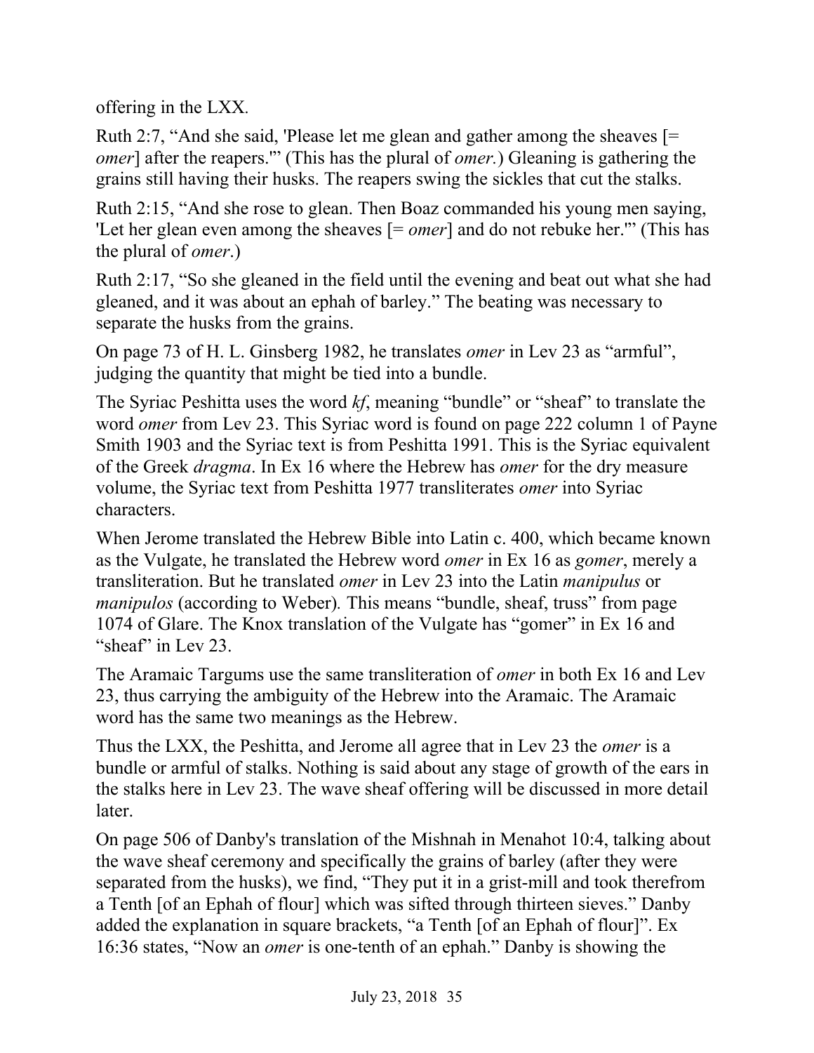offering in the LXX.

Ruth 2:7, “And she said, 'Please let me glean and gather among the sheaves [= *omer*] after the reapers.'” (This has the plural of *omer.*) Gleaning is gathering the grains still having their husks. The reapers swing the sickles that cut the stalks.

Ruth 2:15, “And she rose to glean. Then Boaz commanded his young men saying, 'Let her glean even among the sheaves [= *omer*] and do not rebuke her.'” (This has the plural of *omer*.)

Ruth 2:17, “So she gleaned in the field until the evening and beat out what she had gleaned, and it was about an ephah of barley.” The beating was necessary to separate the husks from the grains.

On page 73 of H. L. Ginsberg 1982, he translates *omer* in Lev 23 as “armful”, judging the quantity that might be tied into a bundle.

The Syriac Peshitta uses the word *kf*, meaning “bundle” or “sheaf” to translate the word *omer* from Lev 23. This Syriac word is found on page 222 column 1 of Payne Smith 1903 and the Syriac text is from Peshitta 1991. This is the Syriac equivalent of the Greek *dragma*. In Ex 16 where the Hebrew has *omer* for the dry measure volume, the Syriac text from Peshitta 1977 transliterates *omer* into Syriac characters.

When Jerome translated the Hebrew Bible into Latin c. 400, which became known as the Vulgate, he translated the Hebrew word *omer* in Ex 16 as *gomer*, merely a transliteration. But he translated *omer* in Lev 23 into the Latin *manipulus* or *manipulos* (according to Weber). This means “bundle, sheaf, truss” from page 1074 of Glare. The Knox translation of the Vulgate has “gomer” in Ex 16 and “sheaf” in Lev 23.

The Aramaic Targums use the same transliteration of *omer* in both Ex 16 and Lev 23, thus carrying the ambiguity of the Hebrew into the Aramaic. The Aramaic word has the same two meanings as the Hebrew.

Thus the LXX, the Peshitta, and Jerome all agree that in Lev 23 the *omer* is a bundle or armful of stalks. Nothing is said about any stage of growth of the ears in the stalks here in Lev 23. The wave sheaf offering will be discussed in more detail later.

On page 506 of Danby's translation of the Mishnah in Menahot 10:4, talking about the wave sheaf ceremony and specifically the grains of barley (after they were separated from the husks), we find, “They put it in a grist-mill and took therefrom a Tenth [of an Ephah of flour] which was sifted through thirteen sieves.” Danby added the explanation in square brackets, “a Tenth [of an Ephah of flour]”. Ex 16:36 states, “Now an *omer* is one-tenth of an ephah.” Danby is showing the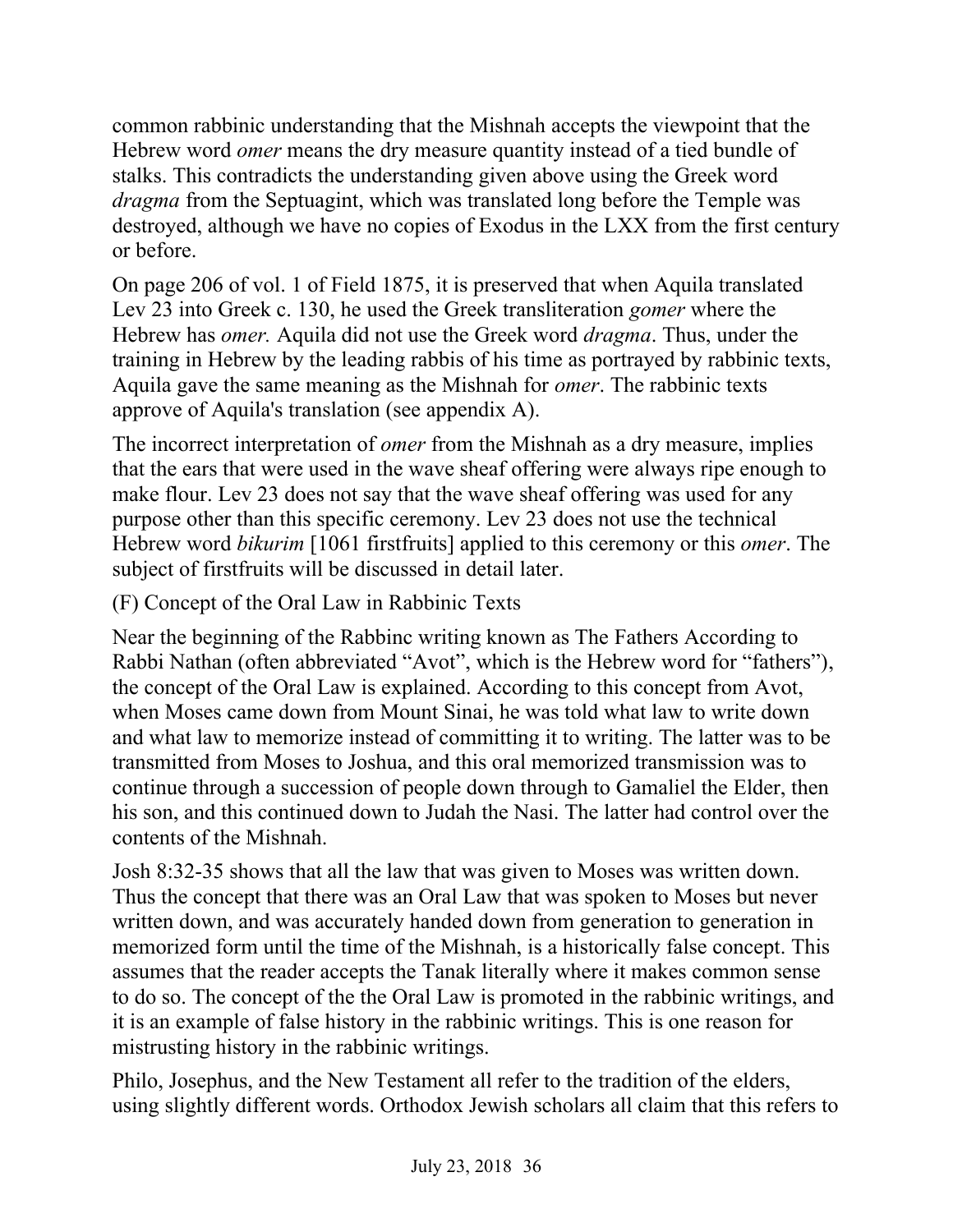common rabbinic understanding that the Mishnah accepts the viewpoint that the Hebrew word *omer* means the dry measure quantity instead of a tied bundle of stalks. This contradicts the understanding given above using the Greek word *dragma* from the Septuagint, which was translated long before the Temple was destroyed, although we have no copies of Exodus in the LXX from the first century or before.

On page 206 of vol. 1 of Field 1875, it is preserved that when Aquila translated Lev 23 into Greek c. 130, he used the Greek transliteration *gomer* where the Hebrew has *omer.* Aquila did not use the Greek word *dragma*. Thus, under the training in Hebrew by the leading rabbis of his time as portrayed by rabbinic texts, Aquila gave the same meaning as the Mishnah for *omer*. The rabbinic texts approve of Aquila's translation (see appendix A).

The incorrect interpretation of *omer* from the Mishnah as a dry measure, implies that the ears that were used in the wave sheaf offering were always ripe enough to make flour. Lev 23 does not say that the wave sheaf offering was used for any purpose other than this specific ceremony. Lev 23 does not use the technical Hebrew word *bikurim* [1061 firstfruits] applied to this ceremony or this *omer*. The subject of firstfruits will be discussed in detail later.

(F) Concept of the Oral Law in Rabbinic Texts

Near the beginning of the Rabbinc writing known as The Fathers According to Rabbi Nathan (often abbreviated "Avot", which is the Hebrew word for "fathers"), the concept of the Oral Law is explained. According to this concept from Avot, when Moses came down from Mount Sinai, he was told what law to write down and what law to memorize instead of committing it to writing. The latter was to be transmitted from Moses to Joshua, and this oral memorized transmission was to continue through a succession of people down through to Gamaliel the Elder, then his son, and this continued down to Judah the Nasi. The latter had control over the contents of the Mishnah.

Josh 8:32-35 shows that all the law that was given to Moses was written down. Thus the concept that there was an Oral Law that was spoken to Moses but never written down, and was accurately handed down from generation to generation in memorized form until the time of the Mishnah, is a historically false concept. This assumes that the reader accepts the Tanak literally where it makes common sense to do so. The concept of the the Oral Law is promoted in the rabbinic writings, and it is an example of false history in the rabbinic writings. This is one reason for mistrusting history in the rabbinic writings.

Philo, Josephus, and the New Testament all refer to the tradition of the elders, using slightly different words. Orthodox Jewish scholars all claim that this refers to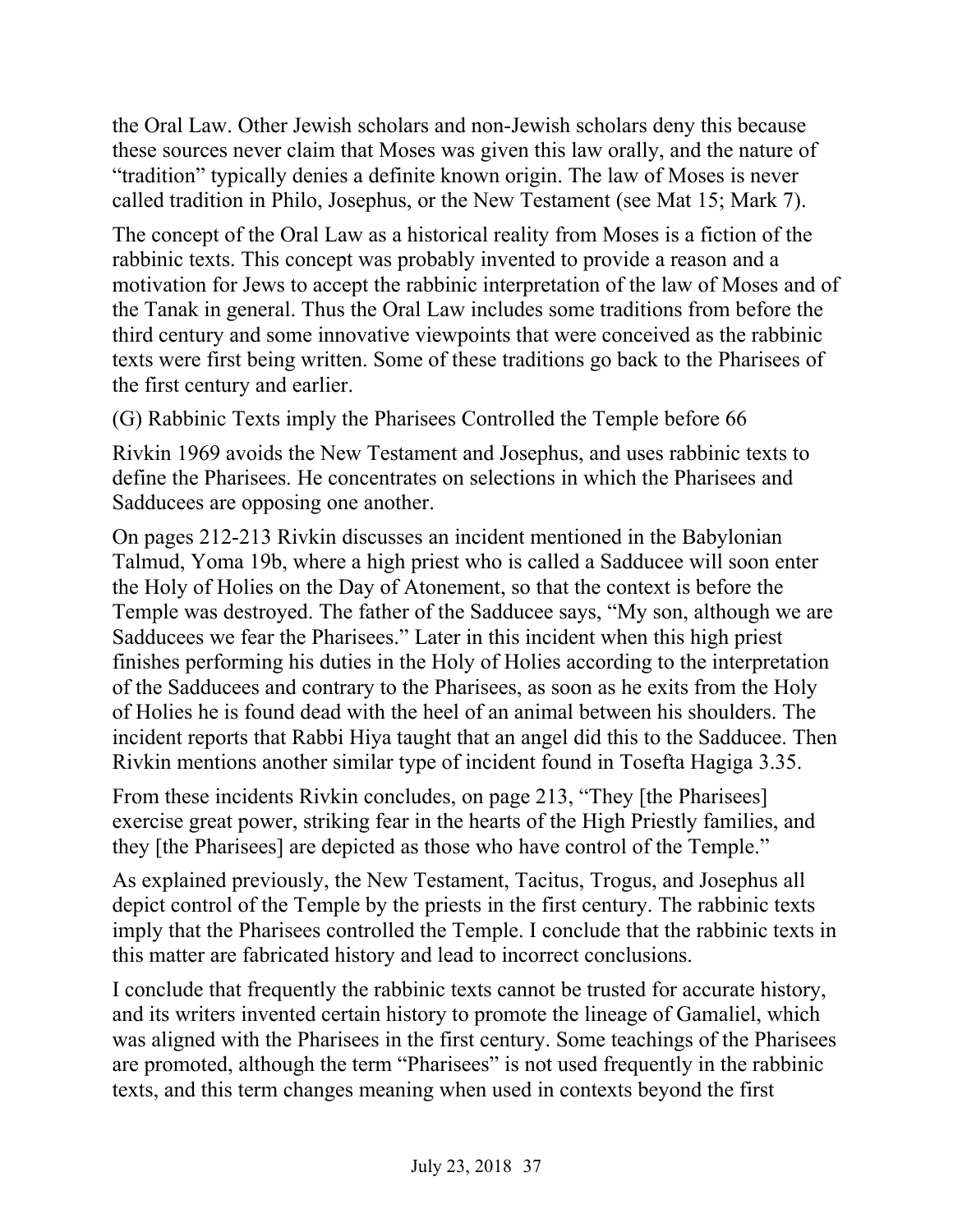the Oral Law. Other Jewish scholars and non-Jewish scholars deny this because these sources never claim that Moses was given this law orally, and the nature of "tradition" typically denies a definite known origin. The law of Moses is never called tradition in Philo, Josephus, or the New Testament (see Mat 15; Mark 7).

The concept of the Oral Law as a historical reality from Moses is a fiction of the rabbinic texts. This concept was probably invented to provide a reason and a motivation for Jews to accept the rabbinic interpretation of the law of Moses and of the Tanak in general. Thus the Oral Law includes some traditions from before the third century and some innovative viewpoints that were conceived as the rabbinic texts were first being written. Some of these traditions go back to the Pharisees of the first century and earlier.

### (G) Rabbinic Texts imply the Pharisees Controlled the Temple before 66

Rivkin 1969 avoids the New Testament and Josephus, and uses rabbinic texts to define the Pharisees. He concentrates on selections in which the Pharisees and Sadducees are opposing one another.

On pages 212-213 Rivkin discusses an incident mentioned in the Babylonian Talmud, Yoma 19b, where a high priest who is called a Sadducee will soon enter the Holy of Holies on the Day of Atonement, so that the context is before the Temple was destroyed. The father of the Sadducee says, "My son, although we are Sadducees we fear the Pharisees." Later in this incident when this high priest finishes performing his duties in the Holy of Holies according to the interpretation of the Sadducees and contrary to the Pharisees, as soon as he exits from the Holy of Holies he is found dead with the heel of an animal between his shoulders. The incident reports that Rabbi Hiya taught that an angel did this to the Sadducee. Then Rivkin mentions another similar type of incident found in Tosefta Hagiga 3.35.

From these incidents Rivkin concludes, on page 213, "They [the Pharisees] exercise great power, striking fear in the hearts of the High Priestly families, and they [the Pharisees] are depicted as those who have control of the Temple."

As explained previously, the New Testament, Tacitus, Trogus, and Josephus all depict control of the Temple by the priests in the first century. The rabbinic texts imply that the Pharisees controlled the Temple. I conclude that the rabbinic texts in this matter are fabricated history and lead to incorrect conclusions.

I conclude that frequently the rabbinic texts cannot be trusted for accurate history, and its writers invented certain history to promote the lineage of Gamaliel, which was aligned with the Pharisees in the first century. Some teachings of the Pharisees are promoted, although the term "Pharisees" is not used frequently in the rabbinic texts, and this term changes meaning when used in contexts beyond the first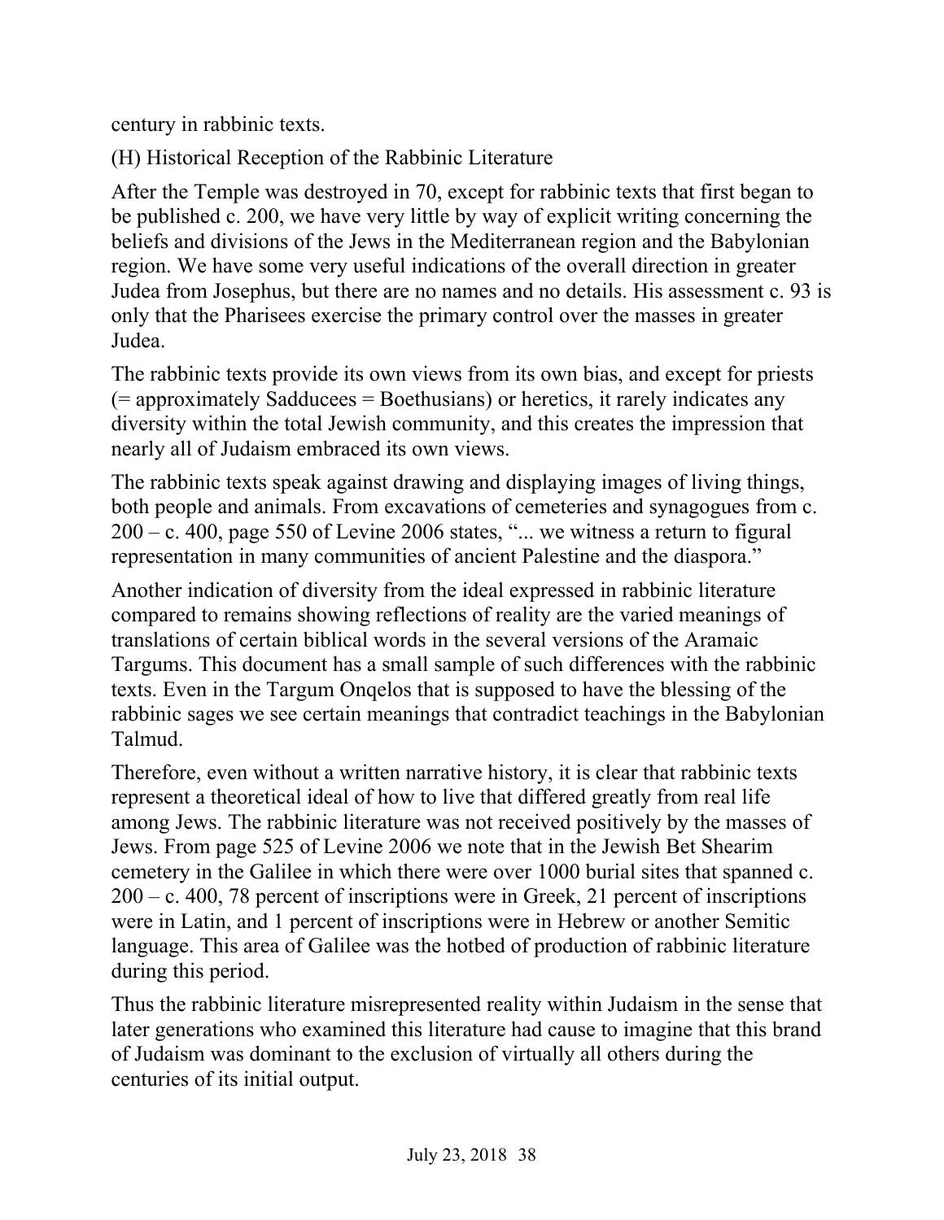century in rabbinic texts.

(H) Historical Reception of the Rabbinic Literature

After the Temple was destroyed in 70, except for rabbinic texts that first began to be published c. 200, we have very little by way of explicit writing concerning the beliefs and divisions of the Jews in the Mediterranean region and the Babylonian region. We have some very useful indications of the overall direction in greater Judea from Josephus, but there are no names and no details. His assessment c. 93 is only that the Pharisees exercise the primary control over the masses in greater Judea.

The rabbinic texts provide its own views from its own bias, and except for priests (= approximately Sadducees = Boethusians) or heretics, it rarely indicates any diversity within the total Jewish community, and this creates the impression that nearly all of Judaism embraced its own views.

The rabbinic texts speak against drawing and displaying images of living things, both people and animals. From excavations of cemeteries and synagogues from c. 200 – c. 400, page 550 of Levine 2006 states, "... we witness a return to figural representation in many communities of ancient Palestine and the diaspora."

Another indication of diversity from the ideal expressed in rabbinic literature compared to remains showing reflections of reality are the varied meanings of translations of certain biblical words in the several versions of the Aramaic Targums. This document has a small sample of such differences with the rabbinic texts. Even in the Targum Onqelos that is supposed to have the blessing of the rabbinic sages we see certain meanings that contradict teachings in the Babylonian Talmud.

Therefore, even without a written narrative history, it is clear that rabbinic texts represent a theoretical ideal of how to live that differed greatly from real life among Jews. The rabbinic literature was not received positively by the masses of Jews. From page 525 of Levine 2006 we note that in the Jewish Bet Shearim cemetery in the Galilee in which there were over 1000 burial sites that spanned c. 200 – c. 400, 78 percent of inscriptions were in Greek, 21 percent of inscriptions were in Latin, and 1 percent of inscriptions were in Hebrew or another Semitic language. This area of Galilee was the hotbed of production of rabbinic literature during this period.

Thus the rabbinic literature misrepresented reality within Judaism in the sense that later generations who examined this literature had cause to imagine that this brand of Judaism was dominant to the exclusion of virtually all others during the centuries of its initial output.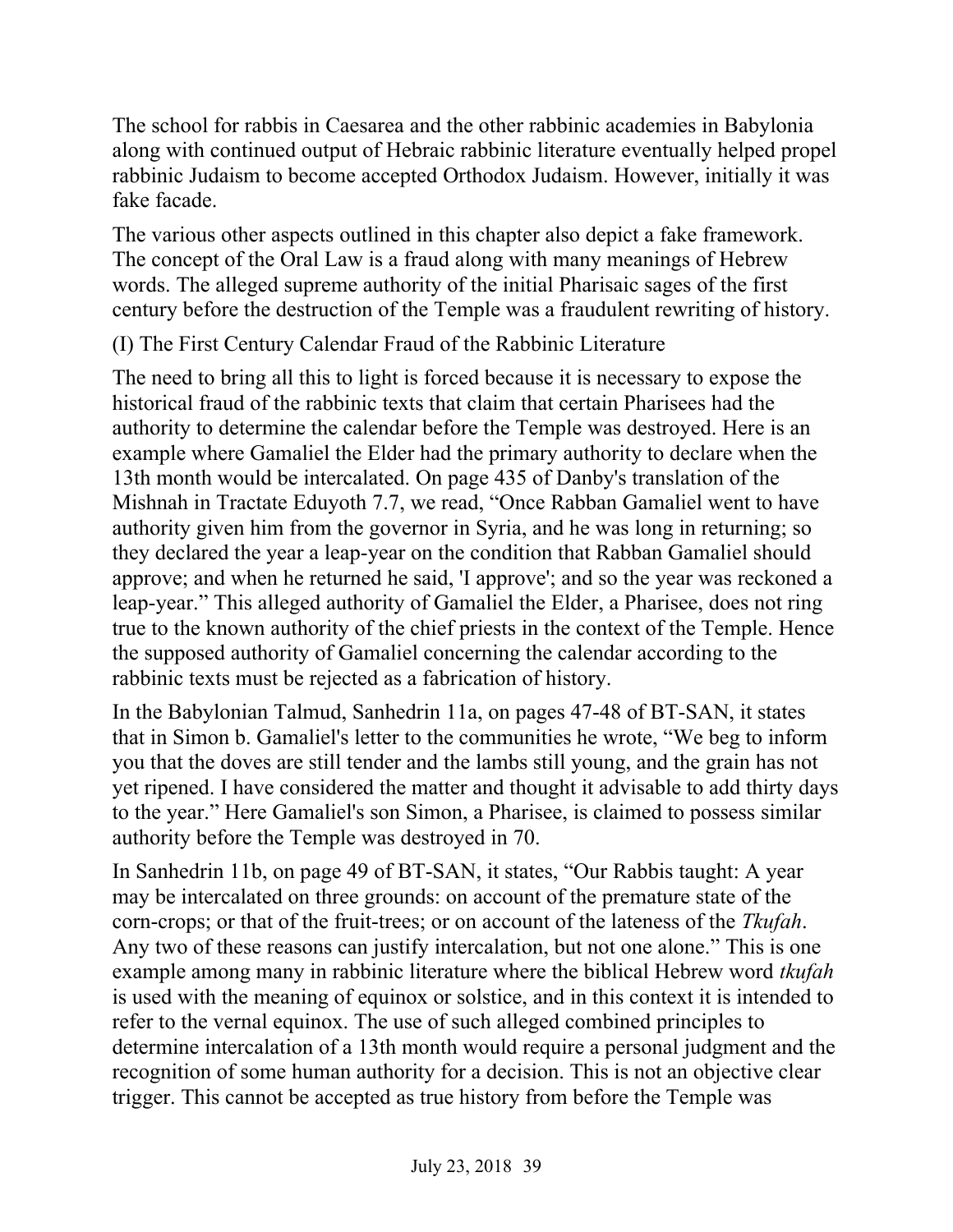The school for rabbis in Caesarea and the other rabbinic academies in Babylonia along with continued output of Hebraic rabbinic literature eventually helped propel rabbinic Judaism to become accepted Orthodox Judaism. However, initially it was fake facade.

The various other aspects outlined in this chapter also depict a fake framework. The concept of the Oral Law is a fraud along with many meanings of Hebrew words. The alleged supreme authority of the initial Pharisaic sages of the first century before the destruction of the Temple was a fraudulent rewriting of history.

## (I) The First Century Calendar Fraud of the Rabbinic Literature

The need to bring all this to light is forced because it is necessary to expose the historical fraud of the rabbinic texts that claim that certain Pharisees had the authority to determine the calendar before the Temple was destroyed. Here is an example where Gamaliel the Elder had the primary authority to declare when the 13th month would be intercalated. On page 435 of Danby's translation of the Mishnah in Tractate Eduyoth 7.7, we read, "Once Rabban Gamaliel went to have authority given him from the governor in Syria, and he was long in returning; so they declared the year a leap-year on the condition that Rabban Gamaliel should approve; and when he returned he said, 'I approve'; and so the year was reckoned a leap-year." This alleged authority of Gamaliel the Elder, a Pharisee, does not ring true to the known authority of the chief priests in the context of the Temple. Hence the supposed authority of Gamaliel concerning the calendar according to the rabbinic texts must be rejected as a fabrication of history.

In the Babylonian Talmud, Sanhedrin 11a, on pages 47-48 of BT-SAN, it states that in Simon b. Gamaliel's letter to the communities he wrote, "We beg to inform you that the doves are still tender and the lambs still young, and the grain has not yet ripened. I have considered the matter and thought it advisable to add thirty days to the year." Here Gamaliel's son Simon, a Pharisee, is claimed to possess similar authority before the Temple was destroyed in 70.

In Sanhedrin 11b, on page 49 of BT-SAN, it states, "Our Rabbis taught: A year may be intercalated on three grounds: on account of the premature state of the corn-crops; or that of the fruit-trees; or on account of the lateness of the *Tkufah*. Any two of these reasons can justify intercalation, but not one alone." This is one example among many in rabbinic literature where the biblical Hebrew word *tkufah* is used with the meaning of equinox or solstice, and in this context it is intended to refer to the vernal equinox. The use of such alleged combined principles to determine intercalation of a 13th month would require a personal judgment and the recognition of some human authority for a decision. This is not an objective clear trigger. This cannot be accepted as true history from before the Temple was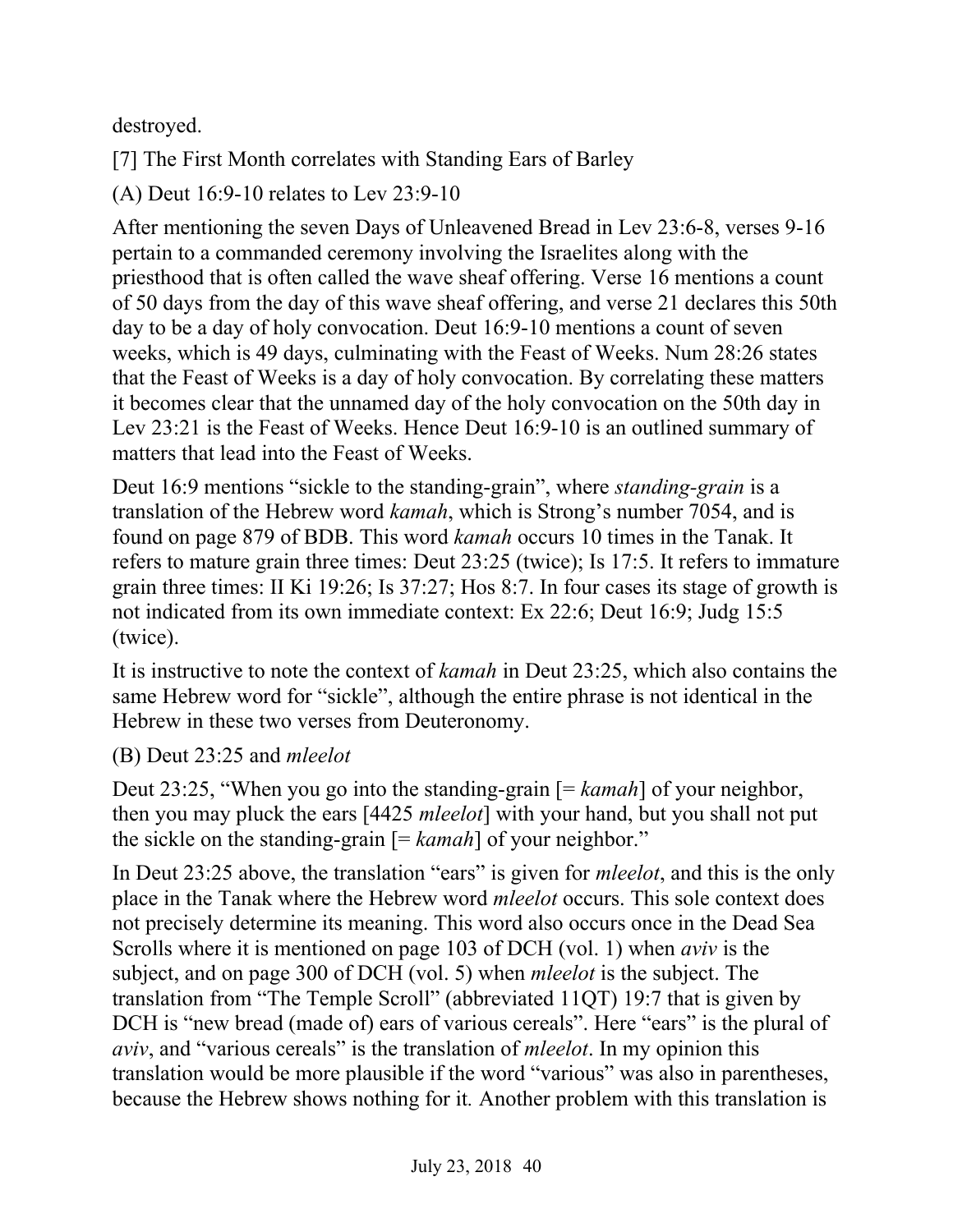destroyed.

[7] The First Month correlates with Standing Ears of Barley

(A) Deut 16:9-10 relates to Lev 23:9-10

After mentioning the seven Days of Unleavened Bread in Lev 23:6-8, verses 9-16 pertain to a commanded ceremony involving the Israelites along with the priesthood that is often called the wave sheaf offering. Verse 16 mentions a count of 50 days from the day of this wave sheaf offering, and verse 21 declares this 50th day to be a day of holy convocation. Deut 16:9-10 mentions a count of seven weeks, which is 49 days, culminating with the Feast of Weeks. Num 28:26 states that the Feast of Weeks is a day of holy convocation. By correlating these matters it becomes clear that the unnamed day of the holy convocation on the 50th day in Lev 23:21 is the Feast of Weeks. Hence Deut 16:9-10 is an outlined summary of matters that lead into the Feast of Weeks.

Deut 16:9 mentions "sickle to the standing-grain", where *standing-grain* is a translation of the Hebrew word *kamah*, which is Strong's number 7054, and is found on page 879 of BDB. This word *kamah* occurs 10 times in the Tanak. It refers to mature grain three times: Deut 23:25 (twice); Is 17:5. It refers to immature grain three times: II Ki 19:26; Is 37:27; Hos 8:7. In four cases its stage of growth is not indicated from its own immediate context: Ex 22:6; Deut 16:9; Judg 15:5 (twice).

It is instructive to note the context of *kamah* in Deut 23:25, which also contains the same Hebrew word for "sickle", although the entire phrase is not identical in the Hebrew in these two verses from Deuteronomy.

(B) Deut 23:25 and *mleelot*

Deut 23:25, "When you go into the standing-grain [= *kamah*] of your neighbor, then you may pluck the ears [4425 *mleelot*] with your hand, but you shall not put the sickle on the standing-grain [= *kamah*] of your neighbor."

In Deut 23:25 above, the translation "ears" is given for *mleelot*, and this is the only place in the Tanak where the Hebrew word *mleelot* occurs. This sole context does not precisely determine its meaning. This word also occurs once in the Dead Sea Scrolls where it is mentioned on page 103 of DCH (vol. 1) when *aviv* is the subject, and on page 300 of DCH (vol. 5) when *mleelot* is the subject. The translation from "The Temple Scroll" (abbreviated 11QT) 19:7 that is given by DCH is "new bread (made of) ears of various cereals". Here "ears" is the plural of *aviv*, and "various cereals" is the translation of *mleelot*. In my opinion this translation would be more plausible if the word "various" was also in parentheses, because the Hebrew shows nothing for it. Another problem with this translation is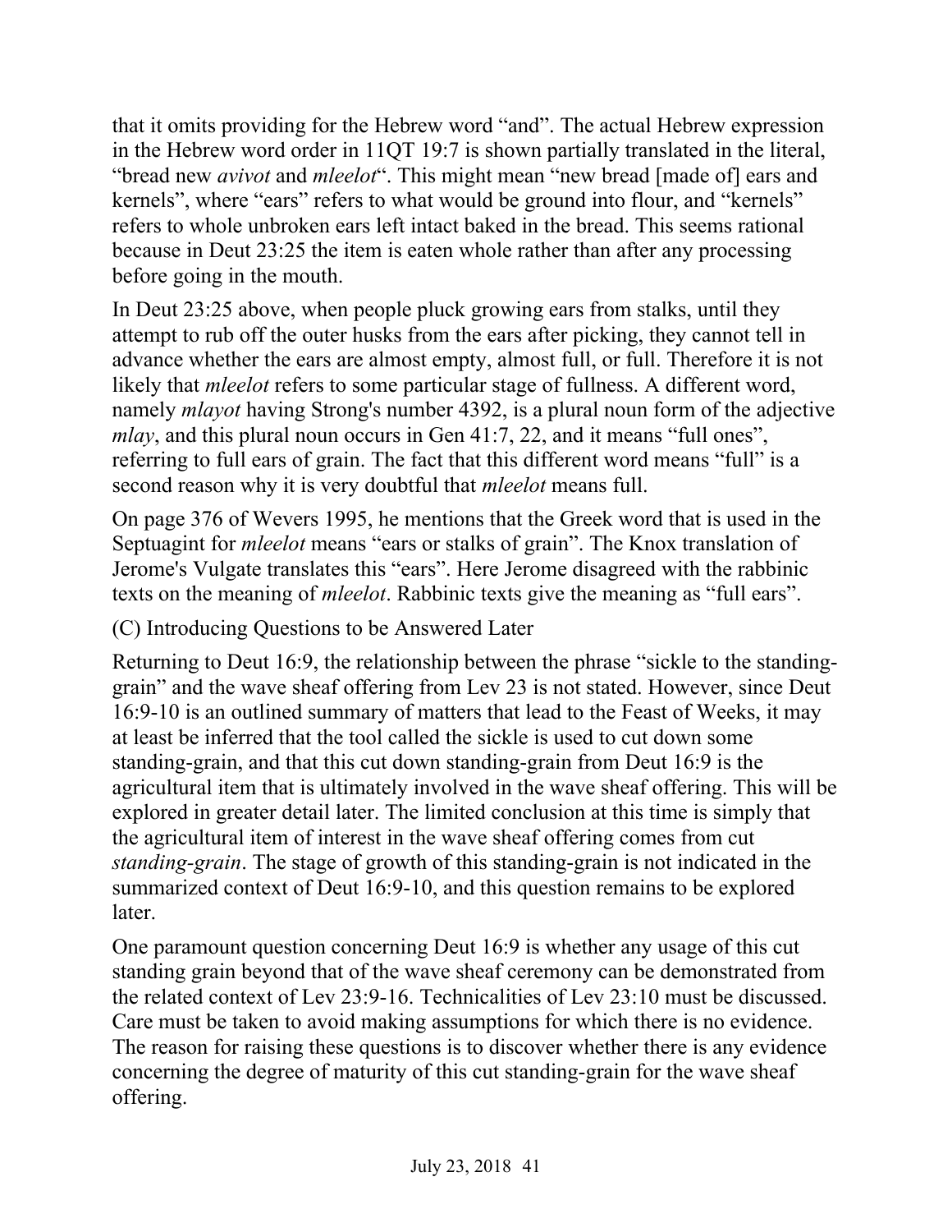that it omits providing for the Hebrew word “and”. The actual Hebrew expression in the Hebrew word order in 11QT 19:7 is shown partially translated in the literal, “bread new *avivot* and *mleelot*“. This might mean “new bread [made of] ears and kernels”, where “ears” refers to what would be ground into flour, and “kernels” refers to whole unbroken ears left intact baked in the bread. This seems rational because in Deut 23:25 the item is eaten whole rather than after any processing before going in the mouth.

In Deut 23:25 above, when people pluck growing ears from stalks, until they attempt to rub off the outer husks from the ears after picking, they cannot tell in advance whether the ears are almost empty, almost full, or full. Therefore it is not likely that *mleelot* refers to some particular stage of fullness. A different word, namely *mlayot* having Strong's number 4392, is a plural noun form of the adjective *mlay*, and this plural noun occurs in Gen 41:7, 22, and it means “full ones”, referring to full ears of grain. The fact that this different word means “full” is a second reason why it is very doubtful that *mleelot* means full.

On page 376 of Wevers 1995, he mentions that the Greek word that is used in the Septuagint for *mleelot* means “ears or stalks of grain”. The Knox translation of Jerome's Vulgate translates this “ears”. Here Jerome disagreed with the rabbinic texts on the meaning of *mleelot*. Rabbinic texts give the meaning as “full ears”.

(C) Introducing Questions to be Answered Later

Returning to Deut 16:9, the relationship between the phrase “sickle to the standing-grain” and the wave sheaf offering from Lev 23 is not stated. However, since Deut 16:9-10 is an outlined summary of matters that lead to the Feast of Weeks, it may at least be inferred that the tool called the sickle is used to cut down some standing-grain, and that this cut down standing-grain from Deut 16:9 is the agricultural item that is ultimately involved in the wave sheaf offering. This will be explored in greater detail later. The limited conclusion at this time is simply that the agricultural item of interest in the wave sheaf offering comes from cut *standing-grain*. The stage of growth of this standing-grain is not indicated in the summarized context of Deut 16:9-10, and this question remains to be explored later.

One paramount question concerning Deut 16:9 is whether any usage of this cut standing grain beyond that of the wave sheaf ceremony can be demonstrated from the related context of Lev 23:9-16. Technicalities of Lev 23:10 must be discussed. Care must be taken to avoid making assumptions for which there is no evidence. The reason for raising these questions is to discover whether there is any evidence concerning the degree of maturity of this cut standing-grain for the wave sheaf offering.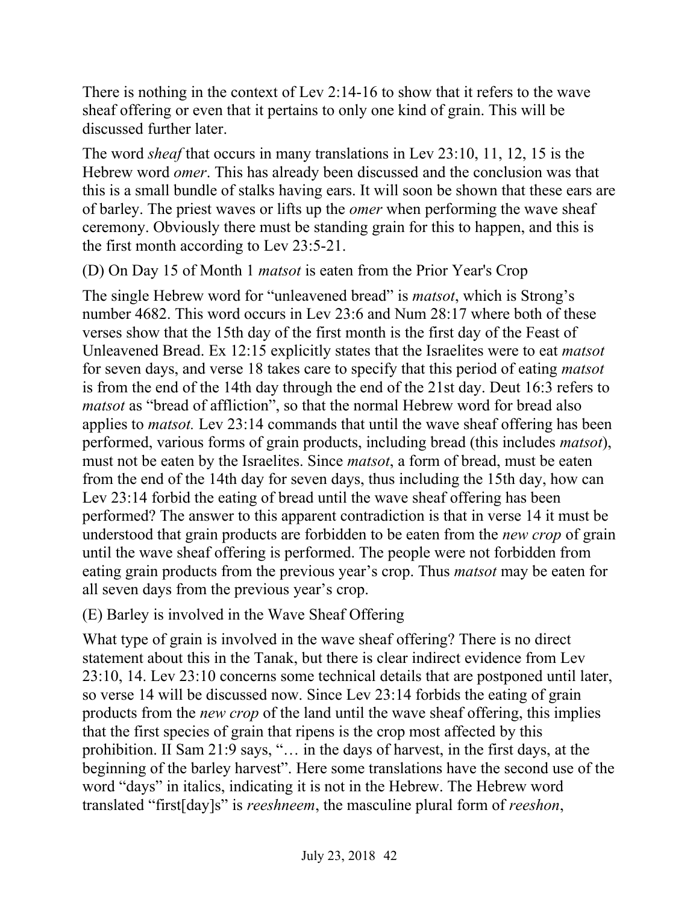There is nothing in the context of Lev 2:14-16 to show that it refers to the wave sheaf offering or even that it pertains to only one kind of grain. This will be discussed further later.

The word *sheaf* that occurs in many translations in Lev 23:10, 11, 12, 15 is the Hebrew word *omer*. This has already been discussed and the conclusion was that this is a small bundle of stalks having ears. It will soon be shown that these ears are of barley. The priest waves or lifts up the *omer* when performing the wave sheaf ceremony. Obviously there must be standing grain for this to happen, and this is the first month according to Lev 23:5-21.

(D) On Day 15 of Month 1 *matsot* is eaten from the Prior Year's Crop

The single Hebrew word for "unleavened bread" is *matsot*, which is Strong's number 4682. This word occurs in Lev 23:6 and Num 28:17 where both of these verses show that the 15th day of the first month is the first day of the Feast of Unleavened Bread. Ex 12:15 explicitly states that the Israelites were to eat *matsot* for seven days, and verse 18 takes care to specify that this period of eating *matsot* is from the end of the 14th day through the end of the 21st day. Deut 16:3 refers to *matsot* as "bread of affliction", so that the normal Hebrew word for bread also applies to *matsot.* Lev 23:14 commands that until the wave sheaf offering has been performed, various forms of grain products, including bread (this includes *matsot*), must not be eaten by the Israelites. Since *matsot*, a form of bread, must be eaten from the end of the 14th day for seven days, thus including the 15th day, how can Lev 23:14 forbid the eating of bread until the wave sheaf offering has been performed? The answer to this apparent contradiction is that in verse 14 it must be understood that grain products are forbidden to be eaten from the *new crop* of grain until the wave sheaf offering is performed. The people were not forbidden from eating grain products from the previous year's crop. Thus *matsot* may be eaten for all seven days from the previous year's crop.

(E) Barley is involved in the Wave Sheaf Offering

What type of grain is involved in the wave sheaf offering? There is no direct statement about this in the Tanak, but there is clear indirect evidence from Lev 23:10, 14. Lev 23:10 concerns some technical details that are postponed until later, so verse 14 will be discussed now. Since Lev 23:14 forbids the eating of grain products from the *new crop* of the land until the wave sheaf offering, this implies that the first species of grain that ripens is the crop most affected by this prohibition. II Sam 21:9 says, "… in the days of harvest, in the first days, at the beginning of the barley harvest". Here some translations have the second use of the word "days" in italics, indicating it is not in the Hebrew. The Hebrew word translated "first[day]s" is *reeshneem*, the masculine plural form of *reeshon*,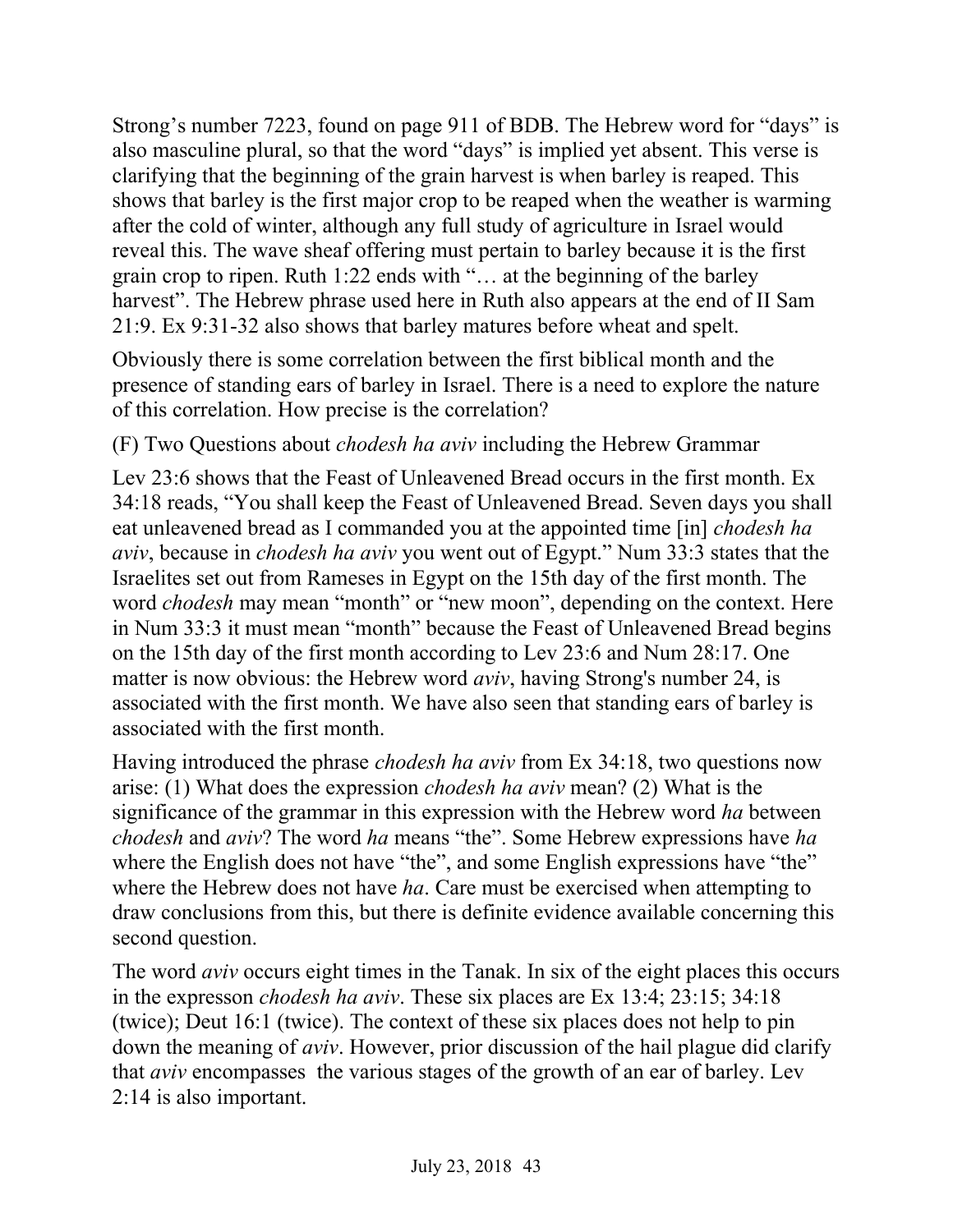Strong's number 7223, found on page 911 of BDB. The Hebrew word for "days" is also masculine plural, so that the word "days" is implied yet absent. This verse is clarifying that the beginning of the grain harvest is when barley is reaped. This shows that barley is the first major crop to be reaped when the weather is warming after the cold of winter, although any full study of agriculture in Israel would reveal this. The wave sheaf offering must pertain to barley because it is the first grain crop to ripen. Ruth 1:22 ends with "… at the beginning of the barley harvest". The Hebrew phrase used here in Ruth also appears at the end of II Sam 21:9. Ex 9:31-32 also shows that barley matures before wheat and spelt.

Obviously there is some correlation between the first biblical month and the presence of standing ears of barley in Israel. There is a need to explore the nature of this correlation. How precise is the correlation?

(F) Two Questions about *chodesh ha aviv* including the Hebrew Grammar

Lev 23:6 shows that the Feast of Unleavened Bread occurs in the first month. Ex 34:18 reads, "You shall keep the Feast of Unleavened Bread. Seven days you shall eat unleavened bread as I commanded you at the appointed time [in] *chodesh ha aviv*, because in *chodesh ha aviv* you went out of Egypt." Num 33:3 states that the Israelites set out from Rameses in Egypt on the 15th day of the first month. The word *chodesh* may mean "month" or "new moon", depending on the context. Here in Num 33:3 it must mean "month" because the Feast of Unleavened Bread begins on the 15th day of the first month according to Lev 23:6 and Num 28:17. One matter is now obvious: the Hebrew word *aviv*, having Strong's number 24, is associated with the first month. We have also seen that standing ears of barley is associated with the first month.

Having introduced the phrase *chodesh ha aviv* from Ex 34:18, two questions now arise: (1) What does the expression *chodesh ha aviv* mean? (2) What is the significance of the grammar in this expression with the Hebrew word *ha* between *chodesh* and *aviv*? The word *ha* means "the". Some Hebrew expressions have *ha* where the English does not have "the", and some English expressions have "the" where the Hebrew does not have *ha*. Care must be exercised when attempting to draw conclusions from this, but there is definite evidence available concerning this second question.

The word *aviv* occurs eight times in the Tanak. In six of the eight places this occurs in the expresson *chodesh ha aviv*. These six places are Ex 13:4; 23:15; 34:18 (twice); Deut 16:1 (twice). The context of these six places does not help to pin down the meaning of *aviv*. However, prior discussion of the hail plague did clarify that *aviv* encompasses the various stages of the growth of an ear of barley. Lev 2:14 is also important.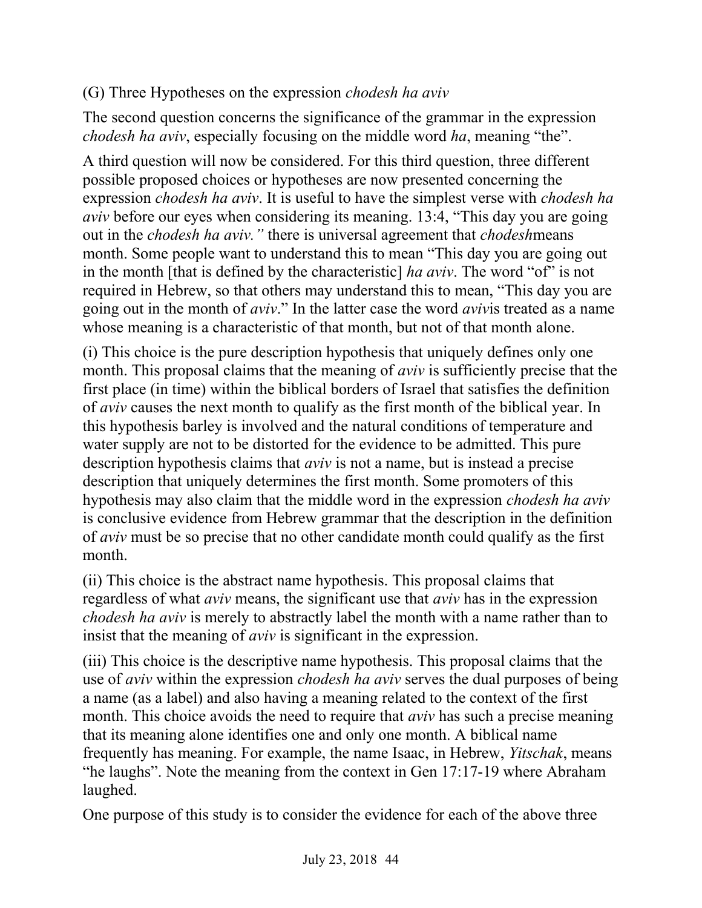### (G) Three Hypotheses on the expression *chodesh ha aviv*

The second question concerns the significance of the grammar in the expression *chodesh ha aviv*, especially focusing on the middle word *ha*, meaning "the".

A third question will now be considered. For this third question, three different possible proposed choices or hypotheses are now presented concerning the expression *chodesh ha aviv*. It is useful to have the simplest verse with *chodesh ha aviv* before our eyes when considering its meaning. 13:4, "This day you are going out in the *chodesh ha aviv."* there is universal agreement that *chodesh*means month. Some people want to understand this to mean "This day you are going out in the month [that is defined by the characteristic] *ha aviv*. The word "of" is not required in Hebrew, so that others may understand this to mean, "This day you are going out in the month of *aviv*." In the latter case the word *aviv*is treated as a name whose meaning is a characteristic of that month, but not of that month alone.

(i) This choice is the pure description hypothesis that uniquely defines only one month. This proposal claims that the meaning of *aviv* is sufficiently precise that the first place (in time) within the biblical borders of Israel that satisfies the definition of *aviv* causes the next month to qualify as the first month of the biblical year. In this hypothesis barley is involved and the natural conditions of temperature and water supply are not to be distorted for the evidence to be admitted. This pure description hypothesis claims that *aviv* is not a name, but is instead a precise description that uniquely determines the first month. Some promoters of this hypothesis may also claim that the middle word in the expression *chodesh ha aviv* is conclusive evidence from Hebrew grammar that the description in the definition of *aviv* must be so precise that no other candidate month could qualify as the first month.

(ii) This choice is the abstract name hypothesis. This proposal claims that regardless of what *aviv* means, the significant use that *aviv* has in the expression *chodesh ha aviv* is merely to abstractly label the month with a name rather than to insist that the meaning of *aviv* is significant in the expression.

(iii) This choice is the descriptive name hypothesis. This proposal claims that the use of *aviv* within the expression *chodesh ha aviv* serves the dual purposes of being a name (as a label) and also having a meaning related to the context of the first month. This choice avoids the need to require that *aviv* has such a precise meaning that its meaning alone identifies one and only one month. A biblical name frequently has meaning. For example, the name Isaac, in Hebrew, *Yitschak*, means "he laughs". Note the meaning from the context in Gen 17:17-19 where Abraham laughed.

One purpose of this study is to consider the evidence for each of the above three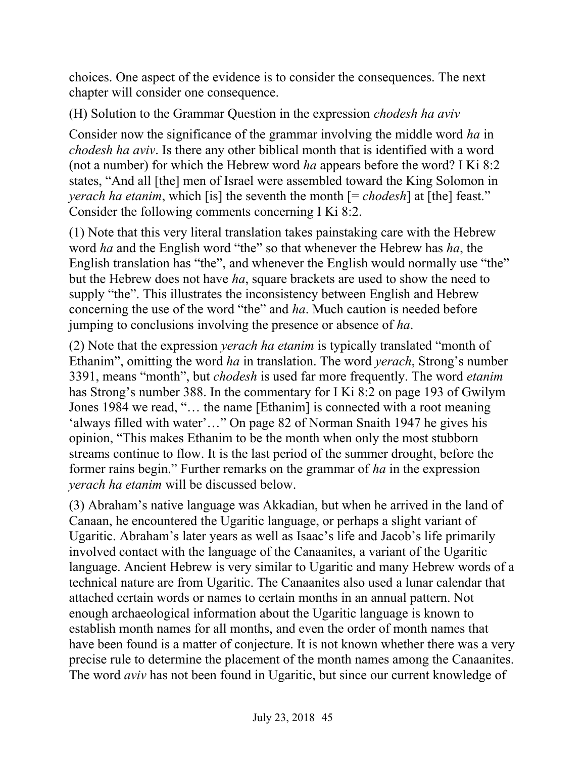choices. One aspect of the evidence is to consider the consequences. The next chapter will consider one consequence.

(H) Solution to the Grammar Question in the expression *chodesh ha aviv*

Consider now the significance of the grammar involving the middle word *ha* in *chodesh ha aviv*. Is there any other biblical month that is identified with a word (not a number) for which the Hebrew word *ha* appears before the word? I Ki 8:2 states, "And all [the] men of Israel were assembled toward the King Solomon in *yerach ha etanim*, which [is] the seventh the month [= *chodesh*] at [the] feast." Consider the following comments concerning I Ki 8:2.

(1) Note that this very literal translation takes painstaking care with the Hebrew word *ha* and the English word "the" so that whenever the Hebrew has *ha*, the English translation has "the", and whenever the English would normally use "the" but the Hebrew does not have *ha*, square brackets are used to show the need to supply "the". This illustrates the inconsistency between English and Hebrew concerning the use of the word "the" and *ha*. Much caution is needed before jumping to conclusions involving the presence or absence of *ha*.

(2) Note that the expression *yerach ha etanim* is typically translated "month of Ethanim", omitting the word *ha* in translation. The word *yerach*, Strong's number 3391, means "month", but *chodesh* is used far more frequently. The word *etanim* has Strong's number 388. In the commentary for I Ki 8:2 on page 193 of Gwilym Jones 1984 we read, "… the name [Ethanim] is connected with a root meaning 'always filled with water'…" On page 82 of Norman Snaith 1947 he gives his opinion, "This makes Ethanim to be the month when only the most stubborn streams continue to flow. It is the last period of the summer drought, before the former rains begin." Further remarks on the grammar of *ha* in the expression *yerach ha etanim* will be discussed below.

(3) Abraham's native language was Akkadian, but when he arrived in the land of Canaan, he encountered the Ugaritic language, or perhaps a slight variant of Ugaritic. Abraham's later years as well as Isaac's life and Jacob's life primarily involved contact with the language of the Canaanites, a variant of the Ugaritic language. Ancient Hebrew is very similar to Ugaritic and many Hebrew words of a technical nature are from Ugaritic. The Canaanites also used a lunar calendar that attached certain words or names to certain months in an annual pattern. Not enough archaeological information about the Ugaritic language is known to establish month names for all months, and even the order of month names that have been found is a matter of conjecture. It is not known whether there was a very precise rule to determine the placement of the month names among the Canaanites. The word *aviv* has not been found in Ugaritic, but since our current knowledge of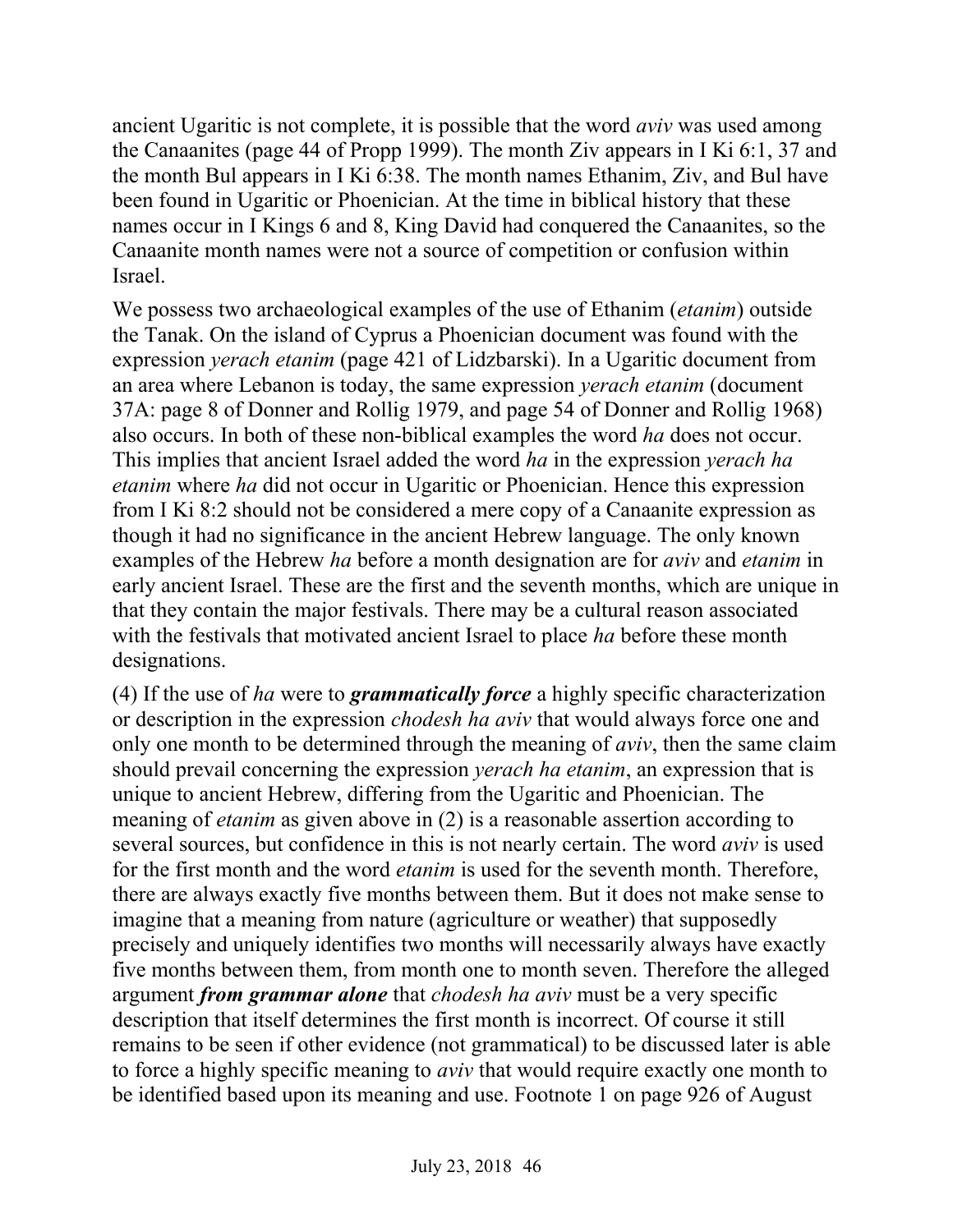ancient Ugaritic is not complete, it is possible that the word *aviv* was used among the Canaanites (page 44 of Propp 1999). The month Ziv appears in I Ki 6:1, 37 and the month Bul appears in I Ki 6:38. The month names Ethanim, Ziv, and Bul have been found in Ugaritic or Phoenician. At the time in biblical history that these names occur in I Kings 6 and 8, King David had conquered the Canaanites, so the Canaanite month names were not a source of competition or confusion within Israel.

We possess two archaeological examples of the use of Ethanim (*etanim*) outside the Tanak. On the island of Cyprus a Phoenician document was found with the expression *yerach etanim* (page 421 of Lidzbarski). In a Ugaritic document from an area where Lebanon is today, the same expression *yerach etanim* (document 37A: page 8 of Donner and Rollig 1979, and page 54 of Donner and Rollig 1968) also occurs. In both of these non-biblical examples the word *ha* does not occur. This implies that ancient Israel added the word *ha* in the expression *yerach ha etanim* where *ha* did not occur in Ugaritic or Phoenician. Hence this expression from I Ki 8:2 should not be considered a mere copy of a Canaanite expression as though it had no significance in the ancient Hebrew language. The only known examples of the Hebrew *ha* before a month designation are for *aviv* and *etanim* in early ancient Israel. These are the first and the seventh months, which are unique in that they contain the major festivals. There may be a cultural reason associated with the festivals that motivated ancient Israel to place *ha* before these month designations.

(4) If the use of *ha* were to ***grammatically force*** a highly specific characterization or description in the expression *chodesh ha aviv* that would always force one and only one month to be determined through the meaning of *aviv*, then the same claim should prevail concerning the expression *yerach ha etanim*, an expression that is unique to ancient Hebrew, differing from the Ugaritic and Phoenician. The meaning of *etanim* as given above in (2) is a reasonable assertion according to several sources, but confidence in this is not nearly certain. The word *aviv* is used for the first month and the word *etanim* is used for the seventh month. Therefore, there are always exactly five months between them. But it does not make sense to imagine that a meaning from nature (agriculture or weather) that supposedly precisely and uniquely identifies two months will necessarily always have exactly five months between them, from month one to month seven. Therefore the alleged argument ***from grammar alone*** that *chodesh ha aviv* must be a very specific description that itself determines the first month is incorrect. Of course it still remains to be seen if other evidence (not grammatical) to be discussed later is able to force a highly specific meaning to *aviv* that would require exactly one month to be identified based upon its meaning and use. Footnote 1 on page 926 of August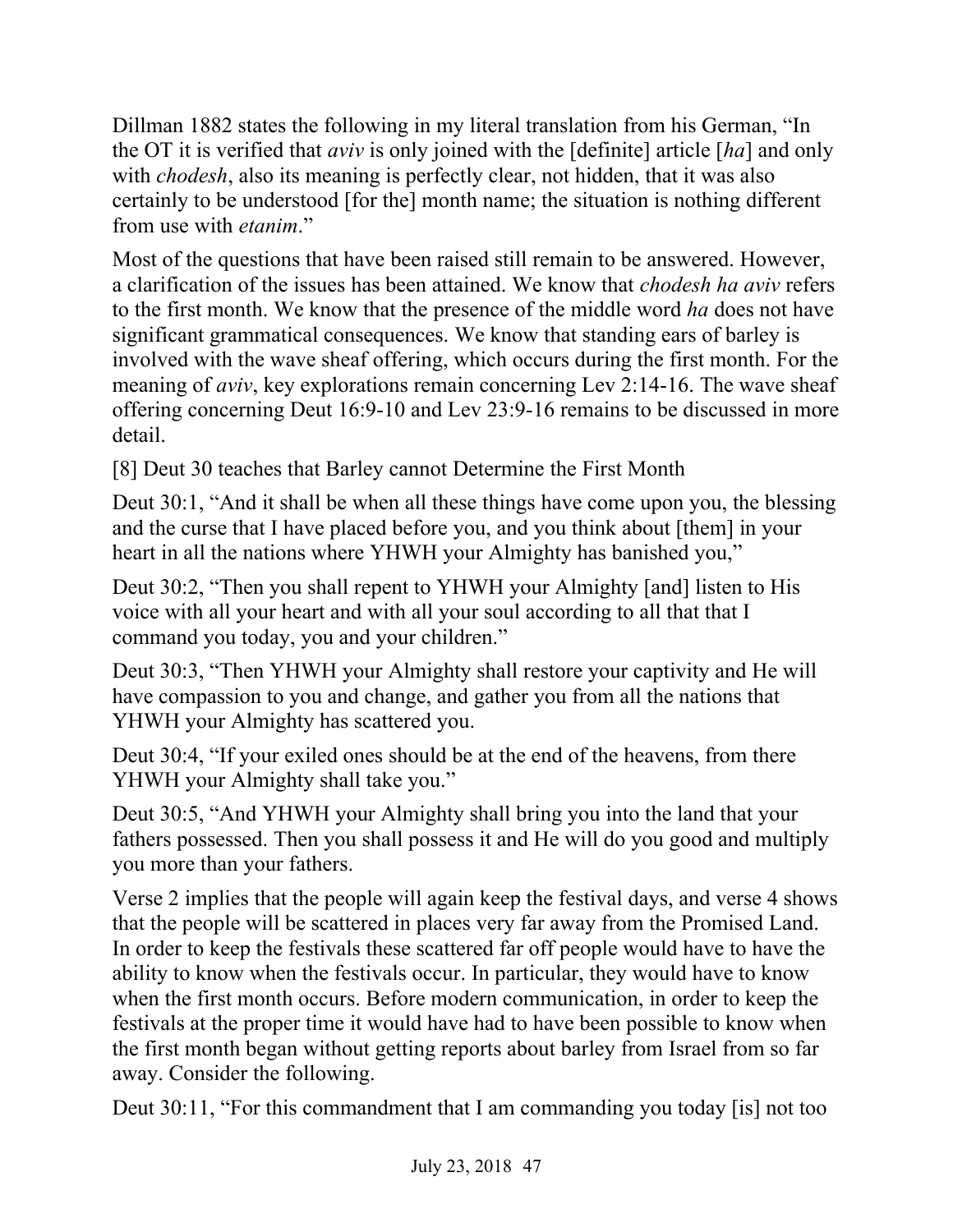Dillman 1882 states the following in my literal translation from his German, “In the OT it is verified that *aviv* is only joined with the [definite] article [*ha*] and only with *chodesh*, also its meaning is perfectly clear, not hidden, that it was also certainly to be understood [for the] month name; the situation is nothing different from use with *etanim*.”

Most of the questions that have been raised still remain to be answered. However, a clarification of the issues has been attained. We know that *chodesh ha aviv* refers to the first month. We know that the presence of the middle word *ha* does not have significant grammatical consequences. We know that standing ears of barley is involved with the wave sheaf offering, which occurs during the first month. For the meaning of *aviv*, key explorations remain concerning Lev 2:14-16. The wave sheaf offering concerning Deut 16:9-10 and Lev 23:9-16 remains to be discussed in more detail.

[8] Deut 30 teaches that Barley cannot Determine the First Month

Deut 30:1, “And it shall be when all these things have come upon you, the blessing and the curse that I have placed before you, and you think about [them] in your heart in all the nations where YHWH your Almighty has banished you,”

Deut 30:2, “Then you shall repent to YHWH your Almighty [and] listen to His voice with all your heart and with all your soul according to all that that I command you today, you and your children.”

Deut 30:3, “Then YHWH your Almighty shall restore your captivity and He will have compassion to you and change, and gather you from all the nations that YHWH your Almighty has scattered you.

Deut 30:4, “If your exiled ones should be at the end of the heavens, from there YHWH your Almighty shall take you.”

Deut 30:5, “And YHWH your Almighty shall bring you into the land that your fathers possessed. Then you shall possess it and He will do you good and multiply you more than your fathers.

Verse 2 implies that the people will again keep the festival days, and verse 4 shows that the people will be scattered in places very far away from the Promised Land. In order to keep the festivals these scattered far off people would have to have the ability to know when the festivals occur. In particular, they would have to know when the first month occurs. Before modern communication, in order to keep the festivals at the proper time it would have had to have been possible to know when the first month began without getting reports about barley from Israel from so far away. Consider the following.

Deut 30:11, “For this commandment that I am commanding you today [is] not too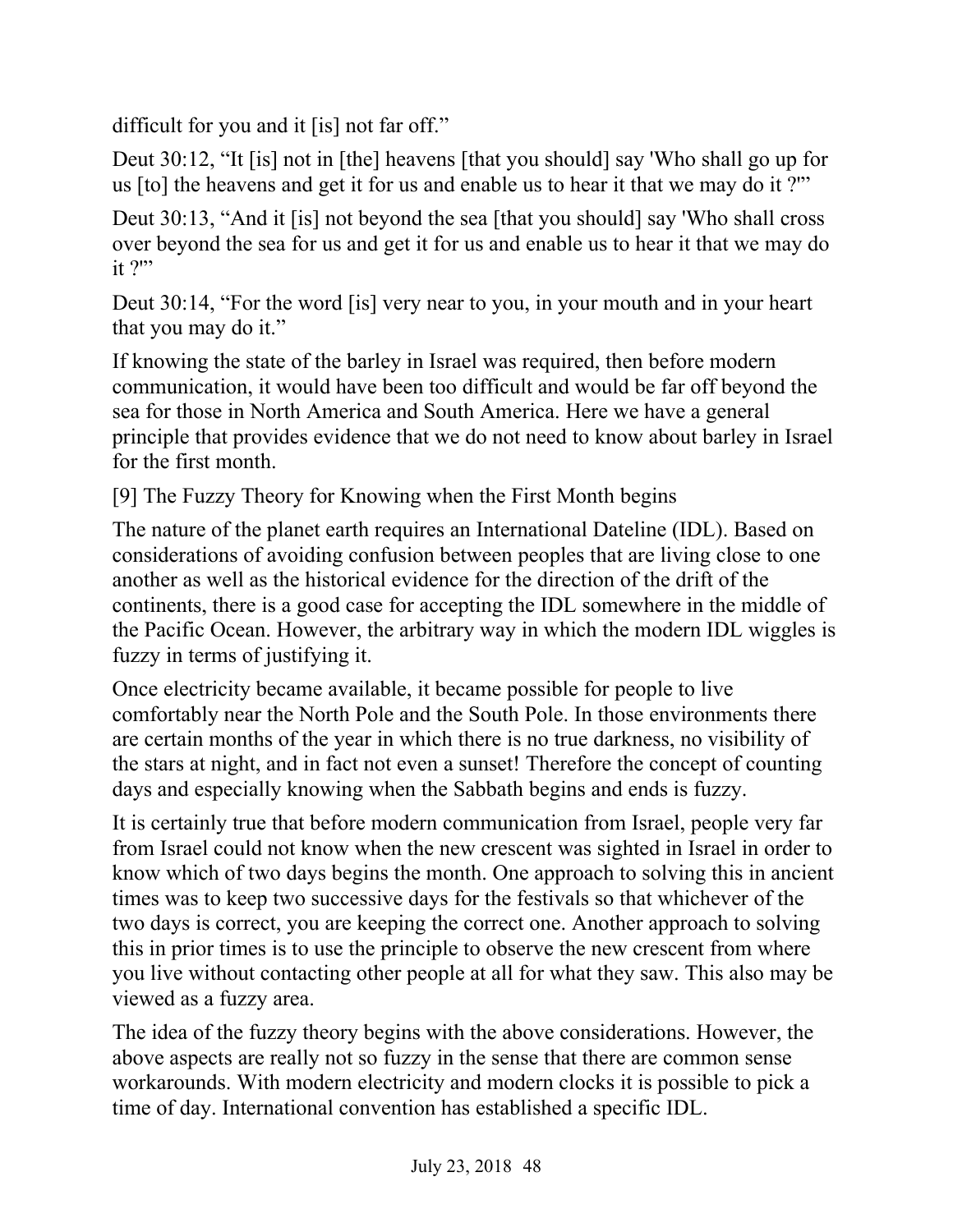difficult for you and it [is] not far off."

Deut 30:12, "It [is] not in [the] heavens [that you should] say 'Who shall go up for us [to] the heavens and get it for us and enable us to hear it that we may do it ?'"

Deut 30:13, "And it [is] not beyond the sea [that you should] say 'Who shall cross over beyond the sea for us and get it for us and enable us to hear it that we may do it ?'"

Deut 30:14, "For the word [is] very near to you, in your mouth and in your heart that you may do it."

If knowing the state of the barley in Israel was required, then before modern communication, it would have been too difficult and would be far off beyond the sea for those in North America and South America. Here we have a general principle that provides evidence that we do not need to know about barley in Israel for the first month.

[9] The Fuzzy Theory for Knowing when the First Month begins

The nature of the planet earth requires an International Dateline (IDL). Based on considerations of avoiding confusion between peoples that are living close to one another as well as the historical evidence for the direction of the drift of the continents, there is a good case for accepting the IDL somewhere in the middle of the Pacific Ocean. However, the arbitrary way in which the modern IDL wiggles is fuzzy in terms of justifying it.

Once electricity became available, it became possible for people to live comfortably near the North Pole and the South Pole. In those environments there are certain months of the year in which there is no true darkness, no visibility of the stars at night, and in fact not even a sunset! Therefore the concept of counting days and especially knowing when the Sabbath begins and ends is fuzzy.

It is certainly true that before modern communication from Israel, people very far from Israel could not know when the new crescent was sighted in Israel in order to know which of two days begins the month. One approach to solving this in ancient times was to keep two successive days for the festivals so that whichever of the two days is correct, you are keeping the correct one. Another approach to solving this in prior times is to use the principle to observe the new crescent from where you live without contacting other people at all for what they saw. This also may be viewed as a fuzzy area.

The idea of the fuzzy theory begins with the above considerations. However, the above aspects are really not so fuzzy in the sense that there are common sense workarounds. With modern electricity and modern clocks it is possible to pick a time of day. International convention has established a specific IDL.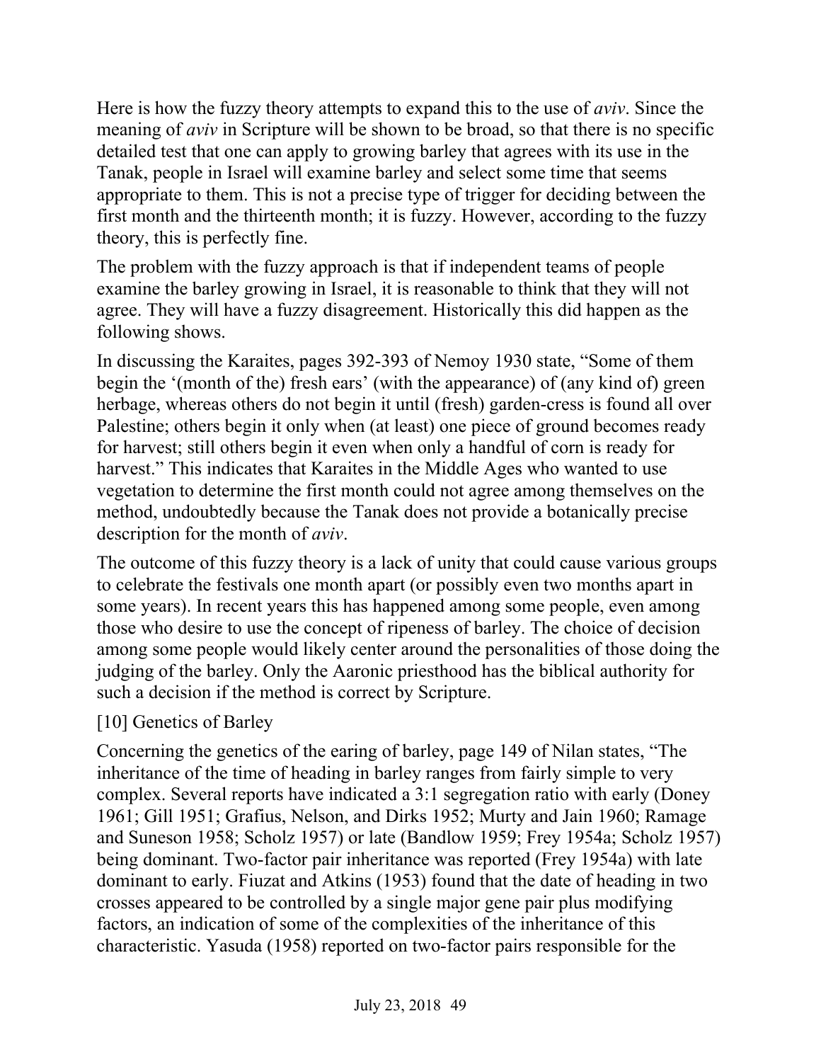Here is how the fuzzy theory attempts to expand this to the use of *aviv*. Since the meaning of *aviv* in Scripture will be shown to be broad, so that there is no specific detailed test that one can apply to growing barley that agrees with its use in the Tanak, people in Israel will examine barley and select some time that seems appropriate to them. This is not a precise type of trigger for deciding between the first month and the thirteenth month; it is fuzzy. However, according to the fuzzy theory, this is perfectly fine.

The problem with the fuzzy approach is that if independent teams of people examine the barley growing in Israel, it is reasonable to think that they will not agree. They will have a fuzzy disagreement. Historically this did happen as the following shows.

In discussing the Karaites, pages 392-393 of Nemoy 1930 state, "Some of them begin the '(month of the) fresh ears' (with the appearance) of (any kind of) green herbage, whereas others do not begin it until (fresh) garden-cress is found all over Palestine; others begin it only when (at least) one piece of ground becomes ready for harvest; still others begin it even when only a handful of corn is ready for harvest." This indicates that Karaites in the Middle Ages who wanted to use vegetation to determine the first month could not agree among themselves on the method, undoubtedly because the Tanak does not provide a botanically precise description for the month of *aviv*.

The outcome of this fuzzy theory is a lack of unity that could cause various groups to celebrate the festivals one month apart (or possibly even two months apart in some years). In recent years this has happened among some people, even among those who desire to use the concept of ripeness of barley. The choice of decision among some people would likely center around the personalities of those doing the judging of the barley. Only the Aaronic priesthood has the biblical authority for such a decision if the method is correct by Scripture.

[10] Genetics of Barley

Concerning the genetics of the earing of barley, page 149 of Nilan states, "The inheritance of the time of heading in barley ranges from fairly simple to very complex. Several reports have indicated a 3:1 segregation ratio with early (Doney 1961; Gill 1951; Grafius, Nelson, and Dirks 1952; Murty and Jain 1960; Ramage and Suneson 1958; Scholz 1957) or late (Bandlow 1959; Frey 1954a; Scholz 1957) being dominant. Two-factor pair inheritance was reported (Frey 1954a) with late dominant to early. Fiuzat and Atkins (1953) found that the date of heading in two crosses appeared to be controlled by a single major gene pair plus modifying factors, an indication of some of the complexities of the inheritance of this characteristic. Yasuda (1958) reported on two-factor pairs responsible for the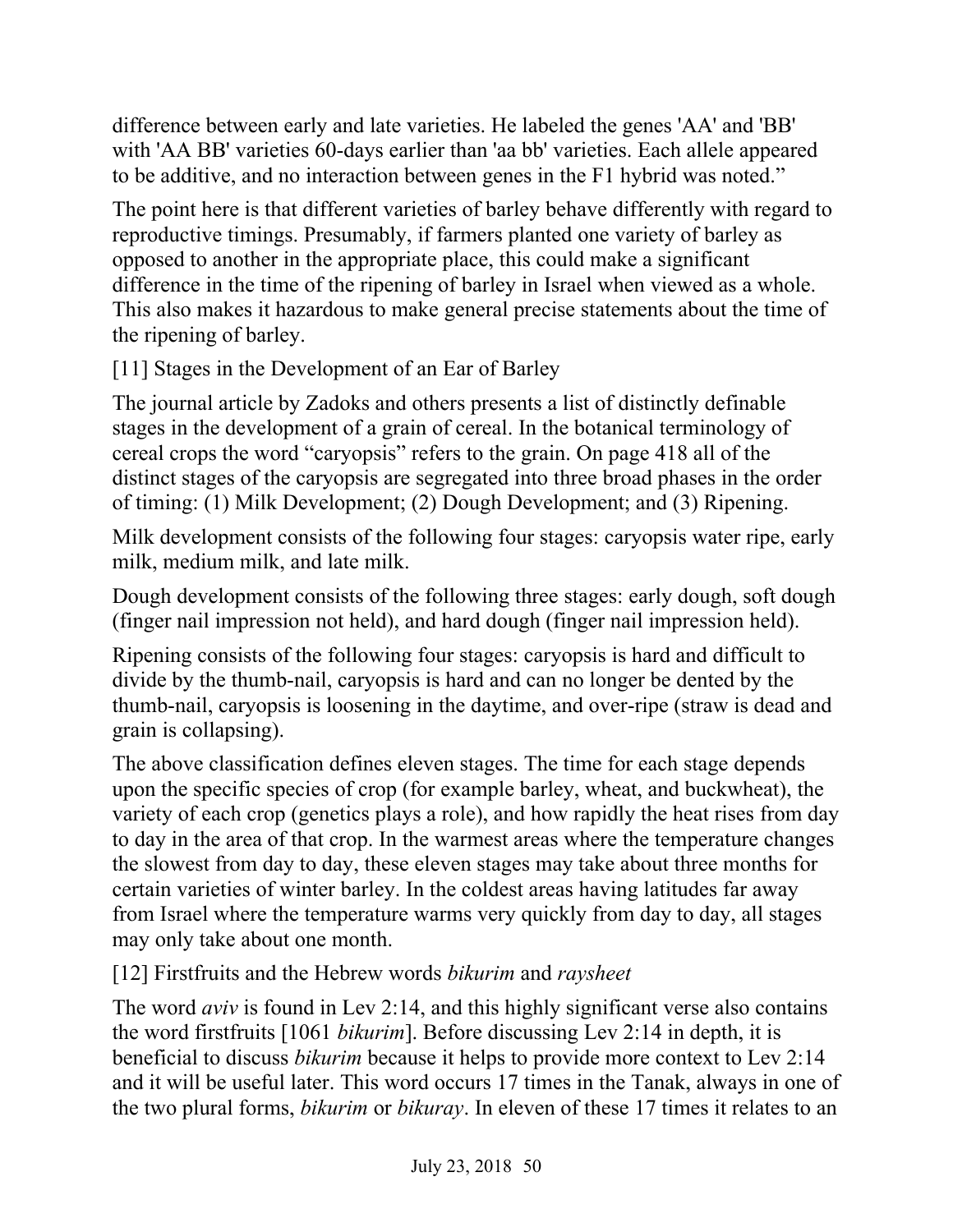difference between early and late varieties. He labeled the genes 'AA' and 'BB' with 'AA BB' varieties 60-days earlier than 'aa bb' varieties. Each allele appeared to be additive, and no interaction between genes in the F1 hybrid was noted."

The point here is that different varieties of barley behave differently with regard to reproductive timings. Presumably, if farmers planted one variety of barley as opposed to another in the appropriate place, this could make a significant difference in the time of the ripening of barley in Israel when viewed as a whole. This also makes it hazardous to make general precise statements about the time of the ripening of barley.

## [11] Stages in the Development of an Ear of Barley

The journal article by Zadoks and others presents a list of distinctly definable stages in the development of a grain of cereal. In the botanical terminology of cereal crops the word "caryopsis" refers to the grain. On page 418 all of the distinct stages of the caryopsis are segregated into three broad phases in the order of timing: (1) Milk Development; (2) Dough Development; and (3) Ripening.

Milk development consists of the following four stages: caryopsis water ripe, early milk, medium milk, and late milk.

Dough development consists of the following three stages: early dough, soft dough (finger nail impression not held), and hard dough (finger nail impression held).

Ripening consists of the following four stages: caryopsis is hard and difficult to divide by the thumb-nail, caryopsis is hard and can no longer be dented by the thumb-nail, caryopsis is loosening in the daytime, and over-ripe (straw is dead and grain is collapsing).

The above classification defines eleven stages. The time for each stage depends upon the specific species of crop (for example barley, wheat, and buckwheat), the variety of each crop (genetics plays a role), and how rapidly the heat rises from day to day in the area of that crop. In the warmest areas where the temperature changes the slowest from day to day, these eleven stages may take about three months for certain varieties of winter barley. In the coldest areas having latitudes far away from Israel where the temperature warms very quickly from day to day, all stages may only take about one month.

## [12] Firstfruits and the Hebrew words *bikurim* and *raysheet*

The word *aviv* is found in Lev 2:14, and this highly significant verse also contains the word firstfruits [1061 *bikurim*]. Before discussing Lev 2:14 in depth, it is beneficial to discuss *bikurim* because it helps to provide more context to Lev 2:14 and it will be useful later. This word occurs 17 times in the Tanak, always in one of the two plural forms, *bikurim* or *bikuray*. In eleven of these 17 times it relates to an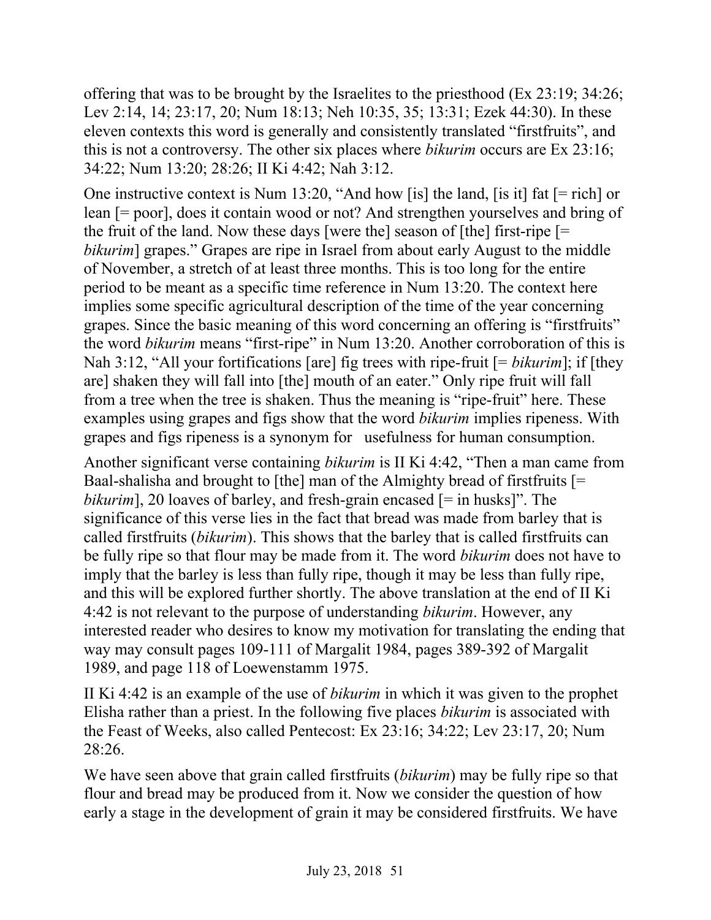offering that was to be brought by the Israelites to the priesthood (Ex 23:19; 34:26; Lev 2:14, 14; 23:17, 20; Num 18:13; Neh 10:35, 35; 13:31; Ezek 44:30). In these eleven contexts this word is generally and consistently translated "firstfruits", and this is not a controversy. The other six places where *bikurim* occurs are Ex 23:16; 34:22; Num 13:20; 28:26; II Ki 4:42; Nah 3:12.

One instructive context is Num 13:20, "And how [is] the land, [is it] fat [= rich] or lean [= poor], does it contain wood or not? And strengthen yourselves and bring of the fruit of the land. Now these days [were the] season of [the] first-ripe [= *bikurim*] grapes." Grapes are ripe in Israel from about early August to the middle of November, a stretch of at least three months. This is too long for the entire period to be meant as a specific time reference in Num 13:20. The context here implies some specific agricultural description of the time of the year concerning grapes. Since the basic meaning of this word concerning an offering is "firstfruits" the word *bikurim* means "first-ripe" in Num 13:20. Another corroboration of this is Nah 3:12, "All your fortifications [are] fig trees with ripe-fruit [= *bikurim*]; if [they are] shaken they will fall into [the] mouth of an eater." Only ripe fruit will fall from a tree when the tree is shaken. Thus the meaning is "ripe-fruit" here. These examples using grapes and figs show that the word *bikurim* implies ripeness. With grapes and figs ripeness is a synonym for usefulness for human consumption.

Another significant verse containing *bikurim* is II Ki 4:42, "Then a man came from Baal-shalisha and brought to [the] man of the Almighty bread of firstfruits [= *bikurim*], 20 loaves of barley, and fresh-grain encased [= in husks]". The significance of this verse lies in the fact that bread was made from barley that is called firstfruits (*bikurim*). This shows that the barley that is called firstfruits can be fully ripe so that flour may be made from it. The word *bikurim* does not have to imply that the barley is less than fully ripe, though it may be less than fully ripe, and this will be explored further shortly. The above translation at the end of II Ki 4:42 is not relevant to the purpose of understanding *bikurim*. However, any interested reader who desires to know my motivation for translating the ending that way may consult pages 109-111 of Margalit 1984, pages 389-392 of Margalit 1989, and page 118 of Loewenstamm 1975.

II Ki 4:42 is an example of the use of *bikurim* in which it was given to the prophet Elisha rather than a priest. In the following five places *bikurim* is associated with the Feast of Weeks, also called Pentecost: Ex 23:16; 34:22; Lev 23:17, 20; Num 28:26.

We have seen above that grain called firstfruits (*bikurim*) may be fully ripe so that flour and bread may be produced from it. Now we consider the question of how early a stage in the development of grain it may be considered firstfruits. We have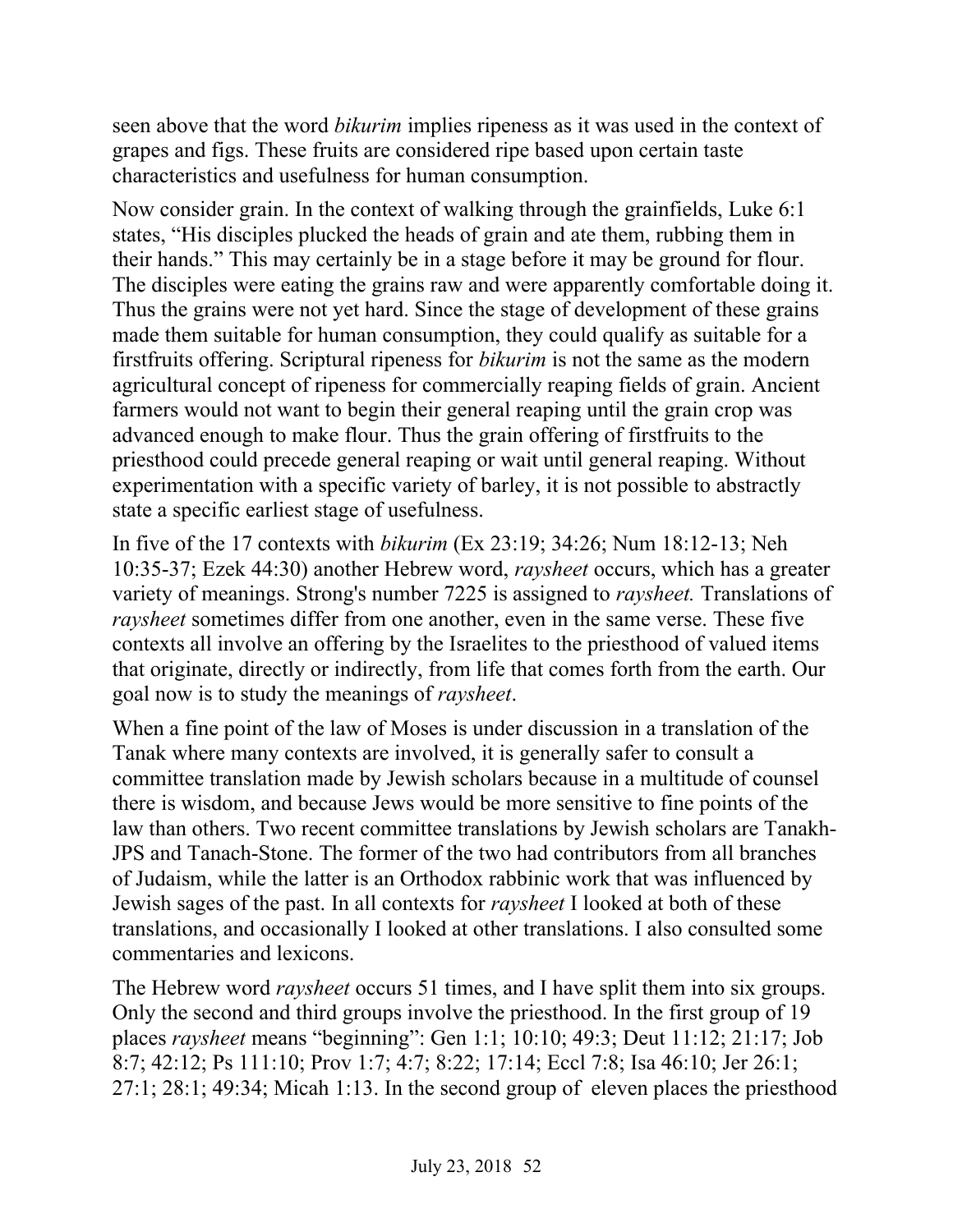seen above that the word *bikurim* implies ripeness as it was used in the context of grapes and figs. These fruits are considered ripe based upon certain taste characteristics and usefulness for human consumption.

Now consider grain. In the context of walking through the grainfields, Luke 6:1 states, "His disciples plucked the heads of grain and ate them, rubbing them in their hands." This may certainly be in a stage before it may be ground for flour. The disciples were eating the grains raw and were apparently comfortable doing it. Thus the grains were not yet hard. Since the stage of development of these grains made them suitable for human consumption, they could qualify as suitable for a firstfruits offering. Scriptural ripeness for *bikurim* is not the same as the modern agricultural concept of ripeness for commercially reaping fields of grain. Ancient farmers would not want to begin their general reaping until the grain crop was advanced enough to make flour. Thus the grain offering of firstfruits to the priesthood could precede general reaping or wait until general reaping. Without experimentation with a specific variety of barley, it is not possible to abstractly state a specific earliest stage of usefulness.

In five of the 17 contexts with *bikurim* (Ex 23:19; 34:26; Num 18:12-13; Neh 10:35-37; Ezek 44:30) another Hebrew word, *raysheet* occurs, which has a greater variety of meanings. Strong's number 7225 is assigned to *raysheet.* Translations of *raysheet* sometimes differ from one another, even in the same verse. These five contexts all involve an offering by the Israelites to the priesthood of valued items that originate, directly or indirectly, from life that comes forth from the earth. Our goal now is to study the meanings of *raysheet*.

When a fine point of the law of Moses is under discussion in a translation of the Tanak where many contexts are involved, it is generally safer to consult a committee translation made by Jewish scholars because in a multitude of counsel there is wisdom, and because Jews would be more sensitive to fine points of the law than others. Two recent committee translations by Jewish scholars are Tanakh-JPS and Tanach-Stone. The former of the two had contributors from all branches of Judaism, while the latter is an Orthodox rabbinic work that was influenced by Jewish sages of the past. In all contexts for *raysheet* I looked at both of these translations, and occasionally I looked at other translations. I also consulted some commentaries and lexicons.

The Hebrew word *raysheet* occurs 51 times, and I have split them into six groups. Only the second and third groups involve the priesthood. In the first group of 19 places *raysheet* means "beginning": Gen 1:1; 10:10; 49:3; Deut 11:12; 21:17; Job 8:7; 42:12; Ps 111:10; Prov 1:7; 4:7; 8:22; 17:14; Eccl 7:8; Isa 46:10; Jer 26:1; 27:1; 28:1; 49:34; Micah 1:13. In the second group of eleven places the priesthood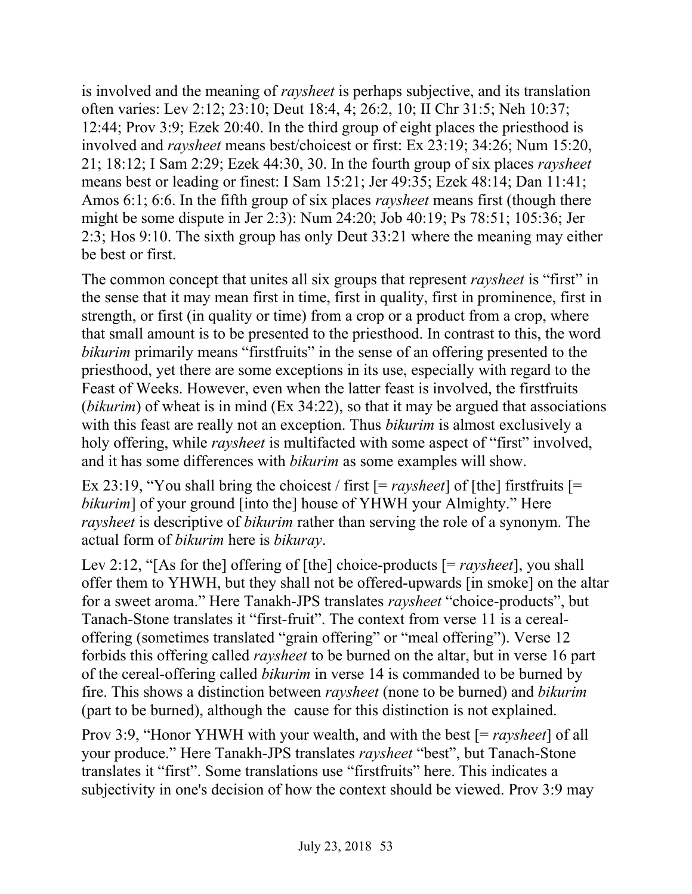is involved and the meaning of *raysheet* is perhaps subjective, and its translation often varies: Lev 2:12; 23:10; Deut 18:4, 4; 26:2, 10; II Chr 31:5; Neh 10:37; 12:44; Prov 3:9; Ezek 20:40. In the third group of eight places the priesthood is involved and *raysheet* means best/choicest or first: Ex 23:19; 34:26; Num 15:20, 21; 18:12; I Sam 2:29; Ezek 44:30, 30. In the fourth group of six places *raysheet* means best or leading or finest: I Sam 15:21; Jer 49:35; Ezek 48:14; Dan 11:41; Amos 6:1; 6:6. In the fifth group of six places *raysheet* means first (though there might be some dispute in Jer 2:3): Num 24:20; Job 40:19; Ps 78:51; 105:36; Jer 2:3; Hos 9:10. The sixth group has only Deut 33:21 where the meaning may either be best or first.

The common concept that unites all six groups that represent *raysheet* is "first" in the sense that it may mean first in time, first in quality, first in prominence, first in strength, or first (in quality or time) from a crop or a product from a crop, where that small amount is to be presented to the priesthood. In contrast to this, the word *bikurim* primarily means "firstfruits" in the sense of an offering presented to the priesthood, yet there are some exceptions in its use, especially with regard to the Feast of Weeks. However, even when the latter feast is involved, the firstfruits (*bikurim*) of wheat is in mind (Ex 34:22), so that it may be argued that associations with this feast are really not an exception. Thus *bikurim* is almost exclusively a holy offering, while *raysheet* is multifacted with some aspect of "first" involved, and it has some differences with *bikurim* as some examples will show.

Ex 23:19, "You shall bring the choicest / first [= *raysheet*] of [the] firstfruits [= *bikurim*] of your ground [into the] house of YHWH your Almighty." Here *raysheet* is descriptive of *bikurim* rather than serving the role of a synonym. The actual form of *bikurim* here is *bikuray*.

Lev 2:12, "[As for the] offering of [the] choice-products [= *raysheet*], you shall offer them to YHWH, but they shall not be offered-upwards [in smoke] on the altar for a sweet aroma." Here Tanakh-JPS translates *raysheet* "choice-products", but Tanach-Stone translates it "first-fruit". The context from verse 11 is a cereal-offering (sometimes translated "grain offering" or "meal offering"). Verse 12 forbids this offering called *raysheet* to be burned on the altar, but in verse 16 part of the cereal-offering called *bikurim* in verse 14 is commanded to be burned by fire. This shows a distinction between *raysheet* (none to be burned) and *bikurim* (part to be burned), although the cause for this distinction is not explained.

Prov 3:9, "Honor YHWH with your wealth, and with the best [= *raysheet*] of all your produce." Here Tanakh-JPS translates *raysheet* "best", but Tanach-Stone translates it "first". Some translations use "firstfruits" here. This indicates a subjectivity in one's decision of how the context should be viewed. Prov 3:9 may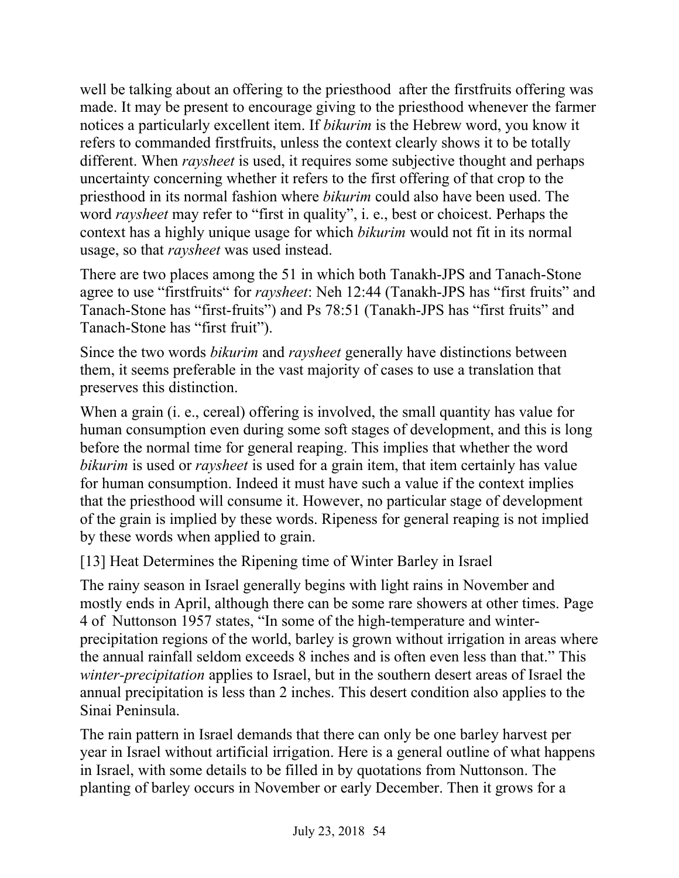well be talking about an offering to the priesthood  after the firstfruits offering was made. It may be present to encourage giving to the priesthood whenever the farmer notices a particularly excellent item. If *bikurim* is the Hebrew word, you know it refers to commanded firstfruits, unless the context clearly shows it to be totally different. When *raysheet* is used, it requires some subjective thought and perhaps uncertainty concerning whether it refers to the first offering of that crop to the priesthood in its normal fashion where *bikurim* could also have been used. The word *raysheet* may refer to “first in quality”, i. e., best or choicest. Perhaps the context has a highly unique usage for which *bikurim* would not fit in its normal usage, so that *raysheet* was used instead.

There are two places among the 51 in which both Tanakh-JPS and Tanach-Stone agree to use “firstfruits“ for *raysheet*: Neh 12:44 (Tanakh-JPS has “first fruits” and Tanach-Stone has “first-fruits”) and Ps 78:51 (Tanakh-JPS has “first fruits” and Tanach-Stone has “first fruit”).

Since the two words *bikurim* and *raysheet* generally have distinctions between them, it seems preferable in the vast majority of cases to use a translation that preserves this distinction.

When a grain (i. e., cereal) offering is involved, the small quantity has value for human consumption even during some soft stages of development, and this is long before the normal time for general reaping. This implies that whether the word *bikurim* is used or *raysheet* is used for a grain item, that item certainly has value for human consumption. Indeed it must have such a value if the context implies that the priesthood will consume it. However, no particular stage of development of the grain is implied by these words. Ripeness for general reaping is not implied by these words when applied to grain.

## [13] Heat Determines the Ripening time of Winter Barley in Israel

The rainy season in Israel generally begins with light rains in November and mostly ends in April, although there can be some rare showers at other times. Page 4 of  Nuttonson 1957 states, “In some of the high-temperature and winter-precipitation regions of the world, barley is grown without irrigation in areas where the annual rainfall seldom exceeds 8 inches and is often even less than that.” This *winter-precipitation* applies to Israel, but in the southern desert areas of Israel the annual precipitation is less than 2 inches. This desert condition also applies to the Sinai Peninsula.

The rain pattern in Israel demands that there can only be one barley harvest per year in Israel without artificial irrigation. Here is a general outline of what happens in Israel, with some details to be filled in by quotations from Nuttonson. The planting of barley occurs in November or early December. Then it grows for a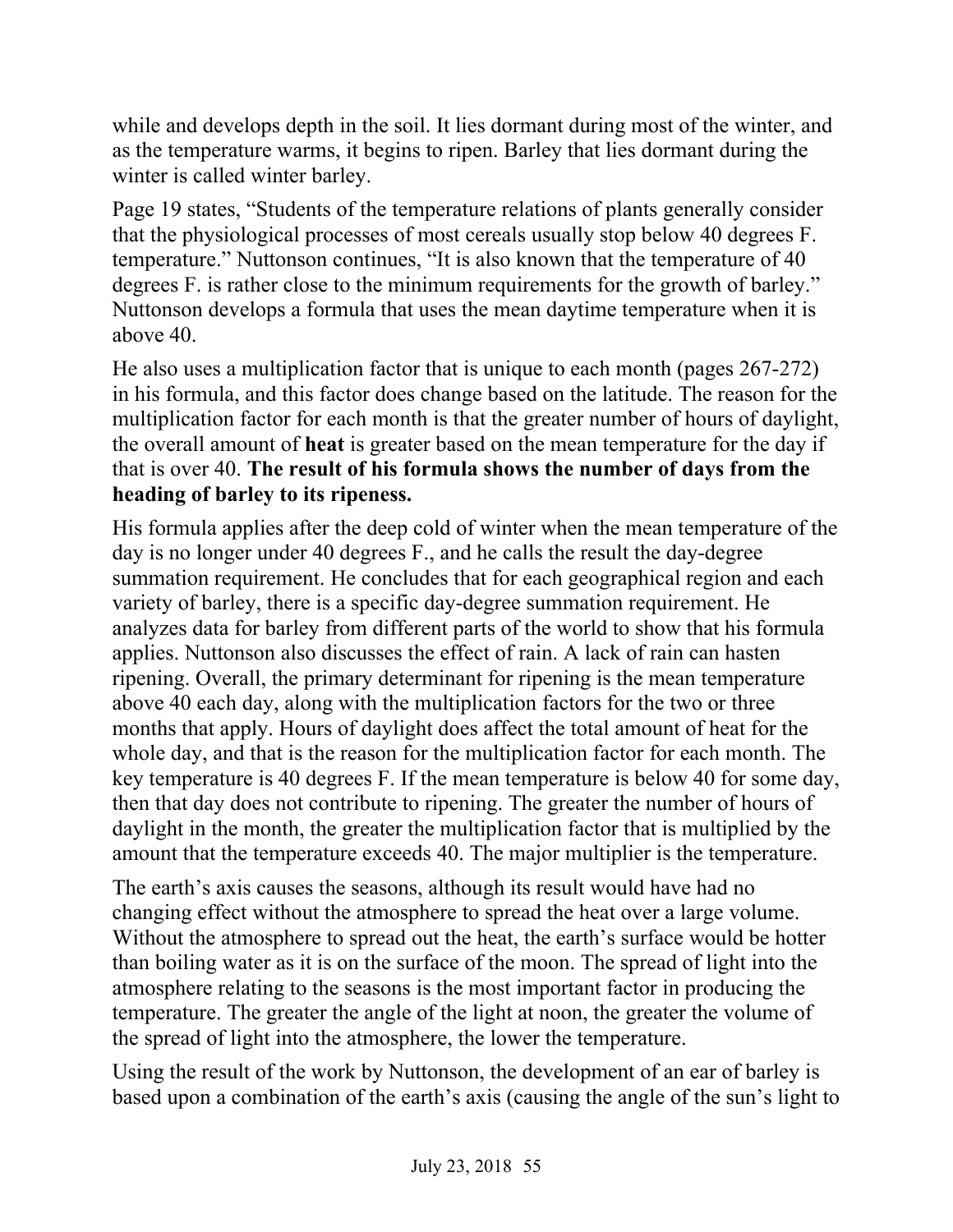while and develops depth in the soil. It lies dormant during most of the winter, and as the temperature warms, it begins to ripen. Barley that lies dormant during the winter is called winter barley.

Page 19 states, "Students of the temperature relations of plants generally consider that the physiological processes of most cereals usually stop below 40 degrees F. temperature." Nuttonson continues, "It is also known that the temperature of 40 degrees F. is rather close to the minimum requirements for the growth of barley." Nuttonson develops a formula that uses the mean daytime temperature when it is above 40.

He also uses a multiplication factor that is unique to each month (pages 267-272) in his formula, and this factor does change based on the latitude. The reason for the multiplication factor for each month is that the greater number of hours of daylight, the overall amount of **heat** is greater based on the mean temperature for the day if that is over 40. **The result of his formula shows the number of days from the heading of barley to its ripeness.**

His formula applies after the deep cold of winter when the mean temperature of the day is no longer under 40 degrees F., and he calls the result the day-degree summation requirement. He concludes that for each geographical region and each variety of barley, there is a specific day-degree summation requirement. He analyzes data for barley from different parts of the world to show that his formula applies. Nuttonson also discusses the effect of rain. A lack of rain can hasten ripening. Overall, the primary determinant for ripening is the mean temperature above 40 each day, along with the multiplication factors for the two or three months that apply. Hours of daylight does affect the total amount of heat for the whole day, and that is the reason for the multiplication factor for each month. The key temperature is 40 degrees F. If the mean temperature is below 40 for some day, then that day does not contribute to ripening. The greater the number of hours of daylight in the month, the greater the multiplication factor that is multiplied by the amount that the temperature exceeds 40. The major multiplier is the temperature.

The earth's axis causes the seasons, although its result would have had no changing effect without the atmosphere to spread the heat over a large volume. Without the atmosphere to spread out the heat, the earth's surface would be hotter than boiling water as it is on the surface of the moon. The spread of light into the atmosphere relating to the seasons is the most important factor in producing the temperature. The greater the angle of the light at noon, the greater the volume of the spread of light into the atmosphere, the lower the temperature.

Using the result of the work by Nuttonson, the development of an ear of barley is based upon a combination of the earth's axis (causing the angle of the sun's light to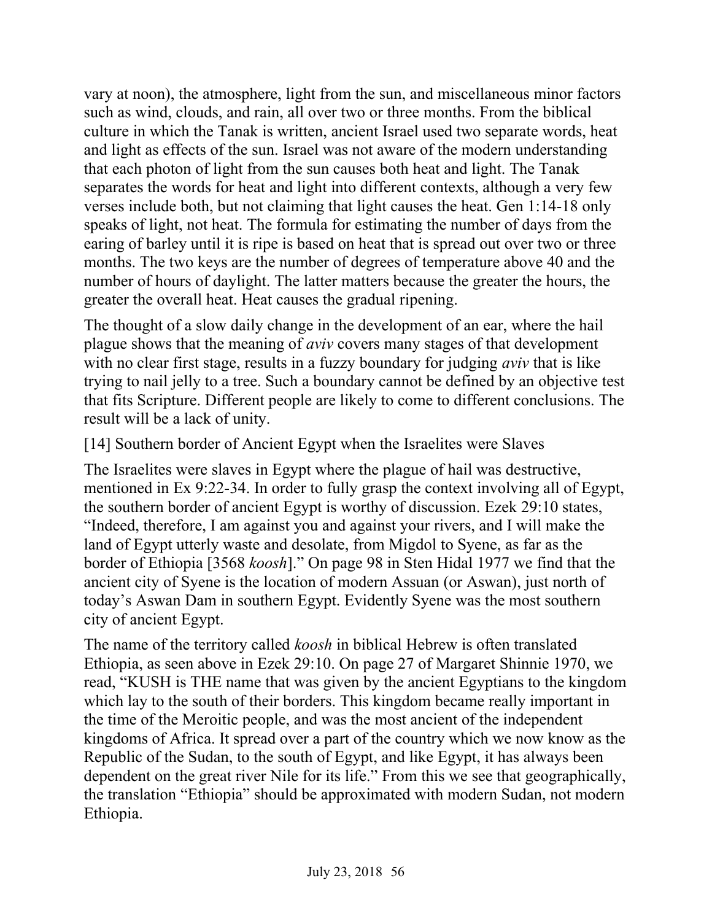vary at noon), the atmosphere, light from the sun, and miscellaneous minor factors such as wind, clouds, and rain, all over two or three months. From the biblical culture in which the Tanak is written, ancient Israel used two separate words, heat and light as effects of the sun. Israel was not aware of the modern understanding that each photon of light from the sun causes both heat and light. The Tanak separates the words for heat and light into different contexts, although a very few verses include both, but not claiming that light causes the heat. Gen 1:14-18 only speaks of light, not heat. The formula for estimating the number of days from the earing of barley until it is ripe is based on heat that is spread out over two or three months. The two keys are the number of degrees of temperature above 40 and the number of hours of daylight. The latter matters because the greater the hours, the greater the overall heat. Heat causes the gradual ripening.

The thought of a slow daily change in the development of an ear, where the hail plague shows that the meaning of *aviv* covers many stages of that development with no clear first stage, results in a fuzzy boundary for judging *aviv* that is like trying to nail jelly to a tree. Such a boundary cannot be defined by an objective test that fits Scripture. Different people are likely to come to different conclusions. The result will be a lack of unity.

[14] Southern border of Ancient Egypt when the Israelites were Slaves

The Israelites were slaves in Egypt where the plague of hail was destructive, mentioned in Ex 9:22-34. In order to fully grasp the context involving all of Egypt, the southern border of ancient Egypt is worthy of discussion. Ezek 29:10 states, "Indeed, therefore, I am against you and against your rivers, and I will make the land of Egypt utterly waste and desolate, from Migdol to Syene, as far as the border of Ethiopia [3568 *koosh*]." On page 98 in Sten Hidal 1977 we find that the ancient city of Syene is the location of modern Assuan (or Aswan), just north of today's Aswan Dam in southern Egypt. Evidently Syene was the most southern city of ancient Egypt.

The name of the territory called *koosh* in biblical Hebrew is often translated Ethiopia, as seen above in Ezek 29:10. On page 27 of Margaret Shinnie 1970, we read, "KUSH is THE name that was given by the ancient Egyptians to the kingdom which lay to the south of their borders. This kingdom became really important in the time of the Meroitic people, and was the most ancient of the independent kingdoms of Africa. It spread over a part of the country which we now know as the Republic of the Sudan, to the south of Egypt, and like Egypt, it has always been dependent on the great river Nile for its life." From this we see that geographically, the translation "Ethiopia" should be approximated with modern Sudan, not modern Ethiopia.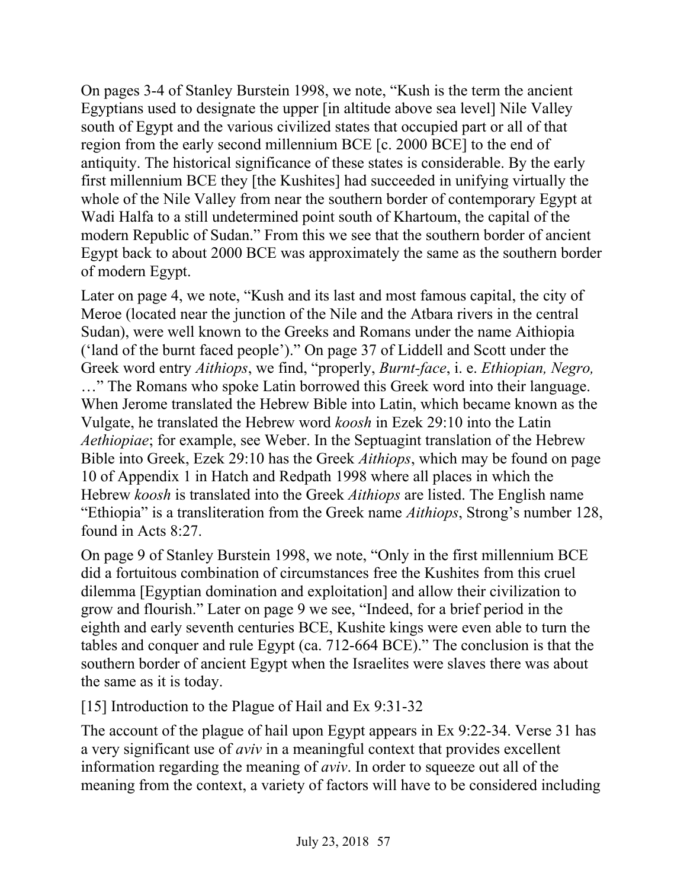On pages 3-4 of Stanley Burstein 1998, we note, "Kush is the term the ancient Egyptians used to designate the upper [in altitude above sea level] Nile Valley south of Egypt and the various civilized states that occupied part or all of that region from the early second millennium BCE [c. 2000 BCE] to the end of antiquity. The historical significance of these states is considerable. By the early first millennium BCE they [the Kushites] had succeeded in unifying virtually the whole of the Nile Valley from near the southern border of contemporary Egypt at Wadi Halfa to a still undetermined point south of Khartoum, the capital of the modern Republic of Sudan." From this we see that the southern border of ancient Egypt back to about 2000 BCE was approximately the same as the southern border of modern Egypt.

Later on page 4, we note, "Kush and its last and most famous capital, the city of Meroe (located near the junction of the Nile and the Atbara rivers in the central Sudan), were well known to the Greeks and Romans under the name Aithiopia ('land of the burnt faced people')." On page 37 of Liddell and Scott under the Greek word entry *Aithiops*, we find, "properly, *Burnt-face*, i. e. *Ethiopian, Negro,* …" The Romans who spoke Latin borrowed this Greek word into their language. When Jerome translated the Hebrew Bible into Latin, which became known as the Vulgate, he translated the Hebrew word *koosh* in Ezek 29:10 into the Latin *Aethiopiae*; for example, see Weber. In the Septuagint translation of the Hebrew Bible into Greek, Ezek 29:10 has the Greek *Aithiops*, which may be found on page 10 of Appendix 1 in Hatch and Redpath 1998 where all places in which the Hebrew *koosh* is translated into the Greek *Aithiops* are listed. The English name "Ethiopia" is a transliteration from the Greek name *Aithiops*, Strong's number 128, found in Acts 8:27.

On page 9 of Stanley Burstein 1998, we note, "Only in the first millennium BCE did a fortuitous combination of circumstances free the Kushites from this cruel dilemma [Egyptian domination and exploitation] and allow their civilization to grow and flourish." Later on page 9 we see, "Indeed, for a brief period in the eighth and early seventh centuries BCE, Kushite kings were even able to turn the tables and conquer and rule Egypt (ca. 712-664 BCE)." The conclusion is that the southern border of ancient Egypt when the Israelites were slaves there was about the same as it is today.

[15] Introduction to the Plague of Hail and Ex 9:31-32

The account of the plague of hail upon Egypt appears in Ex 9:22-34. Verse 31 has a very significant use of *aviv* in a meaningful context that provides excellent information regarding the meaning of *aviv*. In order to squeeze out all of the meaning from the context, a variety of factors will have to be considered including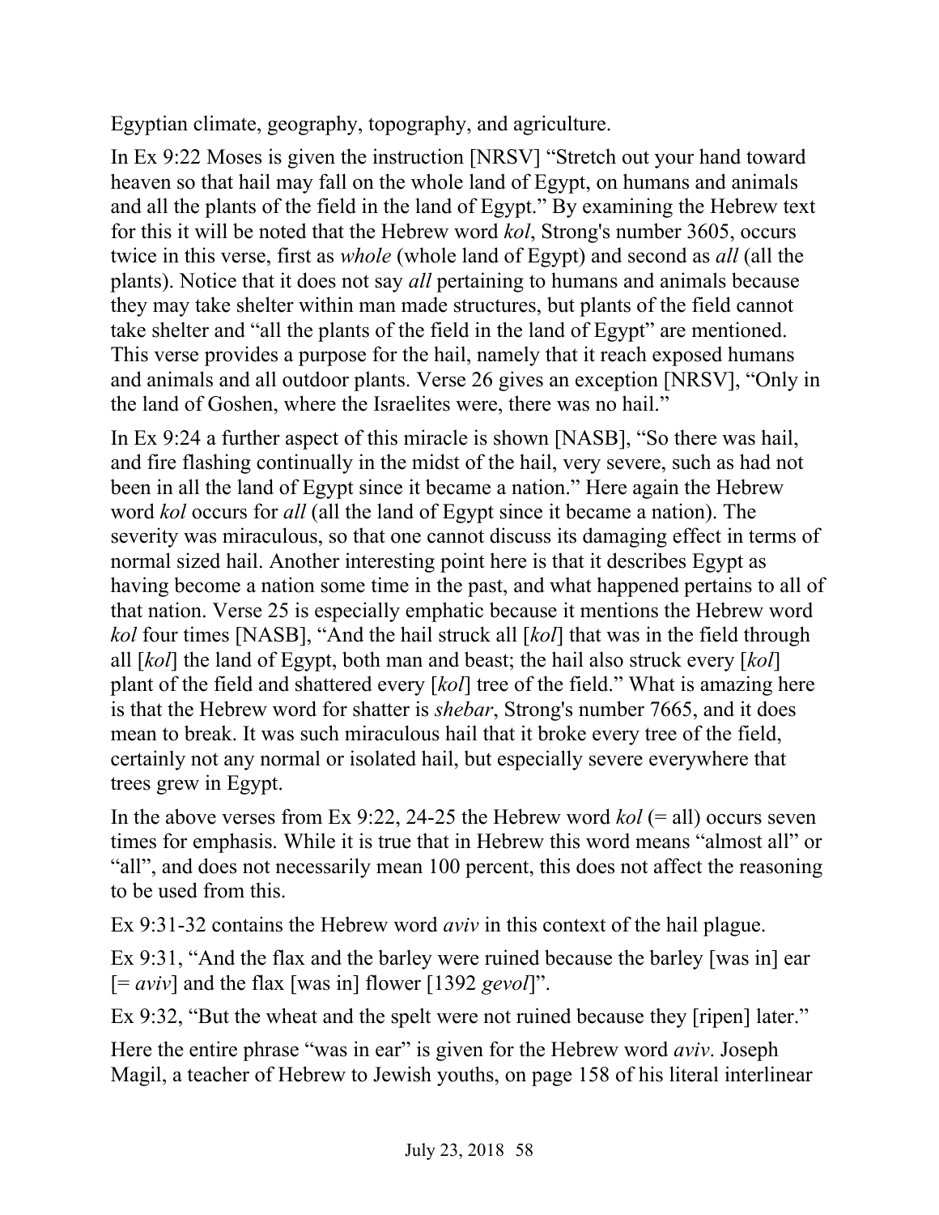Egyptian climate, geography, topography, and agriculture.

In Ex 9:22 Moses is given the instruction [NRSV] “Stretch out your hand toward heaven so that hail may fall on the whole land of Egypt, on humans and animals and all the plants of the field in the land of Egypt.” By examining the Hebrew text for this it will be noted that the Hebrew word *kol*, Strong's number 3605, occurs twice in this verse, first as *whole* (whole land of Egypt) and second as *all* (all the plants). Notice that it does not say *all* pertaining to humans and animals because they may take shelter within man made structures, but plants of the field cannot take shelter and “all the plants of the field in the land of Egypt” are mentioned. This verse provides a purpose for the hail, namely that it reach exposed humans and animals and all outdoor plants. Verse 26 gives an exception [NRSV], “Only in the land of Goshen, where the Israelites were, there was no hail.”

In Ex 9:24 a further aspect of this miracle is shown [NASB], “So there was hail, and fire flashing continually in the midst of the hail, very severe, such as had not been in all the land of Egypt since it became a nation.” Here again the Hebrew word *kol* occurs for *all* (all the land of Egypt since it became a nation). The severity was miraculous, so that one cannot discuss its damaging effect in terms of normal sized hail. Another interesting point here is that it describes Egypt as having become a nation some time in the past, and what happened pertains to all of that nation. Verse 25 is especially emphatic because it mentions the Hebrew word *kol* four times [NASB], “And the hail struck all [*kol*] that was in the field through all [*kol*] the land of Egypt, both man and beast; the hail also struck every [*kol*] plant of the field and shattered every [*kol*] tree of the field.” What is amazing here is that the Hebrew word for shatter is *shebar*, Strong's number 7665, and it does mean to break. It was such miraculous hail that it broke every tree of the field, certainly not any normal or isolated hail, but especially severe everywhere that trees grew in Egypt.

In the above verses from Ex 9:22, 24-25 the Hebrew word *kol* (= all) occurs seven times for emphasis. While it is true that in Hebrew this word means “almost all” or “all”, and does not necessarily mean 100 percent, this does not affect the reasoning to be used from this.

Ex 9:31-32 contains the Hebrew word *aviv* in this context of the hail plague.

Ex 9:31, “And the flax and the barley were ruined because the barley [was in] ear [= *aviv*] and the flax [was in] flower [1392 *gevol*]”.

Ex 9:32, “But the wheat and the spelt were not ruined because they [ripen] later.”

Here the entire phrase “was in ear” is given for the Hebrew word *aviv*. Joseph Magil, a teacher of Hebrew to Jewish youths, on page 158 of his literal interlinear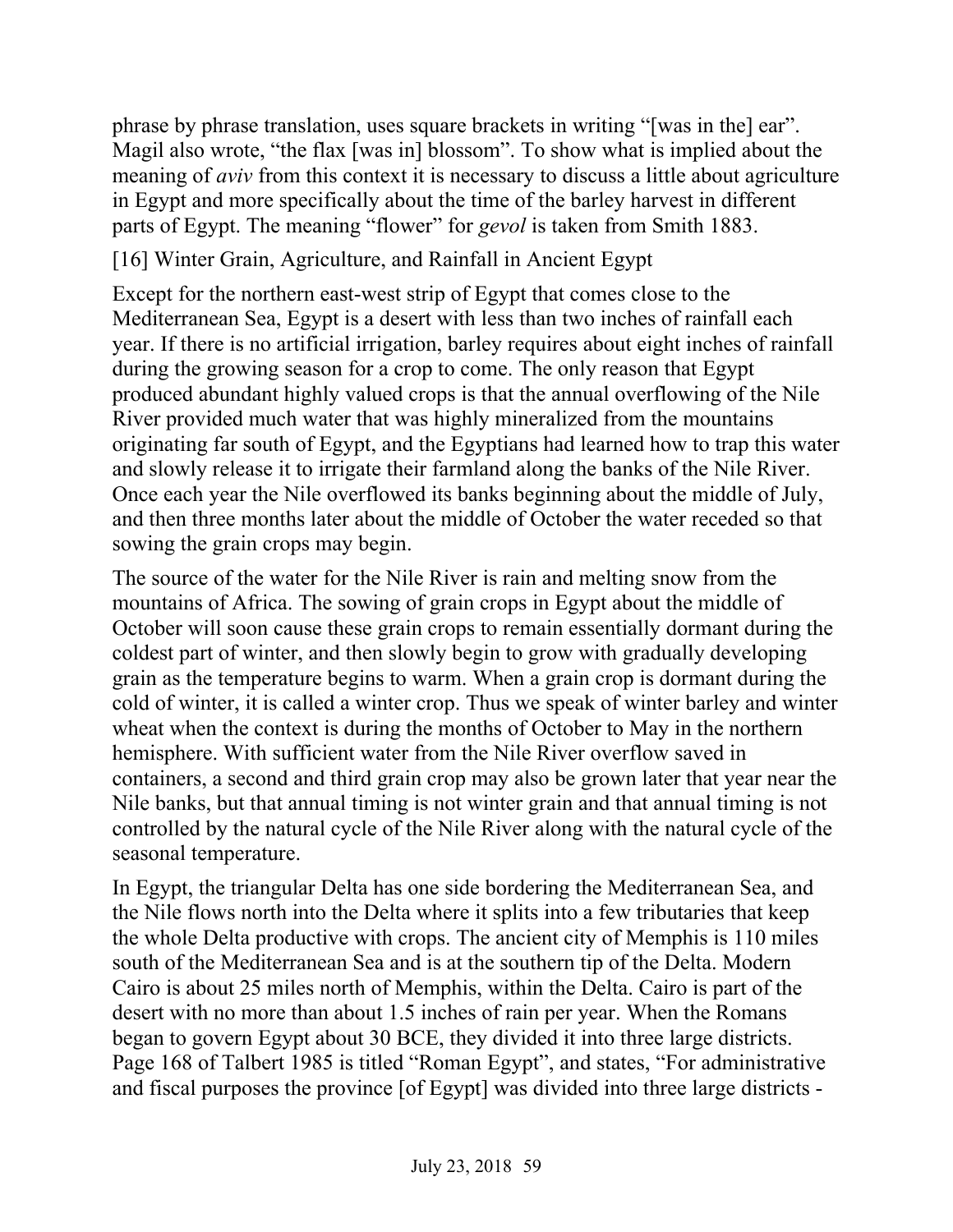phrase by phrase translation, uses square brackets in writing "[was in the] ear". Magil also wrote, "the flax [was in] blossom". To show what is implied about the meaning of *aviv* from this context it is necessary to discuss a little about agriculture in Egypt and more specifically about the time of the barley harvest in different parts of Egypt. The meaning "flower" for *gevol* is taken from Smith 1883.

[16] Winter Grain, Agriculture, and Rainfall in Ancient Egypt

Except for the northern east-west strip of Egypt that comes close to the Mediterranean Sea, Egypt is a desert with less than two inches of rainfall each year. If there is no artificial irrigation, barley requires about eight inches of rainfall during the growing season for a crop to come. The only reason that Egypt produced abundant highly valued crops is that the annual overflowing of the Nile River provided much water that was highly mineralized from the mountains originating far south of Egypt, and the Egyptians had learned how to trap this water and slowly release it to irrigate their farmland along the banks of the Nile River. Once each year the Nile overflowed its banks beginning about the middle of July, and then three months later about the middle of October the water receded so that sowing the grain crops may begin.

The source of the water for the Nile River is rain and melting snow from the mountains of Africa. The sowing of grain crops in Egypt about the middle of October will soon cause these grain crops to remain essentially dormant during the coldest part of winter, and then slowly begin to grow with gradually developing grain as the temperature begins to warm. When a grain crop is dormant during the cold of winter, it is called a winter crop. Thus we speak of winter barley and winter wheat when the context is during the months of October to May in the northern hemisphere. With sufficient water from the Nile River overflow saved in containers, a second and third grain crop may also be grown later that year near the Nile banks, but that annual timing is not winter grain and that annual timing is not controlled by the natural cycle of the Nile River along with the natural cycle of the seasonal temperature.

In Egypt, the triangular Delta has one side bordering the Mediterranean Sea, and the Nile flows north into the Delta where it splits into a few tributaries that keep the whole Delta productive with crops. The ancient city of Memphis is 110 miles south of the Mediterranean Sea and is at the southern tip of the Delta. Modern Cairo is about 25 miles north of Memphis, within the Delta. Cairo is part of the desert with no more than about 1.5 inches of rain per year. When the Romans began to govern Egypt about 30 BCE, they divided it into three large districts. Page 168 of Talbert 1985 is titled "Roman Egypt", and states, "For administrative and fiscal purposes the province [of Egypt] was divided into three large districts -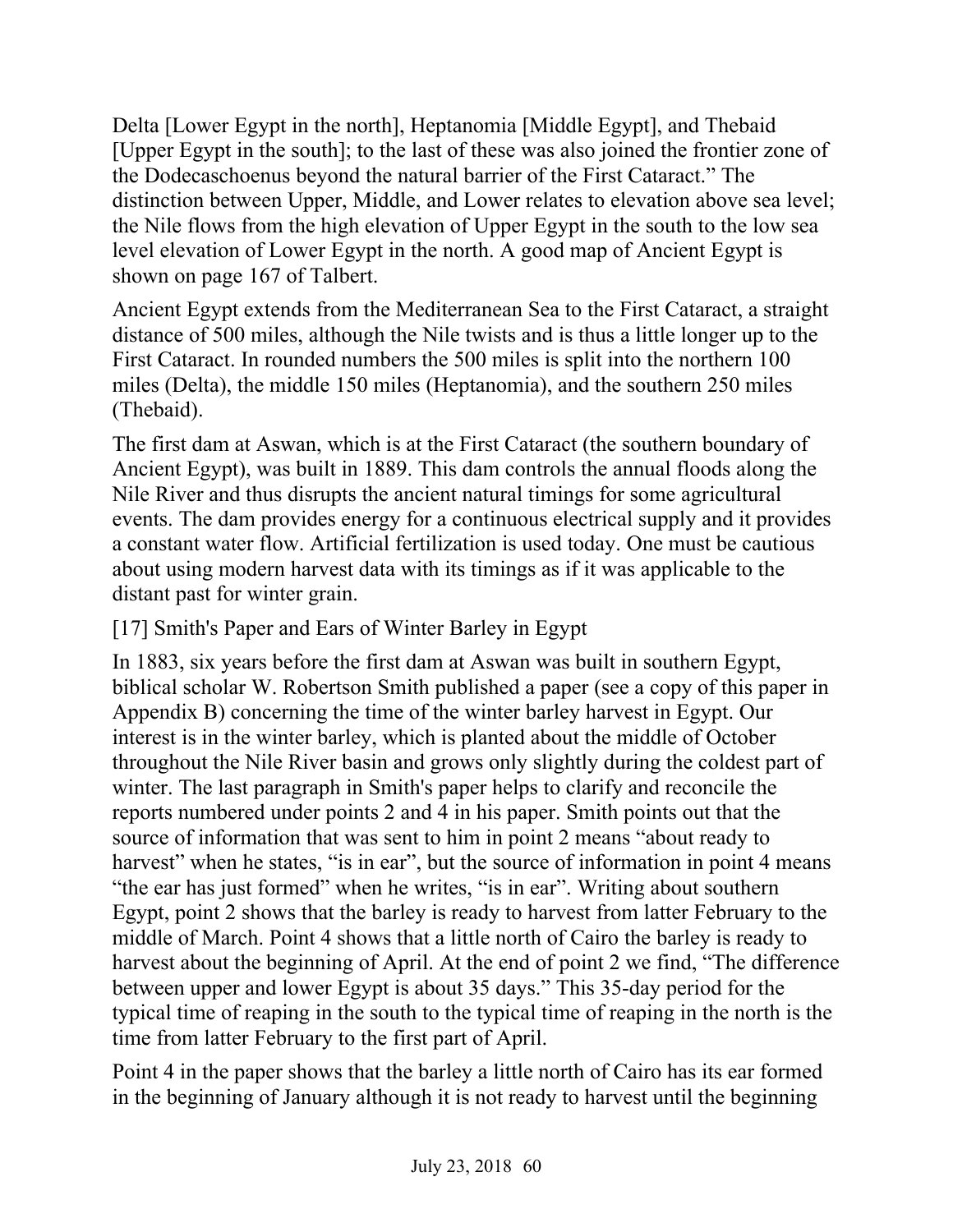Delta [Lower Egypt in the north], Heptanomia [Middle Egypt], and Thebaid [Upper Egypt in the south]; to the last of these was also joined the frontier zone of the Dodecaschoenus beyond the natural barrier of the First Cataract." The distinction between Upper, Middle, and Lower relates to elevation above sea level; the Nile flows from the high elevation of Upper Egypt in the south to the low sea level elevation of Lower Egypt in the north. A good map of Ancient Egypt is shown on page 167 of Talbert.

Ancient Egypt extends from the Mediterranean Sea to the First Cataract, a straight distance of 500 miles, although the Nile twists and is thus a little longer up to the First Cataract. In rounded numbers the 500 miles is split into the northern 100 miles (Delta), the middle 150 miles (Heptanomia), and the southern 250 miles (Thebaid).

The first dam at Aswan, which is at the First Cataract (the southern boundary of Ancient Egypt), was built in 1889. This dam controls the annual floods along the Nile River and thus disrupts the ancient natural timings for some agricultural events. The dam provides energy for a continuous electrical supply and it provides a constant water flow. Artificial fertilization is used today. One must be cautious about using modern harvest data with its timings as if it was applicable to the distant past for winter grain.

## [17] Smith's Paper and Ears of Winter Barley in Egypt

In 1883, six years before the first dam at Aswan was built in southern Egypt, biblical scholar W. Robertson Smith published a paper (see a copy of this paper in Appendix B) concerning the time of the winter barley harvest in Egypt. Our interest is in the winter barley, which is planted about the middle of October throughout the Nile River basin and grows only slightly during the coldest part of winter. The last paragraph in Smith's paper helps to clarify and reconcile the reports numbered under points 2 and 4 in his paper. Smith points out that the source of information that was sent to him in point 2 means "about ready to harvest" when he states, "is in ear", but the source of information in point 4 means "the ear has just formed" when he writes, "is in ear". Writing about southern Egypt, point 2 shows that the barley is ready to harvest from latter February to the middle of March. Point 4 shows that a little north of Cairo the barley is ready to harvest about the beginning of April. At the end of point 2 we find, "The difference between upper and lower Egypt is about 35 days." This 35-day period for the typical time of reaping in the south to the typical time of reaping in the north is the time from latter February to the first part of April.

Point 4 in the paper shows that the barley a little north of Cairo has its ear formed in the beginning of January although it is not ready to harvest until the beginning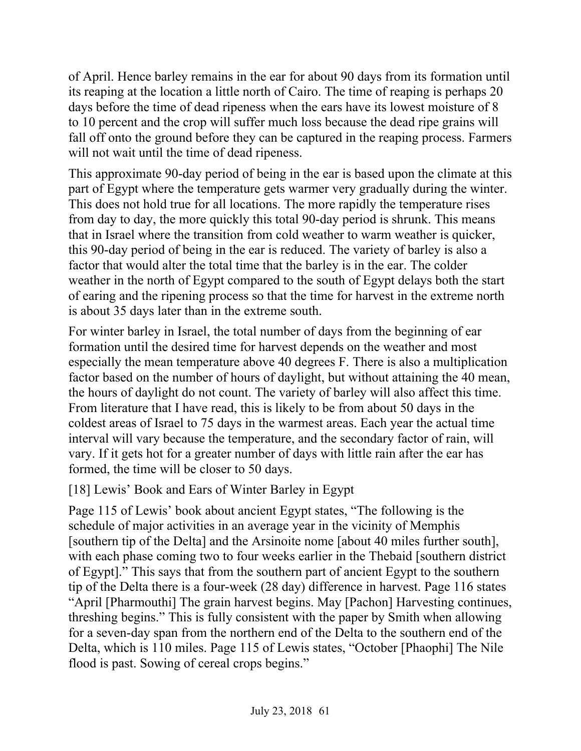of April. Hence barley remains in the ear for about 90 days from its formation until its reaping at the location a little north of Cairo. The time of reaping is perhaps 20 days before the time of dead ripeness when the ears have its lowest moisture of 8 to 10 percent and the crop will suffer much loss because the dead ripe grains will fall off onto the ground before they can be captured in the reaping process. Farmers will not wait until the time of dead ripeness.

This approximate 90-day period of being in the ear is based upon the climate at this part of Egypt where the temperature gets warmer very gradually during the winter. This does not hold true for all locations. The more rapidly the temperature rises from day to day, the more quickly this total 90-day period is shrunk. This means that in Israel where the transition from cold weather to warm weather is quicker, this 90-day period of being in the ear is reduced. The variety of barley is also a factor that would alter the total time that the barley is in the ear. The colder weather in the north of Egypt compared to the south of Egypt delays both the start of earing and the ripening process so that the time for harvest in the extreme north is about 35 days later than in the extreme south.

For winter barley in Israel, the total number of days from the beginning of ear formation until the desired time for harvest depends on the weather and most especially the mean temperature above 40 degrees F. There is also a multiplication factor based on the number of hours of daylight, but without attaining the 40 mean, the hours of daylight do not count. The variety of barley will also affect this time. From literature that I have read, this is likely to be from about 50 days in the coldest areas of Israel to 75 days in the warmest areas. Each year the actual time interval will vary because the temperature, and the secondary factor of rain, will vary. If it gets hot for a greater number of days with little rain after the ear has formed, the time will be closer to 50 days.

[18] Lewis' Book and Ears of Winter Barley in Egypt

Page 115 of Lewis' book about ancient Egypt states, "The following is the schedule of major activities in an average year in the vicinity of Memphis [southern tip of the Delta] and the Arsinoite nome [about 40 miles further south], with each phase coming two to four weeks earlier in the Thebaid [southern district of Egypt]." This says that from the southern part of ancient Egypt to the southern tip of the Delta there is a four-week (28 day) difference in harvest. Page 116 states "April [Pharmouthi] The grain harvest begins. May [Pachon] Harvesting continues, threshing begins." This is fully consistent with the paper by Smith when allowing for a seven-day span from the northern end of the Delta to the southern end of the Delta, which is 110 miles. Page 115 of Lewis states, "October [Phaophi] The Nile flood is past. Sowing of cereal crops begins."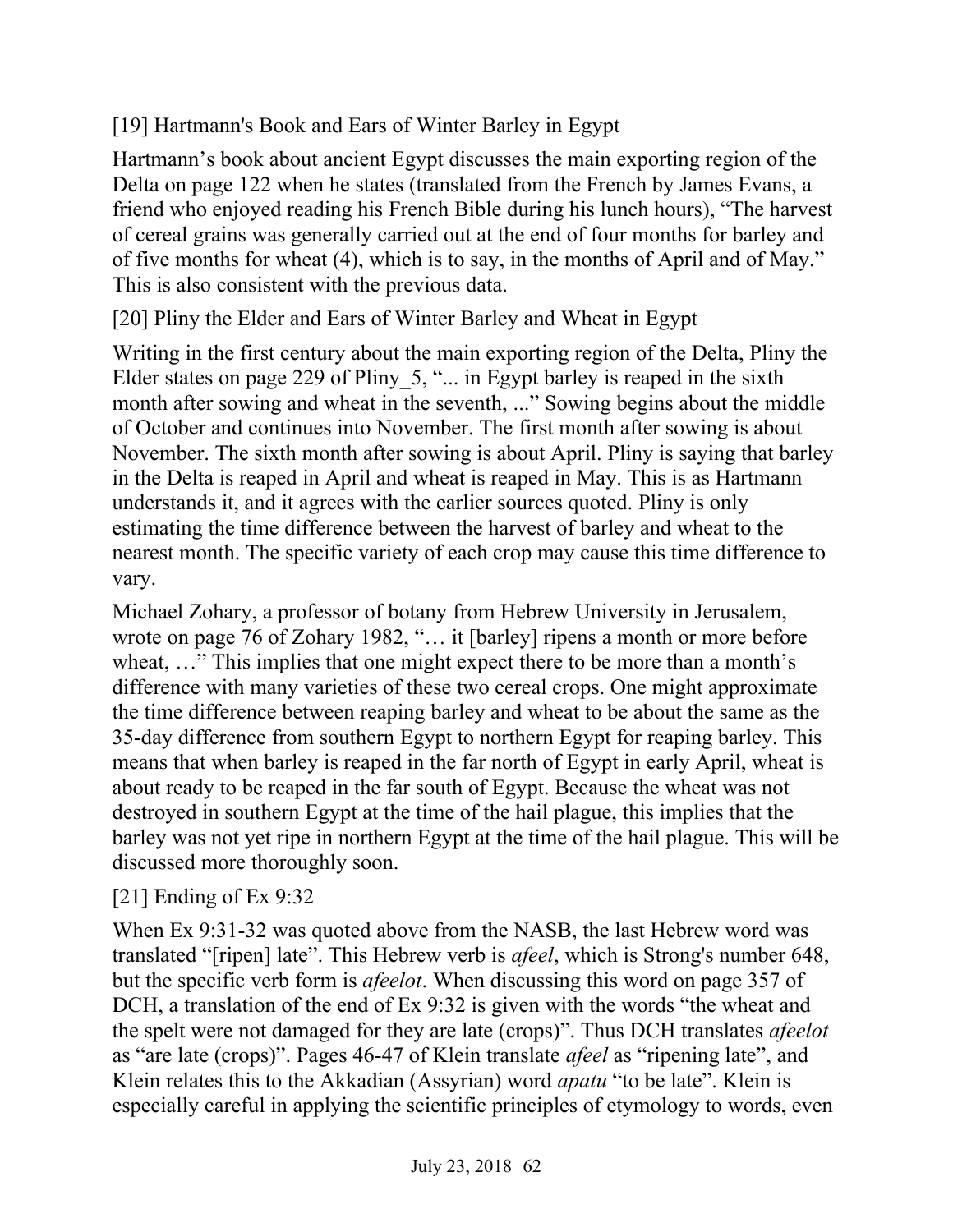[19] Hartmann's Book and Ears of Winter Barley in Egypt

Hartmann's book about ancient Egypt discusses the main exporting region of the Delta on page 122 when he states (translated from the French by James Evans, a friend who enjoyed reading his French Bible during his lunch hours), "The harvest of cereal grains was generally carried out at the end of four months for barley and of five months for wheat (4), which is to say, in the months of April and of May." This is also consistent with the previous data.

[20] Pliny the Elder and Ears of Winter Barley and Wheat in Egypt

Writing in the first century about the main exporting region of the Delta, Pliny the Elder states on page 229 of Pliny_5, "... in Egypt barley is reaped in the sixth month after sowing and wheat in the seventh, ..." Sowing begins about the middle of October and continues into November. The first month after sowing is about November. The sixth month after sowing is about April. Pliny is saying that barley in the Delta is reaped in April and wheat is reaped in May. This is as Hartmann understands it, and it agrees with the earlier sources quoted. Pliny is only estimating the time difference between the harvest of barley and wheat to the nearest month. The specific variety of each crop may cause this time difference to vary.

Michael Zohary, a professor of botany from Hebrew University in Jerusalem, wrote on page 76 of Zohary 1982, "… it [barley] ripens a month or more before wheat, …" This implies that one might expect there to be more than a month's difference with many varieties of these two cereal crops. One might approximate the time difference between reaping barley and wheat to be about the same as the 35-day difference from southern Egypt to northern Egypt for reaping barley. This means that when barley is reaped in the far north of Egypt in early April, wheat is about ready to be reaped in the far south of Egypt. Because the wheat was not destroyed in southern Egypt at the time of the hail plague, this implies that the barley was not yet ripe in northern Egypt at the time of the hail plague. This will be discussed more thoroughly soon.

[21] Ending of Ex 9:32

When Ex 9:31-32 was quoted above from the NASB, the last Hebrew word was translated "[ripen] late". This Hebrew verb is *afeel*, which is Strong's number 648, but the specific verb form is *afeelot*. When discussing this word on page 357 of DCH, a translation of the end of Ex 9:32 is given with the words "the wheat and the spelt were not damaged for they are late (crops)". Thus DCH translates *afeelot* as "are late (crops)". Pages 46-47 of Klein translate *afeel* as "ripening late", and Klein relates this to the Akkadian (Assyrian) word *apatu* "to be late". Klein is especially careful in applying the scientific principles of etymology to words, even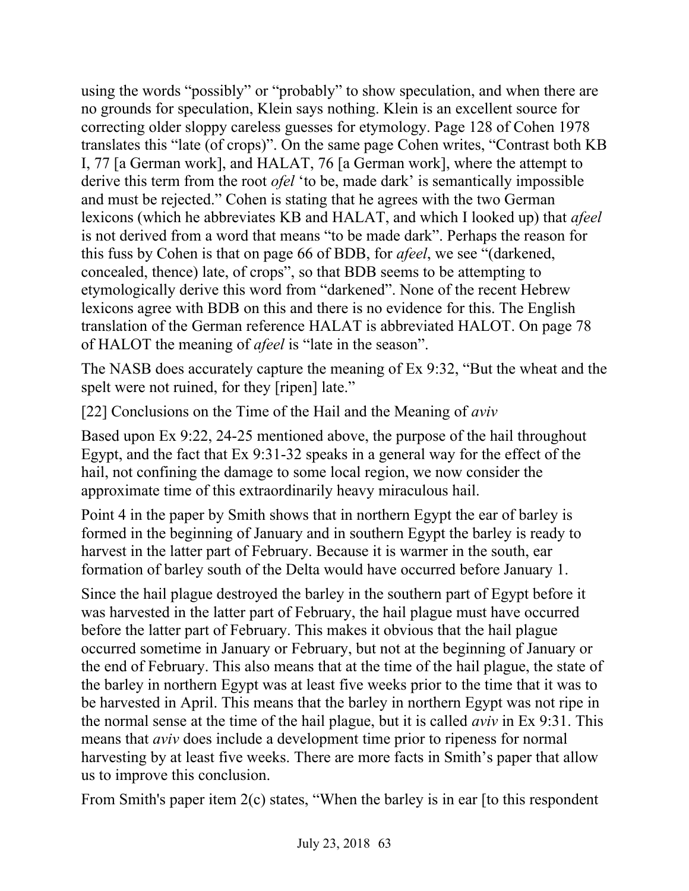using the words “possibly” or “probably” to show speculation, and when there are no grounds for speculation, Klein says nothing. Klein is an excellent source for correcting older sloppy careless guesses for etymology. Page 128 of Cohen 1978 translates this “late (of crops)”. On the same page Cohen writes, “Contrast both KB I, 77 [a German work], and HALAT, 76 [a German work], where the attempt to derive this term from the root *ofel* ‘to be, made dark’ is semantically impossible and must be rejected.” Cohen is stating that he agrees with the two German lexicons (which he abbreviates KB and HALAT, and which I looked up) that *afeel* is not derived from a word that means “to be made dark”. Perhaps the reason for this fuss by Cohen is that on page 66 of BDB, for *afeel*, we see “(darkened, concealed, thence) late, of crops”, so that BDB seems to be attempting to etymologically derive this word from “darkened”. None of the recent Hebrew lexicons agree with BDB on this and there is no evidence for this. The English translation of the German reference HALAT is abbreviated HALOT. On page 78 of HALOT the meaning of *afeel* is “late in the season”.

The NASB does accurately capture the meaning of Ex 9:32, “But the wheat and the spelt were not ruined, for they [ripen] late.”

[22] Conclusions on the Time of the Hail and the Meaning of *aviv*

Based upon Ex 9:22, 24-25 mentioned above, the purpose of the hail throughout Egypt, and the fact that Ex 9:31-32 speaks in a general way for the effect of the hail, not confining the damage to some local region, we now consider the approximate time of this extraordinarily heavy miraculous hail.

Point 4 in the paper by Smith shows that in northern Egypt the ear of barley is formed in the beginning of January and in southern Egypt the barley is ready to harvest in the latter part of February. Because it is warmer in the south, ear formation of barley south of the Delta would have occurred before January 1.

Since the hail plague destroyed the barley in the southern part of Egypt before it was harvested in the latter part of February, the hail plague must have occurred before the latter part of February. This makes it obvious that the hail plague occurred sometime in January or February, but not at the beginning of January or the end of February. This also means that at the time of the hail plague, the state of the barley in northern Egypt was at least five weeks prior to the time that it was to be harvested in April. This means that the barley in northern Egypt was not ripe in the normal sense at the time of the hail plague, but it is called *aviv* in Ex 9:31. This means that *aviv* does include a development time prior to ripeness for normal harvesting by at least five weeks. There are more facts in Smith’s paper that allow us to improve this conclusion.

From Smith's paper item 2(c) states, “When the barley is in ear [to this respondent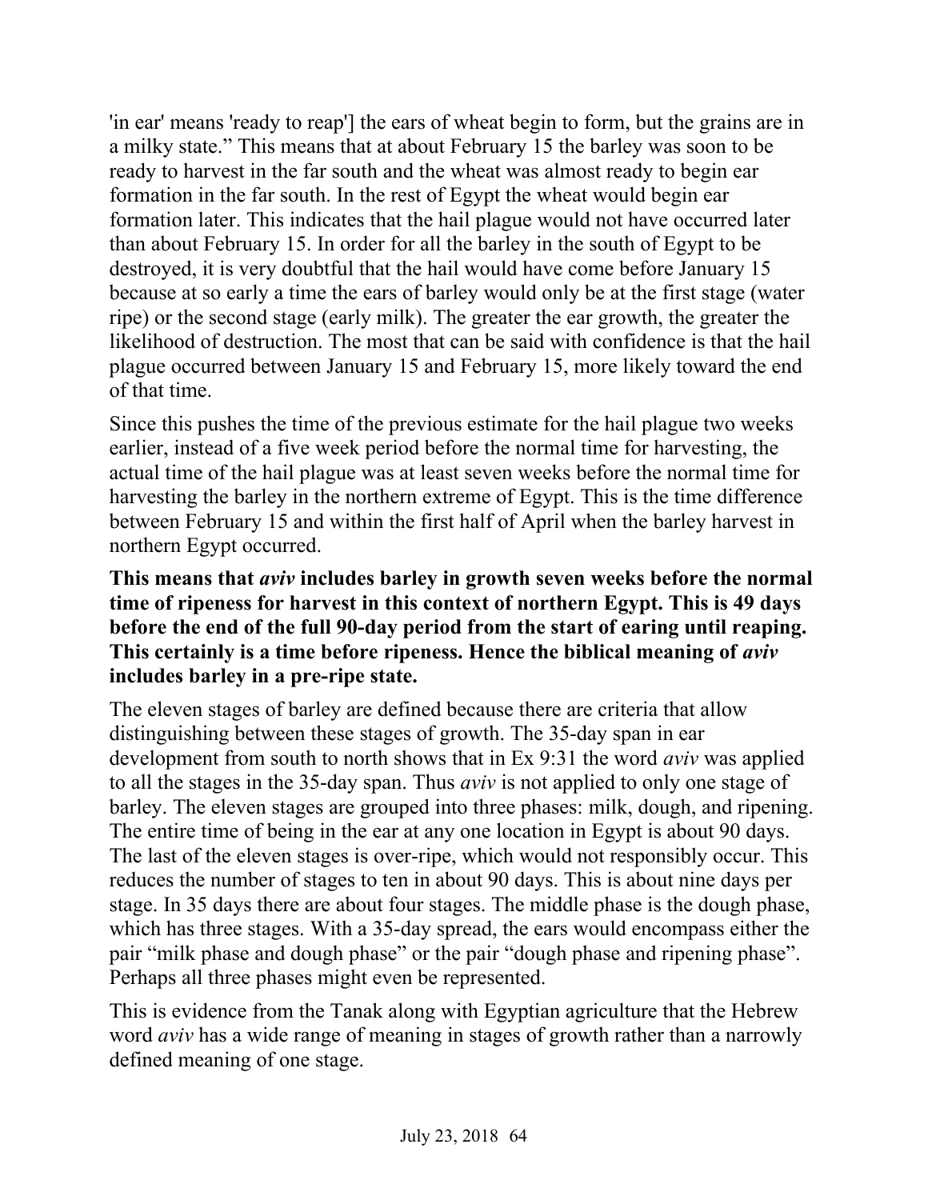'in ear' means 'ready to reap'] the ears of wheat begin to form, but the grains are in a milky state." This means that at about February 15 the barley was soon to be ready to harvest in the far south and the wheat was almost ready to begin ear formation in the far south. In the rest of Egypt the wheat would begin ear formation later. This indicates that the hail plague would not have occurred later than about February 15. In order for all the barley in the south of Egypt to be destroyed, it is very doubtful that the hail would have come before January 15 because at so early a time the ears of barley would only be at the first stage (water ripe) or the second stage (early milk). The greater the ear growth, the greater the likelihood of destruction. The most that can be said with confidence is that the hail plague occurred between January 15 and February 15, more likely toward the end of that time.

Since this pushes the time of the previous estimate for the hail plague two weeks earlier, instead of a five week period before the normal time for harvesting, the actual time of the hail plague was at least seven weeks before the normal time for harvesting the barley in the northern extreme of Egypt. This is the time difference between February 15 and within the first half of April when the barley harvest in northern Egypt occurred.

**This means that *aviv* includes barley in growth seven weeks before the normal time of ripeness for harvest in this context of northern Egypt. This is 49 days before the end of the full 90-day period from the start of earing until reaping. This certainly is a time before ripeness. Hence the biblical meaning of *aviv* includes barley in a pre-ripe state.**

The eleven stages of barley are defined because there are criteria that allow distinguishing between these stages of growth. The 35-day span in ear development from south to north shows that in Ex 9:31 the word *aviv* was applied to all the stages in the 35-day span. Thus *aviv* is not applied to only one stage of barley. The eleven stages are grouped into three phases: milk, dough, and ripening. The entire time of being in the ear at any one location in Egypt is about 90 days. The last of the eleven stages is over-ripe, which would not responsibly occur. This reduces the number of stages to ten in about 90 days. This is about nine days per stage. In 35 days there are about four stages. The middle phase is the dough phase, which has three stages. With a 35-day spread, the ears would encompass either the pair "milk phase and dough phase" or the pair "dough phase and ripening phase". Perhaps all three phases might even be represented.

This is evidence from the Tanak along with Egyptian agriculture that the Hebrew word *aviv* has a wide range of meaning in stages of growth rather than a narrowly defined meaning of one stage.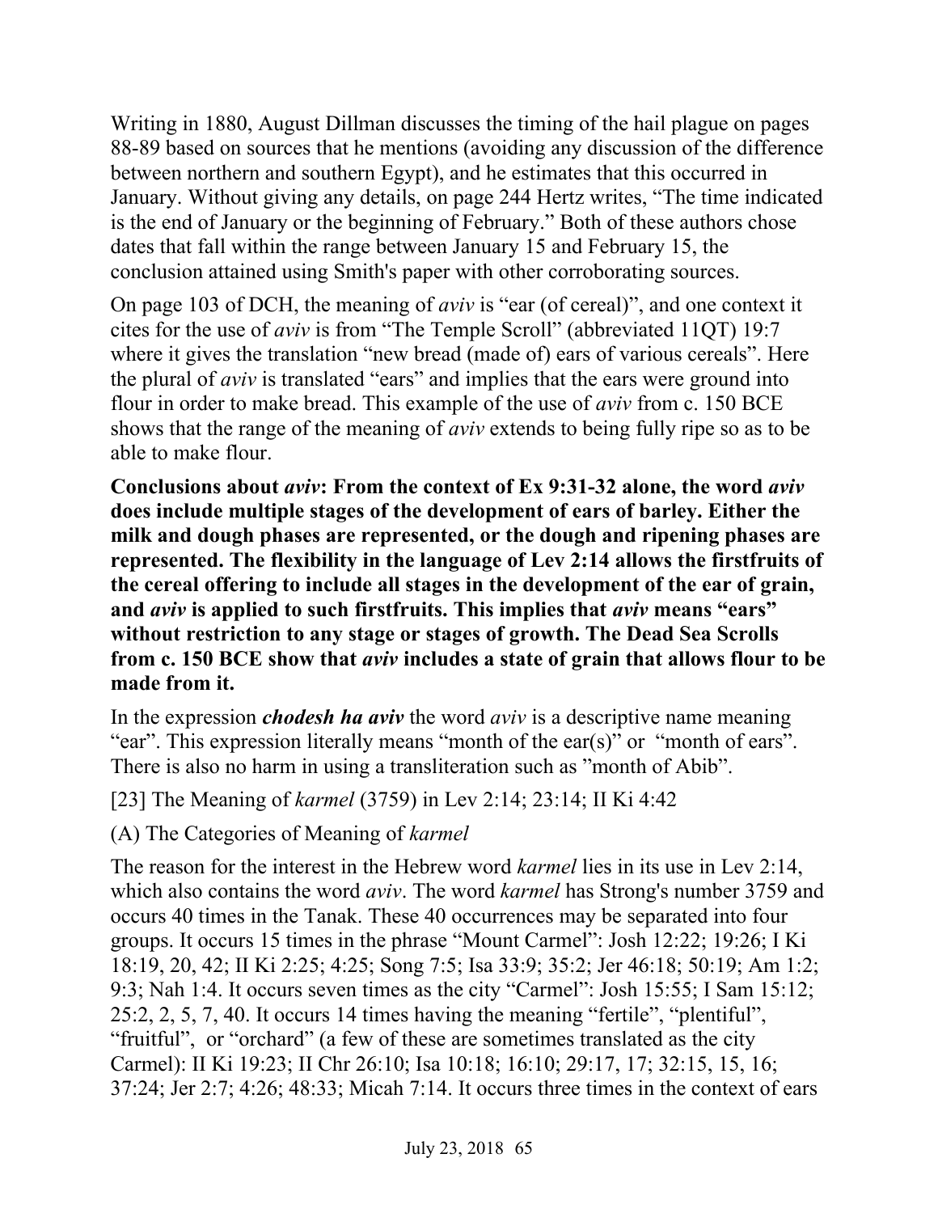Writing in 1880, August Dillman discusses the timing of the hail plague on pages 88-89 based on sources that he mentions (avoiding any discussion of the difference between northern and southern Egypt), and he estimates that this occurred in January. Without giving any details, on page 244 Hertz writes, “The time indicated is the end of January or the beginning of February.” Both of these authors chose dates that fall within the range between January 15 and February 15, the conclusion attained using Smith's paper with other corroborating sources.

On page 103 of DCH, the meaning of *aviv* is “ear (of cereal)”, and one context it cites for the use of *aviv* is from “The Temple Scroll” (abbreviated 11QT) 19:7 where it gives the translation “new bread (made of) ears of various cereals”. Here the plural of *aviv* is translated “ears” and implies that the ears were ground into flour in order to make bread. This example of the use of *aviv* from c. 150 BCE shows that the range of the meaning of *aviv* extends to being fully ripe so as to be able to make flour.

**Conclusions about *aviv*: From the context of Ex 9:31-32 alone, the word *aviv* does include multiple stages of the development of ears of barley. Either the milk and dough phases are represented, or the dough and ripening phases are represented. The flexibility in the language of Lev 2:14 allows the firstfruits of the cereal offering to include all stages in the development of the ear of grain, and *aviv* is applied to such firstfruits. This implies that *aviv* means “ears” without restriction to any stage or stages of growth. The Dead Sea Scrolls from c. 150 BCE show that *aviv* includes a state of grain that allows flour to be made from it.**

In the expression ***chodesh ha aviv*** the word *aviv* is a descriptive name meaning “ear”. This expression literally means “month of the ear(s)” or “month of ears”. There is also no harm in using a transliteration such as ”month of Abib”.

[23] The Meaning of *karmel* (3759) in Lev 2:14; 23:14; II Ki 4:42

(A) The Categories of Meaning of *karmel*

The reason for the interest in the Hebrew word *karmel* lies in its use in Lev 2:14, which also contains the word *aviv*. The word *karmel* has Strong's number 3759 and occurs 40 times in the Tanak. These 40 occurrences may be separated into four groups. It occurs 15 times in the phrase “Mount Carmel”: Josh 12:22; 19:26; I Ki 18:19, 20, 42; II Ki 2:25; 4:25; Song 7:5; Isa 33:9; 35:2; Jer 46:18; 50:19; Am 1:2; 9:3; Nah 1:4. It occurs seven times as the city “Carmel”: Josh 15:55; I Sam 15:12; 25:2, 2, 5, 7, 40. It occurs 14 times having the meaning “fertile”, “plentiful”, “fruitful”, or “orchard” (a few of these are sometimes translated as the city Carmel): II Ki 19:23; II Chr 26:10; Isa 10:18; 16:10; 29:17, 17; 32:15, 15, 16; 37:24; Jer 2:7; 4:26; 48:33; Micah 7:14. It occurs three times in the context of ears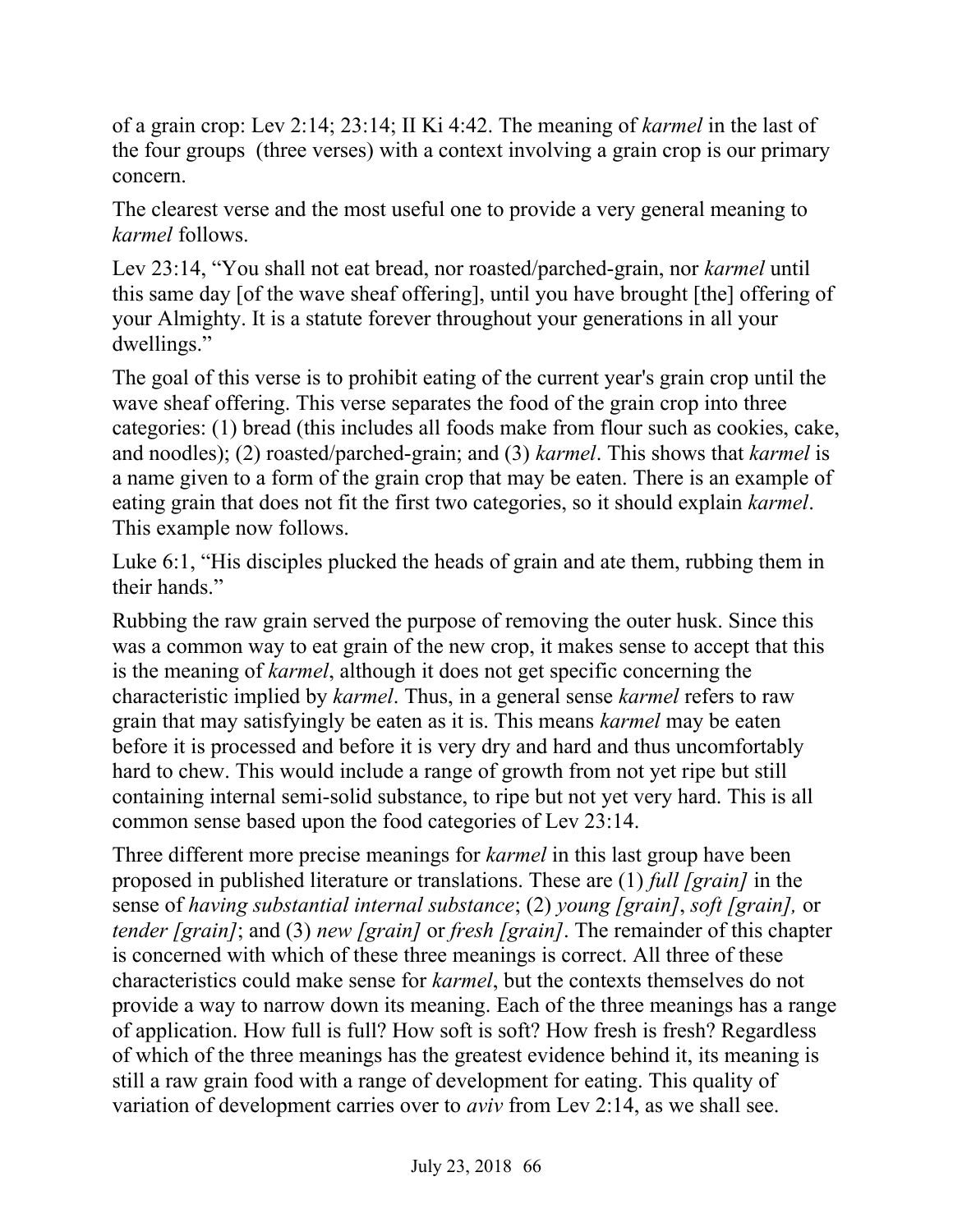of a grain crop: Lev 2:14; 23:14; II Ki 4:42. The meaning of *karmel* in the last of the four groups (three verses) with a context involving a grain crop is our primary concern.

The clearest verse and the most useful one to provide a very general meaning to *karmel* follows.

Lev 23:14, "You shall not eat bread, nor roasted/parched-grain, nor *karmel* until this same day [of the wave sheaf offering], until you have brought [the] offering of your Almighty. It is a statute forever throughout your generations in all your dwellings."

The goal of this verse is to prohibit eating of the current year's grain crop until the wave sheaf offering. This verse separates the food of the grain crop into three categories: (1) bread (this includes all foods make from flour such as cookies, cake, and noodles); (2) roasted/parched-grain; and (3) *karmel*. This shows that *karmel* is a name given to a form of the grain crop that may be eaten. There is an example of eating grain that does not fit the first two categories, so it should explain *karmel*. This example now follows.

Luke 6:1, "His disciples plucked the heads of grain and ate them, rubbing them in their hands."

Rubbing the raw grain served the purpose of removing the outer husk. Since this was a common way to eat grain of the new crop, it makes sense to accept that this is the meaning of *karmel*, although it does not get specific concerning the characteristic implied by *karmel*. Thus, in a general sense *karmel* refers to raw grain that may satisfyingly be eaten as it is. This means *karmel* may be eaten before it is processed and before it is very dry and hard and thus uncomfortably hard to chew. This would include a range of growth from not yet ripe but still containing internal semi-solid substance, to ripe but not yet very hard. This is all common sense based upon the food categories of Lev 23:14.

Three different more precise meanings for *karmel* in this last group have been proposed in published literature or translations. These are (1) *full [grain]* in the sense of *having substantial internal substance*; (2) *young [grain]*, *soft [grain],* or *tender [grain]*; and (3) *new [grain]* or *fresh [grain]*. The remainder of this chapter is concerned with which of these three meanings is correct. All three of these characteristics could make sense for *karmel*, but the contexts themselves do not provide a way to narrow down its meaning. Each of the three meanings has a range of application. How full is full? How soft is soft? How fresh is fresh? Regardless of which of the three meanings has the greatest evidence behind it, its meaning is still a raw grain food with a range of development for eating. This quality of variation of development carries over to *aviv* from Lev 2:14, as we shall see.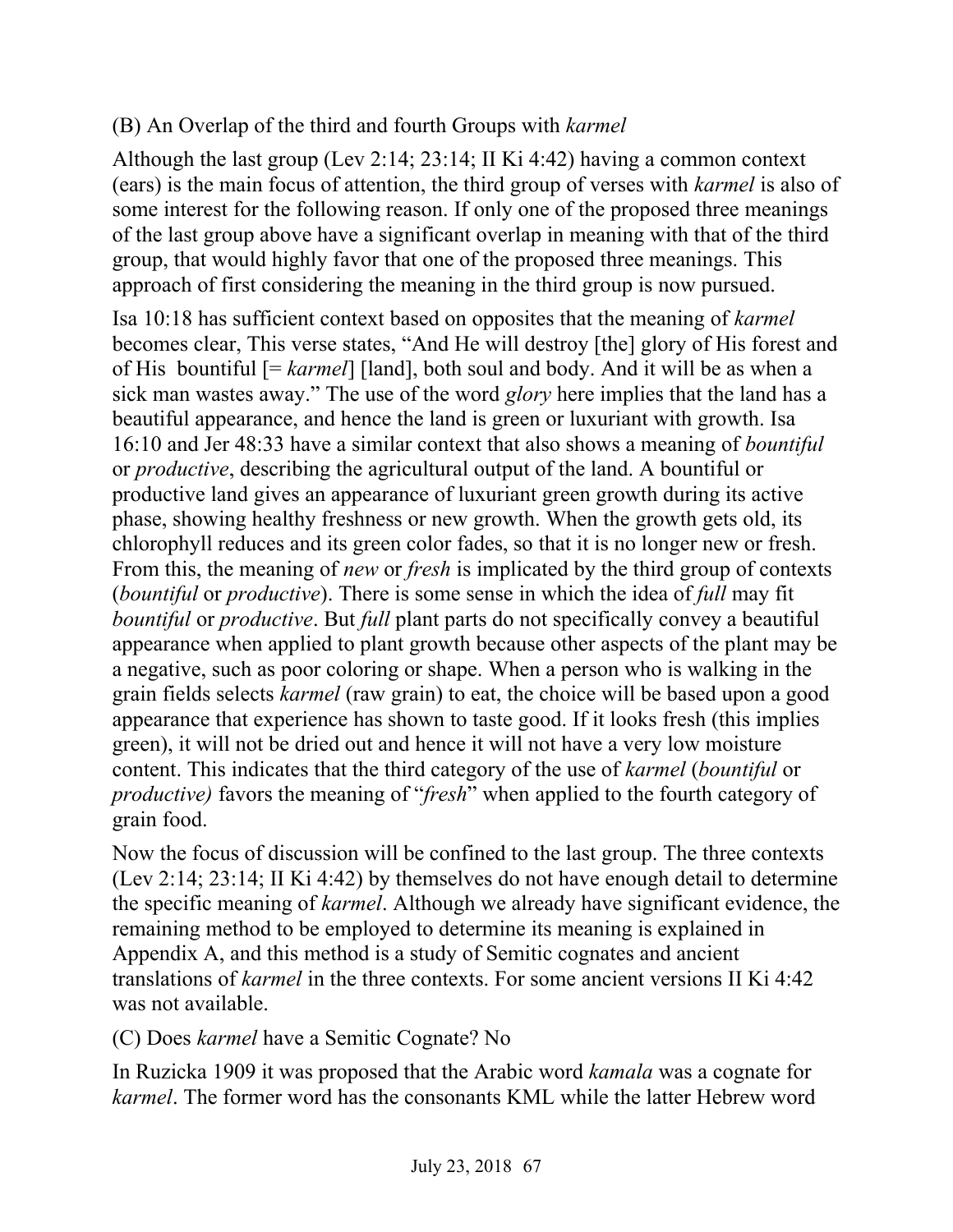(B) An Overlap of the third and fourth Groups with *karmel*

Although the last group (Lev 2:14; 23:14; II Ki 4:42) having a common context (ears) is the main focus of attention, the third group of verses with *karmel* is also of some interest for the following reason. If only one of the proposed three meanings of the last group above have a significant overlap in meaning with that of the third group, that would highly favor that one of the proposed three meanings. This approach of first considering the meaning in the third group is now pursued.

Isa 10:18 has sufficient context based on opposites that the meaning of *karmel* becomes clear, This verse states, "And He will destroy [the] glory of His forest and of His bountiful [= *karmel*] [land], both soul and body. And it will be as when a sick man wastes away." The use of the word *glory* here implies that the land has a beautiful appearance, and hence the land is green or luxuriant with growth. Isa 16:10 and Jer 48:33 have a similar context that also shows a meaning of *bountiful* or *productive*, describing the agricultural output of the land. A bountiful or productive land gives an appearance of luxuriant green growth during its active phase, showing healthy freshness or new growth. When the growth gets old, its chlorophyll reduces and its green color fades, so that it is no longer new or fresh. From this, the meaning of *new* or *fresh* is implicated by the third group of contexts (*bountiful* or *productive*). There is some sense in which the idea of *full* may fit *bountiful* or *productive*. But *full* plant parts do not specifically convey a beautiful appearance when applied to plant growth because other aspects of the plant may be a negative, such as poor coloring or shape. When a person who is walking in the grain fields selects *karmel* (raw grain) to eat, the choice will be based upon a good appearance that experience has shown to taste good. If it looks fresh (this implies green), it will not be dried out and hence it will not have a very low moisture content. This indicates that the third category of the use of *karmel* (*bountiful* or *productive)* favors the meaning of "*fresh*" when applied to the fourth category of grain food.

Now the focus of discussion will be confined to the last group. The three contexts (Lev 2:14; 23:14; II Ki 4:42) by themselves do not have enough detail to determine the specific meaning of *karmel*. Although we already have significant evidence, the remaining method to be employed to determine its meaning is explained in Appendix A, and this method is a study of Semitic cognates and ancient translations of *karmel* in the three contexts. For some ancient versions II Ki 4:42 was not available.

(C) Does *karmel* have a Semitic Cognate? No

In Ruzicka 1909 it was proposed that the Arabic word *kamala* was a cognate for *karmel*. The former word has the consonants KML while the latter Hebrew word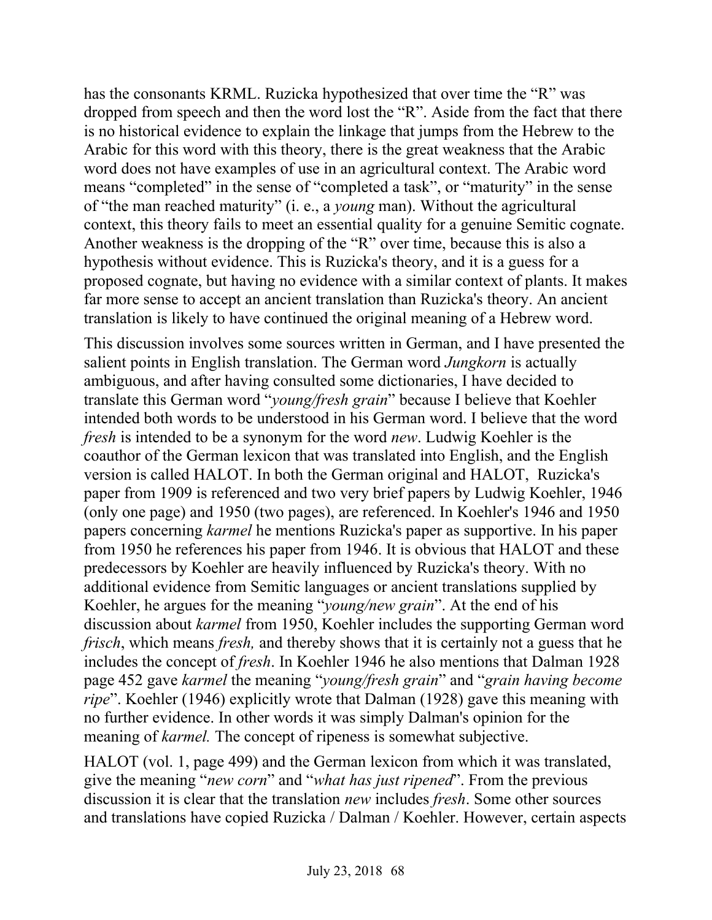has the consonants KRML. Ruzicka hypothesized that over time the "R" was dropped from speech and then the word lost the "R". Aside from the fact that there is no historical evidence to explain the linkage that jumps from the Hebrew to the Arabic for this word with this theory, there is the great weakness that the Arabic word does not have examples of use in an agricultural context. The Arabic word means "completed" in the sense of "completed a task", or "maturity" in the sense of "the man reached maturity" (i. e., a *young* man). Without the agricultural context, this theory fails to meet an essential quality for a genuine Semitic cognate. Another weakness is the dropping of the "R" over time, because this is also a hypothesis without evidence. This is Ruzicka's theory, and it is a guess for a proposed cognate, but having no evidence with a similar context of plants. It makes far more sense to accept an ancient translation than Ruzicka's theory. An ancient translation is likely to have continued the original meaning of a Hebrew word.

This discussion involves some sources written in German, and I have presented the salient points in English translation. The German word *Jungkorn* is actually ambiguous, and after having consulted some dictionaries, I have decided to translate this German word "*young/fresh grain*" because I believe that Koehler intended both words to be understood in his German word. I believe that the word *fresh* is intended to be a synonym for the word *new*. Ludwig Koehler is the coauthor of the German lexicon that was translated into English, and the English version is called HALOT. In both the German original and HALOT, Ruzicka's paper from 1909 is referenced and two very brief papers by Ludwig Koehler, 1946 (only one page) and 1950 (two pages), are referenced. In Koehler's 1946 and 1950 papers concerning *karmel* he mentions Ruzicka's paper as supportive. In his paper from 1950 he references his paper from 1946. It is obvious that HALOT and these predecessors by Koehler are heavily influenced by Ruzicka's theory. With no additional evidence from Semitic languages or ancient translations supplied by Koehler, he argues for the meaning "*young/new grain*". At the end of his discussion about *karmel* from 1950, Koehler includes the supporting German word *frisch*, which means *fresh,* and thereby shows that it is certainly not a guess that he includes the concept of *fresh*. In Koehler 1946 he also mentions that Dalman 1928 page 452 gave *karmel* the meaning "*young/fresh grain*" and "*grain having become ripe*". Koehler (1946) explicitly wrote that Dalman (1928) gave this meaning with no further evidence. In other words it was simply Dalman's opinion for the meaning of *karmel.* The concept of ripeness is somewhat subjective.

HALOT (vol. 1, page 499) and the German lexicon from which it was translated, give the meaning "*new corn*" and "*what has just ripened*". From the previous discussion it is clear that the translation *new* includes *fresh*. Some other sources and translations have copied Ruzicka / Dalman / Koehler. However, certain aspects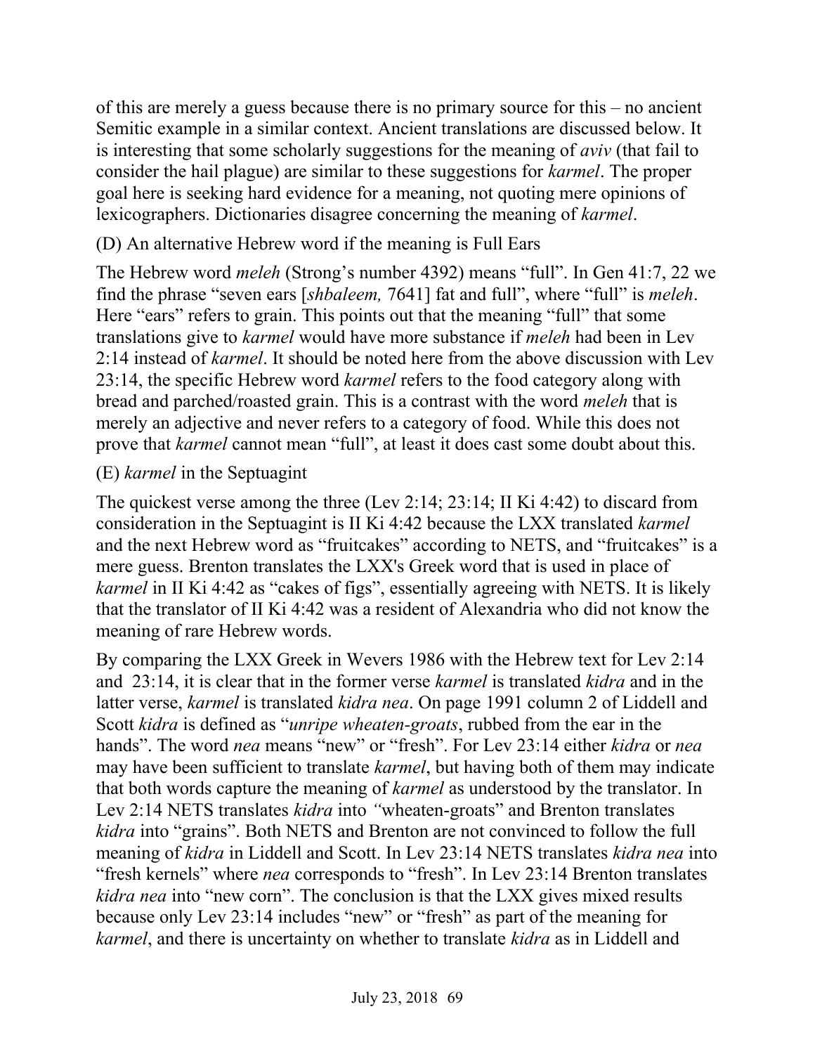of this are merely a guess because there is no primary source for this – no ancient Semitic example in a similar context. Ancient translations are discussed below. It is interesting that some scholarly suggestions for the meaning of *aviv* (that fail to consider the hail plague) are similar to these suggestions for *karmel*. The proper goal here is seeking hard evidence for a meaning, not quoting mere opinions of lexicographers. Dictionaries disagree concerning the meaning of *karmel*.

(D) An alternative Hebrew word if the meaning is Full Ears

The Hebrew word *meleh* (Strong's number 4392) means "full". In Gen 41:7, 22 we find the phrase "seven ears [*shbaleem,* 7641] fat and full", where "full" is *meleh*. Here "ears" refers to grain. This points out that the meaning "full" that some translations give to *karmel* would have more substance if *meleh* had been in Lev 2:14 instead of *karmel*. It should be noted here from the above discussion with Lev 23:14, the specific Hebrew word *karmel* refers to the food category along with bread and parched/roasted grain. This is a contrast with the word *meleh* that is merely an adjective and never refers to a category of food. While this does not prove that *karmel* cannot mean "full", at least it does cast some doubt about this.

(E) *karmel* in the Septuagint

The quickest verse among the three (Lev 2:14; 23:14; II Ki 4:42) to discard from consideration in the Septuagint is II Ki 4:42 because the LXX translated *karmel* and the next Hebrew word as "fruitcakes" according to NETS, and "fruitcakes" is a mere guess. Brenton translates the LXX's Greek word that is used in place of *karmel* in II Ki 4:42 as "cakes of figs", essentially agreeing with NETS. It is likely that the translator of II Ki 4:42 was a resident of Alexandria who did not know the meaning of rare Hebrew words.

By comparing the LXX Greek in Wevers 1986 with the Hebrew text for Lev 2:14 and 23:14, it is clear that in the former verse *karmel* is translated *kidra* and in the latter verse, *karmel* is translated *kidra nea*. On page 1991 column 2 of Liddell and Scott *kidra* is defined as "*unripe wheaten-groats*, rubbed from the ear in the hands". The word *nea* means "new" or "fresh". For Lev 23:14 either *kidra* or *nea* may have been sufficient to translate *karmel*, but having both of them may indicate that both words capture the meaning of *karmel* as understood by the translator. In Lev 2:14 NETS translates *kidra* into "wheaten-groats" and Brenton translates *kidra* into "grains". Both NETS and Brenton are not convinced to follow the full meaning of *kidra* in Liddell and Scott. In Lev 23:14 NETS translates *kidra nea* into "fresh kernels" where *nea* corresponds to "fresh". In Lev 23:14 Brenton translates *kidra nea* into "new corn". The conclusion is that the LXX gives mixed results because only Lev 23:14 includes "new" or "fresh" as part of the meaning for *karmel*, and there is uncertainty on whether to translate *kidra* as in Liddell and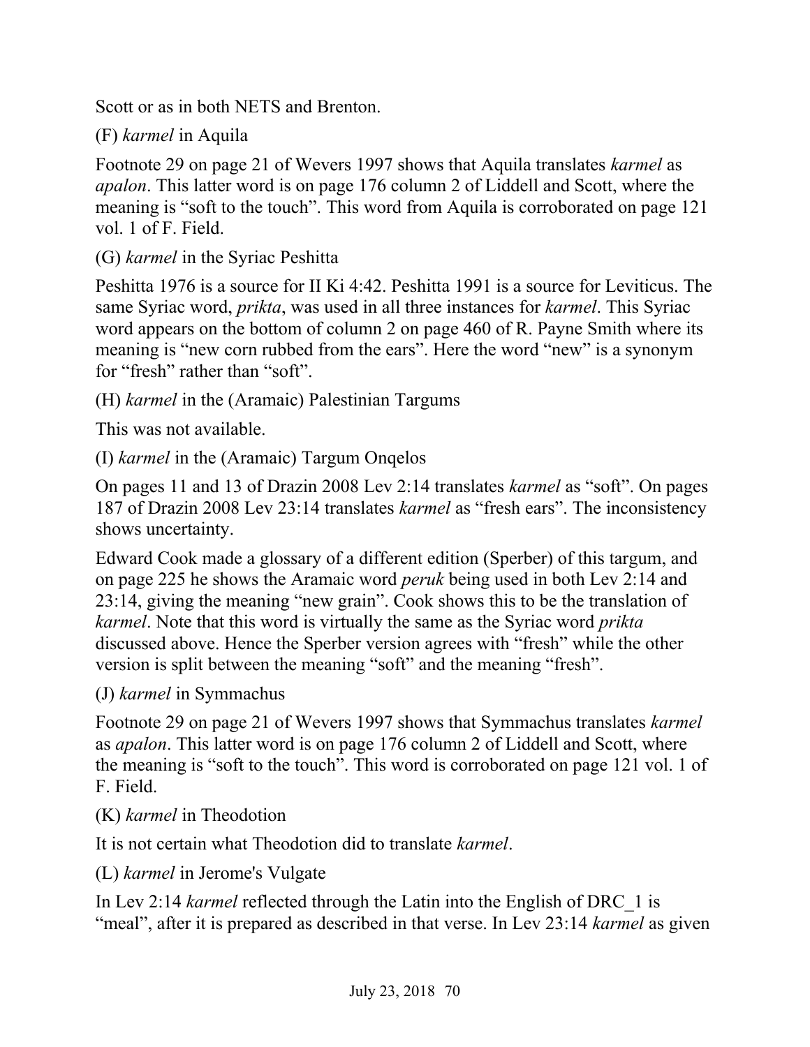Scott or as in both NETS and Brenton.

(F) *karmel* in Aquila

Footnote 29 on page 21 of Wevers 1997 shows that Aquila translates *karmel* as *apalon*. This latter word is on page 176 column 2 of Liddell and Scott, where the meaning is “soft to the touch”. This word from Aquila is corroborated on page 121 vol. 1 of F. Field.

(G) *karmel* in the Syriac Peshitta

Peshitta 1976 is a source for II Ki 4:42. Peshitta 1991 is a source for Leviticus. The same Syriac word, *prikta*, was used in all three instances for *karmel*. This Syriac word appears on the bottom of column 2 on page 460 of R. Payne Smith where its meaning is “new corn rubbed from the ears”. Here the word “new” is a synonym for “fresh” rather than “soft”.

(H) *karmel* in the (Aramaic) Palestinian Targums

This was not available.

(I) *karmel* in the (Aramaic) Targum Onqelos

On pages 11 and 13 of Drazin 2008 Lev 2:14 translates *karmel* as “soft”. On pages 187 of Drazin 2008 Lev 23:14 translates *karmel* as “fresh ears”. The inconsistency shows uncertainty.

Edward Cook made a glossary of a different edition (Sperber) of this targum, and on page 225 he shows the Aramaic word *peruk* being used in both Lev 2:14 and 23:14, giving the meaning “new grain”. Cook shows this to be the translation of *karmel*. Note that this word is virtually the same as the Syriac word *prikta* discussed above. Hence the Sperber version agrees with “fresh” while the other version is split between the meaning “soft” and the meaning “fresh”.

(J) *karmel* in Symmachus

Footnote 29 on page 21 of Wevers 1997 shows that Symmachus translates *karmel* as *apalon*. This latter word is on page 176 column 2 of Liddell and Scott, where the meaning is “soft to the touch”. This word is corroborated on page 121 vol. 1 of F. Field.

(K) *karmel* in Theodotion

It is not certain what Theodotion did to translate *karmel*.

(L) *karmel* in Jerome's Vulgate

In Lev 2:14 *karmel* reflected through the Latin into the English of DRC_1 is “meal”, after it is prepared as described in that verse. In Lev 23:14 *karmel* as given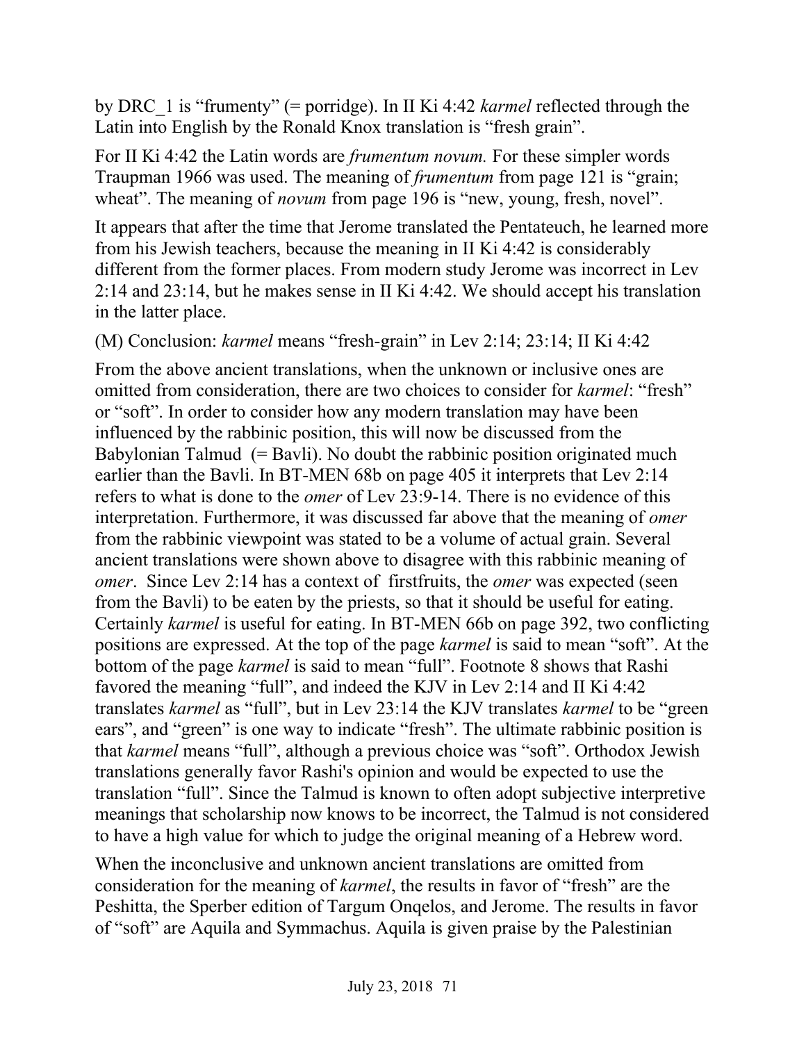by DRC_1 is "frumenty" (= porridge). In II Ki 4:42 *karmel* reflected through the Latin into English by the Ronald Knox translation is "fresh grain".

For II Ki 4:42 the Latin words are *frumentum novum.* For these simpler words Traupman 1966 was used. The meaning of *frumentum* from page 121 is "grain; wheat". The meaning of *novum* from page 196 is "new, young, fresh, novel".

It appears that after the time that Jerome translated the Pentateuch, he learned more from his Jewish teachers, because the meaning in II Ki 4:42 is considerably different from the former places. From modern study Jerome was incorrect in Lev 2:14 and 23:14, but he makes sense in II Ki 4:42. We should accept his translation in the latter place.

(M) Conclusion: *karmel* means "fresh-grain" in Lev 2:14; 23:14; II Ki 4:42

From the above ancient translations, when the unknown or inclusive ones are omitted from consideration, there are two choices to consider for *karmel*: "fresh" or "soft". In order to consider how any modern translation may have been influenced by the rabbinic position, this will now be discussed from the Babylonian Talmud (= Bavli). No doubt the rabbinic position originated much earlier than the Bavli. In BT-MEN 68b on page 405 it interprets that Lev 2:14 refers to what is done to the *omer* of Lev 23:9-14. There is no evidence of this interpretation. Furthermore, it was discussed far above that the meaning of *omer* from the rabbinic viewpoint was stated to be a volume of actual grain. Several ancient translations were shown above to disagree with this rabbinic meaning of *omer*. Since Lev 2:14 has a context of firstfruits, the *omer* was expected (seen from the Bavli) to be eaten by the priests, so that it should be useful for eating. Certainly *karmel* is useful for eating. In BT-MEN 66b on page 392, two conflicting positions are expressed. At the top of the page *karmel* is said to mean "soft". At the bottom of the page *karmel* is said to mean "full". Footnote 8 shows that Rashi favored the meaning "full", and indeed the KJV in Lev 2:14 and II Ki 4:42 translates *karmel* as "full", but in Lev 23:14 the KJV translates *karmel* to be "green ears", and "green" is one way to indicate "fresh". The ultimate rabbinic position is that *karmel* means "full", although a previous choice was "soft". Orthodox Jewish translations generally favor Rashi's opinion and would be expected to use the translation "full". Since the Talmud is known to often adopt subjective interpretive meanings that scholarship now knows to be incorrect, the Talmud is not considered to have a high value for which to judge the original meaning of a Hebrew word.

When the inconclusive and unknown ancient translations are omitted from consideration for the meaning of *karmel*, the results in favor of "fresh" are the Peshitta, the Sperber edition of Targum Onqelos, and Jerome. The results in favor of "soft" are Aquila and Symmachus. Aquila is given praise by the Palestinian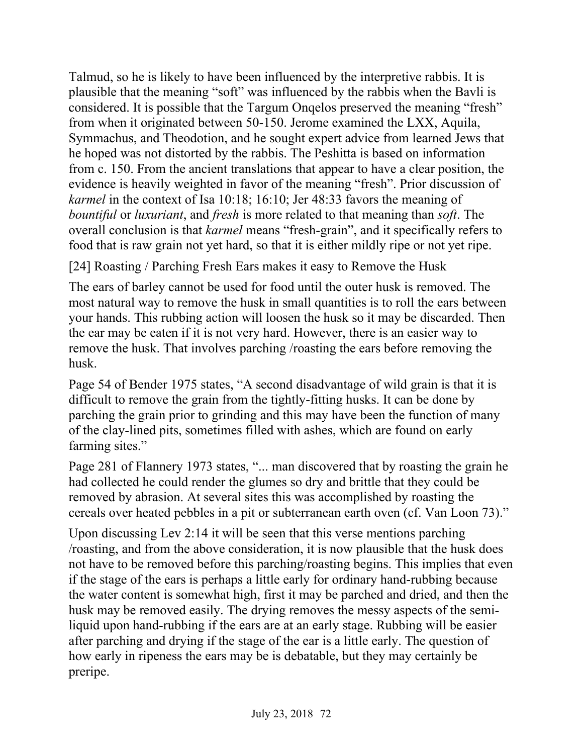Talmud, so he is likely to have been influenced by the interpretive rabbis. It is plausible that the meaning "soft" was influenced by the rabbis when the Bavli is considered. It is possible that the Targum Onqelos preserved the meaning "fresh" from when it originated between 50-150. Jerome examined the LXX, Aquila, Symmachus, and Theodotion, and he sought expert advice from learned Jews that he hoped was not distorted by the rabbis. The Peshitta is based on information from c. 150. From the ancient translations that appear to have a clear position, the evidence is heavily weighted in favor of the meaning "fresh". Prior discussion of *karmel* in the context of Isa 10:18; 16:10; Jer 48:33 favors the meaning of *bountiful* or *luxuriant*, and *fresh* is more related to that meaning than *soft*. The overall conclusion is that *karmel* means "fresh-grain", and it specifically refers to food that is raw grain not yet hard, so that it is either mildly ripe or not yet ripe.

## [24] Roasting / Parching Fresh Ears makes it easy to Remove the Husk

The ears of barley cannot be used for food until the outer husk is removed. The most natural way to remove the husk in small quantities is to roll the ears between your hands. This rubbing action will loosen the husk so it may be discarded. Then the ear may be eaten if it is not very hard. However, there is an easier way to remove the husk. That involves parching /roasting the ears before removing the husk.

Page 54 of Bender 1975 states, "A second disadvantage of wild grain is that it is difficult to remove the grain from the tightly-fitting husks. It can be done by parching the grain prior to grinding and this may have been the function of many of the clay-lined pits, sometimes filled with ashes, which are found on early farming sites."

Page 281 of Flannery 1973 states, "... man discovered that by roasting the grain he had collected he could render the glumes so dry and brittle that they could be removed by abrasion. At several sites this was accomplished by roasting the cereals over heated pebbles in a pit or subterranean earth oven (cf. Van Loon 73)."

Upon discussing Lev 2:14 it will be seen that this verse mentions parching /roasting, and from the above consideration, it is now plausible that the husk does not have to be removed before this parching/roasting begins. This implies that even if the stage of the ears is perhaps a little early for ordinary hand-rubbing because the water content is somewhat high, first it may be parched and dried, and then the husk may be removed easily. The drying removes the messy aspects of the semi-liquid upon hand-rubbing if the ears are at an early stage. Rubbing will be easier after parching and drying if the stage of the ear is a little early. The question of how early in ripeness the ears may be is debatable, but they may certainly be preripe.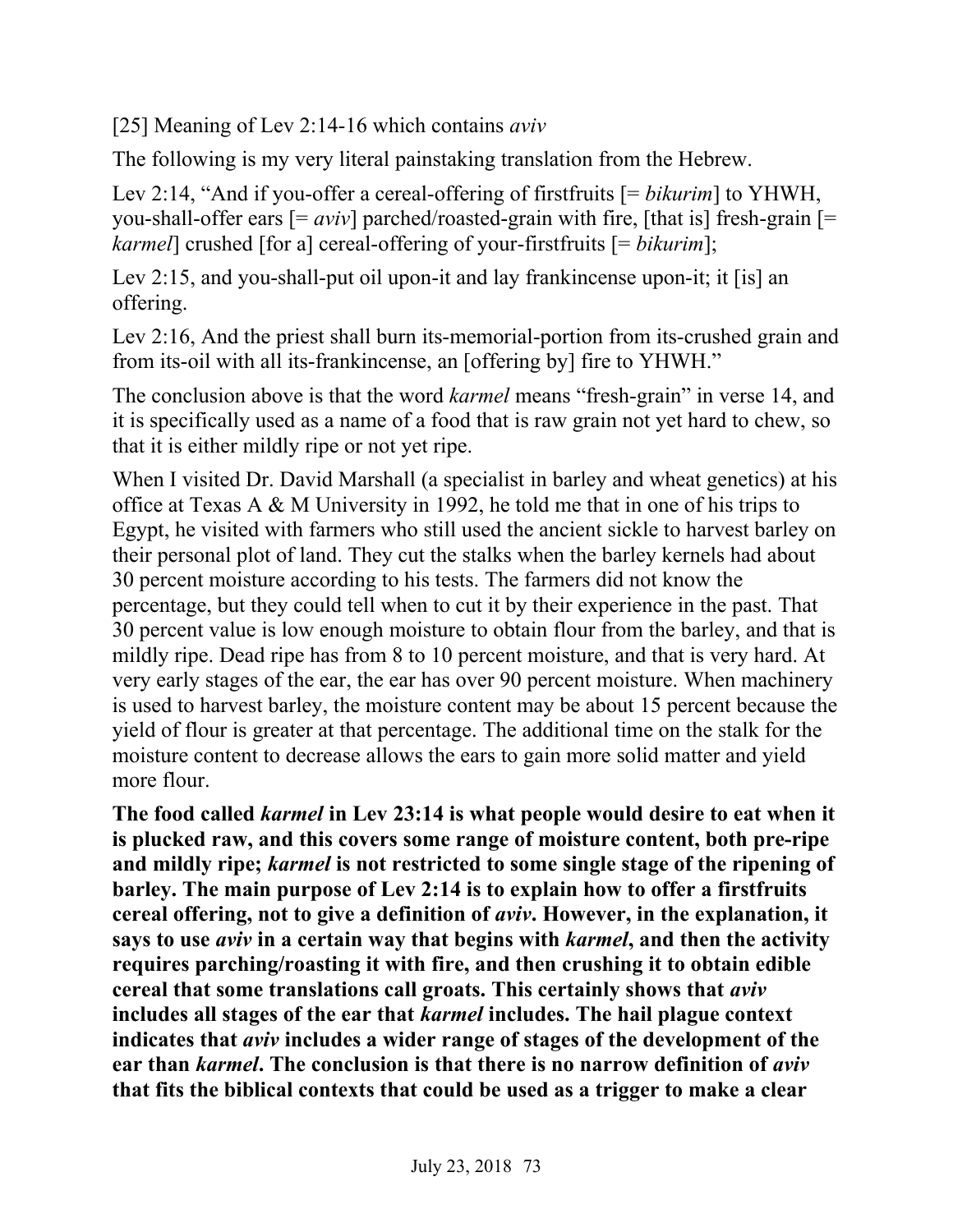[25] Meaning of Lev 2:14-16 which contains *aviv*

The following is my very literal painstaking translation from the Hebrew.

Lev 2:14, "And if you-offer a cereal-offering of firstfruits [= *bikurim*] to YHWH, you-shall-offer ears [= *aviv*] parched/roasted-grain with fire, [that is] fresh-grain [= *karmel*] crushed [for a] cereal-offering of your-firstfruits [= *bikurim*];

Lev 2:15, and you-shall-put oil upon-it and lay frankincense upon-it; it [is] an offering.

Lev 2:16, And the priest shall burn its-memorial-portion from its-crushed grain and from its-oil with all its-frankincense, an [offering by] fire to YHWH."

The conclusion above is that the word *karmel* means "fresh-grain" in verse 14, and it is specifically used as a name of a food that is raw grain not yet hard to chew, so that it is either mildly ripe or not yet ripe.

When I visited Dr. David Marshall (a specialist in barley and wheat genetics) at his office at Texas A & M University in 1992, he told me that in one of his trips to Egypt, he visited with farmers who still used the ancient sickle to harvest barley on their personal plot of land. They cut the stalks when the barley kernels had about 30 percent moisture according to his tests. The farmers did not know the percentage, but they could tell when to cut it by their experience in the past. That 30 percent value is low enough moisture to obtain flour from the barley, and that is mildly ripe. Dead ripe has from 8 to 10 percent moisture, and that is very hard. At very early stages of the ear, the ear has over 90 percent moisture. When machinery is used to harvest barley, the moisture content may be about 15 percent because the yield of flour is greater at that percentage. The additional time on the stalk for the moisture content to decrease allows the ears to gain more solid matter and yield more flour.

**The food called *karmel* in Lev 23:14 is what people would desire to eat when it is plucked raw, and this covers some range of moisture content, both pre-ripe and mildly ripe; *karmel* is not restricted to some single stage of the ripening of barley. The main purpose of Lev 2:14 is to explain how to offer a firstfruits cereal offering, not to give a definition of *aviv*. However, in the explanation, it says to use *aviv* in a certain way that begins with *karmel*, and then the activity requires parching/roasting it with fire, and then crushing it to obtain edible cereal that some translations call groats. This certainly shows that *aviv* includes all stages of the ear that *karmel* includes. The hail plague context indicates that *aviv* includes a wider range of stages of the development of the ear than *karmel*. The conclusion is that there is no narrow definition of *aviv* that fits the biblical contexts that could be used as a trigger to make a clear**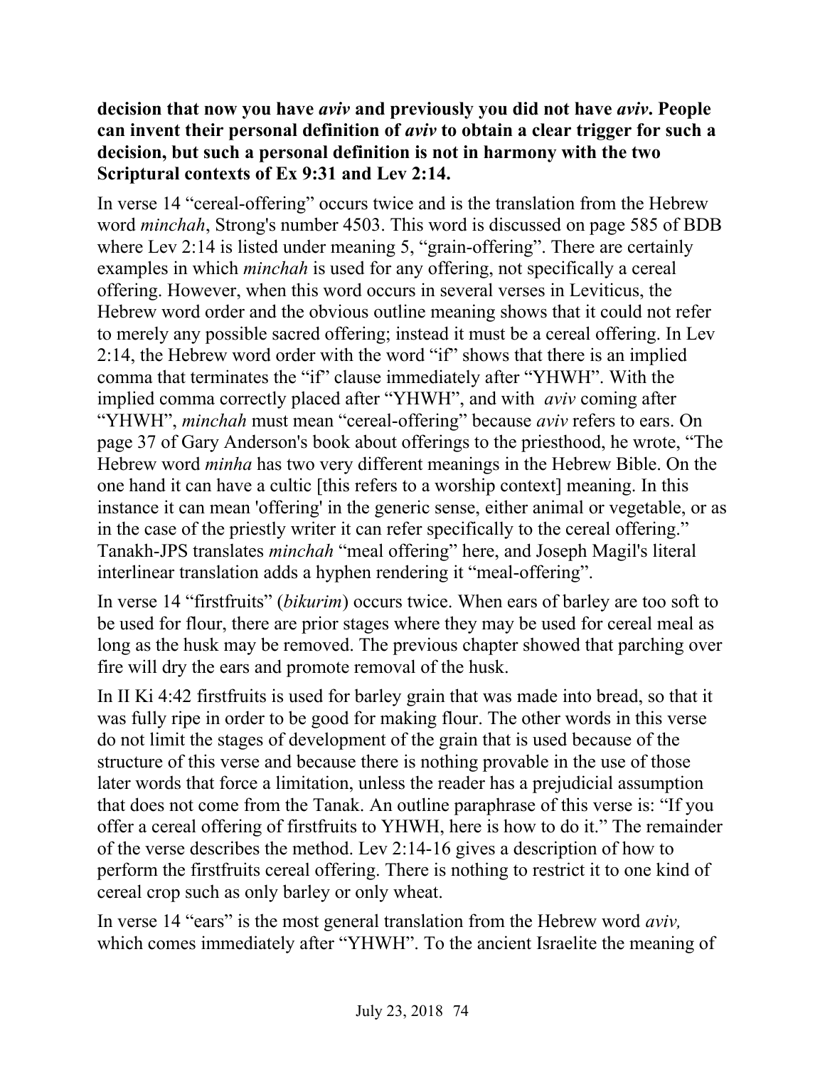**decision that now you have *aviv* and previously you did not have *aviv*. People can invent their personal definition of *aviv* to obtain a clear trigger for such a decision, but such a personal definition is not in harmony with the two Scriptural contexts of Ex 9:31 and Lev 2:14.**

In verse 14 "cereal-offering" occurs twice and is the translation from the Hebrew word *minchah*, Strong's number 4503. This word is discussed on page 585 of BDB where Lev 2:14 is listed under meaning 5, "grain-offering". There are certainly examples in which *minchah* is used for any offering, not specifically a cereal offering. However, when this word occurs in several verses in Leviticus, the Hebrew word order and the obvious outline meaning shows that it could not refer to merely any possible sacred offering; instead it must be a cereal offering. In Lev 2:14, the Hebrew word order with the word "if" shows that there is an implied comma that terminates the "if" clause immediately after "YHWH". With the implied comma correctly placed after "YHWH", and with *aviv* coming after "YHWH", *minchah* must mean "cereal-offering" because *aviv* refers to ears. On page 37 of Gary Anderson's book about offerings to the priesthood, he wrote, "The Hebrew word *minha* has two very different meanings in the Hebrew Bible. On the one hand it can have a cultic [this refers to a worship context] meaning. In this instance it can mean 'offering' in the generic sense, either animal or vegetable, or as in the case of the priestly writer it can refer specifically to the cereal offering." Tanakh-JPS translates *minchah* "meal offering" here, and Joseph Magil's literal interlinear translation adds a hyphen rendering it "meal-offering".

In verse 14 "firstfruits" (*bikurim*) occurs twice. When ears of barley are too soft to be used for flour, there are prior stages where they may be used for cereal meal as long as the husk may be removed. The previous chapter showed that parching over fire will dry the ears and promote removal of the husk.

In II Ki 4:42 firstfruits is used for barley grain that was made into bread, so that it was fully ripe in order to be good for making flour. The other words in this verse do not limit the stages of development of the grain that is used because of the structure of this verse and because there is nothing provable in the use of those later words that force a limitation, unless the reader has a prejudicial assumption that does not come from the Tanak. An outline paraphrase of this verse is: "If you offer a cereal offering of firstfruits to YHWH, here is how to do it." The remainder of the verse describes the method. Lev 2:14-16 gives a description of how to perform the firstfruits cereal offering. There is nothing to restrict it to one kind of cereal crop such as only barley or only wheat.

In verse 14 "ears" is the most general translation from the Hebrew word *aviv,* which comes immediately after "YHWH". To the ancient Israelite the meaning of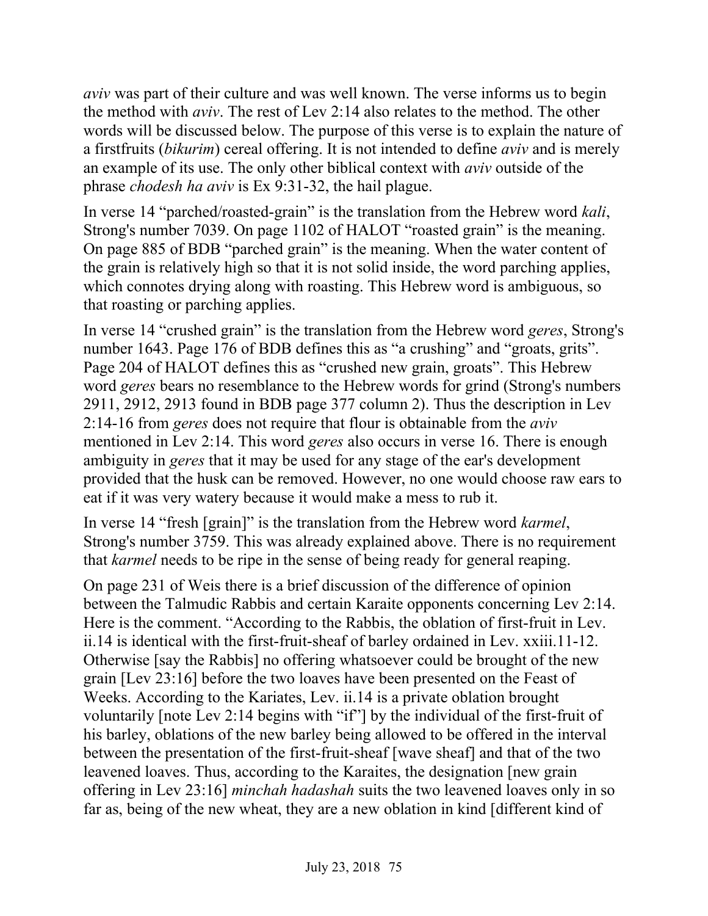*aviv* was part of their culture and was well known. The verse informs us to begin the method with *aviv*. The rest of Lev 2:14 also relates to the method. The other words will be discussed below. The purpose of this verse is to explain the nature of a firstfruits (*bikurim*) cereal offering. It is not intended to define *aviv* and is merely an example of its use. The only other biblical context with *aviv* outside of the phrase *chodesh ha aviv* is Ex 9:31-32, the hail plague.

In verse 14 “parched/roasted-grain” is the translation from the Hebrew word *kali*, Strong's number 7039. On page 1102 of HALOT “roasted grain” is the meaning. On page 885 of BDB “parched grain” is the meaning. When the water content of the grain is relatively high so that it is not solid inside, the word parching applies, which connotes drying along with roasting. This Hebrew word is ambiguous, so that roasting or parching applies.

In verse 14 “crushed grain” is the translation from the Hebrew word *geres*, Strong's number 1643. Page 176 of BDB defines this as “a crushing” and “groats, grits”. Page 204 of HALOT defines this as “crushed new grain, groats”. This Hebrew word *geres* bears no resemblance to the Hebrew words for grind (Strong's numbers 2911, 2912, 2913 found in BDB page 377 column 2). Thus the description in Lev 2:14-16 from *geres* does not require that flour is obtainable from the *aviv* mentioned in Lev 2:14. This word *geres* also occurs in verse 16. There is enough ambiguity in *geres* that it may be used for any stage of the ear's development provided that the husk can be removed. However, no one would choose raw ears to eat if it was very watery because it would make a mess to rub it.

In verse 14 “fresh [grain]” is the translation from the Hebrew word *karmel*, Strong's number 3759. This was already explained above. There is no requirement that *karmel* needs to be ripe in the sense of being ready for general reaping.

On page 231 of Weis there is a brief discussion of the difference of opinion between the Talmudic Rabbis and certain Karaite opponents concerning Lev 2:14. Here is the comment. “According to the Rabbis, the oblation of first-fruit in Lev. ii.14 is identical with the first-fruit-sheaf of barley ordained in Lev. xxiii.11-12. Otherwise [say the Rabbis] no offering whatsoever could be brought of the new grain [Lev 23:16] before the two loaves have been presented on the Feast of Weeks. According to the Kariates, Lev. ii.14 is a private oblation brought voluntarily [note Lev 2:14 begins with “if”] by the individual of the first-fruit of his barley, oblations of the new barley being allowed to be offered in the interval between the presentation of the first-fruit-sheaf [wave sheaf] and that of the two leavened loaves. Thus, according to the Karaites, the designation [new grain offering in Lev 23:16] *minchah hadashah* suits the two leavened loaves only in so far as, being of the new wheat, they are a new oblation in kind [different kind of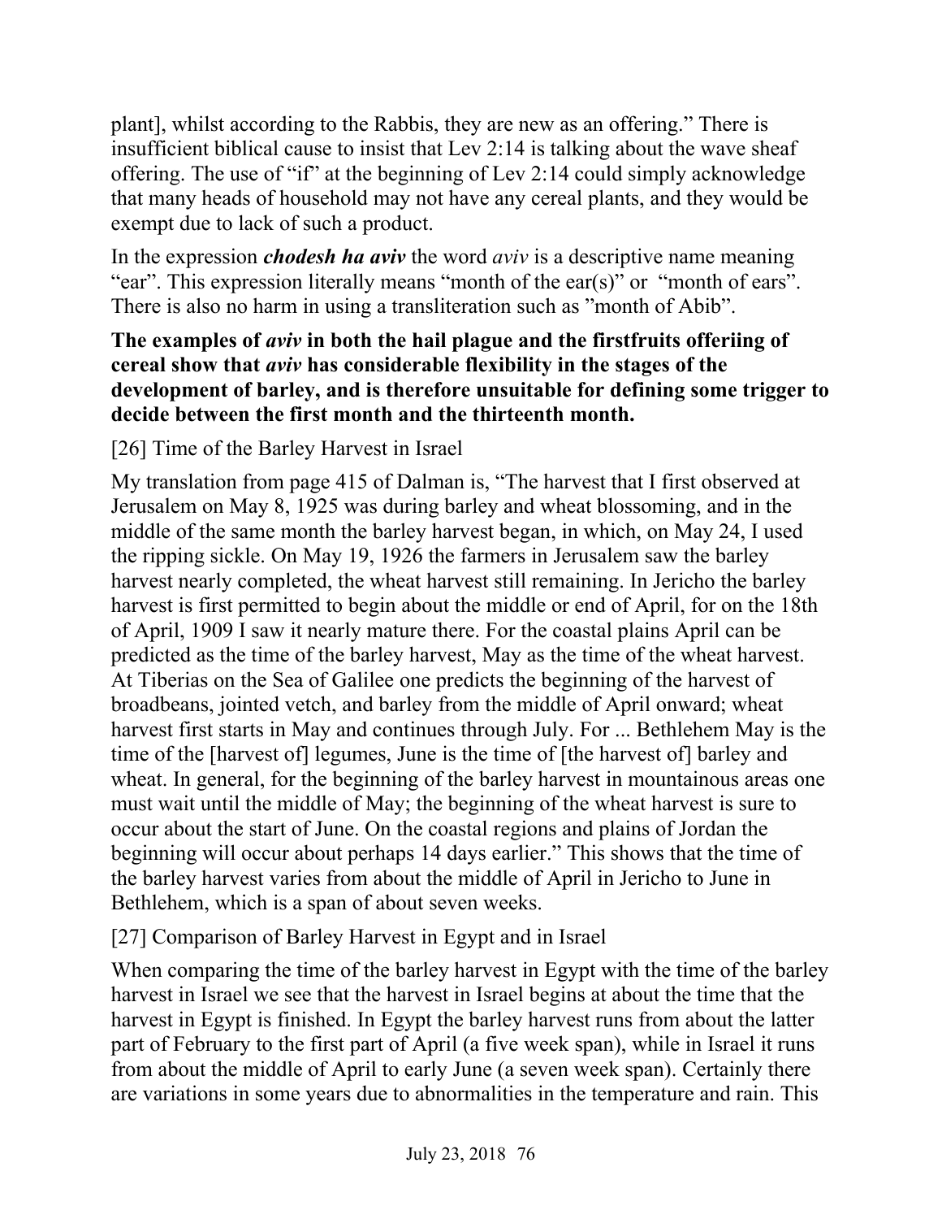plant], whilst according to the Rabbis, they are new as an offering." There is insufficient biblical cause to insist that Lev 2:14 is talking about the wave sheaf offering. The use of "if" at the beginning of Lev 2:14 could simply acknowledge that many heads of household may not have any cereal plants, and they would be exempt due to lack of such a product.

In the expression ***chodesh ha aviv*** the word *aviv* is a descriptive name meaning "ear". This expression literally means "month of the ear(s)" or "month of ears". There is also no harm in using a transliteration such as "month of Abib".

**The examples of *aviv* in both the hail plague and the firstfruits offeriing of cereal show that *aviv* has considerable flexibility in the stages of the development of barley, and is therefore unsuitable for defining some trigger to decide between the first month and the thirteenth month.**

[26] Time of the Barley Harvest in Israel

My translation from page 415 of Dalman is, "The harvest that I first observed at Jerusalem on May 8, 1925 was during barley and wheat blossoming, and in the middle of the same month the barley harvest began, in which, on May 24, I used the ripping sickle. On May 19, 1926 the farmers in Jerusalem saw the barley harvest nearly completed, the wheat harvest still remaining. In Jericho the barley harvest is first permitted to begin about the middle or end of April, for on the 18th of April, 1909 I saw it nearly mature there. For the coastal plains April can be predicted as the time of the barley harvest, May as the time of the wheat harvest. At Tiberias on the Sea of Galilee one predicts the beginning of the harvest of broadbeans, jointed vetch, and barley from the middle of April onward; wheat harvest first starts in May and continues through July. For ... Bethlehem May is the time of the [harvest of] legumes, June is the time of [the harvest of] barley and wheat. In general, for the beginning of the barley harvest in mountainous areas one must wait until the middle of May; the beginning of the wheat harvest is sure to occur about the start of June. On the coastal regions and plains of Jordan the beginning will occur about perhaps 14 days earlier." This shows that the time of the barley harvest varies from about the middle of April in Jericho to June in Bethlehem, which is a span of about seven weeks.

[27] Comparison of Barley Harvest in Egypt and in Israel

When comparing the time of the barley harvest in Egypt with the time of the barley harvest in Israel we see that the harvest in Israel begins at about the time that the harvest in Egypt is finished. In Egypt the barley harvest runs from about the latter part of February to the first part of April (a five week span), while in Israel it runs from about the middle of April to early June (a seven week span). Certainly there are variations in some years due to abnormalities in the temperature and rain. This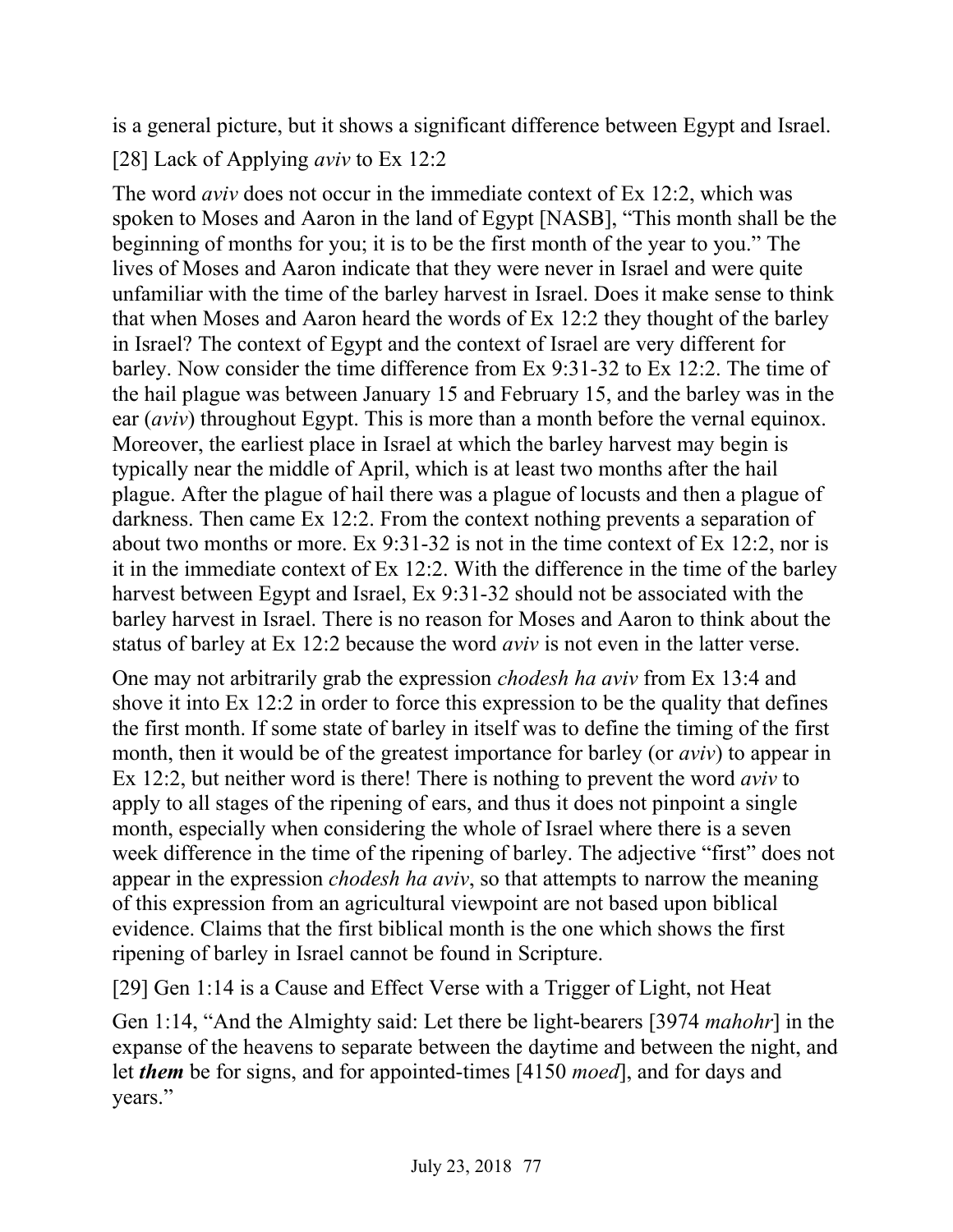is a general picture, but it shows a significant difference between Egypt and Israel.

[28] Lack of Applying *aviv* to Ex 12:2

The word *aviv* does not occur in the immediate context of Ex 12:2, which was spoken to Moses and Aaron in the land of Egypt [NASB], "This month shall be the beginning of months for you; it is to be the first month of the year to you." The lives of Moses and Aaron indicate that they were never in Israel and were quite unfamiliar with the time of the barley harvest in Israel. Does it make sense to think that when Moses and Aaron heard the words of Ex 12:2 they thought of the barley in Israel? The context of Egypt and the context of Israel are very different for barley. Now consider the time difference from Ex 9:31-32 to Ex 12:2. The time of the hail plague was between January 15 and February 15, and the barley was in the ear (*aviv*) throughout Egypt. This is more than a month before the vernal equinox. Moreover, the earliest place in Israel at which the barley harvest may begin is typically near the middle of April, which is at least two months after the hail plague. After the plague of hail there was a plague of locusts and then a plague of darkness. Then came Ex 12:2. From the context nothing prevents a separation of about two months or more. Ex 9:31-32 is not in the time context of Ex 12:2, nor is it in the immediate context of Ex 12:2. With the difference in the time of the barley harvest between Egypt and Israel, Ex 9:31-32 should not be associated with the barley harvest in Israel. There is no reason for Moses and Aaron to think about the status of barley at Ex 12:2 because the word *aviv* is not even in the latter verse.

One may not arbitrarily grab the expression *chodesh ha aviv* from Ex 13:4 and shove it into Ex 12:2 in order to force this expression to be the quality that defines the first month. If some state of barley in itself was to define the timing of the first month, then it would be of the greatest importance for barley (or *aviv*) to appear in Ex 12:2, but neither word is there! There is nothing to prevent the word *aviv* to apply to all stages of the ripening of ears, and thus it does not pinpoint a single month, especially when considering the whole of Israel where there is a seven week difference in the time of the ripening of barley. The adjective "first" does not appear in the expression *chodesh ha aviv*, so that attempts to narrow the meaning of this expression from an agricultural viewpoint are not based upon biblical evidence. Claims that the first biblical month is the one which shows the first ripening of barley in Israel cannot be found in Scripture.

[29] Gen 1:14 is a Cause and Effect Verse with a Trigger of Light, not Heat

Gen 1:14, "And the Almighty said: Let there be light-bearers [3974 *mahohr*] in the expanse of the heavens to separate between the daytime and between the night, and let ***them*** be for signs, and for appointed-times [4150 *moed*], and for days and years."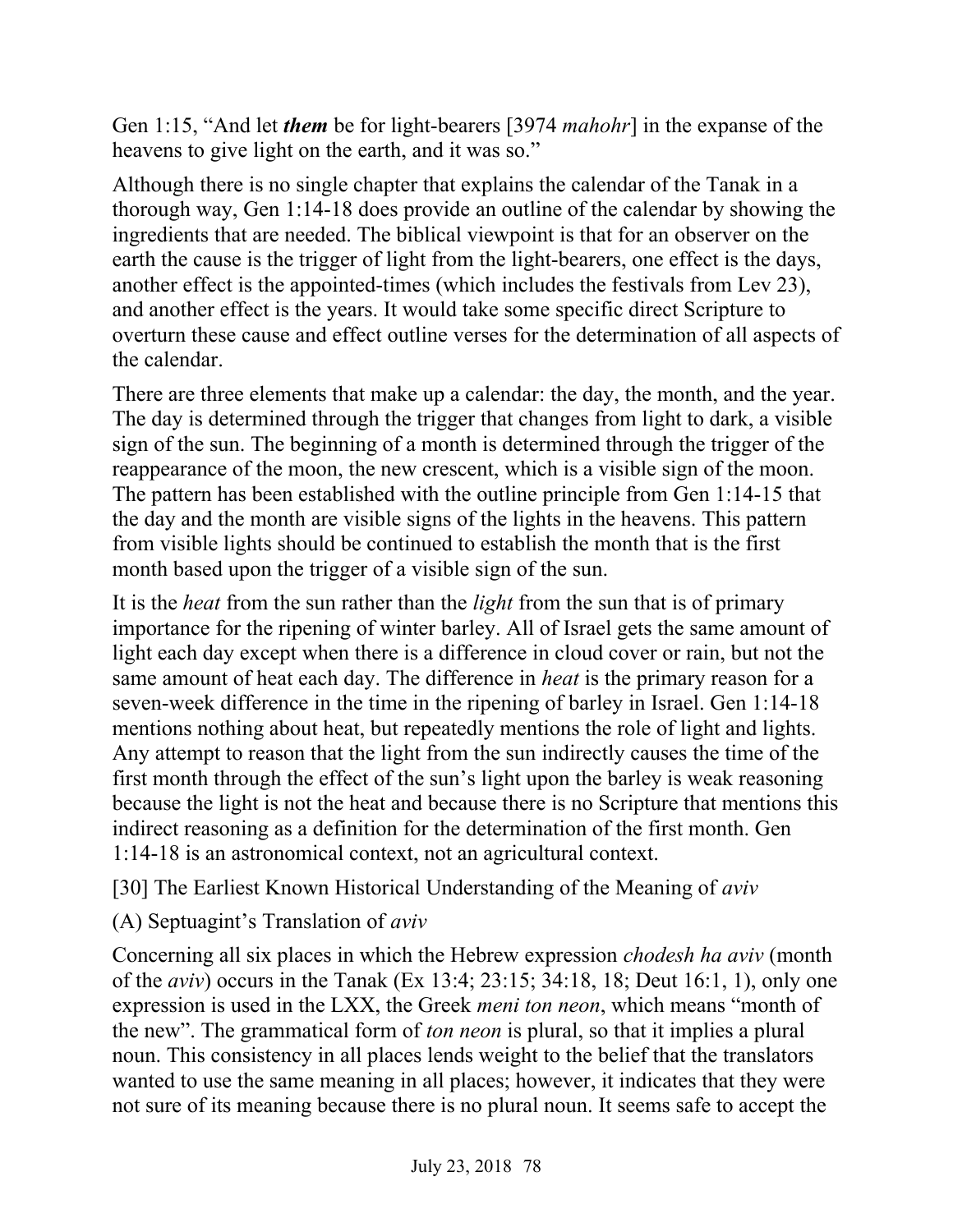Gen 1:15, "And let ***them*** be for light-bearers [3974 *mahohr*] in the expanse of the heavens to give light on the earth, and it was so."

Although there is no single chapter that explains the calendar of the Tanak in a thorough way, Gen 1:14-18 does provide an outline of the calendar by showing the ingredients that are needed. The biblical viewpoint is that for an observer on the earth the cause is the trigger of light from the light-bearers, one effect is the days, another effect is the appointed-times (which includes the festivals from Lev 23), and another effect is the years. It would take some specific direct Scripture to overturn these cause and effect outline verses for the determination of all aspects of the calendar.

There are three elements that make up a calendar: the day, the month, and the year. The day is determined through the trigger that changes from light to dark, a visible sign of the sun. The beginning of a month is determined through the trigger of the reappearance of the moon, the new crescent, which is a visible sign of the moon. The pattern has been established with the outline principle from Gen 1:14-15 that the day and the month are visible signs of the lights in the heavens. This pattern from visible lights should be continued to establish the month that is the first month based upon the trigger of a visible sign of the sun.

It is the *heat* from the sun rather than the *light* from the sun that is of primary importance for the ripening of winter barley. All of Israel gets the same amount of light each day except when there is a difference in cloud cover or rain, but not the same amount of heat each day. The difference in *heat* is the primary reason for a seven-week difference in the time in the ripening of barley in Israel. Gen 1:14-18 mentions nothing about heat, but repeatedly mentions the role of light and lights. Any attempt to reason that the light from the sun indirectly causes the time of the first month through the effect of the sun's light upon the barley is weak reasoning because the light is not the heat and because there is no Scripture that mentions this indirect reasoning as a definition for the determination of the first month. Gen 1:14-18 is an astronomical context, not an agricultural context.

[30] The Earliest Known Historical Understanding of the Meaning of *aviv*

(A) Septuagint's Translation of *aviv*

Concerning all six places in which the Hebrew expression *chodesh ha aviv* (month of the *aviv*) occurs in the Tanak (Ex 13:4; 23:15; 34:18, 18; Deut 16:1, 1), only one expression is used in the LXX, the Greek *meni ton neon*, which means "month of the new". The grammatical form of *ton neon* is plural, so that it implies a plural noun. This consistency in all places lends weight to the belief that the translators wanted to use the same meaning in all places; however, it indicates that they were not sure of its meaning because there is no plural noun. It seems safe to accept the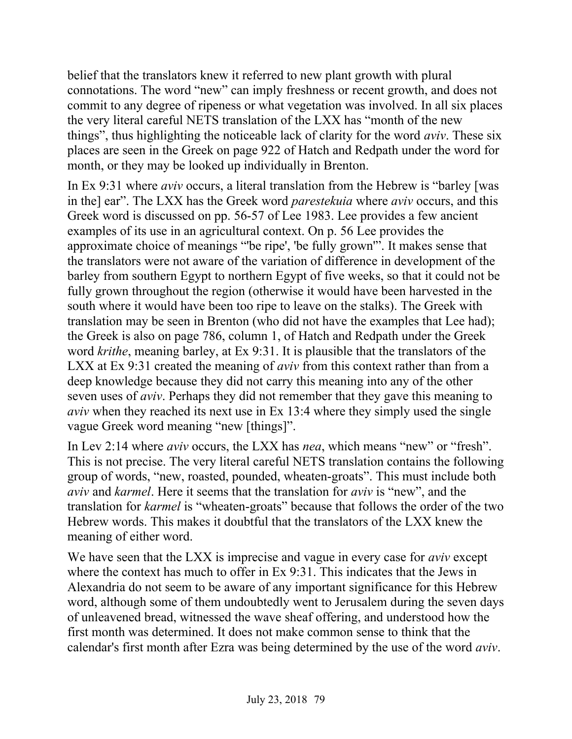belief that the translators knew it referred to new plant growth with plural connotations. The word "new" can imply freshness or recent growth, and does not commit to any degree of ripeness or what vegetation was involved. In all six places the very literal careful NETS translation of the LXX has "month of the new things", thus highlighting the noticeable lack of clarity for the word *aviv*. These six places are seen in the Greek on page 922 of Hatch and Redpath under the word for month, or they may be looked up individually in Brenton.

In Ex 9:31 where *aviv* occurs, a literal translation from the Hebrew is "barley [was in the] ear". The LXX has the Greek word *parestekuia* where *aviv* occurs, and this Greek word is discussed on pp. 56-57 of Lee 1983. Lee provides a few ancient examples of its use in an agricultural context. On p. 56 Lee provides the approximate choice of meanings "'be ripe', 'be fully grown'". It makes sense that the translators were not aware of the variation of difference in development of the barley from southern Egypt to northern Egypt of five weeks, so that it could not be fully grown throughout the region (otherwise it would have been harvested in the south where it would have been too ripe to leave on the stalks). The Greek with translation may be seen in Brenton (who did not have the examples that Lee had); the Greek is also on page 786, column 1, of Hatch and Redpath under the Greek word *krithe*, meaning barley, at Ex 9:31. It is plausible that the translators of the LXX at Ex 9:31 created the meaning of *aviv* from this context rather than from a deep knowledge because they did not carry this meaning into any of the other seven uses of *aviv*. Perhaps they did not remember that they gave this meaning to *aviv* when they reached its next use in Ex 13:4 where they simply used the single vague Greek word meaning "new [things]".

In Lev 2:14 where *aviv* occurs, the LXX has *nea*, which means "new" or "fresh". This is not precise. The very literal careful NETS translation contains the following group of words, "new, roasted, pounded, wheaten-groats". This must include both *aviv* and *karmel*. Here it seems that the translation for *aviv* is "new", and the translation for *karmel* is "wheaten-groats" because that follows the order of the two Hebrew words. This makes it doubtful that the translators of the LXX knew the meaning of either word.

We have seen that the LXX is imprecise and vague in every case for *aviv* except where the context has much to offer in Ex 9:31. This indicates that the Jews in Alexandria do not seem to be aware of any important significance for this Hebrew word, although some of them undoubtedly went to Jerusalem during the seven days of unleavened bread, witnessed the wave sheaf offering, and understood how the first month was determined. It does not make common sense to think that the calendar's first month after Ezra was being determined by the use of the word *aviv*.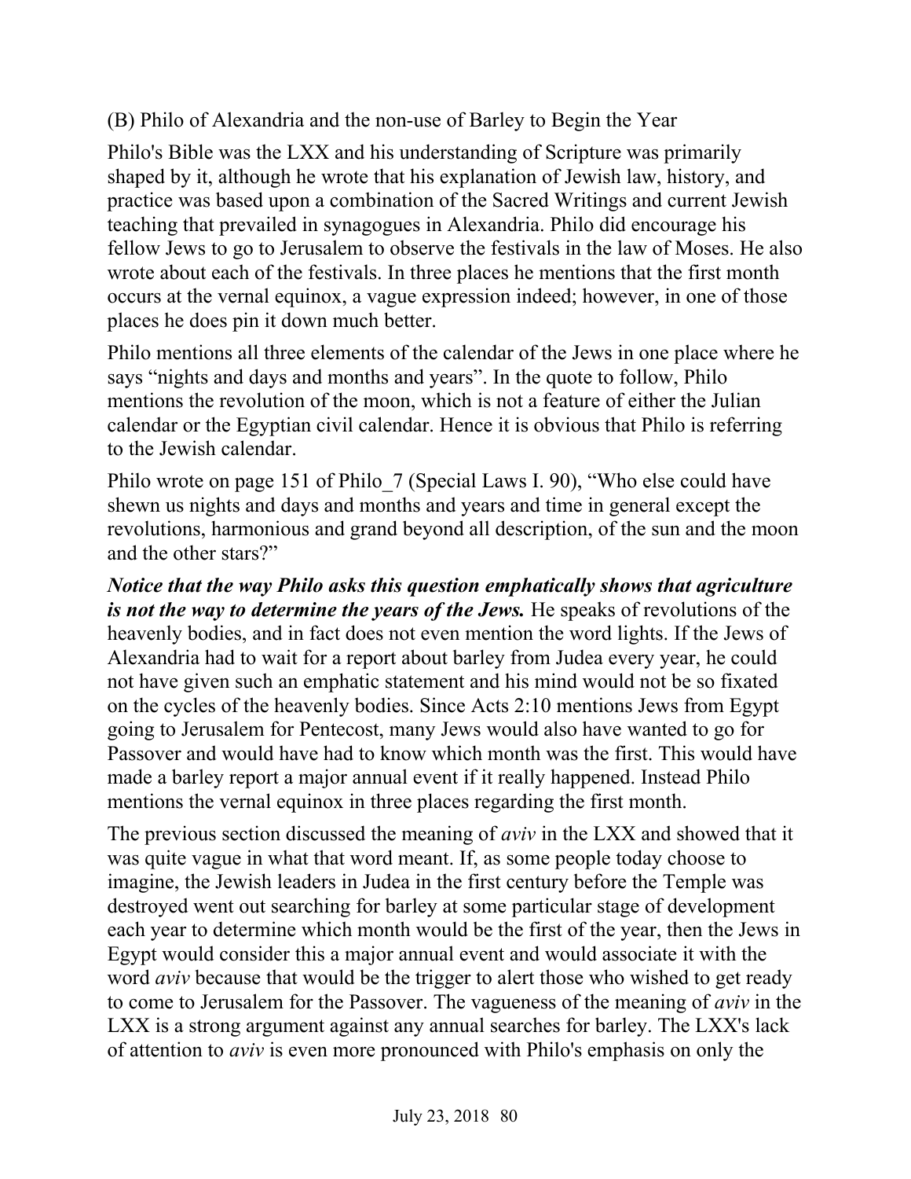(B) Philo of Alexandria and the non-use of Barley to Begin the Year

Philo's Bible was the LXX and his understanding of Scripture was primarily shaped by it, although he wrote that his explanation of Jewish law, history, and practice was based upon a combination of the Sacred Writings and current Jewish teaching that prevailed in synagogues in Alexandria. Philo did encourage his fellow Jews to go to Jerusalem to observe the festivals in the law of Moses. He also wrote about each of the festivals. In three places he mentions that the first month occurs at the vernal equinox, a vague expression indeed; however, in one of those places he does pin it down much better.

Philo mentions all three elements of the calendar of the Jews in one place where he says "nights and days and months and years". In the quote to follow, Philo mentions the revolution of the moon, which is not a feature of either the Julian calendar or the Egyptian civil calendar. Hence it is obvious that Philo is referring to the Jewish calendar.

Philo wrote on page 151 of Philo_7 (Special Laws I. 90), "Who else could have shewn us nights and days and months and years and time in general except the revolutions, harmonious and grand beyond all description, of the sun and the moon and the other stars?"

***Notice that the way Philo asks this question emphatically shows that agriculture is not the way to determine the years of the Jews.*** He speaks of revolutions of the heavenly bodies, and in fact does not even mention the word lights. If the Jews of Alexandria had to wait for a report about barley from Judea every year, he could not have given such an emphatic statement and his mind would not be so fixated on the cycles of the heavenly bodies. Since Acts 2:10 mentions Jews from Egypt going to Jerusalem for Pentecost, many Jews would also have wanted to go for Passover and would have had to know which month was the first. This would have made a barley report a major annual event if it really happened. Instead Philo mentions the vernal equinox in three places regarding the first month.

The previous section discussed the meaning of *aviv* in the LXX and showed that it was quite vague in what that word meant. If, as some people today choose to imagine, the Jewish leaders in Judea in the first century before the Temple was destroyed went out searching for barley at some particular stage of development each year to determine which month would be the first of the year, then the Jews in Egypt would consider this a major annual event and would associate it with the word *aviv* because that would be the trigger to alert those who wished to get ready to come to Jerusalem for the Passover. The vagueness of the meaning of *aviv* in the LXX is a strong argument against any annual searches for barley. The LXX's lack of attention to *aviv* is even more pronounced with Philo's emphasis on only the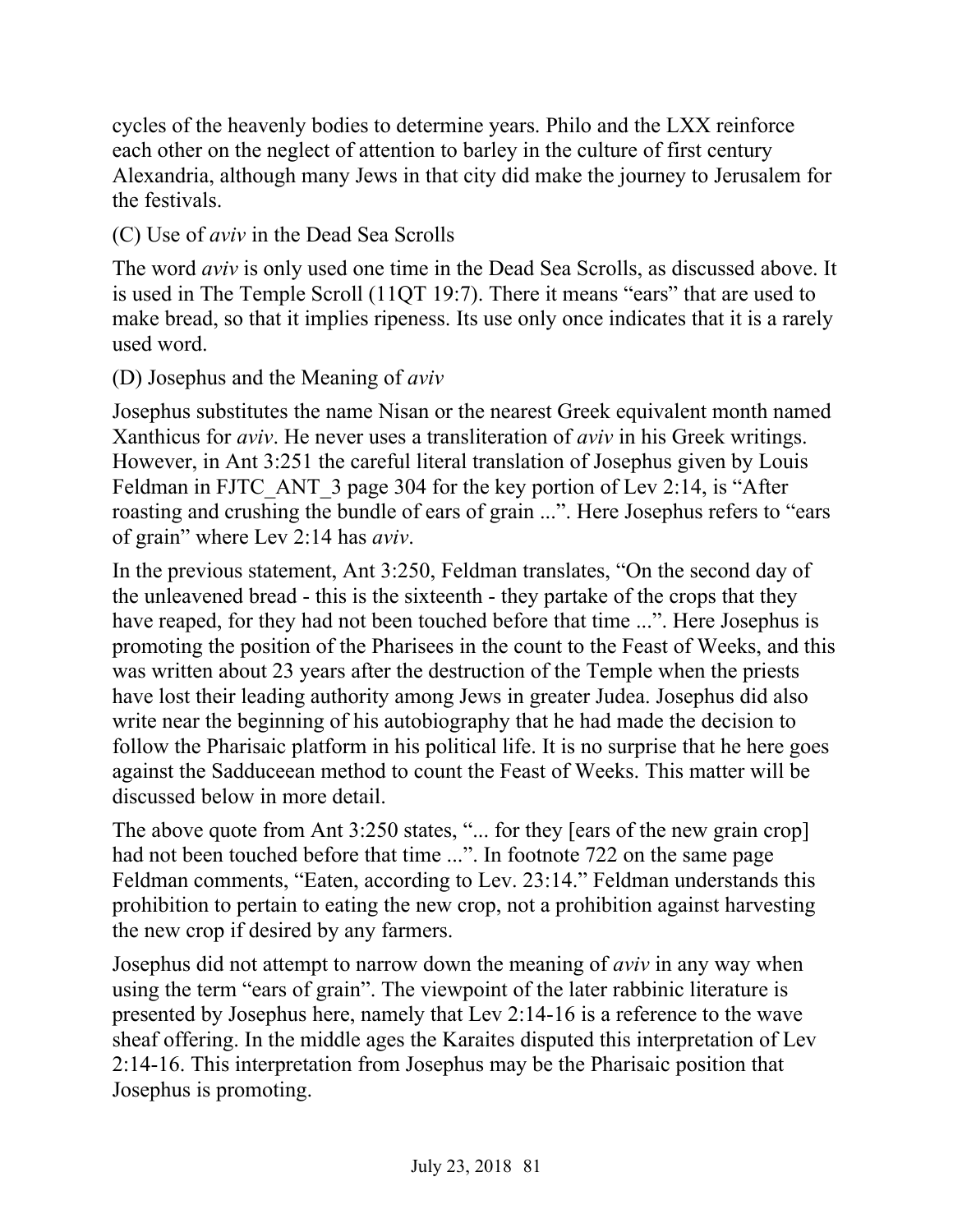cycles of the heavenly bodies to determine years. Philo and the LXX reinforce each other on the neglect of attention to barley in the culture of first century Alexandria, although many Jews in that city did make the journey to Jerusalem for the festivals.

(C) Use of *aviv* in the Dead Sea Scrolls

The word *aviv* is only used one time in the Dead Sea Scrolls, as discussed above. It is used in The Temple Scroll (11QT 19:7). There it means "ears" that are used to make bread, so that it implies ripeness. Its use only once indicates that it is a rarely used word.

(D) Josephus and the Meaning of *aviv*

Josephus substitutes the name Nisan or the nearest Greek equivalent month named Xanthicus for *aviv*. He never uses a transliteration of *aviv* in his Greek writings. However, in Ant 3:251 the careful literal translation of Josephus given by Louis Feldman in FJTC_ANT_3 page 304 for the key portion of Lev 2:14, is "After roasting and crushing the bundle of ears of grain ...". Here Josephus refers to "ears of grain" where Lev 2:14 has *aviv*.

In the previous statement, Ant 3:250, Feldman translates, "On the second day of the unleavened bread - this is the sixteenth - they partake of the crops that they have reaped, for they had not been touched before that time ...". Here Josephus is promoting the position of the Pharisees in the count to the Feast of Weeks, and this was written about 23 years after the destruction of the Temple when the priests have lost their leading authority among Jews in greater Judea. Josephus did also write near the beginning of his autobiography that he had made the decision to follow the Pharisaic platform in his political life. It is no surprise that he here goes against the Sadduceean method to count the Feast of Weeks. This matter will be discussed below in more detail.

The above quote from Ant 3:250 states, "... for they [ears of the new grain crop] had not been touched before that time ...". In footnote 722 on the same page Feldman comments, "Eaten, according to Lev. 23:14." Feldman understands this prohibition to pertain to eating the new crop, not a prohibition against harvesting the new crop if desired by any farmers.

Josephus did not attempt to narrow down the meaning of *aviv* in any way when using the term "ears of grain". The viewpoint of the later rabbinic literature is presented by Josephus here, namely that Lev 2:14-16 is a reference to the wave sheaf offering. In the middle ages the Karaites disputed this interpretation of Lev 2:14-16. This interpretation from Josephus may be the Pharisaic position that Josephus is promoting.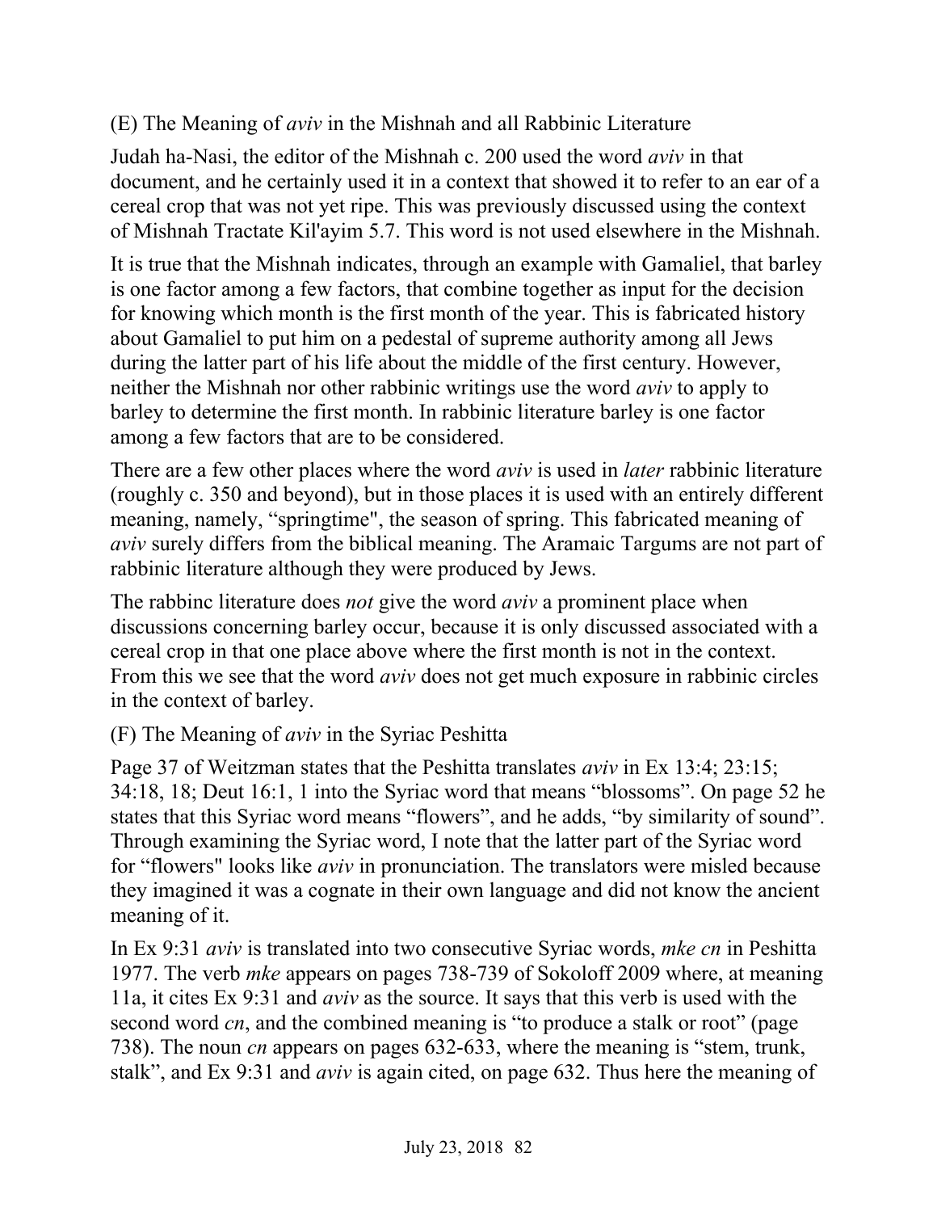(E) The Meaning of *aviv* in the Mishnah and all Rabbinic Literature

Judah ha-Nasi, the editor of the Mishnah c. 200 used the word *aviv* in that document, and he certainly used it in a context that showed it to refer to an ear of a cereal crop that was not yet ripe. This was previously discussed using the context of Mishnah Tractate Kil'ayim 5.7. This word is not used elsewhere in the Mishnah.

It is true that the Mishnah indicates, through an example with Gamaliel, that barley is one factor among a few factors, that combine together as input for the decision for knowing which month is the first month of the year. This is fabricated history about Gamaliel to put him on a pedestal of supreme authority among all Jews during the latter part of his life about the middle of the first century. However, neither the Mishnah nor other rabbinic writings use the word *aviv* to apply to barley to determine the first month. In rabbinic literature barley is one factor among a few factors that are to be considered.

There are a few other places where the word *aviv* is used in *later* rabbinic literature (roughly c. 350 and beyond), but in those places it is used with an entirely different meaning, namely, "springtime", the season of spring. This fabricated meaning of *aviv* surely differs from the biblical meaning. The Aramaic Targums are not part of rabbinic literature although they were produced by Jews.

The rabbinc literature does *not* give the word *aviv* a prominent place when discussions concerning barley occur, because it is only discussed associated with a cereal crop in that one place above where the first month is not in the context. From this we see that the word *aviv* does not get much exposure in rabbinic circles in the context of barley.

(F) The Meaning of *aviv* in the Syriac Peshitta

Page 37 of Weitzman states that the Peshitta translates *aviv* in Ex 13:4; 23:15; 34:18, 18; Deut 16:1, 1 into the Syriac word that means "blossoms". On page 52 he states that this Syriac word means "flowers", and he adds, "by similarity of sound". Through examining the Syriac word, I note that the latter part of the Syriac word for "flowers" looks like *aviv* in pronunciation. The translators were misled because they imagined it was a cognate in their own language and did not know the ancient meaning of it.

In Ex 9:31 *aviv* is translated into two consecutive Syriac words, *mke cn* in Peshitta 1977. The verb *mke* appears on pages 738-739 of Sokoloff 2009 where, at meaning 11a, it cites Ex 9:31 and *aviv* as the source. It says that this verb is used with the second word *cn*, and the combined meaning is "to produce a stalk or root" (page 738). The noun *cn* appears on pages 632-633, where the meaning is "stem, trunk, stalk", and Ex 9:31 and *aviv* is again cited, on page 632. Thus here the meaning of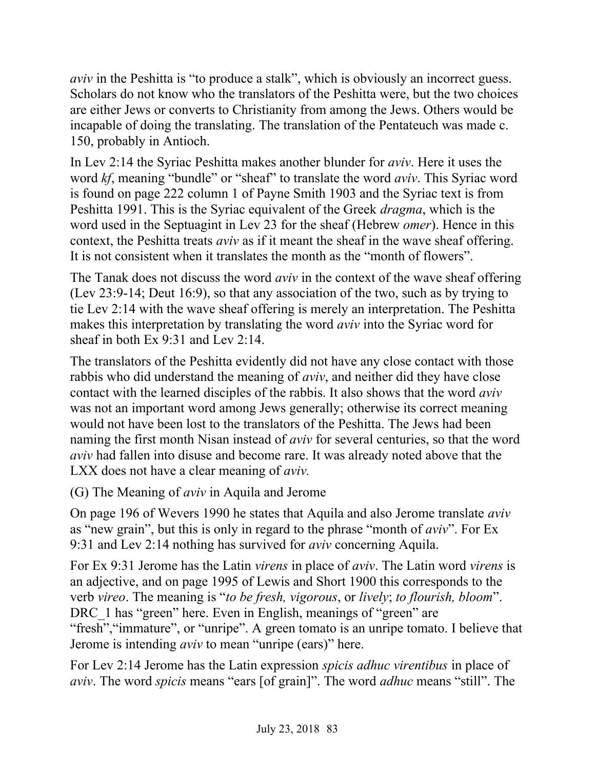*aviv* in the Peshitta is "to produce a stalk", which is obviously an incorrect guess. Scholars do not know who the translators of the Peshitta were, but the two choices are either Jews or converts to Christianity from among the Jews. Others would be incapable of doing the translating. The translation of the Pentateuch was made c. 150, probably in Antioch.

In Lev 2:14 the Syriac Peshitta makes another blunder for *aviv*. Here it uses the word *kf*, meaning "bundle" or "sheaf" to translate the word *aviv*. This Syriac word is found on page 222 column 1 of Payne Smith 1903 and the Syriac text is from Peshitta 1991. This is the Syriac equivalent of the Greek *dragma*, which is the word used in the Septuagint in Lev 23 for the sheaf (Hebrew *omer*). Hence in this context, the Peshitta treats *aviv* as if it meant the sheaf in the wave sheaf offering. It is not consistent when it translates the month as the "month of flowers".

The Tanak does not discuss the word *aviv* in the context of the wave sheaf offering (Lev 23:9-14; Deut 16:9), so that any association of the two, such as by trying to tie Lev 2:14 with the wave sheaf offering is merely an interpretation. The Peshitta makes this interpretation by translating the word *aviv* into the Syriac word for sheaf in both Ex 9:31 and Lev 2:14.

The translators of the Peshitta evidently did not have any close contact with those rabbis who did understand the meaning of *aviv*, and neither did they have close contact with the learned disciples of the rabbis. It also shows that the word *aviv* was not an important word among Jews generally; otherwise its correct meaning would not have been lost to the translators of the Peshitta. The Jews had been naming the first month Nisan instead of *aviv* for several centuries, so that the word *aviv* had fallen into disuse and become rare. It was already noted above that the LXX does not have a clear meaning of *aviv.*

(G) The Meaning of *aviv* in Aquila and Jerome

On page 196 of Wevers 1990 he states that Aquila and also Jerome translate *aviv* as "new grain", but this is only in regard to the phrase "month of *aviv*". For Ex 9:31 and Lev 2:14 nothing has survived for *aviv* concerning Aquila.

For Ex 9:31 Jerome has the Latin *virens* in place of *aviv*. The Latin word *virens* is an adjective, and on page 1995 of Lewis and Short 1900 this corresponds to the verb *vireo*. The meaning is "*to be fresh, vigorous*, or *lively*; *to flourish, bloom*". DRC_1 has "green" here. Even in English, meanings of "green" are "fresh","immature", or "unripe". A green tomato is an unripe tomato. I believe that Jerome is intending *aviv* to mean "unripe (ears)" here.

For Lev 2:14 Jerome has the Latin expression *spicis adhuc virentibus* in place of *aviv*. The word *spicis* means "ears [of grain]". The word *adhuc* means "still". The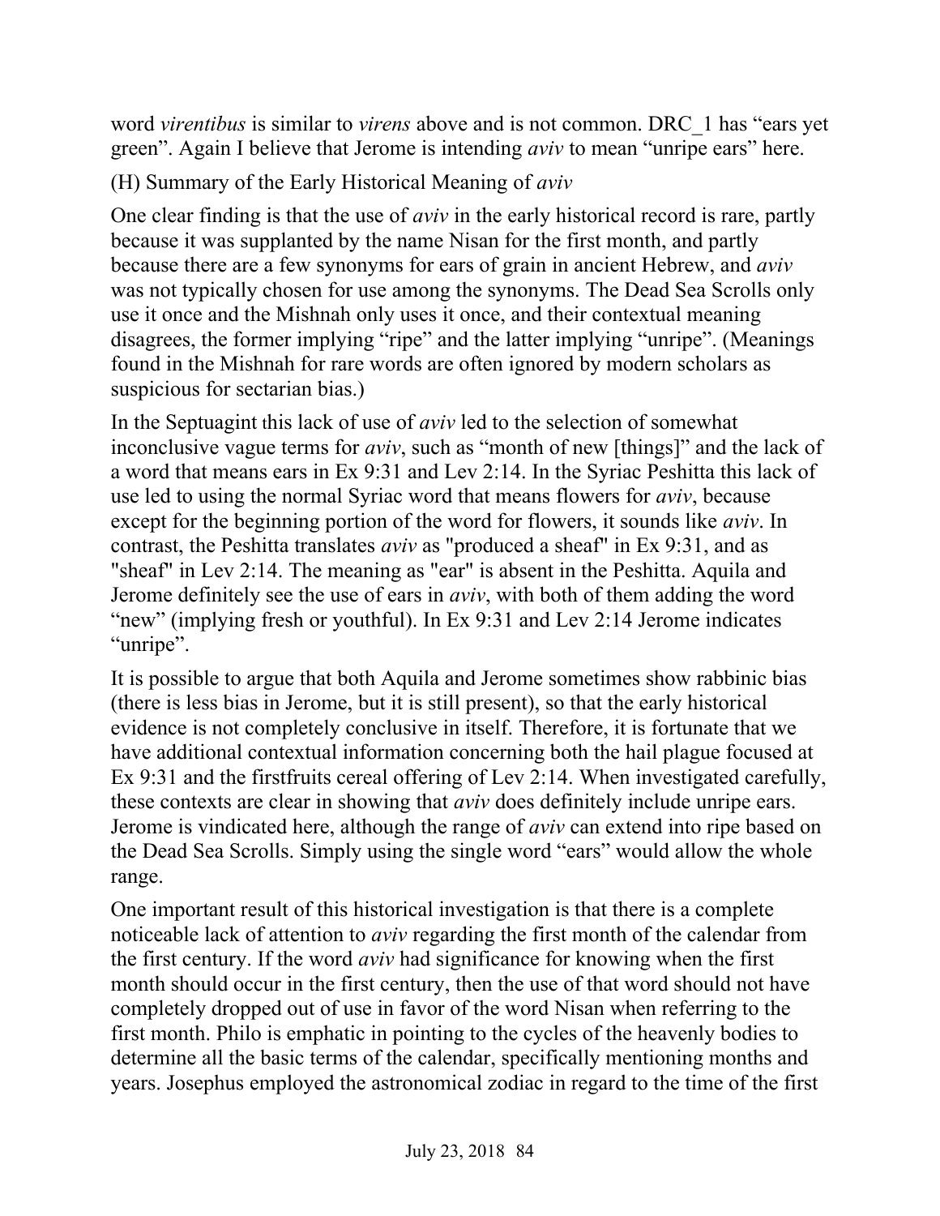word *virentibus* is similar to *virens* above and is not common. DRC_1 has “ears yet green”. Again I believe that Jerome is intending *aviv* to mean “unripe ears” here.

(H) Summary of the Early Historical Meaning of *aviv*

One clear finding is that the use of *aviv* in the early historical record is rare, partly because it was supplanted by the name Nisan for the first month, and partly because there are a few synonyms for ears of grain in ancient Hebrew, and *aviv* was not typically chosen for use among the synonyms. The Dead Sea Scrolls only use it once and the Mishnah only uses it once, and their contextual meaning disagrees, the former implying “ripe” and the latter implying “unripe”. (Meanings found in the Mishnah for rare words are often ignored by modern scholars as suspicious for sectarian bias.)

In the Septuagint this lack of use of *aviv* led to the selection of somewhat inconclusive vague terms for *aviv*, such as “month of new [things]” and the lack of a word that means ears in Ex 9:31 and Lev 2:14. In the Syriac Peshitta this lack of use led to using the normal Syriac word that means flowers for *aviv*, because except for the beginning portion of the word for flowers, it sounds like *aviv*. In contrast, the Peshitta translates *aviv* as "produced a sheaf" in Ex 9:31, and as "sheaf" in Lev 2:14. The meaning as "ear" is absent in the Peshitta. Aquila and Jerome definitely see the use of ears in *aviv*, with both of them adding the word “new” (implying fresh or youthful). In Ex 9:31 and Lev 2:14 Jerome indicates “unripe”.

It is possible to argue that both Aquila and Jerome sometimes show rabbinic bias (there is less bias in Jerome, but it is still present), so that the early historical evidence is not completely conclusive in itself. Therefore, it is fortunate that we have additional contextual information concerning both the hail plague focused at Ex 9:31 and the firstfruits cereal offering of Lev 2:14. When investigated carefully, these contexts are clear in showing that *aviv* does definitely include unripe ears. Jerome is vindicated here, although the range of *aviv* can extend into ripe based on the Dead Sea Scrolls. Simply using the single word “ears” would allow the whole range.

One important result of this historical investigation is that there is a complete noticeable lack of attention to *aviv* regarding the first month of the calendar from the first century. If the word *aviv* had significance for knowing when the first month should occur in the first century, then the use of that word should not have completely dropped out of use in favor of the word Nisan when referring to the first month. Philo is emphatic in pointing to the cycles of the heavenly bodies to determine all the basic terms of the calendar, specifically mentioning months and years. Josephus employed the astronomical zodiac in regard to the time of the first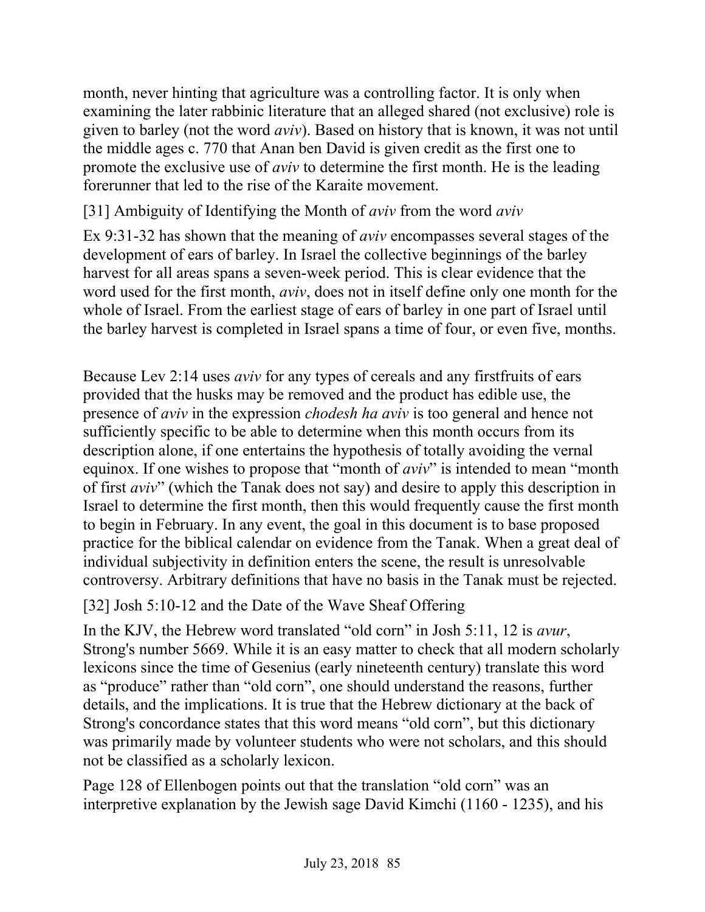month, never hinting that agriculture was a controlling factor. It is only when examining the later rabbinic literature that an alleged shared (not exclusive) role is given to barley (not the word *aviv*). Based on history that is known, it was not until the middle ages c. 770 that Anan ben David is given credit as the first one to promote the exclusive use of *aviv* to determine the first month. He is the leading forerunner that led to the rise of the Karaite movement.

[31] Ambiguity of Identifying the Month of *aviv* from the word *aviv*

Ex 9:31-32 has shown that the meaning of *aviv* encompasses several stages of the development of ears of barley. In Israel the collective beginnings of the barley harvest for all areas spans a seven-week period. This is clear evidence that the word used for the first month, *aviv*, does not in itself define only one month for the whole of Israel. From the earliest stage of ears of barley in one part of Israel until the barley harvest is completed in Israel spans a time of four, or even five, months.

Because Lev 2:14 uses *aviv* for any types of cereals and any firstfruits of ears provided that the husks may be removed and the product has edible use, the presence of *aviv* in the expression *chodesh ha aviv* is too general and hence not sufficiently specific to be able to determine when this month occurs from its description alone, if one entertains the hypothesis of totally avoiding the vernal equinox. If one wishes to propose that "month of *aviv*" is intended to mean "month of first *aviv*" (which the Tanak does not say) and desire to apply this description in Israel to determine the first month, then this would frequently cause the first month to begin in February. In any event, the goal in this document is to base proposed practice for the biblical calendar on evidence from the Tanak. When a great deal of individual subjectivity in definition enters the scene, the result is unresolvable controversy. Arbitrary definitions that have no basis in the Tanak must be rejected.

[32] Josh 5:10-12 and the Date of the Wave Sheaf Offering

In the KJV, the Hebrew word translated "old corn" in Josh 5:11, 12 is *avur*, Strong's number 5669. While it is an easy matter to check that all modern scholarly lexicons since the time of Gesenius (early nineteenth century) translate this word as "produce" rather than "old corn", one should understand the reasons, further details, and the implications. It is true that the Hebrew dictionary at the back of Strong's concordance states that this word means "old corn", but this dictionary was primarily made by volunteer students who were not scholars, and this should not be classified as a scholarly lexicon.

Page 128 of Ellenbogen points out that the translation "old corn" was an interpretive explanation by the Jewish sage David Kimchi (1160 - 1235), and his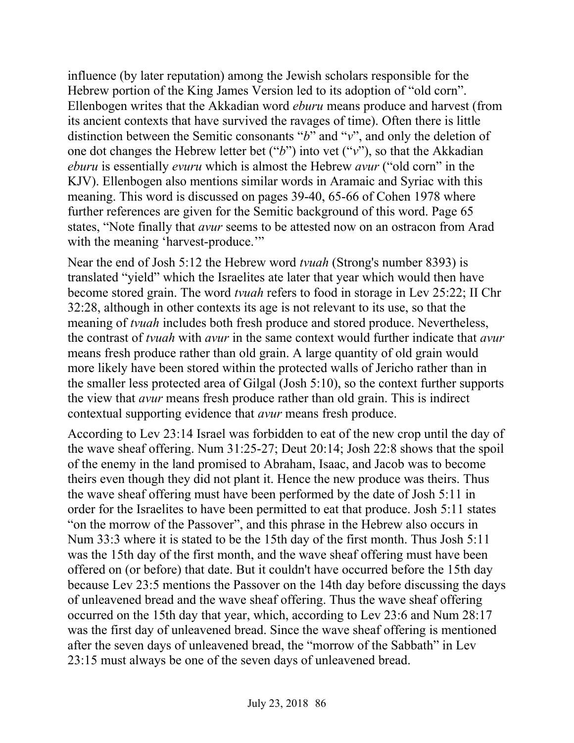influence (by later reputation) among the Jewish scholars responsible for the Hebrew portion of the King James Version led to its adoption of "old corn". Ellenbogen writes that the Akkadian word *eburu* means produce and harvest (from its ancient contexts that have survived the ravages of time). Often there is little distinction between the Semitic consonants "*b*" and "*v*", and only the deletion of one dot changes the Hebrew letter bet ("*b*") into vet ("*v*"), so that the Akkadian *eburu* is essentially *evuru* which is almost the Hebrew *avur* ("old corn" in the KJV). Ellenbogen also mentions similar words in Aramaic and Syriac with this meaning. This word is discussed on pages 39-40, 65-66 of Cohen 1978 where further references are given for the Semitic background of this word. Page 65 states, "Note finally that *avur* seems to be attested now on an ostracon from Arad with the meaning 'harvest-produce.'"

Near the end of Josh 5:12 the Hebrew word *tvuah* (Strong's number 8393) is translated "yield" which the Israelites ate later that year which would then have become stored grain. The word *tvuah* refers to food in storage in Lev 25:22; II Chr 32:28, although in other contexts its age is not relevant to its use, so that the meaning of *tvuah* includes both fresh produce and stored produce. Nevertheless, the contrast of *tvuah* with *avur* in the same context would further indicate that *avur* means fresh produce rather than old grain. A large quantity of old grain would more likely have been stored within the protected walls of Jericho rather than in the smaller less protected area of Gilgal (Josh 5:10), so the context further supports the view that *avur* means fresh produce rather than old grain. This is indirect contextual supporting evidence that *avur* means fresh produce.

According to Lev 23:14 Israel was forbidden to eat of the new crop until the day of the wave sheaf offering. Num 31:25-27; Deut 20:14; Josh 22:8 shows that the spoil of the enemy in the land promised to Abraham, Isaac, and Jacob was to become theirs even though they did not plant it. Hence the new produce was theirs. Thus the wave sheaf offering must have been performed by the date of Josh 5:11 in order for the Israelites to have been permitted to eat that produce. Josh 5:11 states "on the morrow of the Passover", and this phrase in the Hebrew also occurs in Num 33:3 where it is stated to be the 15th day of the first month. Thus Josh 5:11 was the 15th day of the first month, and the wave sheaf offering must have been offered on (or before) that date. But it couldn't have occurred before the 15th day because Lev 23:5 mentions the Passover on the 14th day before discussing the days of unleavened bread and the wave sheaf offering. Thus the wave sheaf offering occurred on the 15th day that year, which, according to Lev 23:6 and Num 28:17 was the first day of unleavened bread. Since the wave sheaf offering is mentioned after the seven days of unleavened bread, the "morrow of the Sabbath" in Lev 23:15 must always be one of the seven days of unleavened bread.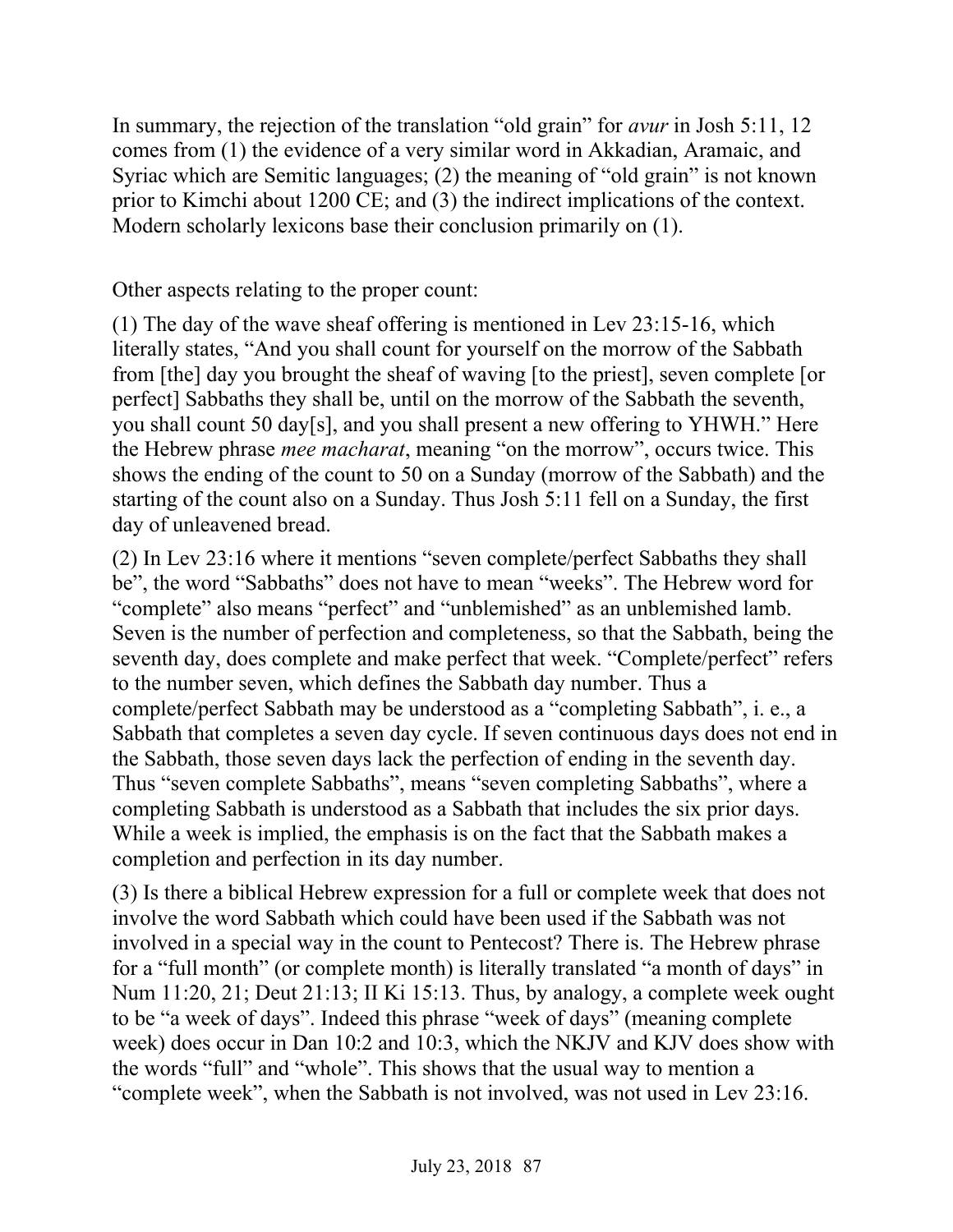In summary, the rejection of the translation "old grain" for *avur* in Josh 5:11, 12 comes from (1) the evidence of a very similar word in Akkadian, Aramaic, and Syriac which are Semitic languages; (2) the meaning of "old grain" is not known prior to Kimchi about 1200 CE; and (3) the indirect implications of the context. Modern scholarly lexicons base their conclusion primarily on (1).

Other aspects relating to the proper count:

(1) The day of the wave sheaf offering is mentioned in Lev 23:15-16, which literally states, "And you shall count for yourself on the morrow of the Sabbath from [the] day you brought the sheaf of waving [to the priest], seven complete [or perfect] Sabbaths they shall be, until on the morrow of the Sabbath the seventh, you shall count 50 day[s], and you shall present a new offering to YHWH." Here the Hebrew phrase *mee macharat*, meaning "on the morrow", occurs twice. This shows the ending of the count to 50 on a Sunday (morrow of the Sabbath) and the starting of the count also on a Sunday. Thus Josh 5:11 fell on a Sunday, the first day of unleavened bread.

(2) In Lev 23:16 where it mentions "seven complete/perfect Sabbaths they shall be", the word "Sabbaths" does not have to mean "weeks". The Hebrew word for "complete" also means "perfect" and "unblemished" as an unblemished lamb. Seven is the number of perfection and completeness, so that the Sabbath, being the seventh day, does complete and make perfect that week. "Complete/perfect" refers to the number seven, which defines the Sabbath day number. Thus a complete/perfect Sabbath may be understood as a "completing Sabbath", i. e., a Sabbath that completes a seven day cycle. If seven continuous days does not end in the Sabbath, those seven days lack the perfection of ending in the seventh day. Thus "seven complete Sabbaths", means "seven completing Sabbaths", where a completing Sabbath is understood as a Sabbath that includes the six prior days. While a week is implied, the emphasis is on the fact that the Sabbath makes a completion and perfection in its day number.

(3) Is there a biblical Hebrew expression for a full or complete week that does not involve the word Sabbath which could have been used if the Sabbath was not involved in a special way in the count to Pentecost? There is. The Hebrew phrase for a "full month" (or complete month) is literally translated "a month of days" in Num 11:20, 21; Deut 21:13; II Ki 15:13. Thus, by analogy, a complete week ought to be "a week of days". Indeed this phrase "week of days" (meaning complete week) does occur in Dan 10:2 and 10:3, which the NKJV and KJV does show with the words "full" and "whole". This shows that the usual way to mention a "complete week", when the Sabbath is not involved, was not used in Lev 23:16.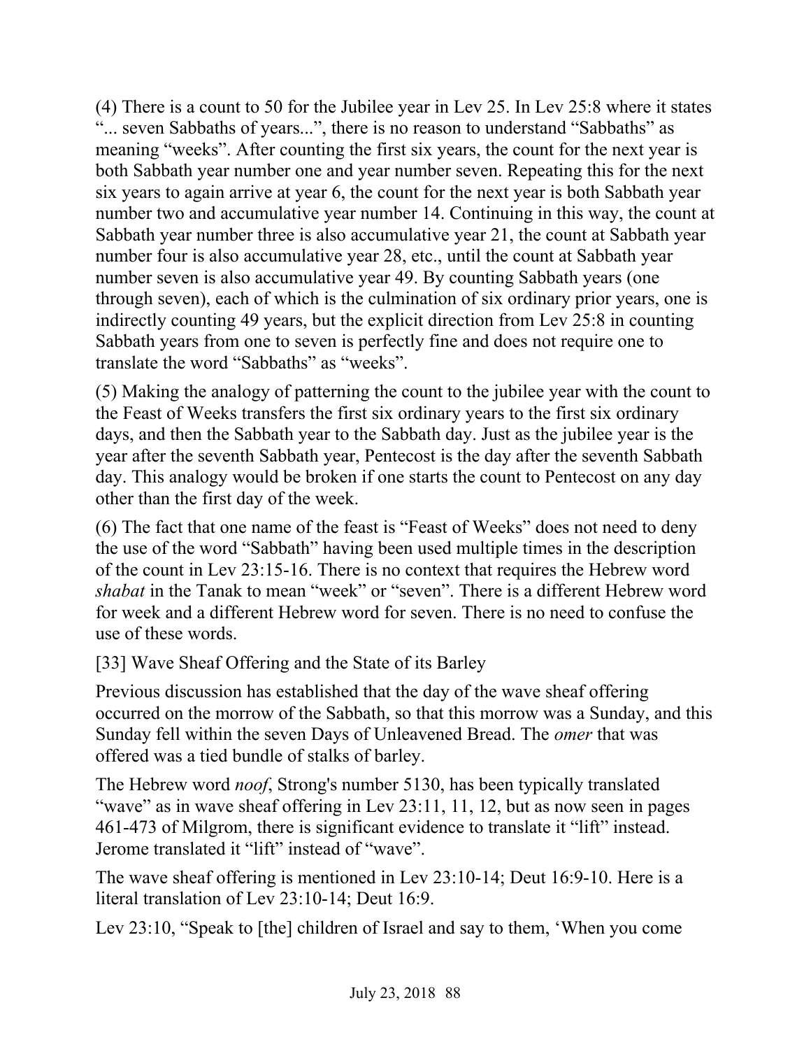(4) There is a count to 50 for the Jubilee year in Lev 25. In Lev 25:8 where it states "... seven Sabbaths of years...", there is no reason to understand "Sabbaths" as meaning "weeks". After counting the first six years, the count for the next year is both Sabbath year number one and year number seven. Repeating this for the next six years to again arrive at year 6, the count for the next year is both Sabbath year number two and accumulative year number 14. Continuing in this way, the count at Sabbath year number three is also accumulative year 21, the count at Sabbath year number four is also accumulative year 28, etc., until the count at Sabbath year number seven is also accumulative year 49. By counting Sabbath years (one through seven), each of which is the culmination of six ordinary prior years, one is indirectly counting 49 years, but the explicit direction from Lev 25:8 in counting Sabbath years from one to seven is perfectly fine and does not require one to translate the word "Sabbaths" as "weeks".

(5) Making the analogy of patterning the count to the jubilee year with the count to the Feast of Weeks transfers the first six ordinary years to the first six ordinary days, and then the Sabbath year to the Sabbath day. Just as the jubilee year is the year after the seventh Sabbath year, Pentecost is the day after the seventh Sabbath day. This analogy would be broken if one starts the count to Pentecost on any day other than the first day of the week.

(6) The fact that one name of the feast is "Feast of Weeks" does not need to deny the use of the word "Sabbath" having been used multiple times in the description of the count in Lev 23:15-16. There is no context that requires the Hebrew word *shabat* in the Tanak to mean "week" or "seven". There is a different Hebrew word for week and a different Hebrew word for seven. There is no need to confuse the use of these words.

## [33] Wave Sheaf Offering and the State of its Barley

Previous discussion has established that the day of the wave sheaf offering occurred on the morrow of the Sabbath, so that this morrow was a Sunday, and this Sunday fell within the seven Days of Unleavened Bread. The *omer* that was offered was a tied bundle of stalks of barley.

The Hebrew word *noof*, Strong's number 5130, has been typically translated "wave" as in wave sheaf offering in Lev 23:11, 11, 12, but as now seen in pages 461-473 of Milgrom, there is significant evidence to translate it "lift" instead. Jerome translated it "lift" instead of "wave".

The wave sheaf offering is mentioned in Lev 23:10-14; Deut 16:9-10. Here is a literal translation of Lev 23:10-14; Deut 16:9.

Lev 23:10, "Speak to [the] children of Israel and say to them, 'When you come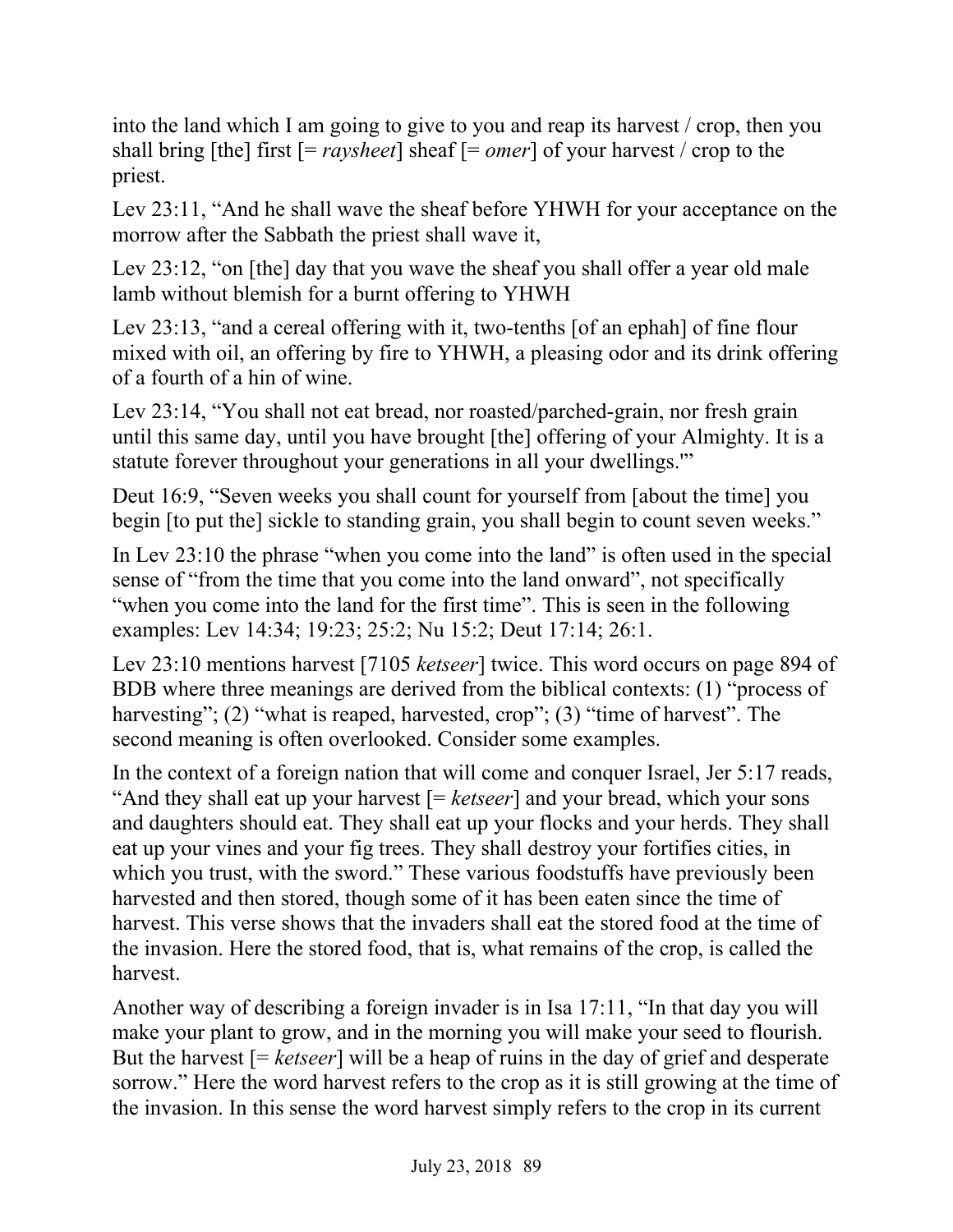into the land which I am going to give to you and reap its harvest / crop, then you shall bring [the] first [= *raysheet*] sheaf [= *omer*] of your harvest / crop to the priest.

Lev 23:11, "And he shall wave the sheaf before YHWH for your acceptance on the morrow after the Sabbath the priest shall wave it,

Lev 23:12, "on [the] day that you wave the sheaf you shall offer a year old male lamb without blemish for a burnt offering to YHWH

Lev 23:13, "and a cereal offering with it, two-tenths [of an ephah] of fine flour mixed with oil, an offering by fire to YHWH, a pleasing odor and its drink offering of a fourth of a hin of wine.

Lev 23:14, "You shall not eat bread, nor roasted/parched-grain, nor fresh grain until this same day, until you have brought [the] offering of your Almighty. It is a statute forever throughout your generations in all your dwellings.'"

Deut 16:9, "Seven weeks you shall count for yourself from [about the time] you begin [to put the] sickle to standing grain, you shall begin to count seven weeks."

In Lev 23:10 the phrase "when you come into the land" is often used in the special sense of "from the time that you come into the land onward", not specifically "when you come into the land for the first time". This is seen in the following examples: Lev 14:34; 19:23; 25:2; Nu 15:2; Deut 17:14; 26:1.

Lev 23:10 mentions harvest [7105 *ketseer*] twice. This word occurs on page 894 of BDB where three meanings are derived from the biblical contexts: (1) "process of harvesting"; (2) "what is reaped, harvested, crop"; (3) "time of harvest". The second meaning is often overlooked. Consider some examples.

In the context of a foreign nation that will come and conquer Israel, Jer 5:17 reads, "And they shall eat up your harvest [= *ketseer*] and your bread, which your sons and daughters should eat. They shall eat up your flocks and your herds. They shall eat up your vines and your fig trees. They shall destroy your fortifies cities, in which you trust, with the sword." These various foodstuffs have previously been harvested and then stored, though some of it has been eaten since the time of harvest. This verse shows that the invaders shall eat the stored food at the time of the invasion. Here the stored food, that is, what remains of the crop, is called the harvest.

Another way of describing a foreign invader is in Isa 17:11, "In that day you will make your plant to grow, and in the morning you will make your seed to flourish. But the harvest [= *ketseer*] will be a heap of ruins in the day of grief and desperate sorrow." Here the word harvest refers to the crop as it is still growing at the time of the invasion. In this sense the word harvest simply refers to the crop in its current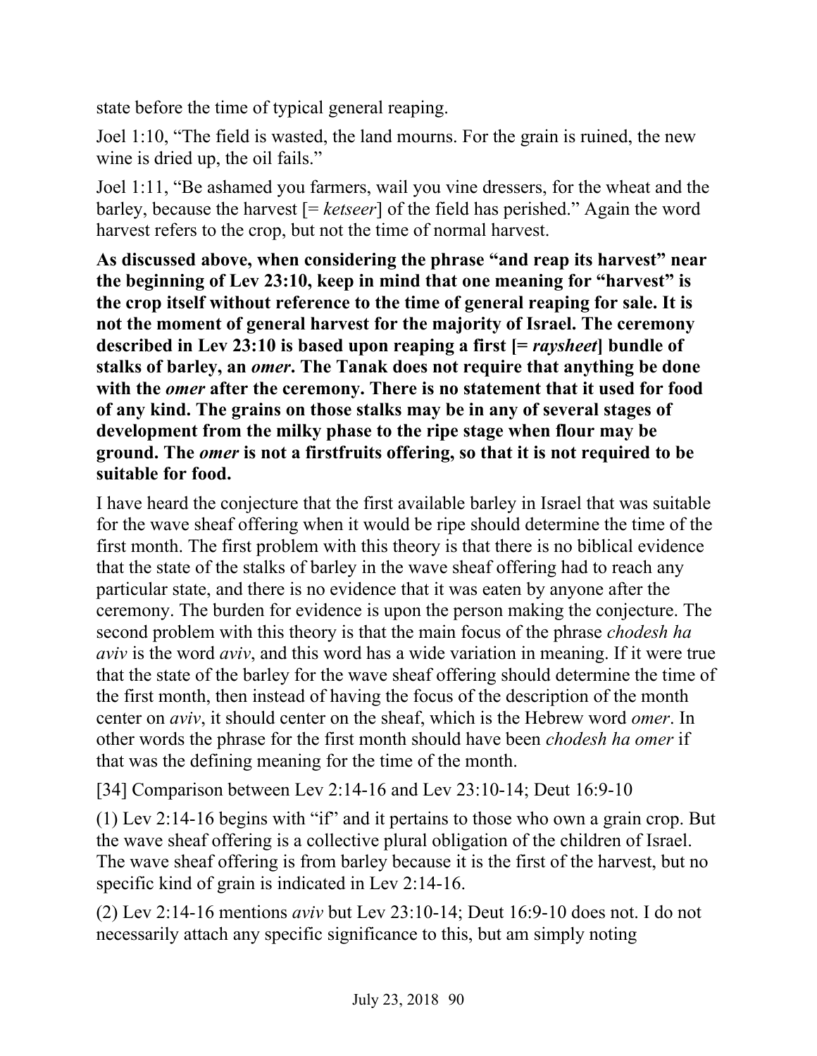state before the time of typical general reaping.

Joel 1:10, "The field is wasted, the land mourns. For the grain is ruined, the new wine is dried up, the oil fails."

Joel 1:11, "Be ashamed you farmers, wail you vine dressers, for the wheat and the barley, because the harvest [= *ketseer*] of the field has perished." Again the word harvest refers to the crop, but not the time of normal harvest.

**As discussed above, when considering the phrase "and reap its harvest" near the beginning of Lev 23:10, keep in mind that one meaning for "harvest" is the crop itself without reference to the time of general reaping for sale. It is not the moment of general harvest for the majority of Israel. The ceremony described in Lev 23:10 is based upon reaping a first [= *raysheet*] bundle of stalks of barley, an *omer*. The Tanak does not require that anything be done with the *omer* after the ceremony. There is no statement that it used for food of any kind. The grains on those stalks may be in any of several stages of development from the milky phase to the ripe stage when flour may be ground. The *omer* is not a firstfruits offering, so that it is not required to be suitable for food.**

I have heard the conjecture that the first available barley in Israel that was suitable for the wave sheaf offering when it would be ripe should determine the time of the first month. The first problem with this theory is that there is no biblical evidence that the state of the stalks of barley in the wave sheaf offering had to reach any particular state, and there is no evidence that it was eaten by anyone after the ceremony. The burden for evidence is upon the person making the conjecture. The second problem with this theory is that the main focus of the phrase *chodesh ha aviv* is the word *aviv*, and this word has a wide variation in meaning. If it were true that the state of the barley for the wave sheaf offering should determine the time of the first month, then instead of having the focus of the description of the month center on *aviv*, it should center on the sheaf, which is the Hebrew word *omer*. In other words the phrase for the first month should have been *chodesh ha omer* if that was the defining meaning for the time of the month.

[34] Comparison between Lev 2:14-16 and Lev 23:10-14; Deut 16:9-10

(1) Lev 2:14-16 begins with "if" and it pertains to those who own a grain crop. But the wave sheaf offering is a collective plural obligation of the children of Israel. The wave sheaf offering is from barley because it is the first of the harvest, but no specific kind of grain is indicated in Lev 2:14-16.

(2) Lev 2:14-16 mentions *aviv* but Lev 23:10-14; Deut 16:9-10 does not. I do not necessarily attach any specific significance to this, but am simply noting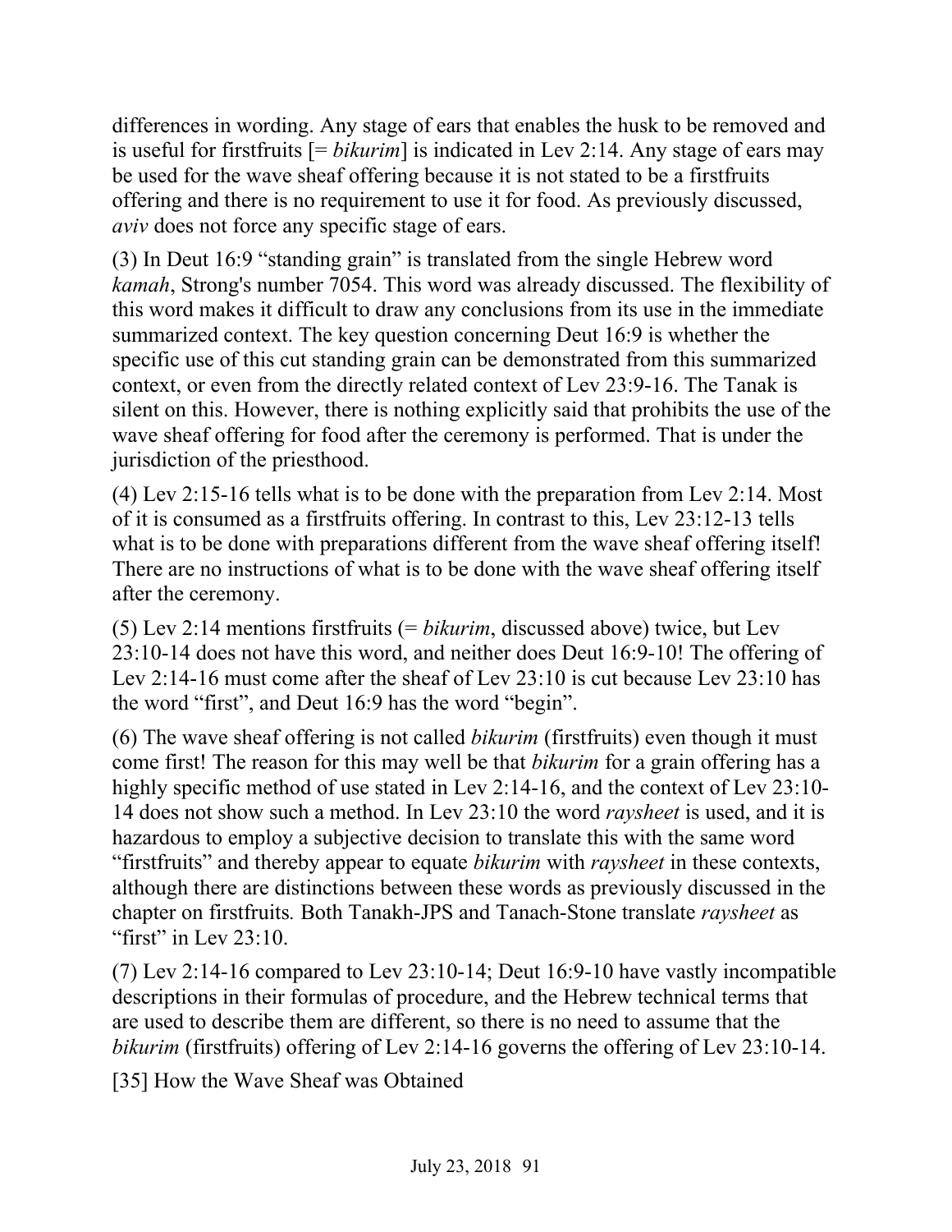differences in wording. Any stage of ears that enables the husk to be removed and is useful for firstfruits [= *bikurim*] is indicated in Lev 2:14. Any stage of ears may be used for the wave sheaf offering because it is not stated to be a firstfruits offering and there is no requirement to use it for food. As previously discussed, *aviv* does not force any specific stage of ears.

(3) In Deut 16:9 "standing grain" is translated from the single Hebrew word *kamah*, Strong's number 7054. This word was already discussed. The flexibility of this word makes it difficult to draw any conclusions from its use in the immediate summarized context. The key question concerning Deut 16:9 is whether the specific use of this cut standing grain can be demonstrated from this summarized context, or even from the directly related context of Lev 23:9-16. The Tanak is silent on this. However, there is nothing explicitly said that prohibits the use of the wave sheaf offering for food after the ceremony is performed. That is under the jurisdiction of the priesthood.

(4) Lev 2:15-16 tells what is to be done with the preparation from Lev 2:14. Most of it is consumed as a firstfruits offering. In contrast to this, Lev 23:12-13 tells what is to be done with preparations different from the wave sheaf offering itself! There are no instructions of what is to be done with the wave sheaf offering itself after the ceremony.

(5) Lev 2:14 mentions firstfruits (= *bikurim*, discussed above) twice, but Lev 23:10-14 does not have this word, and neither does Deut 16:9-10! The offering of Lev 2:14-16 must come after the sheaf of Lev 23:10 is cut because Lev 23:10 has the word "first", and Deut 16:9 has the word "begin".

(6) The wave sheaf offering is not called *bikurim* (firstfruits) even though it must come first! The reason for this may well be that *bikurim* for a grain offering has a highly specific method of use stated in Lev 2:14-16, and the context of Lev 23:10-14 does not show such a method. In Lev 23:10 the word *raysheet* is used, and it is hazardous to employ a subjective decision to translate this with the same word "firstfruits" and thereby appear to equate *bikurim* with *raysheet* in these contexts, although there are distinctions between these words as previously discussed in the chapter on firstfruits. Both Tanakh-JPS and Tanach-Stone translate *raysheet* as "first" in Lev 23:10.

(7) Lev 2:14-16 compared to Lev 23:10-14; Deut 16:9-10 have vastly incompatible descriptions in their formulas of procedure, and the Hebrew technical terms that are used to describe them are different, so there is no need to assume that the *bikurim* (firstfruits) offering of Lev 2:14-16 governs the offering of Lev 23:10-14.

[35] How the Wave Sheaf was Obtained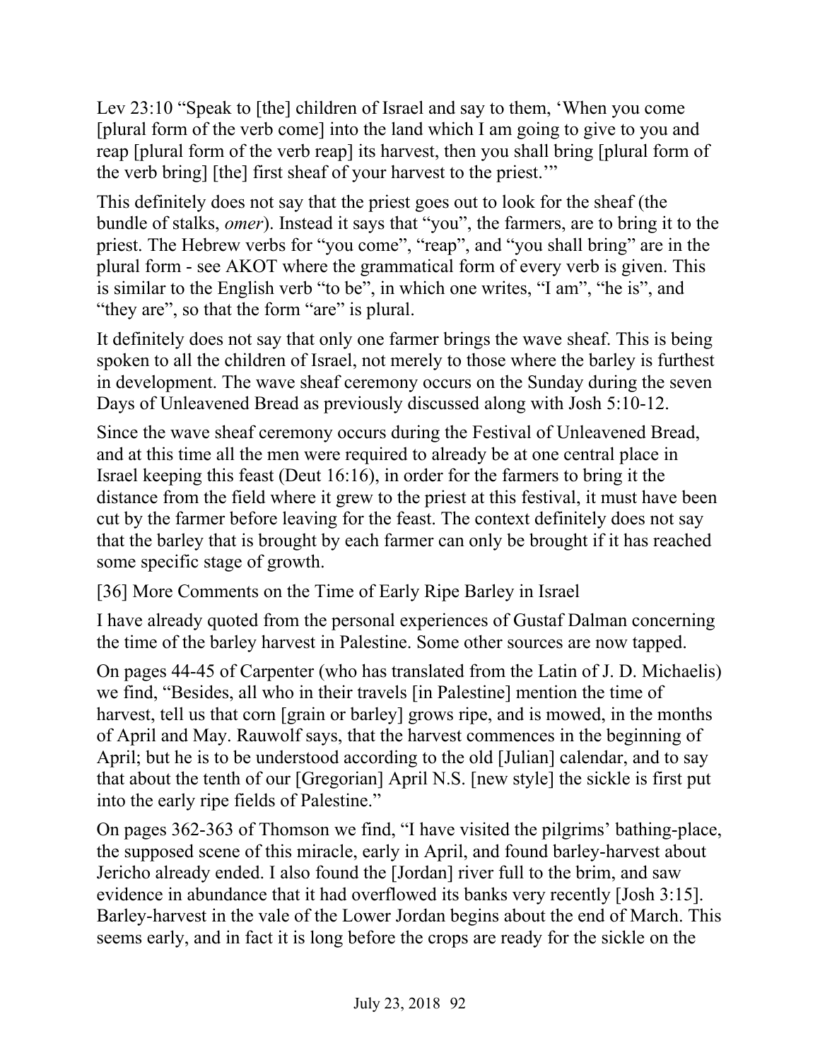Lev 23:10 "Speak to [the] children of Israel and say to them, 'When you come [plural form of the verb come] into the land which I am going to give to you and reap [plural form of the verb reap] its harvest, then you shall bring [plural form of the verb bring] [the] first sheaf of your harvest to the priest.'"

This definitely does not say that the priest goes out to look for the sheaf (the bundle of stalks, *omer*). Instead it says that "you", the farmers, are to bring it to the priest. The Hebrew verbs for "you come", "reap", and "you shall bring" are in the plural form - see AKOT where the grammatical form of every verb is given. This is similar to the English verb "to be", in which one writes, "I am", "he is", and "they are", so that the form "are" is plural.

It definitely does not say that only one farmer brings the wave sheaf. This is being spoken to all the children of Israel, not merely to those where the barley is furthest in development. The wave sheaf ceremony occurs on the Sunday during the seven Days of Unleavened Bread as previously discussed along with Josh 5:10-12.

Since the wave sheaf ceremony occurs during the Festival of Unleavened Bread, and at this time all the men were required to already be at one central place in Israel keeping this feast (Deut 16:16), in order for the farmers to bring it the distance from the field where it grew to the priest at this festival, it must have been cut by the farmer before leaving for the feast. The context definitely does not say that the barley that is brought by each farmer can only be brought if it has reached some specific stage of growth.

## [36] More Comments on the Time of Early Ripe Barley in Israel

I have already quoted from the personal experiences of Gustaf Dalman concerning the time of the barley harvest in Palestine. Some other sources are now tapped.

On pages 44-45 of Carpenter (who has translated from the Latin of J. D. Michaelis) we find, "Besides, all who in their travels [in Palestine] mention the time of harvest, tell us that corn [grain or barley] grows ripe, and is mowed, in the months of April and May. Rauwolf says, that the harvest commences in the beginning of April; but he is to be understood according to the old [Julian] calendar, and to say that about the tenth of our [Gregorian] April N.S. [new style] the sickle is first put into the early ripe fields of Palestine."

On pages 362-363 of Thomson we find, "I have visited the pilgrims' bathing-place, the supposed scene of this miracle, early in April, and found barley-harvest about Jericho already ended. I also found the [Jordan] river full to the brim, and saw evidence in abundance that it had overflowed its banks very recently [Josh 3:15]. Barley-harvest in the vale of the Lower Jordan begins about the end of March. This seems early, and in fact it is long before the crops are ready for the sickle on the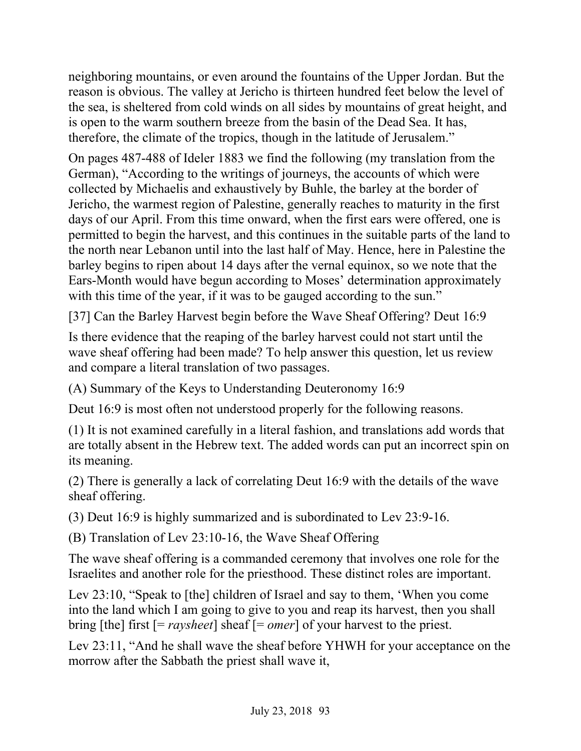neighboring mountains, or even around the fountains of the Upper Jordan. But the reason is obvious. The valley at Jericho is thirteen hundred feet below the level of the sea, is sheltered from cold winds on all sides by mountains of great height, and is open to the warm southern breeze from the basin of the Dead Sea. It has, therefore, the climate of the tropics, though in the latitude of Jerusalem."

On pages 487-488 of Ideler 1883 we find the following (my translation from the German), "According to the writings of journeys, the accounts of which were collected by Michaelis and exhaustively by Buhle, the barley at the border of Jericho, the warmest region of Palestine, generally reaches to maturity in the first days of our April. From this time onward, when the first ears were offered, one is permitted to begin the harvest, and this continues in the suitable parts of the land to the north near Lebanon until into the last half of May. Hence, here in Palestine the barley begins to ripen about 14 days after the vernal equinox, so we note that the Ears-Month would have begun according to Moses' determination approximately with this time of the year, if it was to be gauged according to the sun."

[37] Can the Barley Harvest begin before the Wave Sheaf Offering? Deut 16:9

Is there evidence that the reaping of the barley harvest could not start until the wave sheaf offering had been made? To help answer this question, let us review and compare a literal translation of two passages.

(A) Summary of the Keys to Understanding Deuteronomy 16:9

Deut 16:9 is most often not understood properly for the following reasons.

(1) It is not examined carefully in a literal fashion, and translations add words that are totally absent in the Hebrew text. The added words can put an incorrect spin on its meaning.

(2) There is generally a lack of correlating Deut 16:9 with the details of the wave sheaf offering.

(3) Deut 16:9 is highly summarized and is subordinated to Lev 23:9-16.

(B) Translation of Lev 23:10-16, the Wave Sheaf Offering

The wave sheaf offering is a commanded ceremony that involves one role for the Israelites and another role for the priesthood. These distinct roles are important.

Lev 23:10, "Speak to [the] children of Israel and say to them, 'When you come into the land which I am going to give to you and reap its harvest, then you shall bring [the] first [= *raysheet*] sheaf [= *omer*] of your harvest to the priest.

Lev 23:11, "And he shall wave the sheaf before YHWH for your acceptance on the morrow after the Sabbath the priest shall wave it,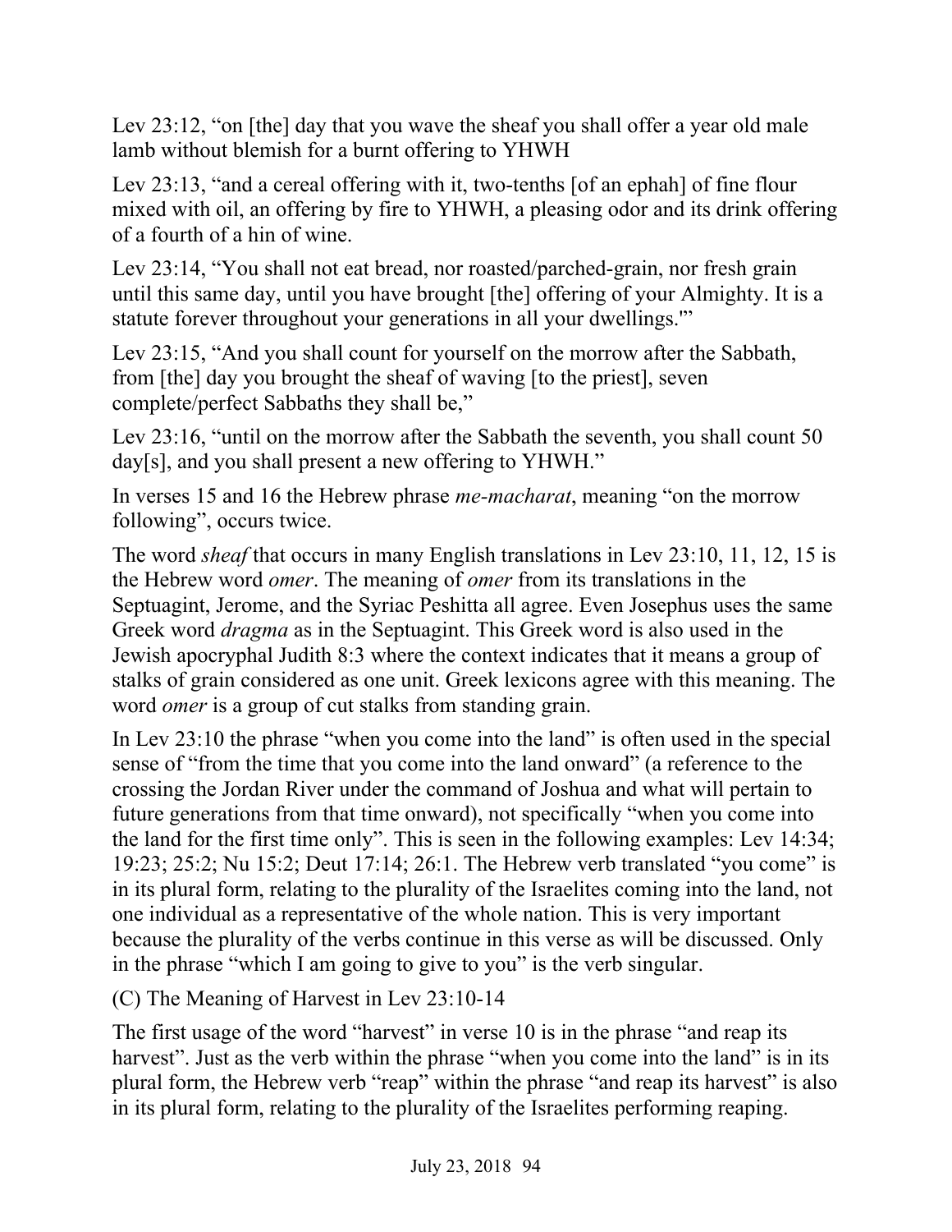Lev 23:12, “on [the] day that you wave the sheaf you shall offer a year old male lamb without blemish for a burnt offering to YHWH

Lev 23:13, “and a cereal offering with it, two-tenths [of an ephah] of fine flour mixed with oil, an offering by fire to YHWH, a pleasing odor and its drink offering of a fourth of a hin of wine.

Lev 23:14, “You shall not eat bread, nor roasted/parched-grain, nor fresh grain until this same day, until you have brought [the] offering of your Almighty. It is a statute forever throughout your generations in all your dwellings.'”

Lev 23:15, “And you shall count for yourself on the morrow after the Sabbath, from [the] day you brought the sheaf of waving [to the priest], seven complete/perfect Sabbaths they shall be,”

Lev 23:16, “until on the morrow after the Sabbath the seventh, you shall count 50 day[s], and you shall present a new offering to YHWH.”

In verses 15 and 16 the Hebrew phrase *me-macharat*, meaning “on the morrow following”, occurs twice.

The word *sheaf* that occurs in many English translations in Lev 23:10, 11, 12, 15 is the Hebrew word *omer*. The meaning of *omer* from its translations in the Septuagint, Jerome, and the Syriac Peshitta all agree. Even Josephus uses the same Greek word *dragma* as in the Septuagint. This Greek word is also used in the Jewish apocryphal Judith 8:3 where the context indicates that it means a group of stalks of grain considered as one unit. Greek lexicons agree with this meaning. The word *omer* is a group of cut stalks from standing grain.

In Lev 23:10 the phrase “when you come into the land” is often used in the special sense of “from the time that you come into the land onward” (a reference to the crossing the Jordan River under the command of Joshua and what will pertain to future generations from that time onward), not specifically “when you come into the land for the first time only”. This is seen in the following examples: Lev 14:34; 19:23; 25:2; Nu 15:2; Deut 17:14; 26:1. The Hebrew verb translated “you come” is in its plural form, relating to the plurality of the Israelites coming into the land, not one individual as a representative of the whole nation. This is very important because the plurality of the verbs continue in this verse as will be discussed. Only in the phrase “which I am going to give to you” is the verb singular.

(C) The Meaning of Harvest in Lev 23:10-14

The first usage of the word “harvest” in verse 10 is in the phrase “and reap its harvest”. Just as the verb within the phrase “when you come into the land” is in its plural form, the Hebrew verb “reap” within the phrase “and reap its harvest” is also in its plural form, relating to the plurality of the Israelites performing reaping.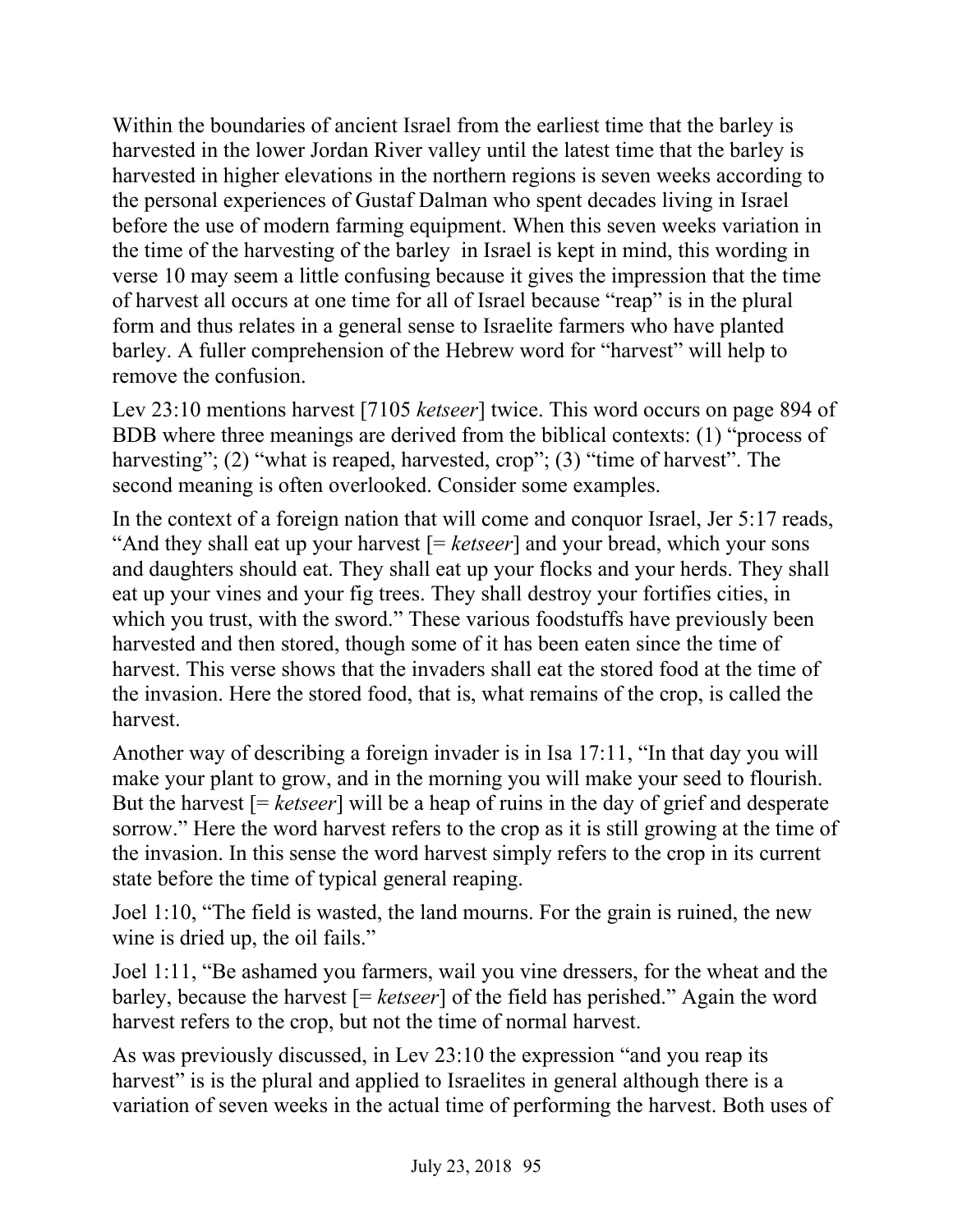Within the boundaries of ancient Israel from the earliest time that the barley is harvested in the lower Jordan River valley until the latest time that the barley is harvested in higher elevations in the northern regions is seven weeks according to the personal experiences of Gustaf Dalman who spent decades living in Israel before the use of modern farming equipment. When this seven weeks variation in the time of the harvesting of the barley  in Israel is kept in mind, this wording in verse 10 may seem a little confusing because it gives the impression that the time of harvest all occurs at one time for all of Israel because "reap" is in the plural form and thus relates in a general sense to Israelite farmers who have planted barley. A fuller comprehension of the Hebrew word for "harvest" will help to remove the confusion.

Lev 23:10 mentions harvest [7105 *ketseer*] twice. This word occurs on page 894 of BDB where three meanings are derived from the biblical contexts: (1) "process of harvesting"; (2) "what is reaped, harvested, crop"; (3) "time of harvest". The second meaning is often overlooked. Consider some examples.

In the context of a foreign nation that will come and conquor Israel, Jer 5:17 reads, "And they shall eat up your harvest [= *ketseer*] and your bread, which your sons and daughters should eat. They shall eat up your flocks and your herds. They shall eat up your vines and your fig trees. They shall destroy your fortifies cities, in which you trust, with the sword." These various foodstuffs have previously been harvested and then stored, though some of it has been eaten since the time of harvest. This verse shows that the invaders shall eat the stored food at the time of the invasion. Here the stored food, that is, what remains of the crop, is called the harvest.

Another way of describing a foreign invader is in Isa 17:11, "In that day you will make your plant to grow, and in the morning you will make your seed to flourish. But the harvest [= *ketseer*] will be a heap of ruins in the day of grief and desperate sorrow." Here the word harvest refers to the crop as it is still growing at the time of the invasion. In this sense the word harvest simply refers to the crop in its current state before the time of typical general reaping.

Joel 1:10, "The field is wasted, the land mourns. For the grain is ruined, the new wine is dried up, the oil fails."

Joel 1:11, "Be ashamed you farmers, wail you vine dressers, for the wheat and the barley, because the harvest [= *ketseer*] of the field has perished." Again the word harvest refers to the crop, but not the time of normal harvest.

As was previously discussed, in Lev 23:10 the expression "and you reap its harvest" is is the plural and applied to Israelites in general although there is a variation of seven weeks in the actual time of performing the harvest. Both uses of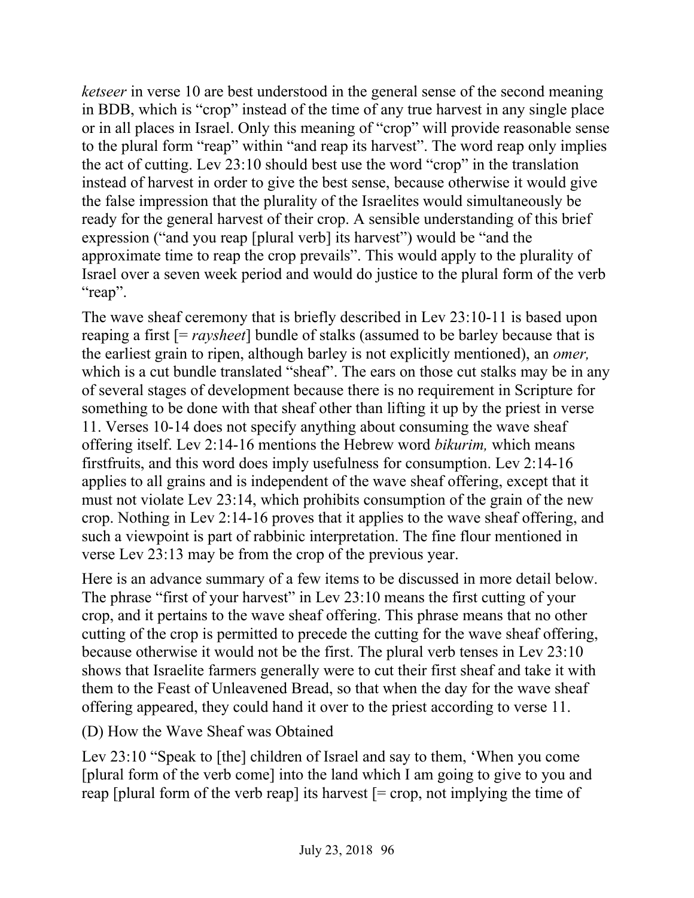*ketseer* in verse 10 are best understood in the general sense of the second meaning in BDB, which is "crop" instead of the time of any true harvest in any single place or in all places in Israel. Only this meaning of "crop" will provide reasonable sense to the plural form "reap" within "and reap its harvest". The word reap only implies the act of cutting. Lev 23:10 should best use the word "crop" in the translation instead of harvest in order to give the best sense, because otherwise it would give the false impression that the plurality of the Israelites would simultaneously be ready for the general harvest of their crop. A sensible understanding of this brief expression ("and you reap [plural verb] its harvest") would be "and the approximate time to reap the crop prevails". This would apply to the plurality of Israel over a seven week period and would do justice to the plural form of the verb "reap".

The wave sheaf ceremony that is briefly described in Lev 23:10-11 is based upon reaping a first [= *raysheet*] bundle of stalks (assumed to be barley because that is the earliest grain to ripen, although barley is not explicitly mentioned), an *omer,* which is a cut bundle translated "sheaf". The ears on those cut stalks may be in any of several stages of development because there is no requirement in Scripture for something to be done with that sheaf other than lifting it up by the priest in verse 11. Verses 10-14 does not specify anything about consuming the wave sheaf offering itself. Lev 2:14-16 mentions the Hebrew word *bikurim,* which means firstfruits, and this word does imply usefulness for consumption. Lev 2:14-16 applies to all grains and is independent of the wave sheaf offering, except that it must not violate Lev 23:14, which prohibits consumption of the grain of the new crop. Nothing in Lev 2:14-16 proves that it applies to the wave sheaf offering, and such a viewpoint is part of rabbinic interpretation. The fine flour mentioned in verse Lev 23:13 may be from the crop of the previous year.

Here is an advance summary of a few items to be discussed in more detail below. The phrase "first of your harvest" in Lev 23:10 means the first cutting of your crop, and it pertains to the wave sheaf offering. This phrase means that no other cutting of the crop is permitted to precede the cutting for the wave sheaf offering, because otherwise it would not be the first. The plural verb tenses in Lev 23:10 shows that Israelite farmers generally were to cut their first sheaf and take it with them to the Feast of Unleavened Bread, so that when the day for the wave sheaf offering appeared, they could hand it over to the priest according to verse 11.

(D) How the Wave Sheaf was Obtained

Lev 23:10 "Speak to [the] children of Israel and say to them, 'When you come [plural form of the verb come] into the land which I am going to give to you and reap [plural form of the verb reap] its harvest [= crop, not implying the time of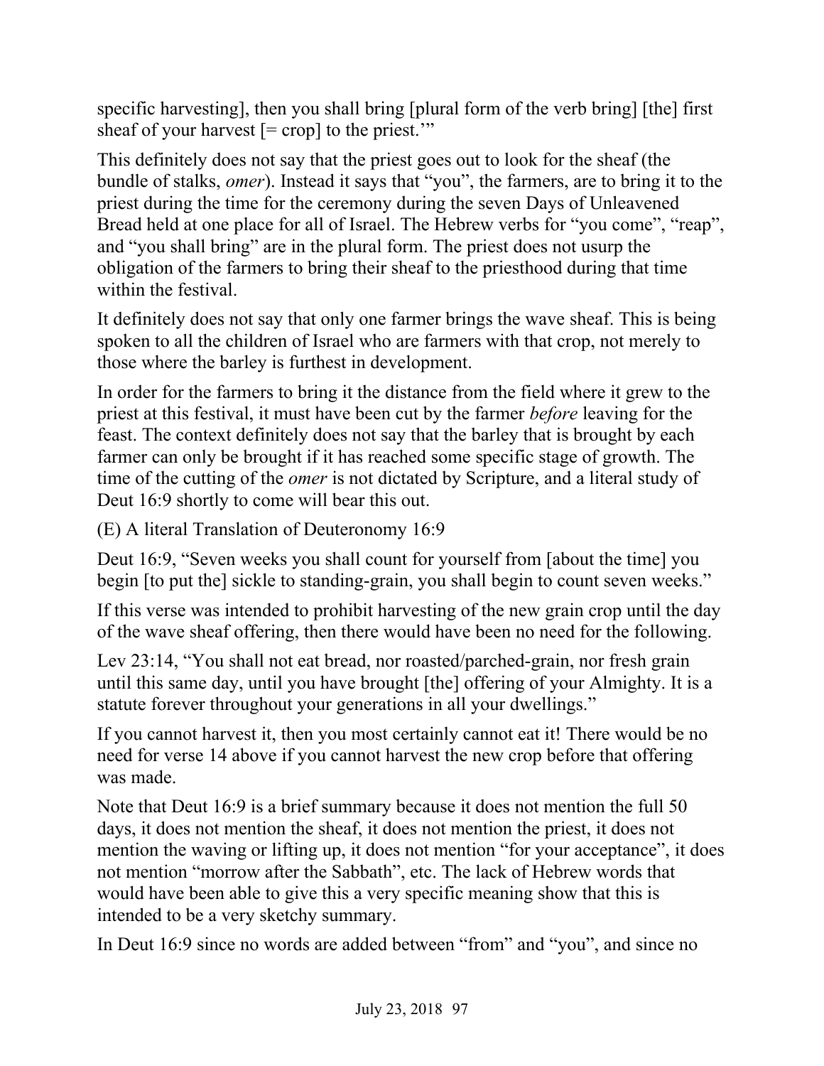specific harvesting], then you shall bring [plural form of the verb bring] [the] first sheaf of your harvest [= crop] to the priest.'"

This definitely does not say that the priest goes out to look for the sheaf (the bundle of stalks, *omer*). Instead it says that "you", the farmers, are to bring it to the priest during the time for the ceremony during the seven Days of Unleavened Bread held at one place for all of Israel. The Hebrew verbs for "you come", "reap", and "you shall bring" are in the plural form. The priest does not usurp the obligation of the farmers to bring their sheaf to the priesthood during that time within the festival.

It definitely does not say that only one farmer brings the wave sheaf. This is being spoken to all the children of Israel who are farmers with that crop, not merely to those where the barley is furthest in development.

In order for the farmers to bring it the distance from the field where it grew to the priest at this festival, it must have been cut by the farmer *before* leaving for the feast. The context definitely does not say that the barley that is brought by each farmer can only be brought if it has reached some specific stage of growth. The time of the cutting of the *omer* is not dictated by Scripture, and a literal study of Deut 16:9 shortly to come will bear this out.

(E) A literal Translation of Deuteronomy 16:9

Deut 16:9, "Seven weeks you shall count for yourself from [about the time] you begin [to put the] sickle to standing-grain, you shall begin to count seven weeks."

If this verse was intended to prohibit harvesting of the new grain crop until the day of the wave sheaf offering, then there would have been no need for the following.

Lev 23:14, "You shall not eat bread, nor roasted/parched-grain, nor fresh grain until this same day, until you have brought [the] offering of your Almighty. It is a statute forever throughout your generations in all your dwellings."

If you cannot harvest it, then you most certainly cannot eat it! There would be no need for verse 14 above if you cannot harvest the new crop before that offering was made.

Note that Deut 16:9 is a brief summary because it does not mention the full 50 days, it does not mention the sheaf, it does not mention the priest, it does not mention the waving or lifting up, it does not mention "for your acceptance", it does not mention "morrow after the Sabbath", etc. The lack of Hebrew words that would have been able to give this a very specific meaning show that this is intended to be a very sketchy summary.

In Deut 16:9 since no words are added between "from" and "you", and since no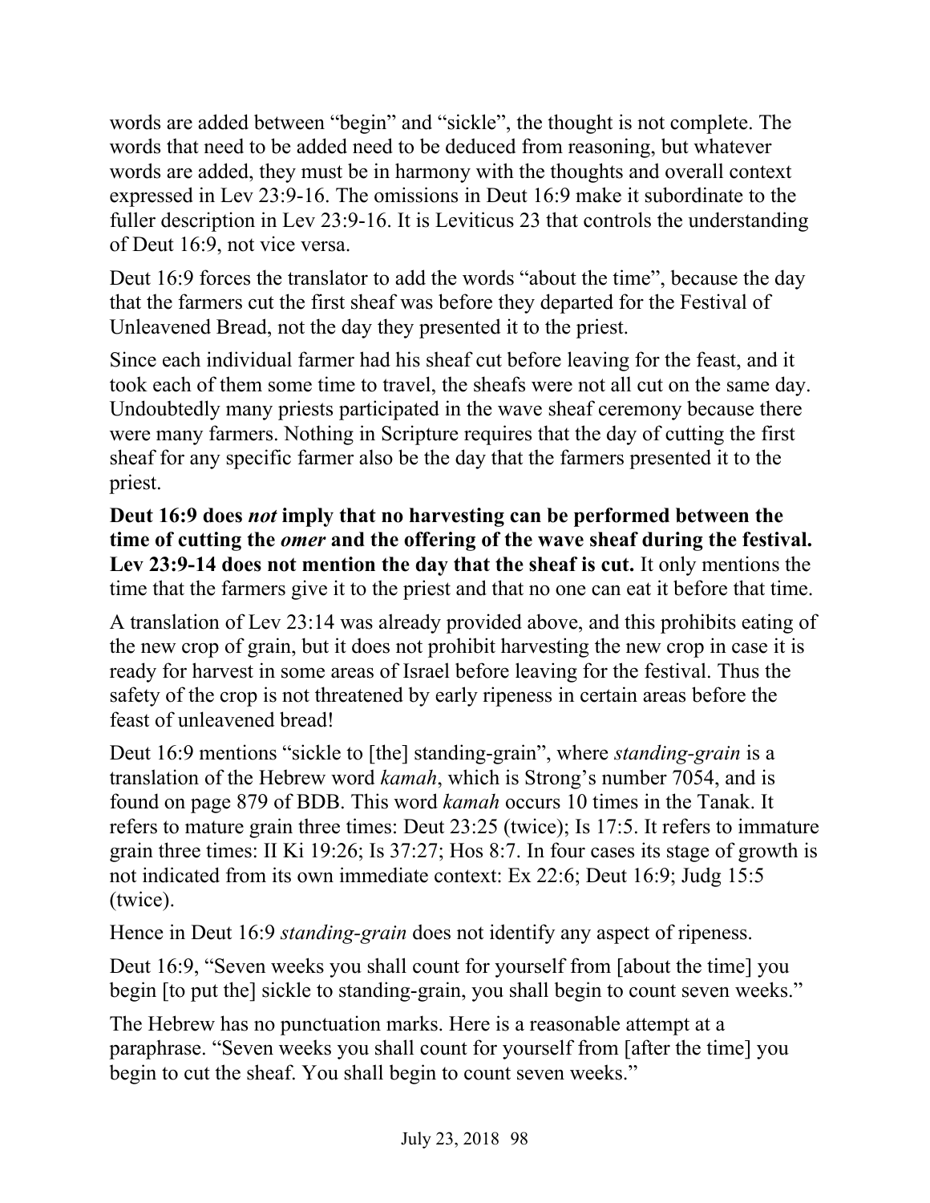words are added between “begin” and “sickle”, the thought is not complete. The words that need to be added need to be deduced from reasoning, but whatever words are added, they must be in harmony with the thoughts and overall context expressed in Lev 23:9-16. The omissions in Deut 16:9 make it subordinate to the fuller description in Lev 23:9-16. It is Leviticus 23 that controls the understanding of Deut 16:9, not vice versa.

Deut 16:9 forces the translator to add the words “about the time”, because the day that the farmers cut the first sheaf was before they departed for the Festival of Unleavened Bread, not the day they presented it to the priest.

Since each individual farmer had his sheaf cut before leaving for the feast, and it took each of them some time to travel, the sheafs were not all cut on the same day. Undoubtedly many priests participated in the wave sheaf ceremony because there were many farmers. Nothing in Scripture requires that the day of cutting the first sheaf for any specific farmer also be the day that the farmers presented it to the priest.

**Deut 16:9 does *not* imply that no harvesting can be performed between the time of cutting the *omer* and the offering of the wave sheaf during the festival. Lev 23:9-14 does not mention the day that the sheaf is cut.** It only mentions the time that the farmers give it to the priest and that no one can eat it before that time.

A translation of Lev 23:14 was already provided above, and this prohibits eating of the new crop of grain, but it does not prohibit harvesting the new crop in case it is ready for harvest in some areas of Israel before leaving for the festival. Thus the safety of the crop is not threatened by early ripeness in certain areas before the feast of unleavened bread!

Deut 16:9 mentions “sickle to [the] standing-grain”, where *standing-grain* is a translation of the Hebrew word *kamah*, which is Strong’s number 7054, and is found on page 879 of BDB. This word *kamah* occurs 10 times in the Tanak. It refers to mature grain three times: Deut 23:25 (twice); Is 17:5. It refers to immature grain three times: II Ki 19:26; Is 37:27; Hos 8:7. In four cases its stage of growth is not indicated from its own immediate context: Ex 22:6; Deut 16:9; Judg 15:5 (twice).

Hence in Deut 16:9 *standing-grain* does not identify any aspect of ripeness.

Deut 16:9, “Seven weeks you shall count for yourself from [about the time] you begin [to put the] sickle to standing-grain, you shall begin to count seven weeks.”

The Hebrew has no punctuation marks. Here is a reasonable attempt at a paraphrase. “Seven weeks you shall count for yourself from [after the time] you begin to cut the sheaf. You shall begin to count seven weeks.”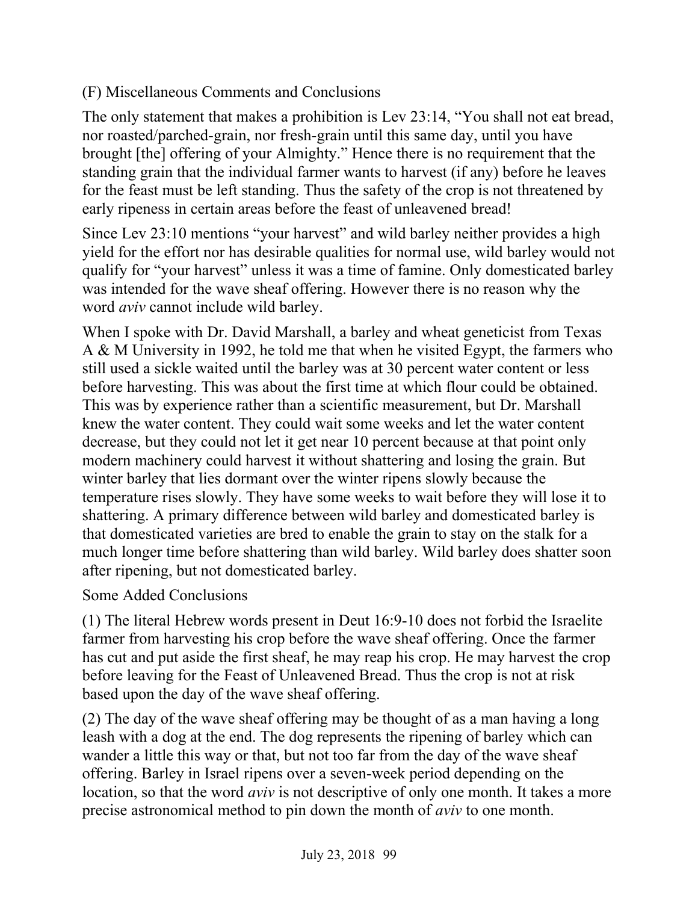## (F) Miscellaneous Comments and Conclusions

The only statement that makes a prohibition is Lev 23:14, "You shall not eat bread, nor roasted/parched-grain, nor fresh-grain until this same day, until you have brought [the] offering of your Almighty." Hence there is no requirement that the standing grain that the individual farmer wants to harvest (if any) before he leaves for the feast must be left standing. Thus the safety of the crop is not threatened by early ripeness in certain areas before the feast of unleavened bread!

Since Lev 23:10 mentions "your harvest" and wild barley neither provides a high yield for the effort nor has desirable qualities for normal use, wild barley would not qualify for "your harvest" unless it was a time of famine. Only domesticated barley was intended for the wave sheaf offering. However there is no reason why the word *aviv* cannot include wild barley.

When I spoke with Dr. David Marshall, a barley and wheat geneticist from Texas A & M University in 1992, he told me that when he visited Egypt, the farmers who still used a sickle waited until the barley was at 30 percent water content or less before harvesting. This was about the first time at which flour could be obtained. This was by experience rather than a scientific measurement, but Dr. Marshall knew the water content. They could wait some weeks and let the water content decrease, but they could not let it get near 10 percent because at that point only modern machinery could harvest it without shattering and losing the grain. But winter barley that lies dormant over the winter ripens slowly because the temperature rises slowly. They have some weeks to wait before they will lose it to shattering. A primary difference between wild barley and domesticated barley is that domesticated varieties are bred to enable the grain to stay on the stalk for a much longer time before shattering than wild barley. Wild barley does shatter soon after ripening, but not domesticated barley.

### Some Added Conclusions

(1) The literal Hebrew words present in Deut 16:9-10 does not forbid the Israelite farmer from harvesting his crop before the wave sheaf offering. Once the farmer has cut and put aside the first sheaf, he may reap his crop. He may harvest the crop before leaving for the Feast of Unleavened Bread. Thus the crop is not at risk based upon the day of the wave sheaf offering.

(2) The day of the wave sheaf offering may be thought of as a man having a long leash with a dog at the end. The dog represents the ripening of barley which can wander a little this way or that, but not too far from the day of the wave sheaf offering. Barley in Israel ripens over a seven-week period depending on the location, so that the word *aviv* is not descriptive of only one month. It takes a more precise astronomical method to pin down the month of *aviv* to one month.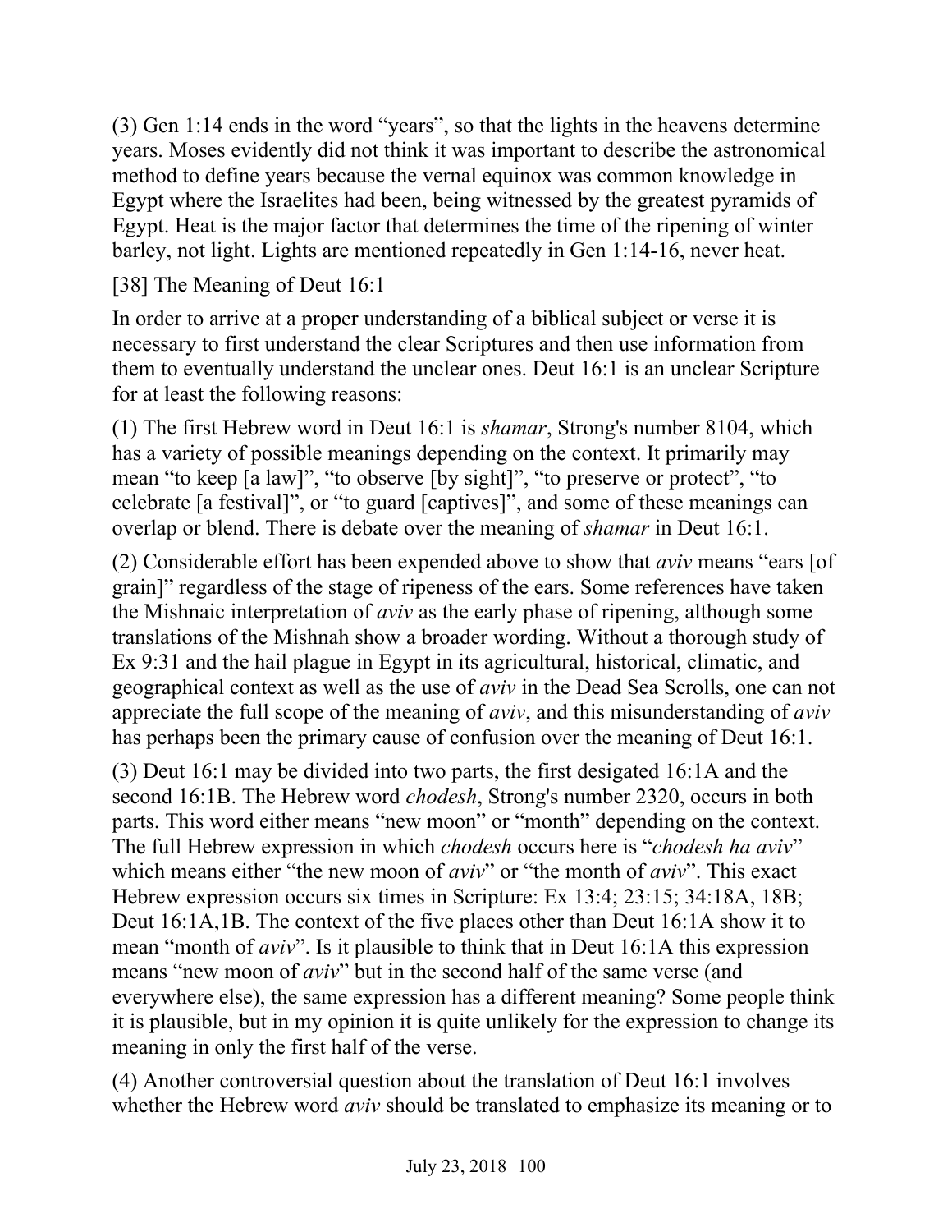(3) Gen 1:14 ends in the word "years", so that the lights in the heavens determine years. Moses evidently did not think it was important to describe the astronomical method to define years because the vernal equinox was common knowledge in Egypt where the Israelites had been, being witnessed by the greatest pyramids of Egypt. Heat is the major factor that determines the time of the ripening of winter barley, not light. Lights are mentioned repeatedly in Gen 1:14-16, never heat.

## [38] The Meaning of Deut 16:1

In order to arrive at a proper understanding of a biblical subject or verse it is necessary to first understand the clear Scriptures and then use information from them to eventually understand the unclear ones. Deut 16:1 is an unclear Scripture for at least the following reasons:

(1) The first Hebrew word in Deut 16:1 is *shamar*, Strong's number 8104, which has a variety of possible meanings depending on the context. It primarily may mean "to keep [a law]", "to observe [by sight]", "to preserve or protect", "to celebrate [a festival]", or "to guard [captives]", and some of these meanings can overlap or blend. There is debate over the meaning of *shamar* in Deut 16:1.

(2) Considerable effort has been expended above to show that *aviv* means "ears [of grain]" regardless of the stage of ripeness of the ears. Some references have taken the Mishnaic interpretation of *aviv* as the early phase of ripening, although some translations of the Mishnah show a broader wording. Without a thorough study of Ex 9:31 and the hail plague in Egypt in its agricultural, historical, climatic, and geographical context as well as the use of *aviv* in the Dead Sea Scrolls, one can not appreciate the full scope of the meaning of *aviv*, and this misunderstanding of *aviv* has perhaps been the primary cause of confusion over the meaning of Deut 16:1.

(3) Deut 16:1 may be divided into two parts, the first desigated 16:1A and the second 16:1B. The Hebrew word *chodesh*, Strong's number 2320, occurs in both parts. This word either means "new moon" or "month" depending on the context. The full Hebrew expression in which *chodesh* occurs here is "*chodesh ha aviv*" which means either "the new moon of *aviv*" or "the month of *aviv*". This exact Hebrew expression occurs six times in Scripture: Ex 13:4; 23:15; 34:18A, 18B; Deut 16:1A,1B. The context of the five places other than Deut 16:1A show it to mean "month of *aviv*". Is it plausible to think that in Deut 16:1A this expression means "new moon of *aviv*" but in the second half of the same verse (and everywhere else), the same expression has a different meaning? Some people think it is plausible, but in my opinion it is quite unlikely for the expression to change its meaning in only the first half of the verse.

(4) Another controversial question about the translation of Deut 16:1 involves whether the Hebrew word *aviv* should be translated to emphasize its meaning or to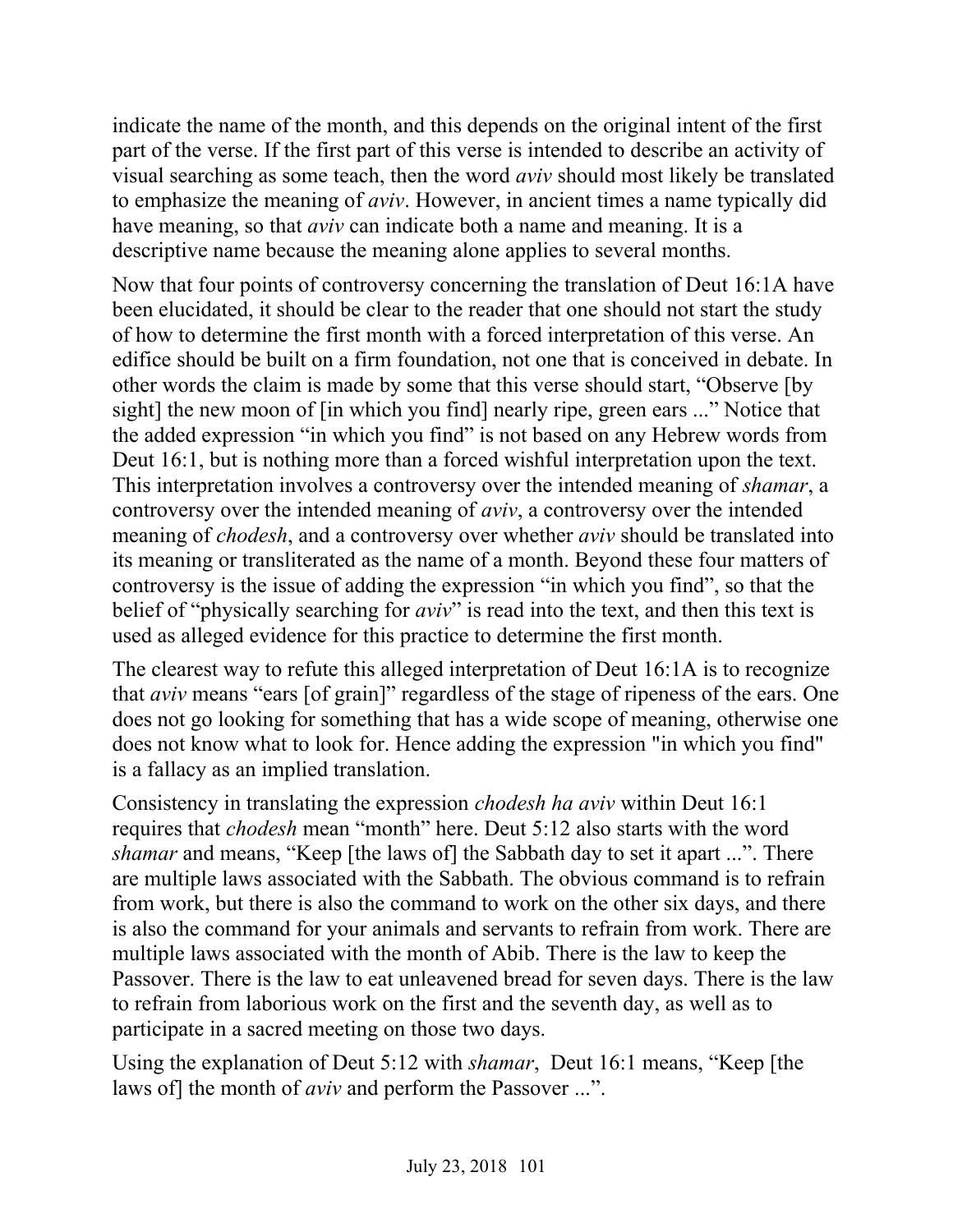indicate the name of the month, and this depends on the original intent of the first part of the verse. If the first part of this verse is intended to describe an activity of visual searching as some teach, then the word *aviv* should most likely be translated to emphasize the meaning of *aviv*. However, in ancient times a name typically did have meaning, so that *aviv* can indicate both a name and meaning. It is a descriptive name because the meaning alone applies to several months.

Now that four points of controversy concerning the translation of Deut 16:1A have been elucidated, it should be clear to the reader that one should not start the study of how to determine the first month with a forced interpretation of this verse. An edifice should be built on a firm foundation, not one that is conceived in debate. In other words the claim is made by some that this verse should start, "Observe [by sight] the new moon of [in which you find] nearly ripe, green ears ..." Notice that the added expression "in which you find" is not based on any Hebrew words from Deut 16:1, but is nothing more than a forced wishful interpretation upon the text. This interpretation involves a controversy over the intended meaning of *shamar*, a controversy over the intended meaning of *aviv*, a controversy over the intended meaning of *chodesh*, and a controversy over whether *aviv* should be translated into its meaning or transliterated as the name of a month. Beyond these four matters of controversy is the issue of adding the expression "in which you find", so that the belief of "physically searching for *aviv*" is read into the text, and then this text is used as alleged evidence for this practice to determine the first month.

The clearest way to refute this alleged interpretation of Deut 16:1A is to recognize that *aviv* means "ears [of grain]" regardless of the stage of ripeness of the ears. One does not go looking for something that has a wide scope of meaning, otherwise one does not know what to look for. Hence adding the expression "in which you find" is a fallacy as an implied translation.

Consistency in translating the expression *chodesh ha aviv* within Deut 16:1 requires that *chodesh* mean "month" here. Deut 5:12 also starts with the word *shamar* and means, "Keep [the laws of] the Sabbath day to set it apart ...". There are multiple laws associated with the Sabbath. The obvious command is to refrain from work, but there is also the command to work on the other six days, and there is also the command for your animals and servants to refrain from work. There are multiple laws associated with the month of Abib. There is the law to keep the Passover. There is the law to eat unleavened bread for seven days. There is the law to refrain from laborious work on the first and the seventh day, as well as to participate in a sacred meeting on those two days.

Using the explanation of Deut 5:12 with *shamar*, Deut 16:1 means, "Keep [the laws of] the month of *aviv* and perform the Passover ...".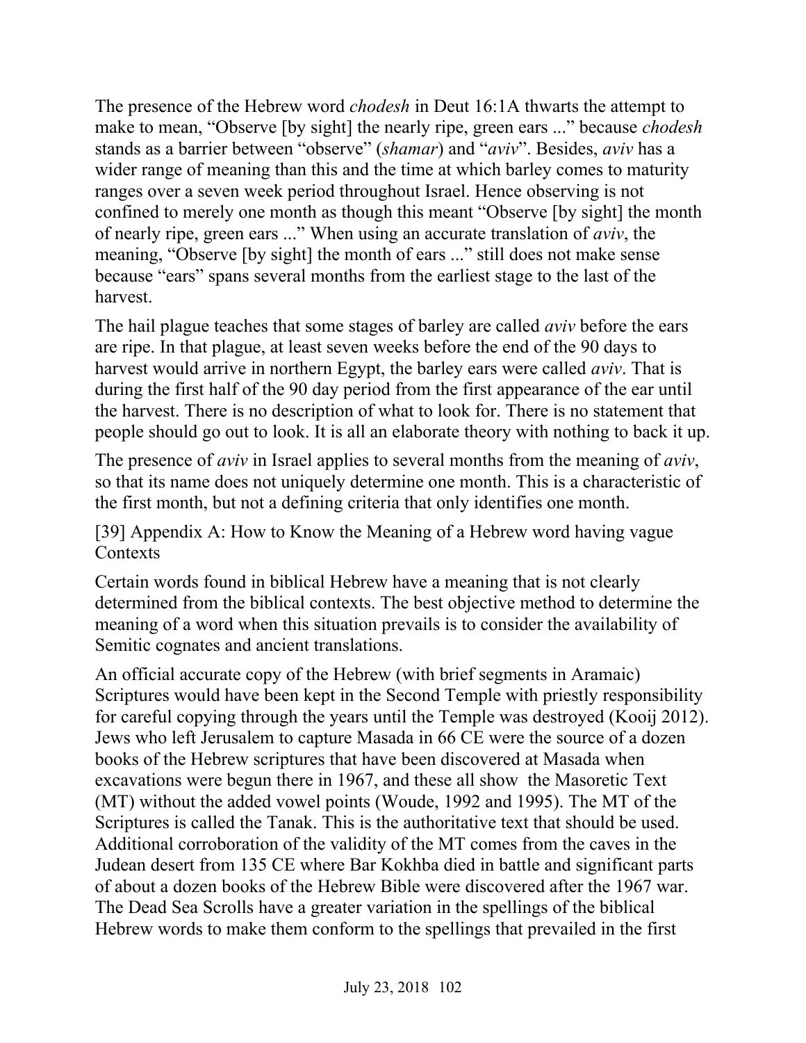The presence of the Hebrew word *chodesh* in Deut 16:1A thwarts the attempt to make to mean, "Observe [by sight] the nearly ripe, green ears ..." because *chodesh* stands as a barrier between "observe" (*shamar*) and "*aviv*". Besides, *aviv* has a wider range of meaning than this and the time at which barley comes to maturity ranges over a seven week period throughout Israel. Hence observing is not confined to merely one month as though this meant "Observe [by sight] the month of nearly ripe, green ears ..." When using an accurate translation of *aviv*, the meaning, "Observe [by sight] the month of ears ..." still does not make sense because "ears" spans several months from the earliest stage to the last of the harvest.

The hail plague teaches that some stages of barley are called *aviv* before the ears are ripe. In that plague, at least seven weeks before the end of the 90 days to harvest would arrive in northern Egypt, the barley ears were called *aviv*. That is during the first half of the 90 day period from the first appearance of the ear until the harvest. There is no description of what to look for. There is no statement that people should go out to look. It is all an elaborate theory with nothing to back it up.

The presence of *aviv* in Israel applies to several months from the meaning of *aviv*, so that its name does not uniquely determine one month. This is a characteristic of the first month, but not a defining criteria that only identifies one month.

## [39] Appendix A: How to Know the Meaning of a Hebrew word having vague Contexts

Certain words found in biblical Hebrew have a meaning that is not clearly determined from the biblical contexts. The best objective method to determine the meaning of a word when this situation prevails is to consider the availability of Semitic cognates and ancient translations.

An official accurate copy of the Hebrew (with brief segments in Aramaic) Scriptures would have been kept in the Second Temple with priestly responsibility for careful copying through the years until the Temple was destroyed (Kooij 2012). Jews who left Jerusalem to capture Masada in 66 CE were the source of a dozen books of the Hebrew scriptures that have been discovered at Masada when excavations were begun there in 1967, and these all show the Masoretic Text (MT) without the added vowel points (Woude, 1992 and 1995). The MT of the Scriptures is called the Tanak. This is the authoritative text that should be used. Additional corroboration of the validity of the MT comes from the caves in the Judean desert from 135 CE where Bar Kokhba died in battle and significant parts of about a dozen books of the Hebrew Bible were discovered after the 1967 war. The Dead Sea Scrolls have a greater variation in the spellings of the biblical Hebrew words to make them conform to the spellings that prevailed in the first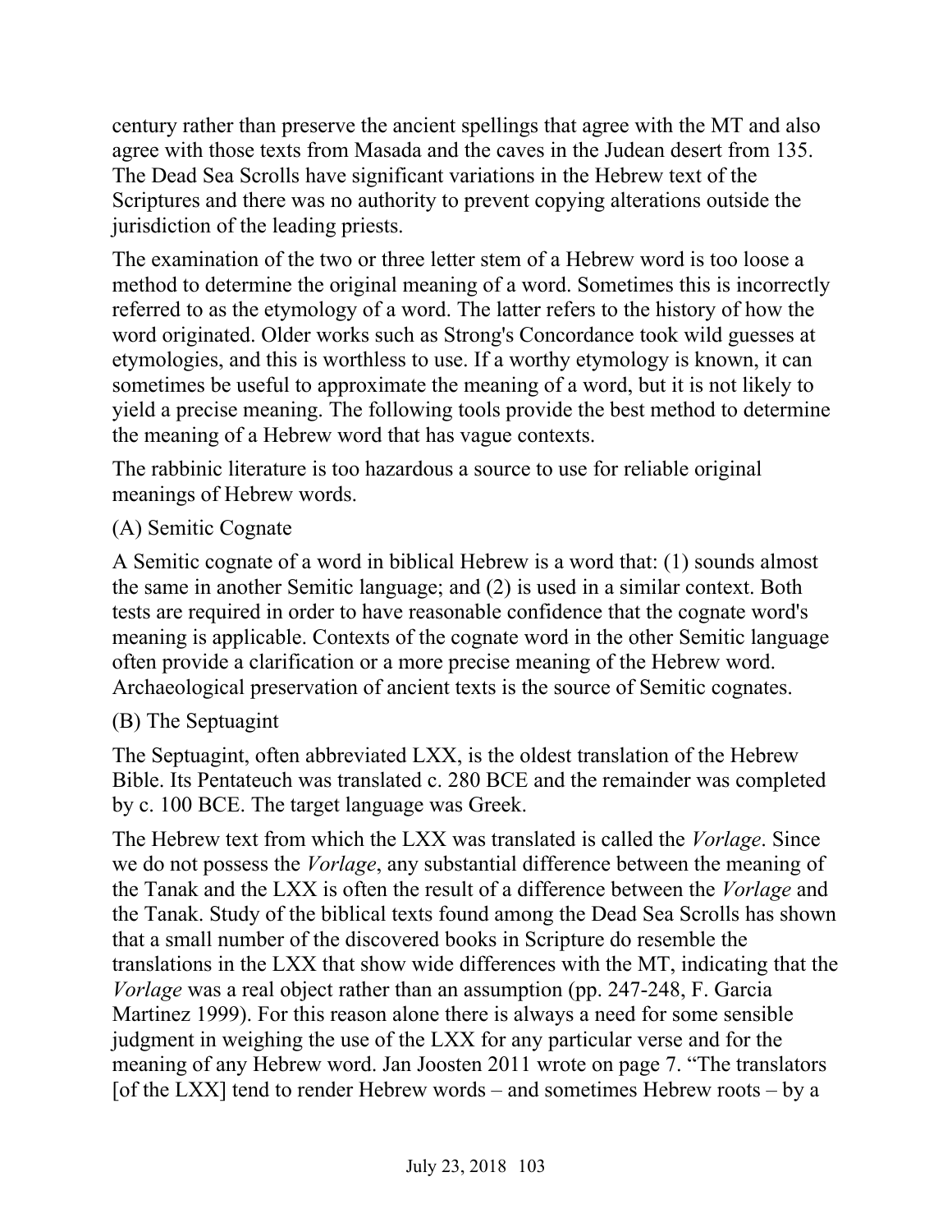century rather than preserve the ancient spellings that agree with the MT and also agree with those texts from Masada and the caves in the Judean desert from 135. The Dead Sea Scrolls have significant variations in the Hebrew text of the Scriptures and there was no authority to prevent copying alterations outside the jurisdiction of the leading priests.

The examination of the two or three letter stem of a Hebrew word is too loose a method to determine the original meaning of a word. Sometimes this is incorrectly referred to as the etymology of a word. The latter refers to the history of how the word originated. Older works such as Strong's Concordance took wild guesses at etymologies, and this is worthless to use. If a worthy etymology is known, it can sometimes be useful to approximate the meaning of a word, but it is not likely to yield a precise meaning. The following tools provide the best method to determine the meaning of a Hebrew word that has vague contexts.

The rabbinic literature is too hazardous a source to use for reliable original meanings of Hebrew words.

(A) Semitic Cognate

A Semitic cognate of a word in biblical Hebrew is a word that: (1) sounds almost the same in another Semitic language; and (2) is used in a similar context. Both tests are required in order to have reasonable confidence that the cognate word's meaning is applicable. Contexts of the cognate word in the other Semitic language often provide a clarification or a more precise meaning of the Hebrew word. Archaeological preservation of ancient texts is the source of Semitic cognates.

(B) The Septuagint

The Septuagint, often abbreviated LXX, is the oldest translation of the Hebrew Bible. Its Pentateuch was translated c. 280 BCE and the remainder was completed by c. 100 BCE. The target language was Greek.

The Hebrew text from which the LXX was translated is called the *Vorlage*. Since we do not possess the *Vorlage*, any substantial difference between the meaning of the Tanak and the LXX is often the result of a difference between the *Vorlage* and the Tanak. Study of the biblical texts found among the Dead Sea Scrolls has shown that a small number of the discovered books in Scripture do resemble the translations in the LXX that show wide differences with the MT, indicating that the *Vorlage* was a real object rather than an assumption (pp. 247-248, F. Garcia Martinez 1999). For this reason alone there is always a need for some sensible judgment in weighing the use of the LXX for any particular verse and for the meaning of any Hebrew word. Jan Joosten 2011 wrote on page 7. "The translators [of the LXX] tend to render Hebrew words – and sometimes Hebrew roots – by a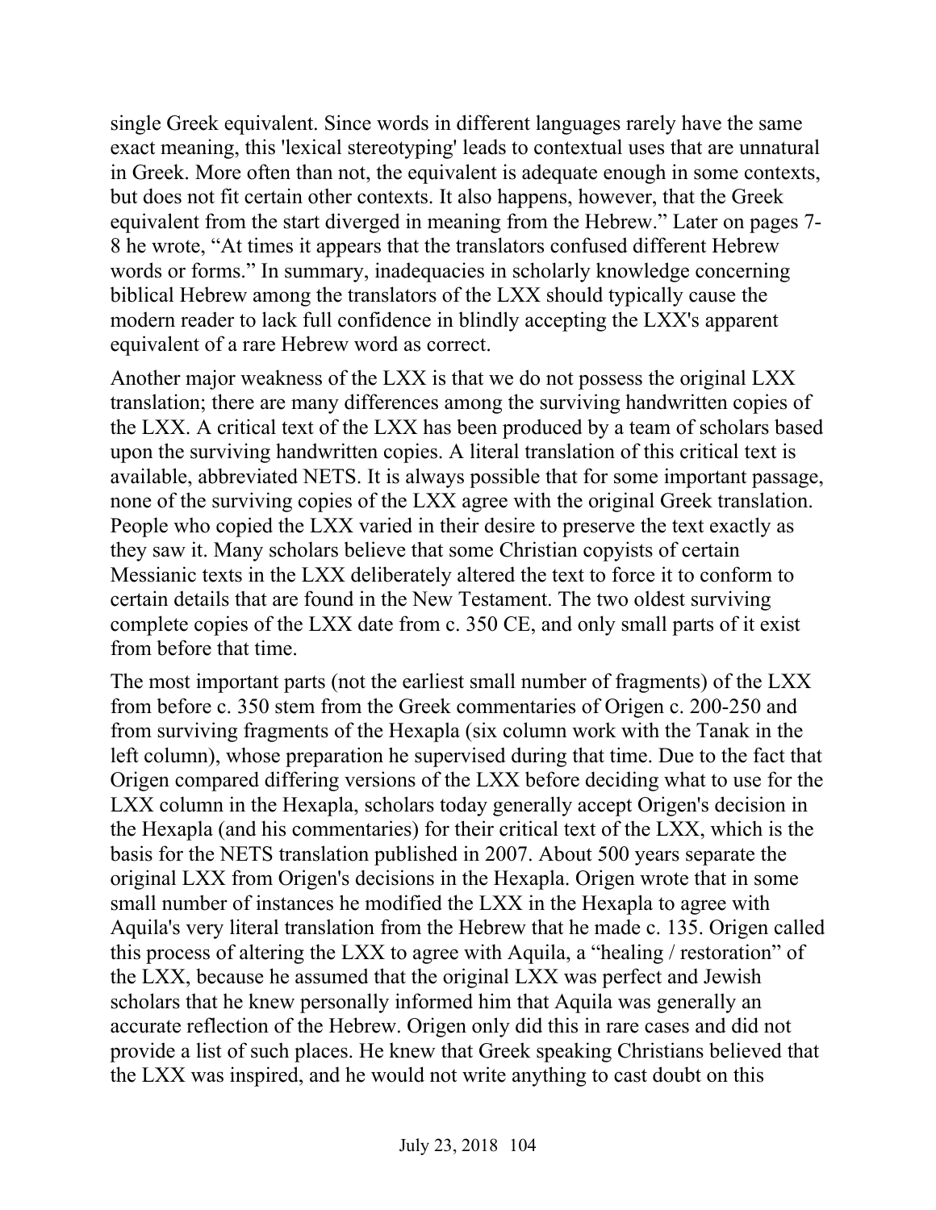single Greek equivalent. Since words in different languages rarely have the same exact meaning, this 'lexical stereotyping' leads to contextual uses that are unnatural in Greek. More often than not, the equivalent is adequate enough in some contexts, but does not fit certain other contexts. It also happens, however, that the Greek equivalent from the start diverged in meaning from the Hebrew." Later on pages 7-8 he wrote, "At times it appears that the translators confused different Hebrew words or forms." In summary, inadequacies in scholarly knowledge concerning biblical Hebrew among the translators of the LXX should typically cause the modern reader to lack full confidence in blindly accepting the LXX's apparent equivalent of a rare Hebrew word as correct.

Another major weakness of the LXX is that we do not possess the original LXX translation; there are many differences among the surviving handwritten copies of the LXX. A critical text of the LXX has been produced by a team of scholars based upon the surviving handwritten copies. A literal translation of this critical text is available, abbreviated NETS. It is always possible that for some important passage, none of the surviving copies of the LXX agree with the original Greek translation. People who copied the LXX varied in their desire to preserve the text exactly as they saw it. Many scholars believe that some Christian copyists of certain Messianic texts in the LXX deliberately altered the text to force it to conform to certain details that are found in the New Testament. The two oldest surviving complete copies of the LXX date from c. 350 CE, and only small parts of it exist from before that time.

The most important parts (not the earliest small number of fragments) of the LXX from before c. 350 stem from the Greek commentaries of Origen c. 200-250 and from surviving fragments of the Hexapla (six column work with the Tanak in the left column), whose preparation he supervised during that time. Due to the fact that Origen compared differing versions of the LXX before deciding what to use for the LXX column in the Hexapla, scholars today generally accept Origen's decision in the Hexapla (and his commentaries) for their critical text of the LXX, which is the basis for the NETS translation published in 2007. About 500 years separate the original LXX from Origen's decisions in the Hexapla. Origen wrote that in some small number of instances he modified the LXX in the Hexapla to agree with Aquila's very literal translation from the Hebrew that he made c. 135. Origen called this process of altering the LXX to agree with Aquila, a "healing / restoration" of the LXX, because he assumed that the original LXX was perfect and Jewish scholars that he knew personally informed him that Aquila was generally an accurate reflection of the Hebrew. Origen only did this in rare cases and did not provide a list of such places. He knew that Greek speaking Christians believed that the LXX was inspired, and he would not write anything to cast doubt on this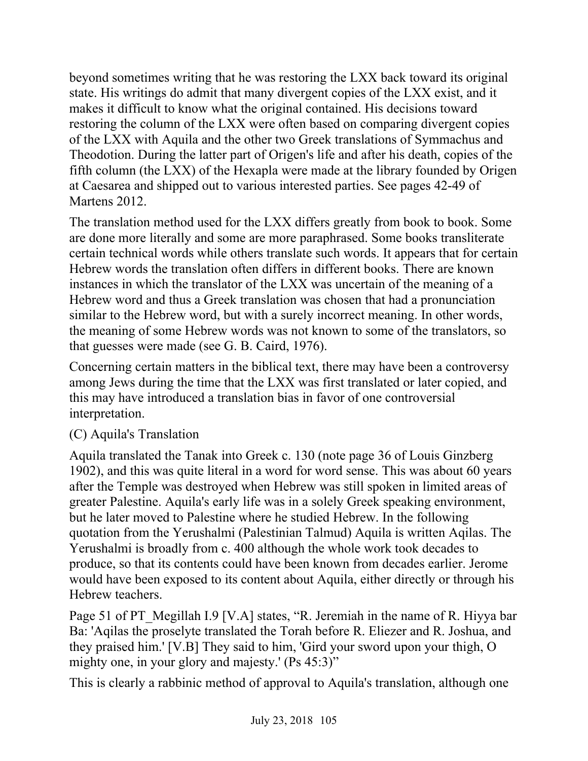beyond sometimes writing that he was restoring the LXX back toward its original state. His writings do admit that many divergent copies of the LXX exist, and it makes it difficult to know what the original contained. His decisions toward restoring the column of the LXX were often based on comparing divergent copies of the LXX with Aquila and the other two Greek translations of Symmachus and Theodotion. During the latter part of Origen's life and after his death, copies of the fifth column (the LXX) of the Hexapla were made at the library founded by Origen at Caesarea and shipped out to various interested parties. See pages 42-49 of Martens 2012.

The translation method used for the LXX differs greatly from book to book. Some are done more literally and some are more paraphrased. Some books transliterate certain technical words while others translate such words. It appears that for certain Hebrew words the translation often differs in different books. There are known instances in which the translator of the LXX was uncertain of the meaning of a Hebrew word and thus a Greek translation was chosen that had a pronunciation similar to the Hebrew word, but with a surely incorrect meaning. In other words, the meaning of some Hebrew words was not known to some of the translators, so that guesses were made (see G. B. Caird, 1976).

Concerning certain matters in the biblical text, there may have been a controversy among Jews during the time that the LXX was first translated or later copied, and this may have introduced a translation bias in favor of one controversial interpretation.

(C) Aquila's Translation

Aquila translated the Tanak into Greek c. 130 (note page 36 of Louis Ginzberg 1902), and this was quite literal in a word for word sense. This was about 60 years after the Temple was destroyed when Hebrew was still spoken in limited areas of greater Palestine. Aquila's early life was in a solely Greek speaking environment, but he later moved to Palestine where he studied Hebrew. In the following quotation from the Yerushalmi (Palestinian Talmud) Aquila is written Aqilas. The Yerushalmi is broadly from c. 400 although the whole work took decades to produce, so that its contents could have been known from decades earlier. Jerome would have been exposed to its content about Aquila, either directly or through his Hebrew teachers.

Page 51 of PT_Megillah I.9 [V.A] states, "R. Jeremiah in the name of R. Hiyya bar Ba: 'Aqilas the proselyte translated the Torah before R. Eliezer and R. Joshua, and they praised him.' [V.B] They said to him, 'Gird your sword upon your thigh, O mighty one, in your glory and majesty.' (Ps 45:3)"

This is clearly a rabbinic method of approval to Aquila's translation, although one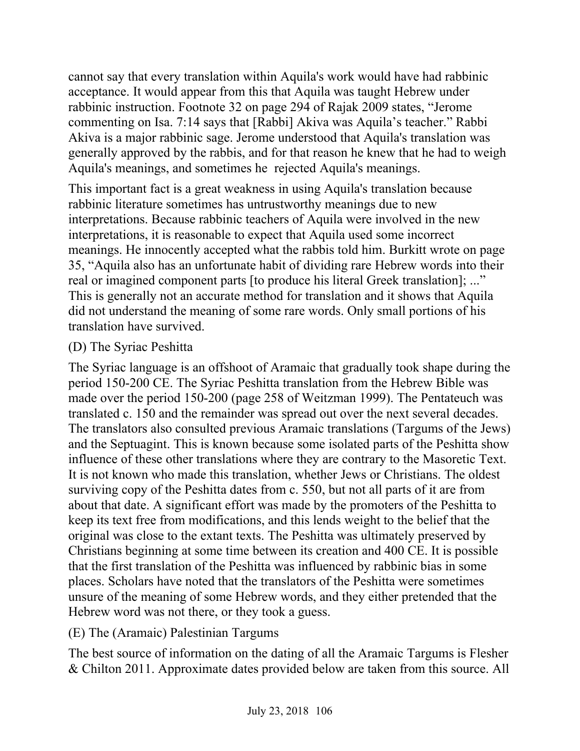cannot say that every translation within Aquila's work would have had rabbinic acceptance. It would appear from this that Aquila was taught Hebrew under rabbinic instruction. Footnote 32 on page 294 of Rajak 2009 states, "Jerome commenting on Isa. 7:14 says that [Rabbi] Akiva was Aquila's teacher." Rabbi Akiva is a major rabbinic sage. Jerome understood that Aquila's translation was generally approved by the rabbis, and for that reason he knew that he had to weigh Aquila's meanings, and sometimes he rejected Aquila's meanings.

This important fact is a great weakness in using Aquila's translation because rabbinic literature sometimes has untrustworthy meanings due to new interpretations. Because rabbinic teachers of Aquila were involved in the new interpretations, it is reasonable to expect that Aquila used some incorrect meanings. He innocently accepted what the rabbis told him. Burkitt wrote on page 35, "Aquila also has an unfortunate habit of dividing rare Hebrew words into their real or imagined component parts [to produce his literal Greek translation]; ..." This is generally not an accurate method for translation and it shows that Aquila did not understand the meaning of some rare words. Only small portions of his translation have survived.

(D) The Syriac Peshitta

The Syriac language is an offshoot of Aramaic that gradually took shape during the period 150-200 CE. The Syriac Peshitta translation from the Hebrew Bible was made over the period 150-200 (page 258 of Weitzman 1999). The Pentateuch was translated c. 150 and the remainder was spread out over the next several decades. The translators also consulted previous Aramaic translations (Targums of the Jews) and the Septuagint. This is known because some isolated parts of the Peshitta show influence of these other translations where they are contrary to the Masoretic Text. It is not known who made this translation, whether Jews or Christians. The oldest surviving copy of the Peshitta dates from c. 550, but not all parts of it are from about that date. A significant effort was made by the promoters of the Peshitta to keep its text free from modifications, and this lends weight to the belief that the original was close to the extant texts. The Peshitta was ultimately preserved by Christians beginning at some time between its creation and 400 CE. It is possible that the first translation of the Peshitta was influenced by rabbinic bias in some places. Scholars have noted that the translators of the Peshitta were sometimes unsure of the meaning of some Hebrew words, and they either pretended that the Hebrew word was not there, or they took a guess.

(E) The (Aramaic) Palestinian Targums

The best source of information on the dating of all the Aramaic Targums is Flesher & Chilton 2011. Approximate dates provided below are taken from this source. All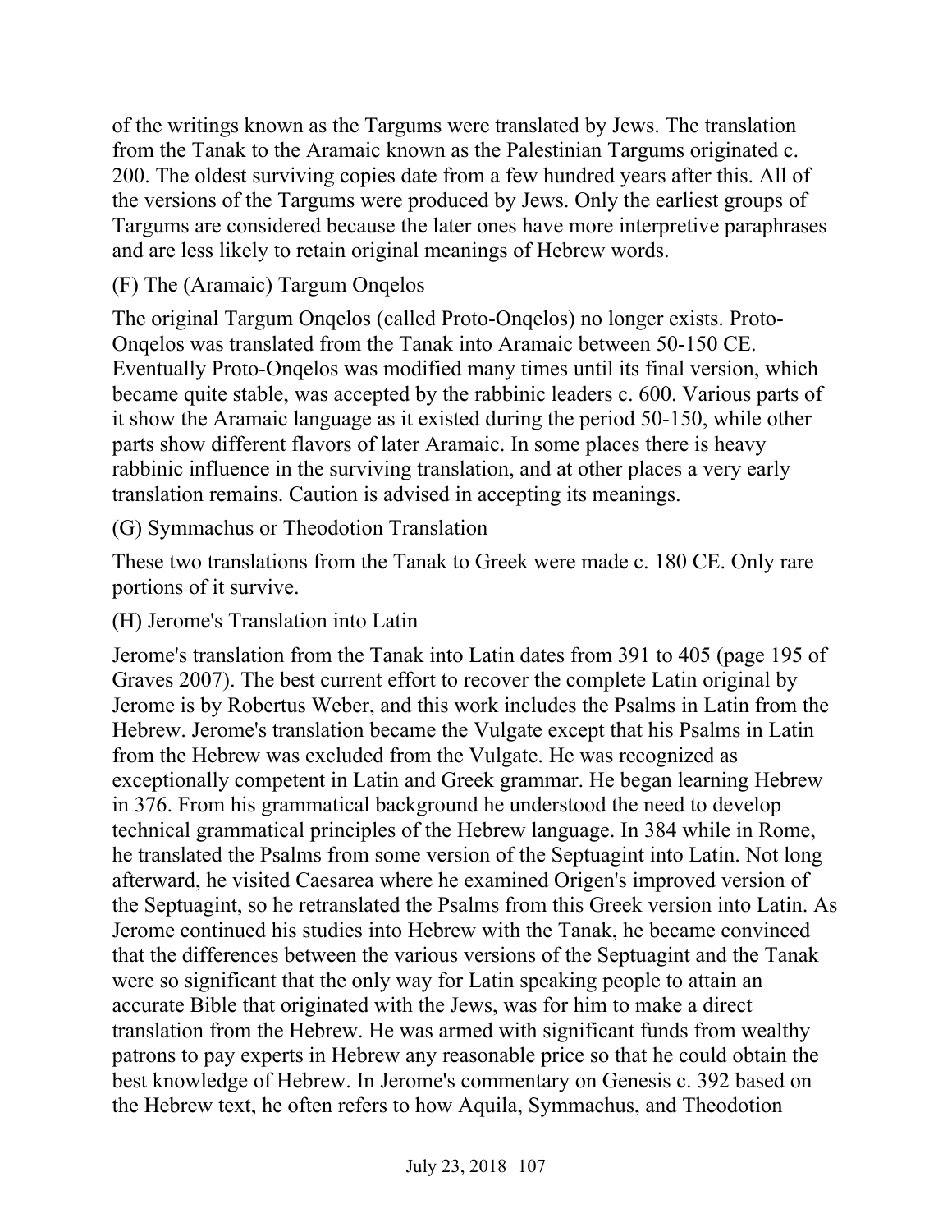of the writings known as the Targums were translated by Jews. The translation from the Tanak to the Aramaic known as the Palestinian Targums originated c. 200. The oldest surviving copies date from a few hundred years after this. All of the versions of the Targums were produced by Jews. Only the earliest groups of Targums are considered because the later ones have more interpretive paraphrases and are less likely to retain original meanings of Hebrew words.

(F) The (Aramaic) Targum Onqelos

The original Targum Onqelos (called Proto-Onqelos) no longer exists. Proto-Onqelos was translated from the Tanak into Aramaic between 50-150 CE. Eventually Proto-Onqelos was modified many times until its final version, which became quite stable, was accepted by the rabbinic leaders c. 600. Various parts of it show the Aramaic language as it existed during the period 50-150, while other parts show different flavors of later Aramaic. In some places there is heavy rabbinic influence in the surviving translation, and at other places a very early translation remains. Caution is advised in accepting its meanings.

(G) Symmachus or Theodotion Translation

These two translations from the Tanak to Greek were made c. 180 CE. Only rare portions of it survive.

(H) Jerome's Translation into Latin

Jerome's translation from the Tanak into Latin dates from 391 to 405 (page 195 of Graves 2007). The best current effort to recover the complete Latin original by Jerome is by Robertus Weber, and this work includes the Psalms in Latin from the Hebrew. Jerome's translation became the Vulgate except that his Psalms in Latin from the Hebrew was excluded from the Vulgate. He was recognized as exceptionally competent in Latin and Greek grammar. He began learning Hebrew in 376. From his grammatical background he understood the need to develop technical grammatical principles of the Hebrew language. In 384 while in Rome, he translated the Psalms from some version of the Septuagint into Latin. Not long afterward, he visited Caesarea where he examined Origen's improved version of the Septuagint, so he retranslated the Psalms from this Greek version into Latin. As Jerome continued his studies into Hebrew with the Tanak, he became convinced that the differences between the various versions of the Septuagint and the Tanak were so significant that the only way for Latin speaking people to attain an accurate Bible that originated with the Jews, was for him to make a direct translation from the Hebrew. He was armed with significant funds from wealthy patrons to pay experts in Hebrew any reasonable price so that he could obtain the best knowledge of Hebrew. In Jerome's commentary on Genesis c. 392 based on the Hebrew text, he often refers to how Aquila, Symmachus, and Theodotion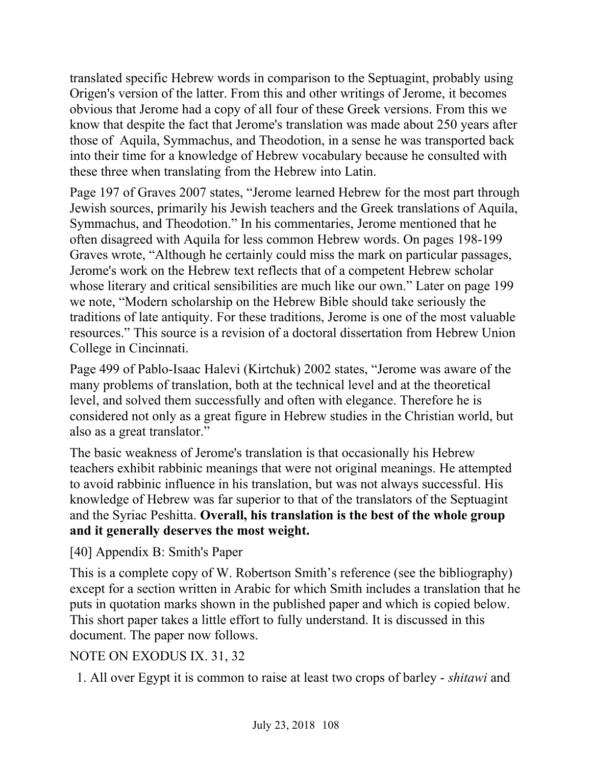translated specific Hebrew words in comparison to the Septuagint, probably using Origen's version of the latter. From this and other writings of Jerome, it becomes obvious that Jerome had a copy of all four of these Greek versions. From this we know that despite the fact that Jerome's translation was made about 250 years after those of Aquila, Symmachus, and Theodotion, in a sense he was transported back into their time for a knowledge of Hebrew vocabulary because he consulted with these three when translating from the Hebrew into Latin.

Page 197 of Graves 2007 states, "Jerome learned Hebrew for the most part through Jewish sources, primarily his Jewish teachers and the Greek translations of Aquila, Symmachus, and Theodotion." In his commentaries, Jerome mentioned that he often disagreed with Aquila for less common Hebrew words. On pages 198-199 Graves wrote, "Although he certainly could miss the mark on particular passages, Jerome's work on the Hebrew text reflects that of a competent Hebrew scholar whose literary and critical sensibilities are much like our own." Later on page 199 we note, "Modern scholarship on the Hebrew Bible should take seriously the traditions of late antiquity. For these traditions, Jerome is one of the most valuable resources." This source is a revision of a doctoral dissertation from Hebrew Union College in Cincinnati.

Page 499 of Pablo-Isaac Halevi (Kirtchuk) 2002 states, "Jerome was aware of the many problems of translation, both at the technical level and at the theoretical level, and solved them successfully and often with elegance. Therefore he is considered not only as a great figure in Hebrew studies in the Christian world, but also as a great translator."

The basic weakness of Jerome's translation is that occasionally his Hebrew teachers exhibit rabbinic meanings that were not original meanings. He attempted to avoid rabbinic influence in his translation, but was not always successful. His knowledge of Hebrew was far superior to that of the translators of the Septuagint and the Syriac Peshitta. **Overall, his translation is the best of the whole group and it generally deserves the most weight.**

[40] Appendix B: Smith's Paper

This is a complete copy of W. Robertson Smith's reference (see the bibliography) except for a section written in Arabic for which Smith includes a translation that he puts in quotation marks shown in the published paper and which is copied below. This short paper takes a little effort to fully understand. It is discussed in this document. The paper now follows.

NOTE ON EXODUS IX. 31, 32

1. All over Egypt it is common to raise at least two crops of barley - *shitawi* and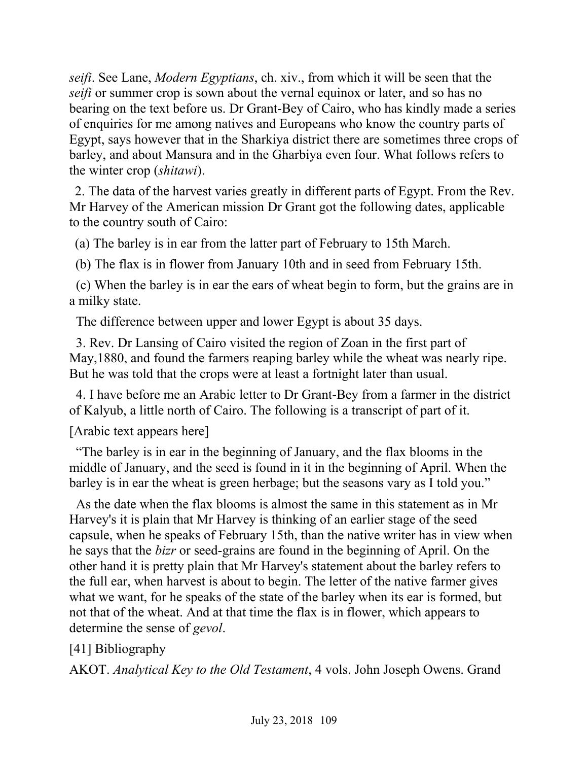*seifi*. See Lane, *Modern Egyptians*, ch. xiv., from which it will be seen that the *seifi* or summer crop is sown about the vernal equinox or later, and so has no bearing on the text before us. Dr Grant-Bey of Cairo, who has kindly made a series of enquiries for me among natives and Europeans who know the country parts of Egypt, says however that in the Sharkiya district there are sometimes three crops of barley, and about Mansura and in the Gharbiya even four. What follows refers to the winter crop (*shitawi*).

2. The data of the harvest varies greatly in different parts of Egypt. From the Rev. Mr Harvey of the American mission Dr Grant got the following dates, applicable to the country south of Cairo:

(a) The barley is in ear from the latter part of February to 15th March.

(b) The flax is in flower from January 10th and in seed from February 15th.

(c) When the barley is in ear the ears of wheat begin to form, but the grains are in a milky state.

The difference between upper and lower Egypt is about 35 days.

3. Rev. Dr Lansing of Cairo visited the region of Zoan in the first part of May,1880, and found the farmers reaping barley while the wheat was nearly ripe. But he was told that the crops were at least a fortnight later than usual.

4. I have before me an Arabic letter to Dr Grant-Bey from a farmer in the district of Kalyub, a little north of Cairo. The following is a transcript of part of it.

[Arabic text appears here]

"The barley is in ear in the beginning of January, and the flax blooms in the middle of January, and the seed is found in it in the beginning of April. When the barley is in ear the wheat is green herbage; but the seasons vary as I told you."

As the date when the flax blooms is almost the same in this statement as in Mr Harvey's it is plain that Mr Harvey is thinking of an earlier stage of the seed capsule, when he speaks of February 15th, than the native writer has in view when he says that the *bizr* or seed-grains are found in the beginning of April. On the other hand it is pretty plain that Mr Harvey's statement about the barley refers to the full ear, when harvest is about to begin. The letter of the native farmer gives what we want, for he speaks of the state of the barley when its ear is formed, but not that of the wheat. And at that time the flax is in flower, which appears to determine the sense of *gevol*.

[41] Bibliography

AKOT. *Analytical Key to the Old Testament*, 4 vols. John Joseph Owens. Grand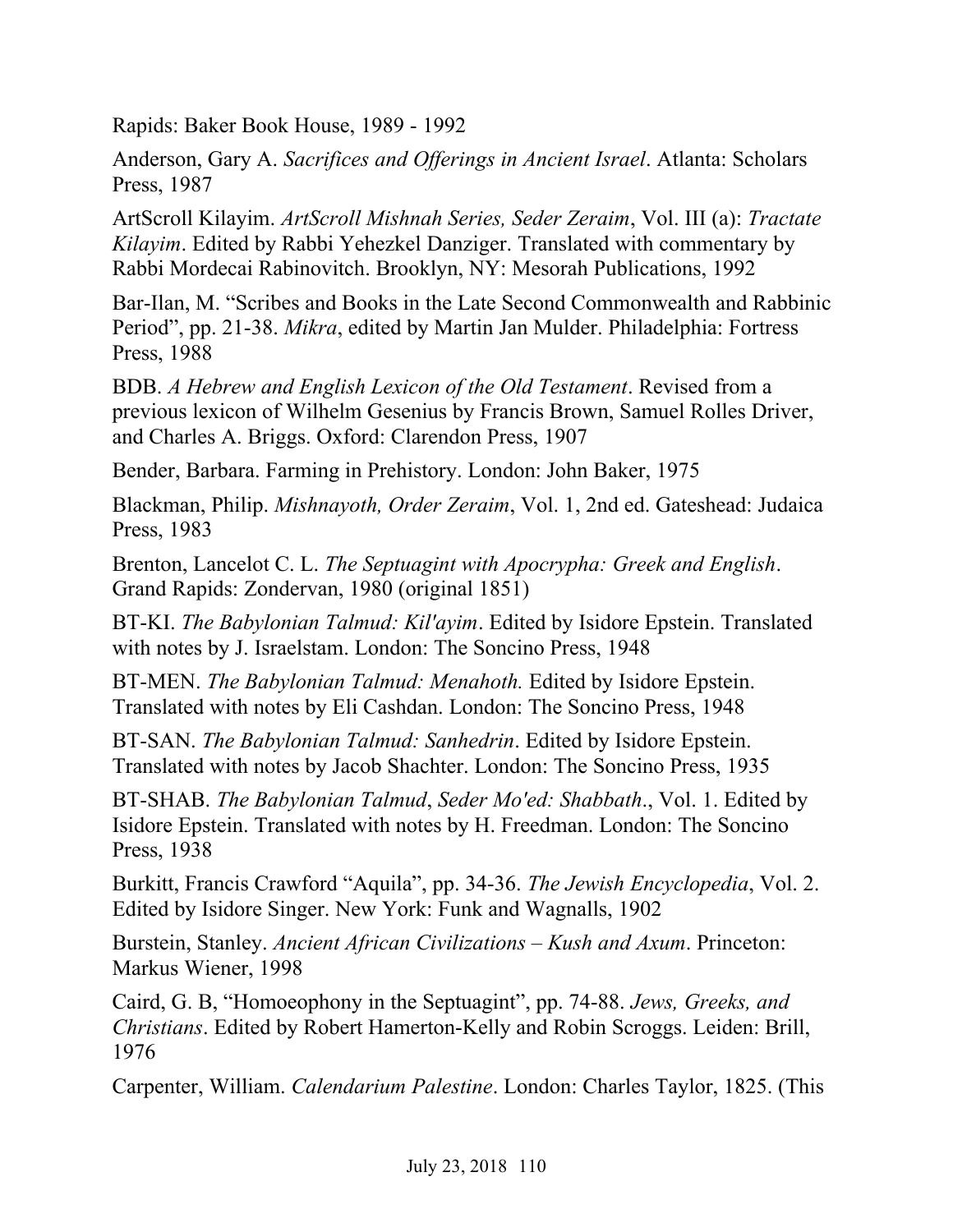Rapids: Baker Book House, 1989 - 1992

Anderson, Gary A. *Sacrifices and Offerings in Ancient Israel*. Atlanta: Scholars Press, 1987

ArtScroll Kilayim. *ArtScroll Mishnah Series, Seder Zeraim*, Vol. III (a): *Tractate Kilayim*. Edited by Rabbi Yehezkel Danziger. Translated with commentary by Rabbi Mordecai Rabinovitch. Brooklyn, NY: Mesorah Publications, 1992

Bar-Ilan, M. "Scribes and Books in the Late Second Commonwealth and Rabbinic Period", pp. 21-38. *Mikra*, edited by Martin Jan Mulder. Philadelphia: Fortress Press, 1988

BDB. *A Hebrew and English Lexicon of the Old Testament*. Revised from a previous lexicon of Wilhelm Gesenius by Francis Brown, Samuel Rolles Driver, and Charles A. Briggs. Oxford: Clarendon Press, 1907

Bender, Barbara. Farming in Prehistory. London: John Baker, 1975

Blackman, Philip. *Mishnayoth, Order Zeraim*, Vol. 1, 2nd ed. Gateshead: Judaica Press, 1983

Brenton, Lancelot C. L. *The Septuagint with Apocrypha: Greek and English*. Grand Rapids: Zondervan, 1980 (original 1851)

BT-KI. *The Babylonian Talmud: Kil'ayim*. Edited by Isidore Epstein. Translated with notes by J. Israelstam. London: The Soncino Press, 1948

BT-MEN. *The Babylonian Talmud: Menahoth.* Edited by Isidore Epstein. Translated with notes by Eli Cashdan. London: The Soncino Press, 1948

BT-SAN. *The Babylonian Talmud: Sanhedrin*. Edited by Isidore Epstein. Translated with notes by Jacob Shachter. London: The Soncino Press, 1935

BT-SHAB. *The Babylonian Talmud*, *Seder Mo'ed: Shabbath*., Vol. 1. Edited by Isidore Epstein. Translated with notes by H. Freedman. London: The Soncino Press, 1938

Burkitt, Francis Crawford "Aquila", pp. 34-36. *The Jewish Encyclopedia*, Vol. 2. Edited by Isidore Singer. New York: Funk and Wagnalls, 1902

Burstein, Stanley. *Ancient African Civilizations – Kush and Axum*. Princeton: Markus Wiener, 1998

Caird, G. B, "Homoeophony in the Septuagint", pp. 74-88. *Jews, Greeks, and Christians*. Edited by Robert Hamerton-Kelly and Robin Scroggs. Leiden: Brill, 1976

Carpenter, William. *Calendarium Palestine*. London: Charles Taylor, 1825. (This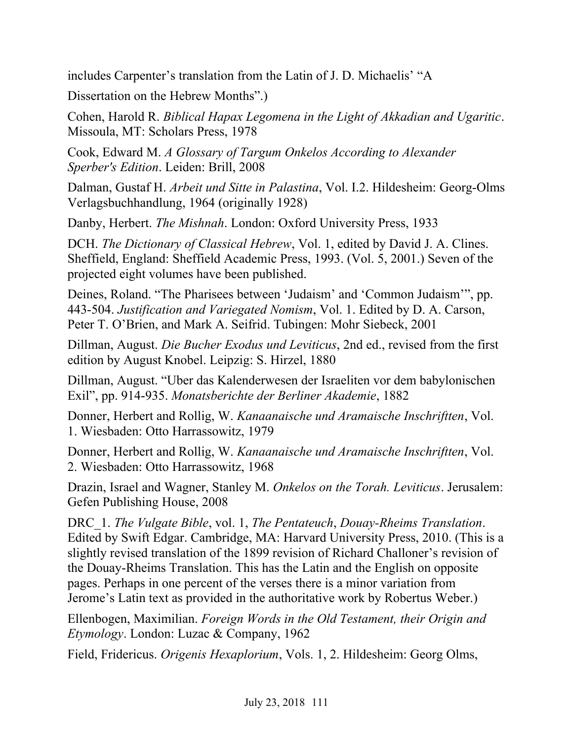includes Carpenter's translation from the Latin of J. D. Michaelis' "A Dissertation on the Hebrew Months".)

Cohen, Harold R. *Biblical Hapax Legomena in the Light of Akkadian and Ugaritic*. Missoula, MT: Scholars Press, 1978

Cook, Edward M. *A Glossary of Targum Onkelos According to Alexander Sperber's Edition*. Leiden: Brill, 2008

Dalman, Gustaf H. *Arbeit und Sitte in Palastina*, Vol. I.2. Hildesheim: Georg-Olms Verlagsbuchhandlung, 1964 (originally 1928)

Danby, Herbert. *The Mishnah*. London: Oxford University Press, 1933

DCH. *The Dictionary of Classical Hebrew*, Vol. 1, edited by David J. A. Clines. Sheffield, England: Sheffield Academic Press, 1993. (Vol. 5, 2001.) Seven of the projected eight volumes have been published.

Deines, Roland. "The Pharisees between 'Judaism' and 'Common Judaism'", pp. 443-504. *Justification and Variegated Nomism*, Vol. 1. Edited by D. A. Carson, Peter T. O'Brien, and Mark A. Seifrid. Tubingen: Mohr Siebeck, 2001

Dillman, August. *Die Bucher Exodus und Leviticus*, 2nd ed., revised from the first edition by August Knobel. Leipzig: S. Hirzel, 1880

Dillman, August. "Uber das Kalenderwesen der Israeliten vor dem babylonischen Exil", pp. 914-935. *Monatsberichte der Berliner Akademie*, 1882

Donner, Herbert and Rollig, W. *Kanaanaische und Aramaische Inschriftten*, Vol. 1. Wiesbaden: Otto Harrassowitz, 1979

Donner, Herbert and Rollig, W. *Kanaanaische und Aramaische Inschriftten*, Vol. 2. Wiesbaden: Otto Harrassowitz, 1968

Drazin, Israel and Wagner, Stanley M. *Onkelos on the Torah. Leviticus*. Jerusalem: Gefen Publishing House, 2008

DRC_1. *The Vulgate Bible*, vol. 1, *The Pentateuch*, *Douay-Rheims Translation*. Edited by Swift Edgar. Cambridge, MA: Harvard University Press, 2010. (This is a slightly revised translation of the 1899 revision of Richard Challoner's revision of the Douay-Rheims Translation. This has the Latin and the English on opposite pages. Perhaps in one percent of the verses there is a minor variation from Jerome's Latin text as provided in the authoritative work by Robertus Weber.)

Ellenbogen, Maximilian. *Foreign Words in the Old Testament, their Origin and Etymology*. London: Luzac & Company, 1962

Field, Fridericus. *Origenis Hexaplorium*, Vols. 1, 2. Hildesheim: Georg Olms,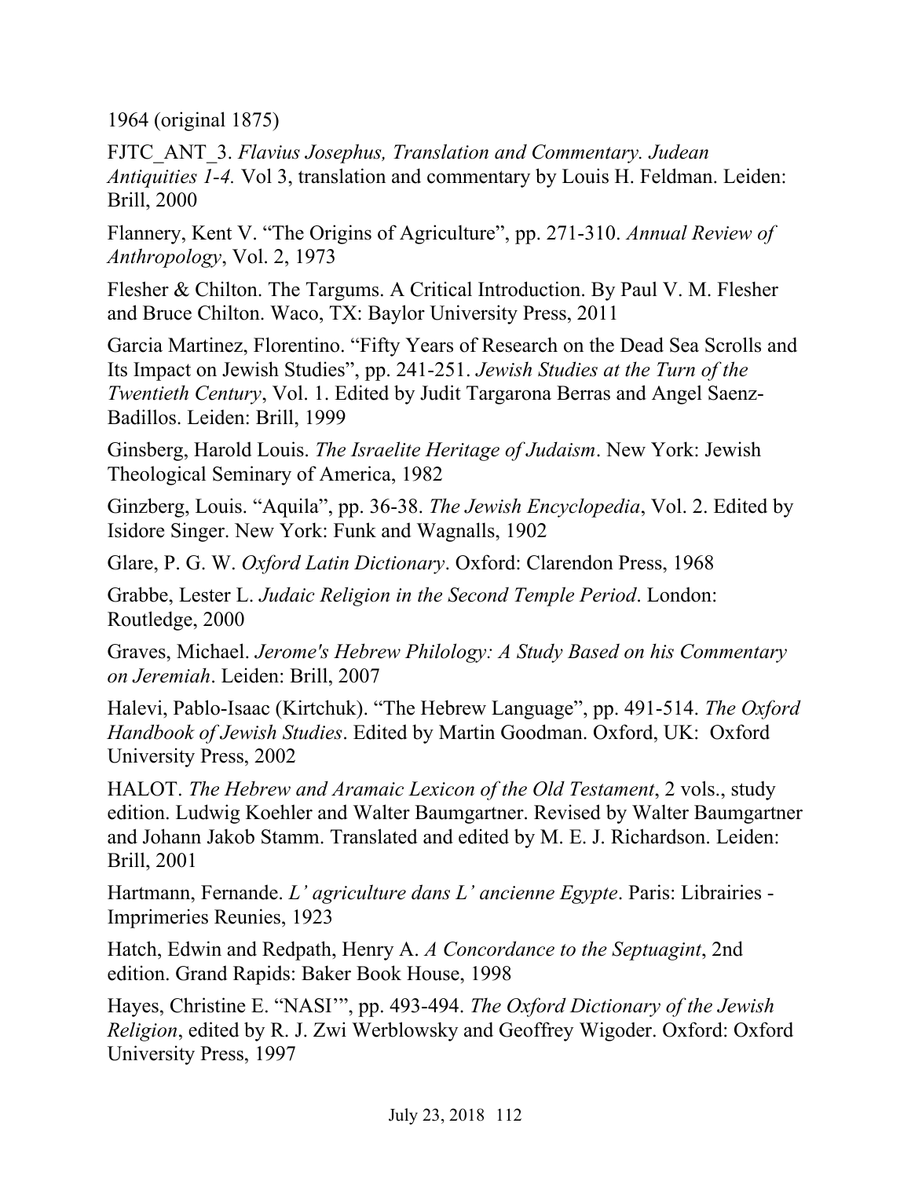1964 (original 1875)

FJTC_ANT_3. *Flavius Josephus, Translation and Commentary. Judean Antiquities 1-4.* Vol 3, translation and commentary by Louis H. Feldman. Leiden: Brill, 2000

Flannery, Kent V. "The Origins of Agriculture", pp. 271-310. *Annual Review of Anthropology*, Vol. 2, 1973

Flesher & Chilton. The Targums. A Critical Introduction. By Paul V. M. Flesher and Bruce Chilton. Waco, TX: Baylor University Press, 2011

Garcia Martinez, Florentino. "Fifty Years of Research on the Dead Sea Scrolls and Its Impact on Jewish Studies", pp. 241-251. *Jewish Studies at the Turn of the Twentieth Century*, Vol. 1. Edited by Judit Targarona Berras and Angel Saenz-Badillos. Leiden: Brill, 1999

Ginsberg, Harold Louis. *The Israelite Heritage of Judaism*. New York: Jewish Theological Seminary of America, 1982

Ginzberg, Louis. "Aquila", pp. 36-38. *The Jewish Encyclopedia*, Vol. 2. Edited by Isidore Singer. New York: Funk and Wagnalls, 1902

Glare, P. G. W. *Oxford Latin Dictionary*. Oxford: Clarendon Press, 1968

Grabbe, Lester L. *Judaic Religion in the Second Temple Period*. London: Routledge, 2000

Graves, Michael. *Jerome's Hebrew Philology: A Study Based on his Commentary on Jeremiah*. Leiden: Brill, 2007

Halevi, Pablo-Isaac (Kirtchuk). "The Hebrew Language", pp. 491-514. *The Oxford Handbook of Jewish Studies*. Edited by Martin Goodman. Oxford, UK: Oxford University Press, 2002

HALOT. *The Hebrew and Aramaic Lexicon of the Old Testament*, 2 vols., study edition. Ludwig Koehler and Walter Baumgartner. Revised by Walter Baumgartner and Johann Jakob Stamm. Translated and edited by M. E. J. Richardson. Leiden: Brill, 2001

Hartmann, Fernande. *L' agriculture dans L' ancienne Egypte*. Paris: Librairies - Imprimeries Reunies, 1923

Hatch, Edwin and Redpath, Henry A. *A Concordance to the Septuagint*, 2nd edition. Grand Rapids: Baker Book House, 1998

Hayes, Christine E. "NASI'", pp. 493-494. *The Oxford Dictionary of the Jewish Religion*, edited by R. J. Zwi Werblowsky and Geoffrey Wigoder. Oxford: Oxford University Press, 1997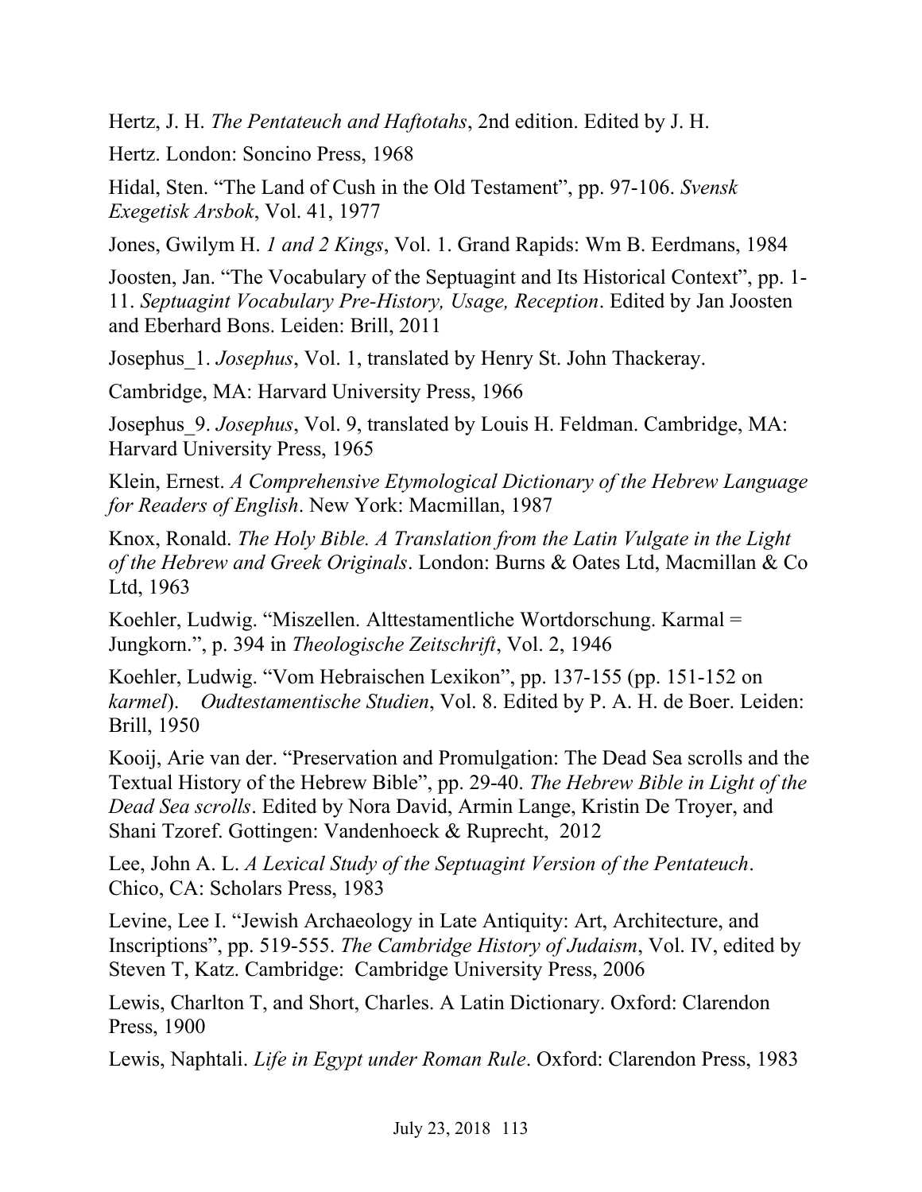Hertz, J. H. *The Pentateuch and Haftotahs*, 2nd edition. Edited by J. H. Hertz. London: Soncino Press, 1968

Hidal, Sten. "The Land of Cush in the Old Testament", pp. 97-106. *Svensk Exegetisk Arsbok*, Vol. 41, 1977

Jones, Gwilym H. *1 and 2 Kings*, Vol. 1. Grand Rapids: Wm B. Eerdmans, 1984

Joosten, Jan. "The Vocabulary of the Septuagint and Its Historical Context", pp. 1-11. *Septuagint Vocabulary Pre-History, Usage, Reception*. Edited by Jan Joosten and Eberhard Bons. Leiden: Brill, 2011

Josephus_1. *Josephus*, Vol. 1, translated by Henry St. John Thackeray. Cambridge, MA: Harvard University Press, 1966

Josephus_9. *Josephus*, Vol. 9, translated by Louis H. Feldman. Cambridge, MA: Harvard University Press, 1965

Klein, Ernest. *A Comprehensive Etymological Dictionary of the Hebrew Language for Readers of English*. New York: Macmillan, 1987

Knox, Ronald. *The Holy Bible. A Translation from the Latin Vulgate in the Light of the Hebrew and Greek Originals*. London: Burns & Oates Ltd, Macmillan & Co Ltd, 1963

Koehler, Ludwig. "Miszellen. Alttestamentliche Wortdorschung. Karmal = Jungkorn.", p. 394 in *Theologische Zeitschrift*, Vol. 2, 1946

Koehler, Ludwig. "Vom Hebraischen Lexikon", pp. 137-155 (pp. 151-152 on *karmel*). *Oudtestamentische Studien*, Vol. 8. Edited by P. A. H. de Boer. Leiden: Brill, 1950

Kooij, Arie van der. "Preservation and Promulgation: The Dead Sea scrolls and the Textual History of the Hebrew Bible", pp. 29-40. *The Hebrew Bible in Light of the Dead Sea scrolls*. Edited by Nora David, Armin Lange, Kristin De Troyer, and Shani Tzoref. Gottingen: Vandenhoeck & Ruprecht, 2012

Lee, John A. L. *A Lexical Study of the Septuagint Version of the Pentateuch*. Chico, CA: Scholars Press, 1983

Levine, Lee I. "Jewish Archaeology in Late Antiquity: Art, Architecture, and Inscriptions", pp. 519-555. *The Cambridge History of Judaism*, Vol. IV, edited by Steven T, Katz. Cambridge: Cambridge University Press, 2006

Lewis, Charlton T, and Short, Charles. A Latin Dictionary. Oxford: Clarendon Press, 1900

Lewis, Naphtali. *Life in Egypt under Roman Rule*. Oxford: Clarendon Press, 1983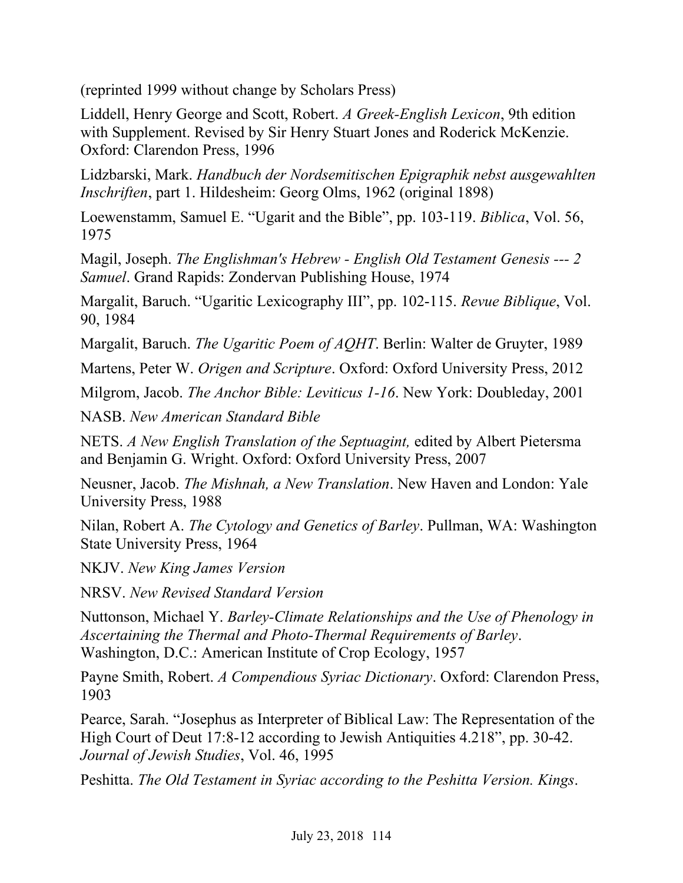(reprinted 1999 without change by Scholars Press)

Liddell, Henry George and Scott, Robert. *A Greek-English Lexicon*, 9th edition with Supplement. Revised by Sir Henry Stuart Jones and Roderick McKenzie. Oxford: Clarendon Press, 1996

Lidzbarski, Mark. *Handbuch der Nordsemitischen Epigraphik nebst ausgewahlten Inschriften*, part 1. Hildesheim: Georg Olms, 1962 (original 1898)

Loewenstamm, Samuel E. "Ugarit and the Bible", pp. 103-119. *Biblica*, Vol. 56, 1975

Magil, Joseph. *The Englishman's Hebrew - English Old Testament Genesis --- 2 Samuel*. Grand Rapids: Zondervan Publishing House, 1974

Margalit, Baruch. "Ugaritic Lexicography III", pp. 102-115. *Revue Biblique*, Vol. 90, 1984

Margalit, Baruch. *The Ugaritic Poem of AQHT*. Berlin: Walter de Gruyter, 1989

Martens, Peter W. *Origen and Scripture*. Oxford: Oxford University Press, 2012

Milgrom, Jacob. *The Anchor Bible: Leviticus 1-16*. New York: Doubleday, 2001

NASB. *New American Standard Bible*

NETS. *A New English Translation of the Septuagint,* edited by Albert Pietersma and Benjamin G. Wright. Oxford: Oxford University Press, 2007

Neusner, Jacob. *The Mishnah, a New Translation*. New Haven and London: Yale University Press, 1988

Nilan, Robert A. *The Cytology and Genetics of Barley*. Pullman, WA: Washington State University Press, 1964

NKJV. *New King James Version*

NRSV. *New Revised Standard Version*

Nuttonson, Michael Y. *Barley-Climate Relationships and the Use of Phenology in Ascertaining the Thermal and Photo-Thermal Requirements of Barley*. Washington, D.C.: American Institute of Crop Ecology, 1957

Payne Smith, Robert. *A Compendious Syriac Dictionary*. Oxford: Clarendon Press, 1903

Pearce, Sarah. "Josephus as Interpreter of Biblical Law: The Representation of the High Court of Deut 17:8-12 according to Jewish Antiquities 4.218", pp. 30-42. *Journal of Jewish Studies*, Vol. 46, 1995

Peshitta. *The Old Testament in Syriac according to the Peshitta Version. Kings*.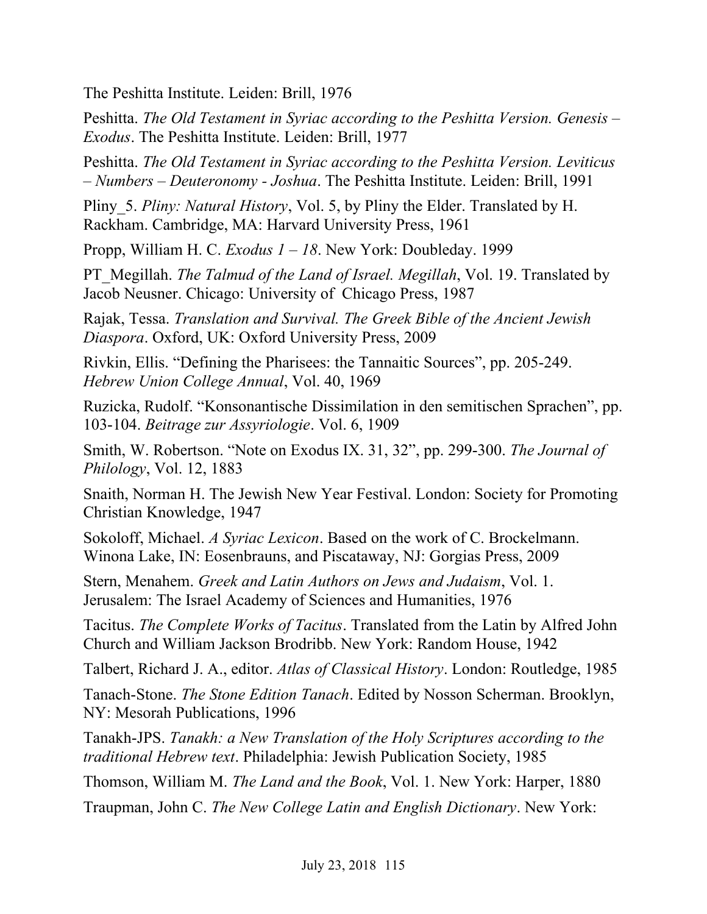The Peshitta Institute. Leiden: Brill, 1976

Peshitta. *The Old Testament in Syriac according to the Peshitta Version. Genesis – Exodus*. The Peshitta Institute. Leiden: Brill, 1977

Peshitta. *The Old Testament in Syriac according to the Peshitta Version. Leviticus – Numbers – Deuteronomy - Joshua*. The Peshitta Institute. Leiden: Brill, 1991

Pliny_5. *Pliny: Natural History*, Vol. 5, by Pliny the Elder. Translated by H. Rackham. Cambridge, MA: Harvard University Press, 1961

Propp, William H. C. *Exodus 1 – 18*. New York: Doubleday. 1999

PT_Megillah. *The Talmud of the Land of Israel. Megillah*, Vol. 19. Translated by Jacob Neusner. Chicago: University of Chicago Press, 1987

Rajak, Tessa. *Translation and Survival. The Greek Bible of the Ancient Jewish Diaspora*. Oxford, UK: Oxford University Press, 2009

Rivkin, Ellis. "Defining the Pharisees: the Tannaitic Sources", pp. 205-249. *Hebrew Union College Annual*, Vol. 40, 1969

Ruzicka, Rudolf. "Konsonantische Dissimilation in den semitischen Sprachen", pp. 103-104. *Beitrage zur Assyriologie*. Vol. 6, 1909

Smith, W. Robertson. "Note on Exodus IX. 31, 32", pp. 299-300. *The Journal of Philology*, Vol. 12, 1883

Snaith, Norman H. The Jewish New Year Festival. London: Society for Promoting Christian Knowledge, 1947

Sokoloff, Michael. *A Syriac Lexicon*. Based on the work of C. Brockelmann. Winona Lake, IN: Eosenbrauns, and Piscataway, NJ: Gorgias Press, 2009

Stern, Menahem. *Greek and Latin Authors on Jews and Judaism*, Vol. 1. Jerusalem: The Israel Academy of Sciences and Humanities, 1976

Tacitus. *The Complete Works of Tacitus*. Translated from the Latin by Alfred John Church and William Jackson Brodribb. New York: Random House, 1942

Talbert, Richard J. A., editor. *Atlas of Classical History*. London: Routledge, 1985

Tanach-Stone. *The Stone Edition Tanach*. Edited by Nosson Scherman. Brooklyn, NY: Mesorah Publications, 1996

Tanakh-JPS. *Tanakh: a New Translation of the Holy Scriptures according to the traditional Hebrew text*. Philadelphia: Jewish Publication Society, 1985

Thomson, William M. *The Land and the Book*, Vol. 1. New York: Harper, 1880

Traupman, John C. *The New College Latin and English Dictionary*. New York: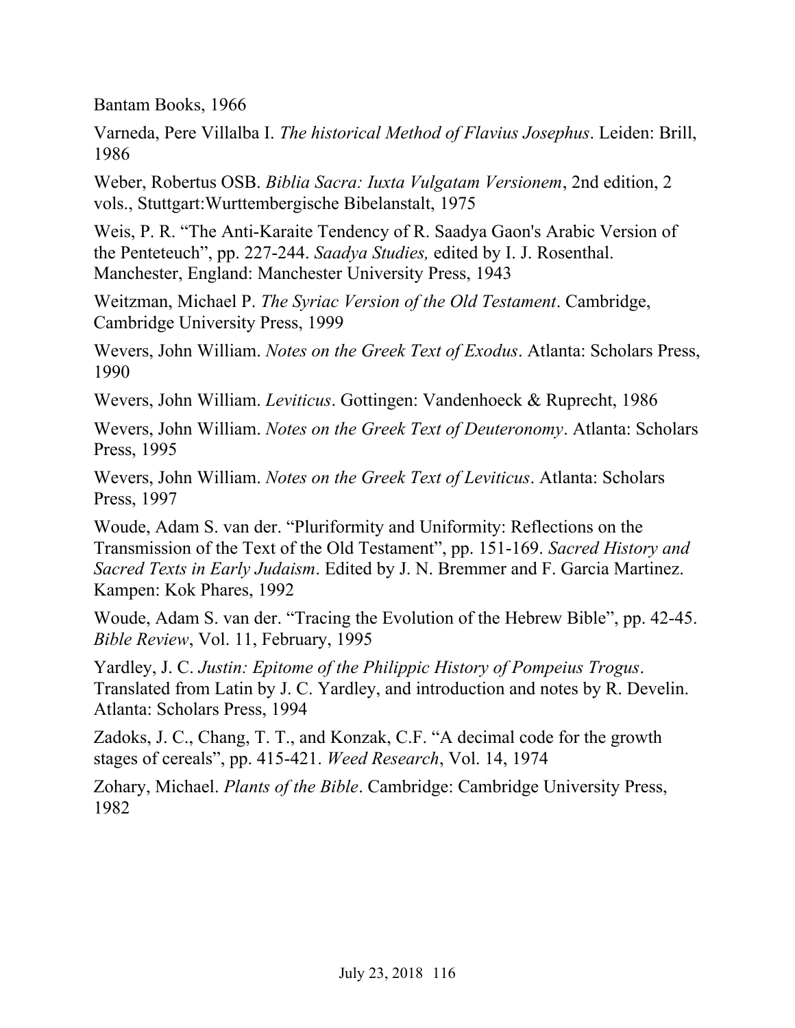Bantam Books, 1966

Varneda, Pere Villalba I. *The historical Method of Flavius Josephus*. Leiden: Brill, 1986

Weber, Robertus OSB. *Biblia Sacra: Iuxta Vulgatam Versionem*, 2nd edition, 2 vols., Stuttgart:Wurttembergische Bibelanstalt, 1975

Weis, P. R. "The Anti-Karaite Tendency of R. Saadya Gaon's Arabic Version of the Penteteuch", pp. 227-244. *Saadya Studies,* edited by I. J. Rosenthal. Manchester, England: Manchester University Press, 1943

Weitzman, Michael P. *The Syriac Version of the Old Testament*. Cambridge, Cambridge University Press, 1999

Wevers, John William. *Notes on the Greek Text of Exodus*. Atlanta: Scholars Press, 1990

Wevers, John William. *Leviticus*. Gottingen: Vandenhoeck & Ruprecht, 1986

Wevers, John William. *Notes on the Greek Text of Deuteronomy*. Atlanta: Scholars Press, 1995

Wevers, John William. *Notes on the Greek Text of Leviticus*. Atlanta: Scholars Press, 1997

Woude, Adam S. van der. "Pluriformity and Uniformity: Reflections on the Transmission of the Text of the Old Testament", pp. 151-169. *Sacred History and Sacred Texts in Early Judaism*. Edited by J. N. Bremmer and F. Garcia Martinez. Kampen: Kok Phares, 1992

Woude, Adam S. van der. "Tracing the Evolution of the Hebrew Bible", pp. 42-45. *Bible Review*, Vol. 11, February, 1995

Yardley, J. C. *Justin: Epitome of the Philippic History of Pompeius Trogus*. Translated from Latin by J. C. Yardley, and introduction and notes by R. Develin. Atlanta: Scholars Press, 1994

Zadoks, J. C., Chang, T. T., and Konzak, C.F. "A decimal code for the growth stages of cereals", pp. 415-421. *Weed Research*, Vol. 14, 1974

Zohary, Michael. *Plants of the Bible*. Cambridge: Cambridge University Press, 1982